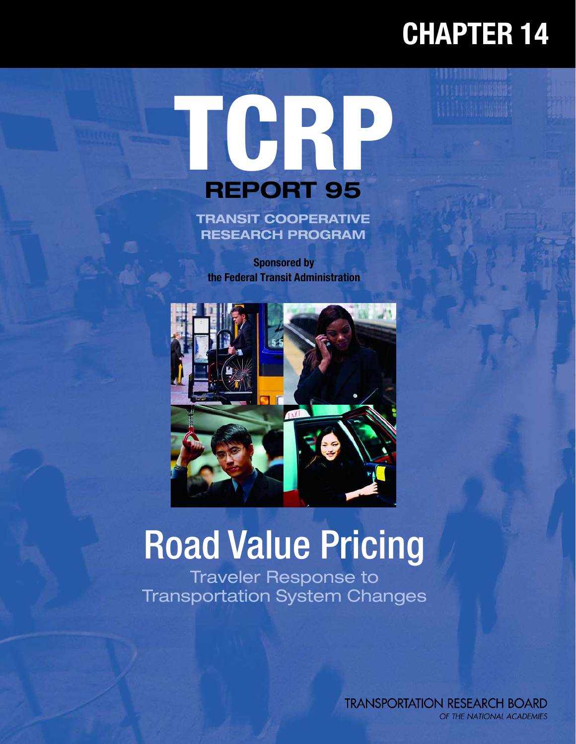# CHAPTER 14

# TCRP

## REPORT 95

TRANSIT COOPERATIVE RESEARCH PROGRAM

**Sponsored by the Federal Transit Administration**

# Road Value Pricing

## Traveler Response to Transportation System Changes

TRANSPORTATION RESEARCH BOARD

*OF THE NATIONAL ACADEMIES*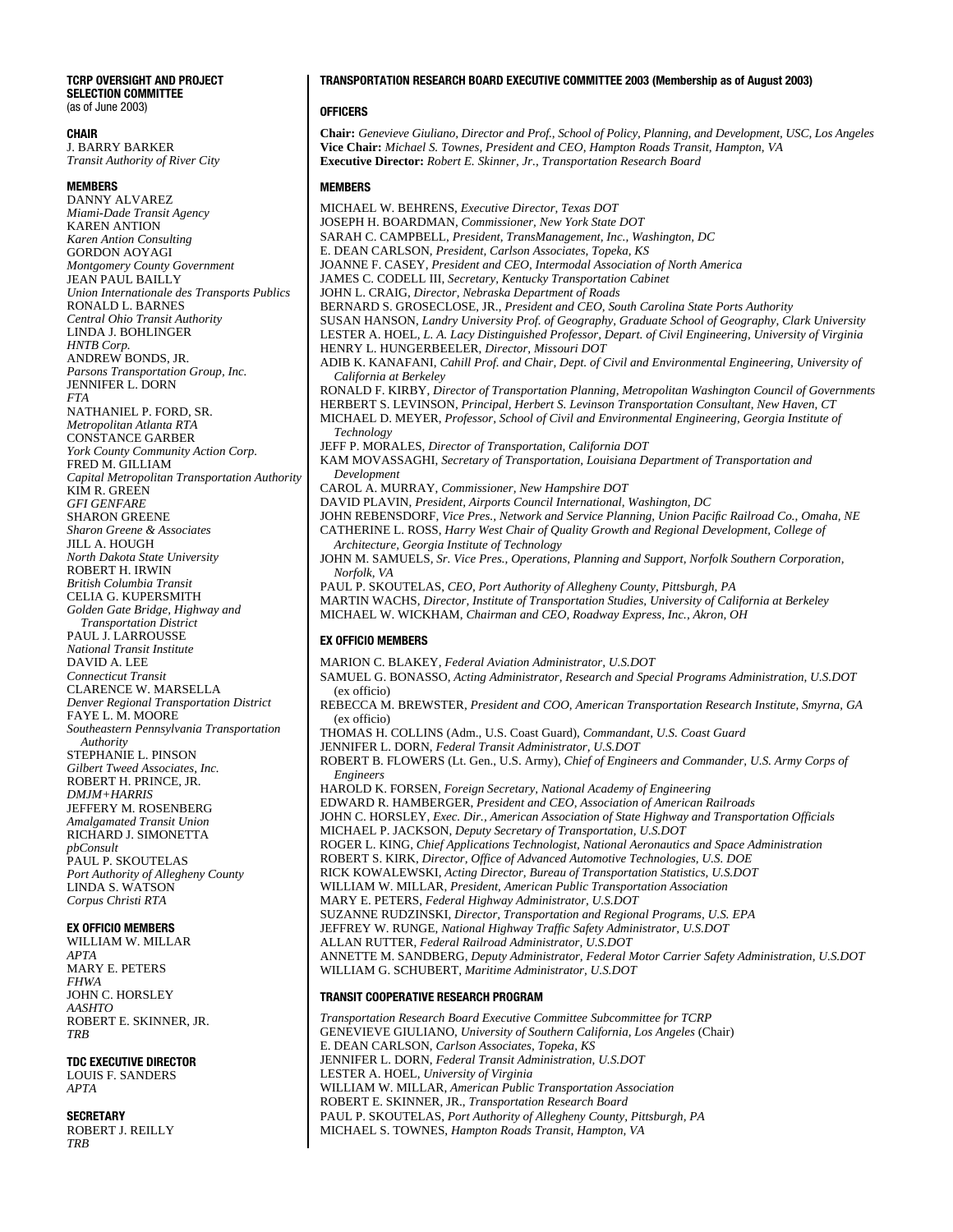## TCRP OVERSIGHT AND PROJECT SELECTION COMMITTEE
(as of June 2003)

### CHAIR

J. BARRY BARKER
*Transit Authority of River City*

### MEMBERS

DANNY ALVAREZ
*Miami-Dade Transit Agency*
KAREN ANTION
*Karen Antion Consulting*
GORDON AOYAGI
*Montgomery County Government*
JEAN PAUL BAILLY
*Union Internationale des Transports Publics*
RONALD L. BARNES
*Central Ohio Transit Authority*
LINDA J. BOHLINGER
*HNTB Corp.*
ANDREW BONDS, JR.
*Parsons Transportation Group, Inc.*
JENNIFER L. DORN
*FTA*
NATHANIEL P. FORD, SR.
*Metropolitan Atlanta RTA*
CONSTANCE GARBER
*York County Community Action Corp.*
FRED M. GILLIAM
*Capital Metropolitan Transportation Authority*
KIM R. GREEN
*GFI GENFARE*
SHARON GREENE
*Sharon Greene & Associates*
JILL A. HOUGH
*North Dakota State University*
ROBERT H. IRWIN
*British Columbia Transit*
CELIA G. KUPERSMITH
*Golden Gate Bridge, Highway and Transportation District*
PAUL J. LARROUSSE
*National Transit Institute*
DAVID A. LEE
*Connecticut Transit*
CLARENCE W. MARSELLA
*Denver Regional Transportation District*
FAYE L. M. MOORE
*Southeastern Pennsylvania Transportation Authority*
STEPHANIE L. PINSON
*Gilbert Tweed Associates, Inc.*
ROBERT H. PRINCE, JR.
*DMJM+HARRIS*
JEFFERY M. ROSENBERG
*Amalgamated Transit Union*
RICHARD J. SIMONETTA
*pbConsult*
PAUL P. SKOUTELAS
*Port Authority of Allegheny County*
LINDA S. WATSON
*Corpus Christi RTA*

### EX OFFICIO MEMBERS

WILLIAM W. MILLAR
*APTA*
MARY E. PETERS
*FHWA*
JOHN C. HORSLEY
*AASHTO*
ROBERT E. SKINNER, JR.
*TRB*

### TDC EXECUTIVE DIRECTOR

LOUIS F. SANDERS
*APTA*

### SECRETARY

ROBERT J. REILLY
*TRB*

## TRANSPORTATION RESEARCH BOARD EXECUTIVE COMMITTEE 2003 (Membership as of August 2003)

### OFFICERS

**Chair:** *Genevieve Giuliano, Director and Prof., School of Policy, Planning, and Development, USC, Los Angeles*
**Vice Chair:** *Michael S. Townes, President and CEO, Hampton Roads Transit, Hampton, VA*
**Executive Director:** *Robert E. Skinner, Jr., Transportation Research Board*

### MEMBERS

MICHAEL W. BEHRENS, *Executive Director, Texas DOT*
JOSEPH H. BOARDMAN, *Commissioner, New York State DOT*
SARAH C. CAMPBELL, *President, TransManagement, Inc., Washington, DC*
E. DEAN CARLSON, *President, Carlson Associates, Topeka, KS*
JOANNE F. CASEY, *President and CEO, Intermodal Association of North America*
JAMES C. CODELL III, *Secretary, Kentucky Transportation Cabinet*
JOHN L. CRAIG, *Director, Nebraska Department of Roads*
BERNARD S. GROSECLOSE, JR., *President and CEO, South Carolina State Ports Authority*
SUSAN HANSON, *Landry University Prof. of Geography, Graduate School of Geography, Clark University*
LESTER A. HOEL, *L. A. Lacy Distinguished Professor, Depart. of Civil Engineering, University of Virginia*
HENRY L. HUNGERBEELER, *Director, Missouri DOT*
ADIB K. KANAFANI, *Cahill Prof. and Chair, Dept. of Civil and Environmental Engineering, University of California at Berkeley*
RONALD F. KIRBY, *Director of Transportation Planning, Metropolitan Washington Council of Governments*
HERBERT S. LEVINSON, *Principal, Herbert S. Levinson Transportation Consultant, New Haven, CT*
MICHAEL D. MEYER, *Professor, School of Civil and Environmental Engineering, Georgia Institute of Technology*
JEFF P. MORALES, *Director of Transportation, California DOT*
KAM MOVASSAGHI, *Secretary of Transportation, Louisiana Department of Transportation and Development*
CAROL A. MURRAY, *Commissioner, New Hampshire DOT*
DAVID PLAVIN, *President, Airports Council International, Washington, DC*
JOHN REBENSDORF, *Vice Pres., Network and Service Planning, Union Pacific Railroad Co., Omaha, NE*
CATHERINE L. ROSS, *Harry West Chair of Quality Growth and Regional Development, College of Architecture, Georgia Institute of Technology*
JOHN M. SAMUELS, *Sr. Vice Pres., Operations, Planning and Support, Norfolk Southern Corporation, Norfolk, VA*
PAUL P. SKOUTELAS, *CEO, Port Authority of Allegheny County, Pittsburgh, PA*
MARTIN WACHS, *Director, Institute of Transportation Studies, University of California at Berkeley*
MICHAEL W. WICKHAM, *Chairman and CEO, Roadway Express, Inc., Akron, OH*

### EX OFFICIO MEMBERS

MARION C. BLAKEY, *Federal Aviation Administrator, U.S.DOT*
SAMUEL G. BONASSO, *Acting Administrator, Research and Special Programs Administration, U.S.DOT* (ex officio)
REBECCA M. BREWSTER, *President and COO, American Transportation Research Institute, Smyrna, GA* (ex officio)
THOMAS H. COLLINS (Adm., U.S. Coast Guard), *Commandant, U.S. Coast Guard*
JENNIFER L. DORN, *Federal Transit Administrator, U.S.DOT*
ROBERT B. FLOWERS (Lt. Gen., U.S. Army), *Chief of Engineers and Commander, U.S. Army Corps of Engineers*
HAROLD K. FORSEN, *Foreign Secretary, National Academy of Engineering*
EDWARD R. HAMBERGER, *President and CEO, Association of American Railroads*
JOHN C. HORSLEY, *Exec. Dir., American Association of State Highway and Transportation Officials*
MICHAEL P. JACKSON, *Deputy Secretary of Transportation, U.S.DOT*
ROGER L. KING, *Chief Applications Technologist, National Aeronautics and Space Administration*
ROBERT S. KIRK, *Director, Office of Advanced Automotive Technologies, U.S. DOE*
RICK KOWALEWSKI, *Acting Director, Bureau of Transportation Statistics, U.S.DOT*
WILLIAM W. MILLAR, *President, American Public Transportation Association*
MARY E. PETERS, *Federal Highway Administrator, U.S.DOT*
SUZANNE RUDZINSKI, *Director, Transportation and Regional Programs, U.S. EPA*
JEFFREY W. RUNGE, *National Highway Traffic Safety Administrator, U.S.DOT*
ALLAN RUTTER, *Federal Railroad Administrator, U.S.DOT*
ANNETTE M. SANDBERG, *Deputy Administrator, Federal Motor Carrier Safety Administration, U.S.DOT*
WILLIAM G. SCHUBERT, *Maritime Administrator, U.S.DOT*

### TRANSIT COOPERATIVE RESEARCH PROGRAM

*Transportation Research Board Executive Committee Subcommittee for TCRP*
GENEVIEVE GIULIANO, *University of Southern California, Los Angeles* (Chair)
E. DEAN CARLSON, *Carlson Associates, Topeka, KS*
JENNIFER L. DORN, *Federal Transit Administration, U.S.DOT*
LESTER A. HOEL, *University of Virginia*
WILLIAM W. MILLAR, *American Public Transportation Association*
ROBERT E. SKINNER, JR., *Transportation Research Board*
PAUL P. SKOUTELAS, *Port Authority of Allegheny County, Pittsburgh, PA*
MICHAEL S. TOWNES, *Hampton Roads Transit, Hampton, VA*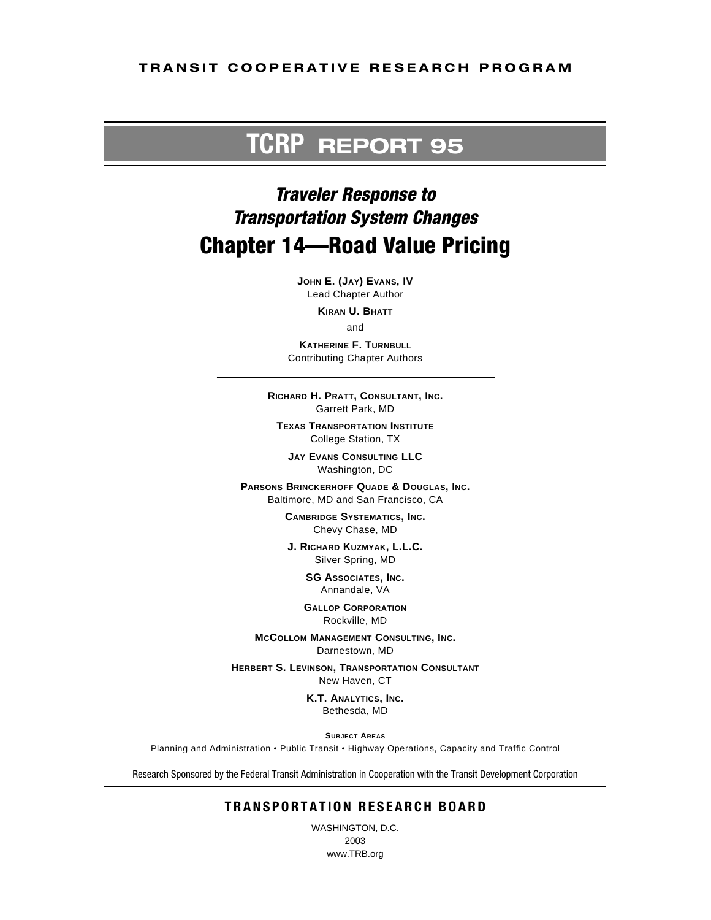**TRANSIT COOPERATIVE RESEARCH PROGRAM**

# TCRP REPORT 95

## *Traveler Response to Transportation System Changes*

# Chapter 14—Road Value Pricing

**JOHN E. (JAY) EVANS, IV**
Lead Chapter Author

**KIRAN U. BHATT**

and

**KATHERINE F. TURNBULL**
Contributing Chapter Authors

---

**RICHARD H. PRATT, CONSULTANT, INC.**
Garrett Park, MD

**TEXAS TRANSPORTATION INSTITUTE**
College Station, TX

**JAY EVANS CONSULTING LLC**
Washington, DC

**PARSONS BRINCKERHOFF QUADE & DOUGLAS, INC.**
Baltimore, MD and San Francisco, CA

**CAMBRIDGE SYSTEMATICS, INC.**
Chevy Chase, MD

**J. RICHARD KUZMYAK, L.L.C.**
Silver Spring, MD

**SG ASSOCIATES, INC.**
Annandale, VA

**GALLOP CORPORATION**
Rockville, MD

**MCCOLLOM MANAGEMENT CONSULTING, INC.**
Darnestown, MD

**HERBERT S. LEVINSON, TRANSPORTATION CONSULTANT**
New Haven, CT

**K.T. ANALYTICS, INC.**
Bethesda, MD

---

**SUBJECT AREAS**

Planning and Administration • Public Transit • Highway Operations, Capacity and Traffic Control

---

Research Sponsored by the Federal Transit Administration in Cooperation with the Transit Development Corporation

---

**TRANSPORTATION RESEARCH BOARD**

WASHINGTON, D.C.
2003
www.TRB.org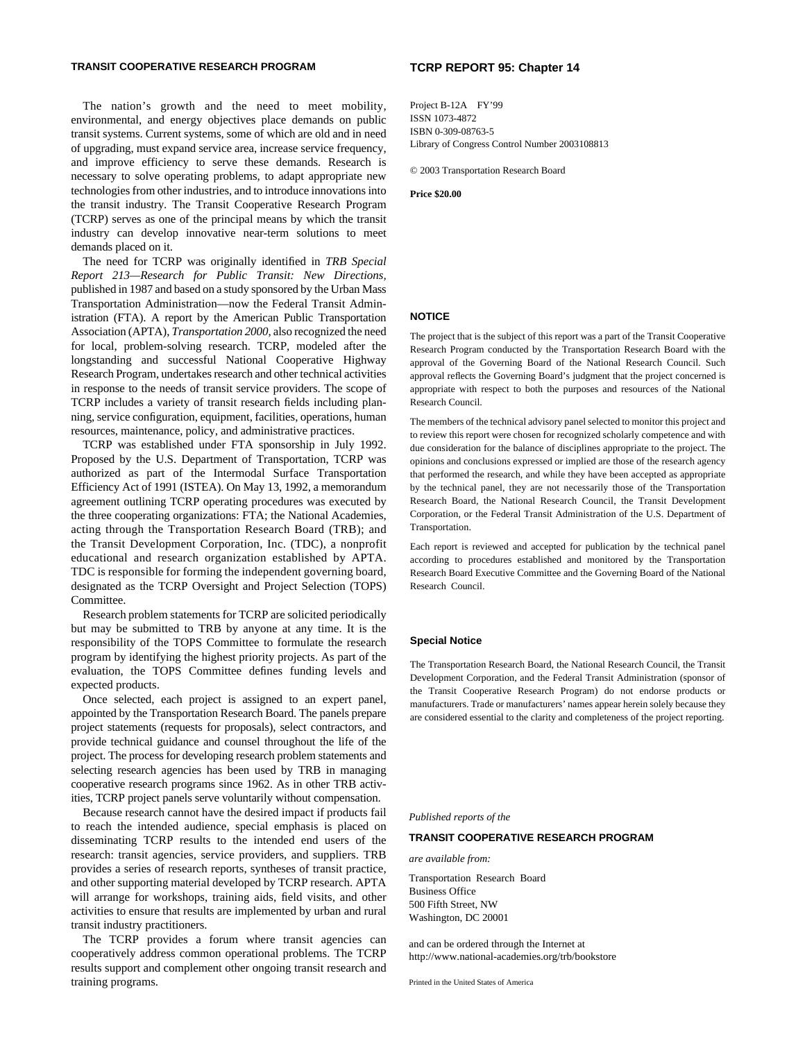## TRANSIT COOPERATIVE RESEARCH PROGRAM

The nation's growth and the need to meet mobility, environmental, and energy objectives place demands on public transit systems. Current systems, some of which are old and in need of upgrading, must expand service area, increase service frequency, and improve efficiency to serve these demands. Research is necessary to solve operating problems, to adapt appropriate new technologies from other industries, and to introduce innovations into the transit industry. The Transit Cooperative Research Program (TCRP) serves as one of the principal means by which the transit industry can develop innovative near-term solutions to meet demands placed on it.

The need for TCRP was originally identified in *TRB Special Report 213—Research for Public Transit: New Directions,* published in 1987 and based on a study sponsored by the Urban Mass Transportation Administration—now the Federal Transit Administration (FTA). A report by the American Public Transportation Association (APTA), *Transportation 2000,* also recognized the need for local, problem-solving research. TCRP, modeled after the longstanding and successful National Cooperative Highway Research Program, undertakes research and other technical activities in response to the needs of transit service providers. The scope of TCRP includes a variety of transit research fields including planning, service configuration, equipment, facilities, operations, human resources, maintenance, policy, and administrative practices.

TCRP was established under FTA sponsorship in July 1992. Proposed by the U.S. Department of Transportation, TCRP was authorized as part of the Intermodal Surface Transportation Efficiency Act of 1991 (ISTEA). On May 13, 1992, a memorandum agreement outlining TCRP operating procedures was executed by the three cooperating organizations: FTA; the National Academies, acting through the Transportation Research Board (TRB); and the Transit Development Corporation, Inc. (TDC), a nonprofit educational and research organization established by APTA. TDC is responsible for forming the independent governing board, designated as the TCRP Oversight and Project Selection (TOPS) Committee.

Research problem statements for TCRP are solicited periodically but may be submitted to TRB by anyone at any time. It is the responsibility of the TOPS Committee to formulate the research program by identifying the highest priority projects. As part of the evaluation, the TOPS Committee defines funding levels and expected products.

Once selected, each project is assigned to an expert panel, appointed by the Transportation Research Board. The panels prepare project statements (requests for proposals), select contractors, and provide technical guidance and counsel throughout the life of the project. The process for developing research problem statements and selecting research agencies has been used by TRB in managing cooperative research programs since 1962. As in other TRB activities, TCRP project panels serve voluntarily without compensation.

Because research cannot have the desired impact if products fail to reach the intended audience, special emphasis is placed on disseminating TCRP results to the intended end users of the research: transit agencies, service providers, and suppliers. TRB provides a series of research reports, syntheses of transit practice, and other supporting material developed by TCRP research. APTA will arrange for workshops, training aids, field visits, and other activities to ensure that results are implemented by urban and rural transit industry practitioners.

The TCRP provides a forum where transit agencies can cooperatively address common operational problems. The TCRP results support and complement other ongoing transit research and training programs.

## TCRP REPORT 95: Chapter 14

Project B-12A FY'99
ISSN 1073-4872
ISBN 0-309-08763-5
Library of Congress Control Number 2003108813

© 2003 Transportation Research Board

**Price $20.00**

### NOTICE

The project that is the subject of this report was a part of the Transit Cooperative Research Program conducted by the Transportation Research Board with the approval of the Governing Board of the National Research Council. Such approval reflects the Governing Board's judgment that the project concerned is appropriate with respect to both the purposes and resources of the National Research Council.

The members of the technical advisory panel selected to monitor this project and to review this report were chosen for recognized scholarly competence and with due consideration for the balance of disciplines appropriate to the project. The opinions and conclusions expressed or implied are those of the research agency that performed the research, and while they have been accepted as appropriate by the technical panel, they are not necessarily those of the Transportation Research Board, the National Research Council, the Transit Development Corporation, or the Federal Transit Administration of the U.S. Department of Transportation.

Each report is reviewed and accepted for publication by the technical panel according to procedures established and monitored by the Transportation Research Board Executive Committee and the Governing Board of the National Research Council.

### Special Notice

The Transportation Research Board, the National Research Council, the Transit Development Corporation, and the Federal Transit Administration (sponsor of the Transit Cooperative Research Program) do not endorse products or manufacturers. Trade or manufacturers' names appear herein solely because they are considered essential to the clarity and completeness of the project reporting.

*Published reports of the*

**TRANSIT COOPERATIVE RESEARCH PROGRAM**

*are available from:*

Transportation Research Board
Business Office
500 Fifth Street, NW
Washington, DC 20001

and can be ordered through the Internet at
http://www.national-academies.org/trb/bookstore

Printed in the United States of America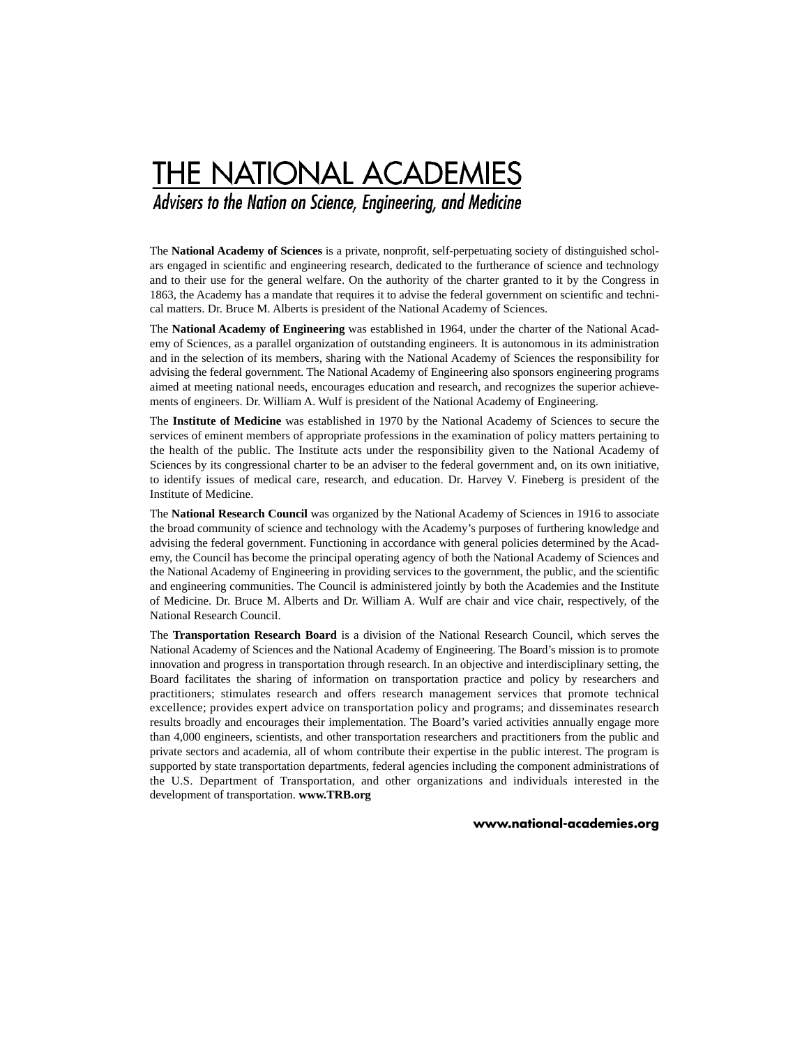# THE NATIONAL ACADEMIES

*Advisers to the Nation on Science, Engineering, and Medicine*

The **National Academy of Sciences** is a private, nonprofit, self-perpetuating society of distinguished scholars engaged in scientific and engineering research, dedicated to the furtherance of science and technology and to their use for the general welfare. On the authority of the charter granted to it by the Congress in 1863, the Academy has a mandate that requires it to advise the federal government on scientific and technical matters. Dr. Bruce M. Alberts is president of the National Academy of Sciences.

The **National Academy of Engineering** was established in 1964, under the charter of the National Academy of Sciences, as a parallel organization of outstanding engineers. It is autonomous in its administration and in the selection of its members, sharing with the National Academy of Sciences the responsibility for advising the federal government. The National Academy of Engineering also sponsors engineering programs aimed at meeting national needs, encourages education and research, and recognizes the superior achievements of engineers. Dr. William A. Wulf is president of the National Academy of Engineering.

The **Institute of Medicine** was established in 1970 by the National Academy of Sciences to secure the services of eminent members of appropriate professions in the examination of policy matters pertaining to the health of the public. The Institute acts under the responsibility given to the National Academy of Sciences by its congressional charter to be an adviser to the federal government and, on its own initiative, to identify issues of medical care, research, and education. Dr. Harvey V. Fineberg is president of the Institute of Medicine.

The **National Research Council** was organized by the National Academy of Sciences in 1916 to associate the broad community of science and technology with the Academy's purposes of furthering knowledge and advising the federal government. Functioning in accordance with general policies determined by the Academy, the Council has become the principal operating agency of both the National Academy of Sciences and the National Academy of Engineering in providing services to the government, the public, and the scientific and engineering communities. The Council is administered jointly by both the Academies and the Institute of Medicine. Dr. Bruce M. Alberts and Dr. William A. Wulf are chair and vice chair, respectively, of the National Research Council.

The **Transportation Research Board** is a division of the National Research Council, which serves the National Academy of Sciences and the National Academy of Engineering. The Board's mission is to promote innovation and progress in transportation through research. In an objective and interdisciplinary setting, the Board facilitates the sharing of information on transportation practice and policy by researchers and practitioners; stimulates research and offers research management services that promote technical excellence; provides expert advice on transportation policy and programs; and disseminates research results broadly and encourages their implementation. The Board's varied activities annually engage more than 4,000 engineers, scientists, and other transportation researchers and practitioners from the public and private sectors and academia, all of whom contribute their expertise in the public interest. The program is supported by state transportation departments, federal agencies including the component administrations of the U.S. Department of Transportation, and other organizations and individuals interested in the development of transportation. **www.TRB.org**

**www.national-academies.org**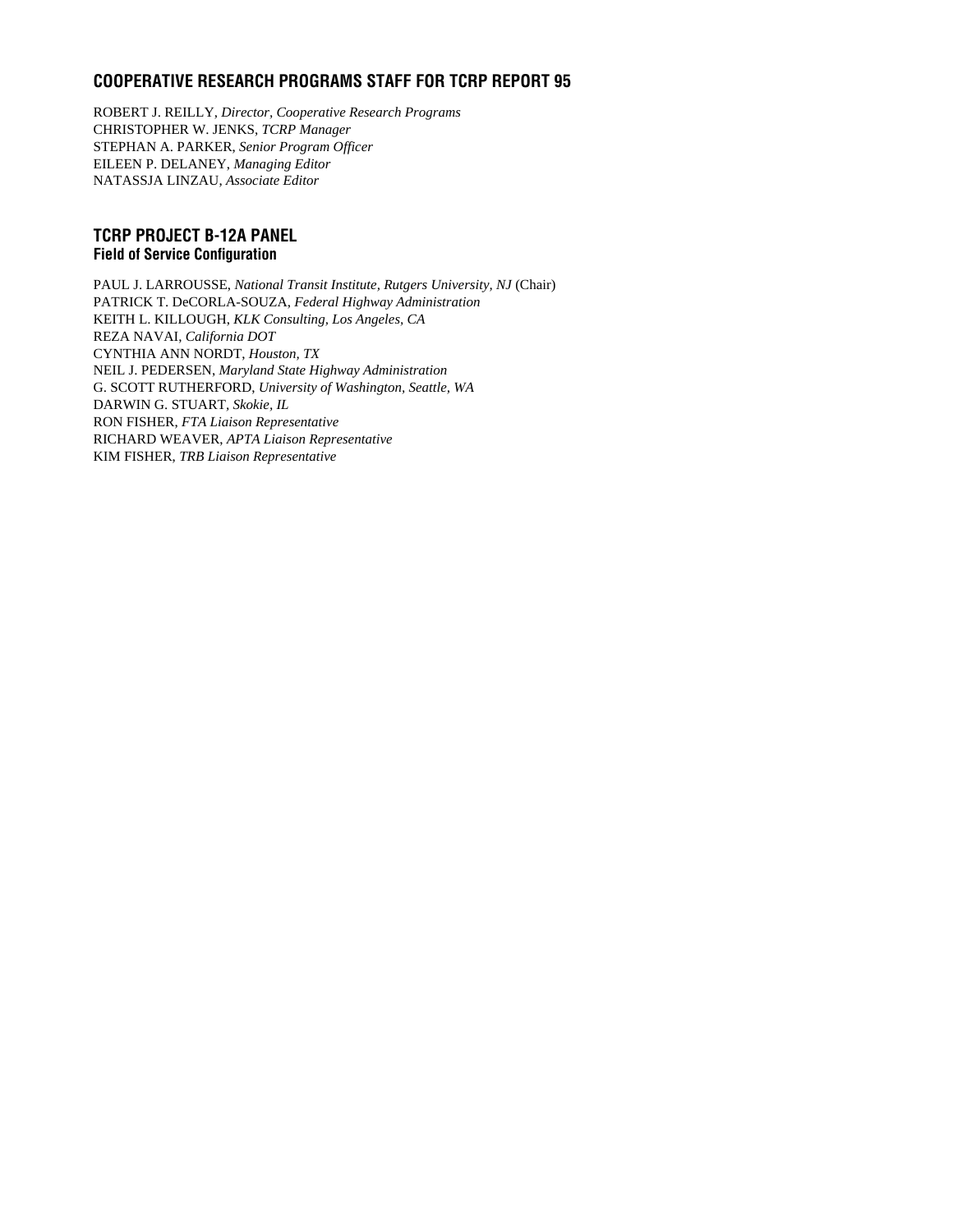## COOPERATIVE RESEARCH PROGRAMS STAFF FOR TCRP REPORT 95

ROBERT J. REILLY, *Director, Cooperative Research Programs*
CHRISTOPHER W. JENKS, *TCRP Manager*
STEPHAN A. PARKER, *Senior Program Officer*
EILEEN P. DELANEY, *Managing Editor*
NATASSJA LINZAU, *Associate Editor*

## TCRP PROJECT B-12A PANEL
### Field of Service Configuration

PAUL J. LARROUSSE, *National Transit Institute, Rutgers University, NJ* (Chair)
PATRICK T. DeCORLA-SOUZA, *Federal Highway Administration*
KEITH L. KILLOUGH, *KLK Consulting, Los Angeles, CA*
REZA NAVAI, *California DOT*
CYNTHIA ANN NORDT, *Houston, TX*
NEIL J. PEDERSEN, *Maryland State Highway Administration*
G. SCOTT RUTHERFORD, *University of Washington, Seattle, WA*
DARWIN G. STUART, *Skokie, IL*
RON FISHER, *FTA Liaison Representative*
RICHARD WEAVER, *APTA Liaison Representative*
KIM FISHER, *TRB Liaison Representative*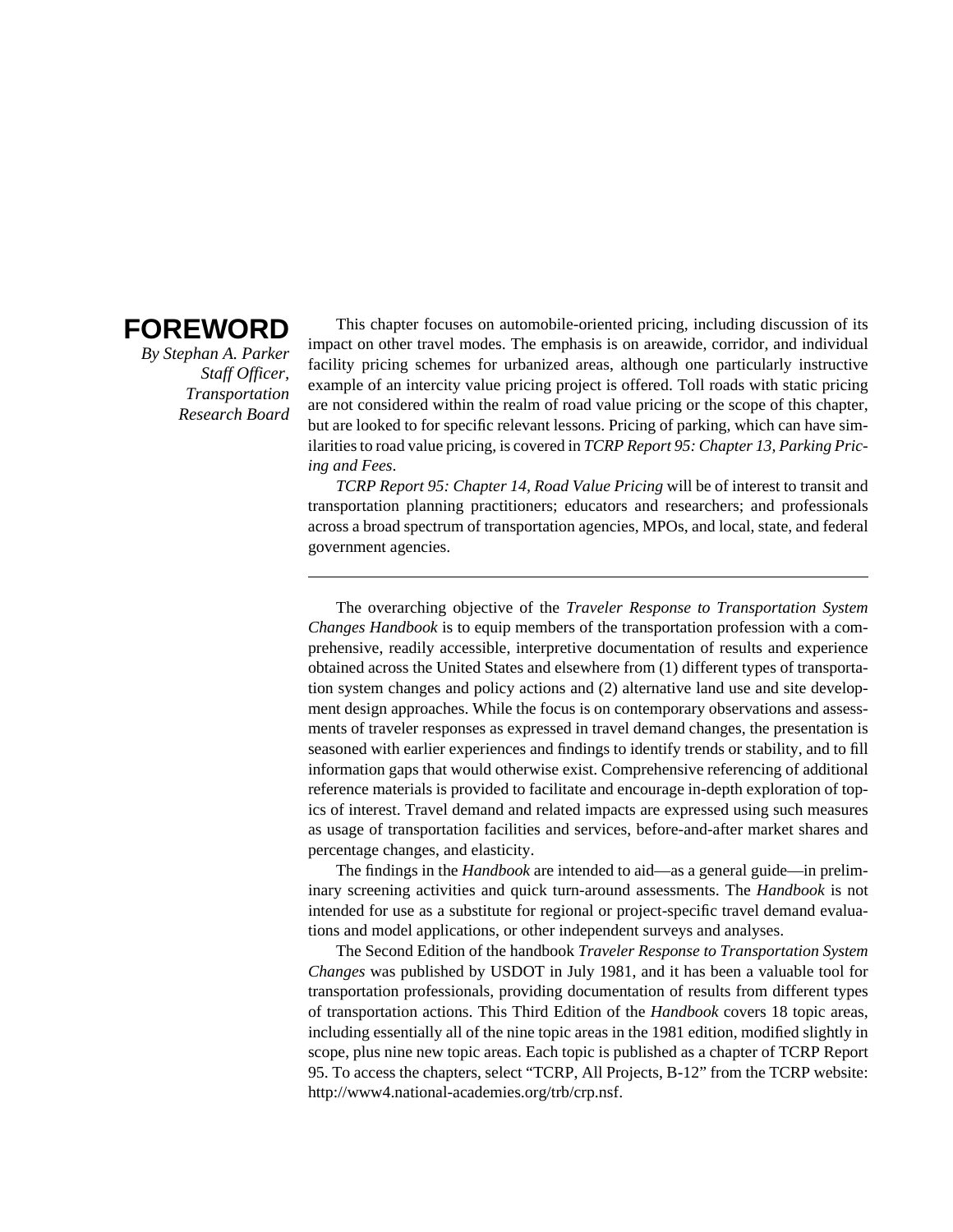# FOREWORD

*By Stephan A. Parker*
*Staff Officer,*
*Transportation*
*Research Board*

This chapter focuses on automobile-oriented pricing, including discussion of its impact on other travel modes. The emphasis is on areawide, corridor, and individual facility pricing schemes for urbanized areas, although one particularly instructive example of an intercity value pricing project is offered. Toll roads with static pricing are not considered within the realm of road value pricing or the scope of this chapter, but are looked to for specific relevant lessons. Pricing of parking, which can have similarities to road value pricing, is covered in *TCRP Report 95: Chapter 13, Parking Pricing and Fees*.

*TCRP Report 95: Chapter 14, Road Value Pricing* will be of interest to transit and transportation planning practitioners; educators and researchers; and professionals across a broad spectrum of transportation agencies, MPOs, and local, state, and federal government agencies.

---

The overarching objective of the *Traveler Response to Transportation System Changes Handbook* is to equip members of the transportation profession with a comprehensive, readily accessible, interpretive documentation of results and experience obtained across the United States and elsewhere from (1) different types of transportation system changes and policy actions and (2) alternative land use and site development design approaches. While the focus is on contemporary observations and assessments of traveler responses as expressed in travel demand changes, the presentation is seasoned with earlier experiences and findings to identify trends or stability, and to fill information gaps that would otherwise exist. Comprehensive referencing of additional reference materials is provided to facilitate and encourage in-depth exploration of topics of interest. Travel demand and related impacts are expressed using such measures as usage of transportation facilities and services, before-and-after market shares and percentage changes, and elasticity.

The findings in the *Handbook* are intended to aid—as a general guide—in preliminary screening activities and quick turn-around assessments. The *Handbook* is not intended for use as a substitute for regional or project-specific travel demand evaluations and model applications, or other independent surveys and analyses.

The Second Edition of the handbook *Traveler Response to Transportation System Changes* was published by USDOT in July 1981, and it has been a valuable tool for transportation professionals, providing documentation of results from different types of transportation actions. This Third Edition of the *Handbook* covers 18 topic areas, including essentially all of the nine topic areas in the 1981 edition, modified slightly in scope, plus nine new topic areas. Each topic is published as a chapter of TCRP Report 95. To access the chapters, select "TCRP, All Projects, B-12" from the TCRP website: http://www4.national-academies.org/trb/crp.nsf.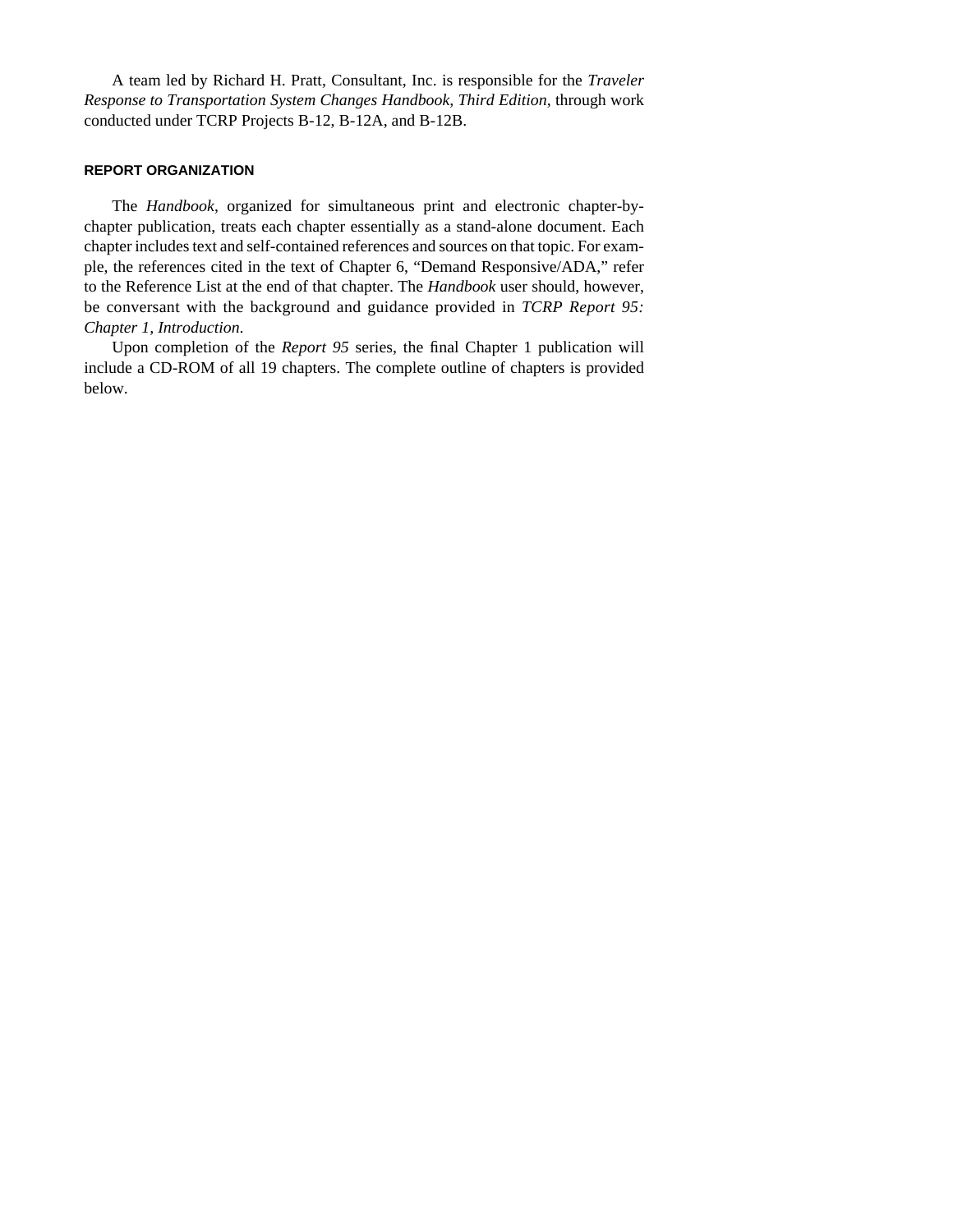A team led by Richard H. Pratt, Consultant, Inc. is responsible for the *Traveler Response to Transportation System Changes Handbook, Third Edition*, through work conducted under TCRP Projects B-12, B-12A, and B-12B.

## REPORT ORGANIZATION

The *Handbook*, organized for simultaneous print and electronic chapter-by-chapter publication, treats each chapter essentially as a stand-alone document. Each chapter includes text and self-contained references and sources on that topic. For example, the references cited in the text of Chapter 6, "Demand Responsive/ADA," refer to the Reference List at the end of that chapter. The *Handbook* user should, however, be conversant with the background and guidance provided in *TCRP Report 95: Chapter 1, Introduction.*

Upon completion of the *Report 95* series, the final Chapter 1 publication will include a CD-ROM of all 19 chapters. The complete outline of chapters is provided below.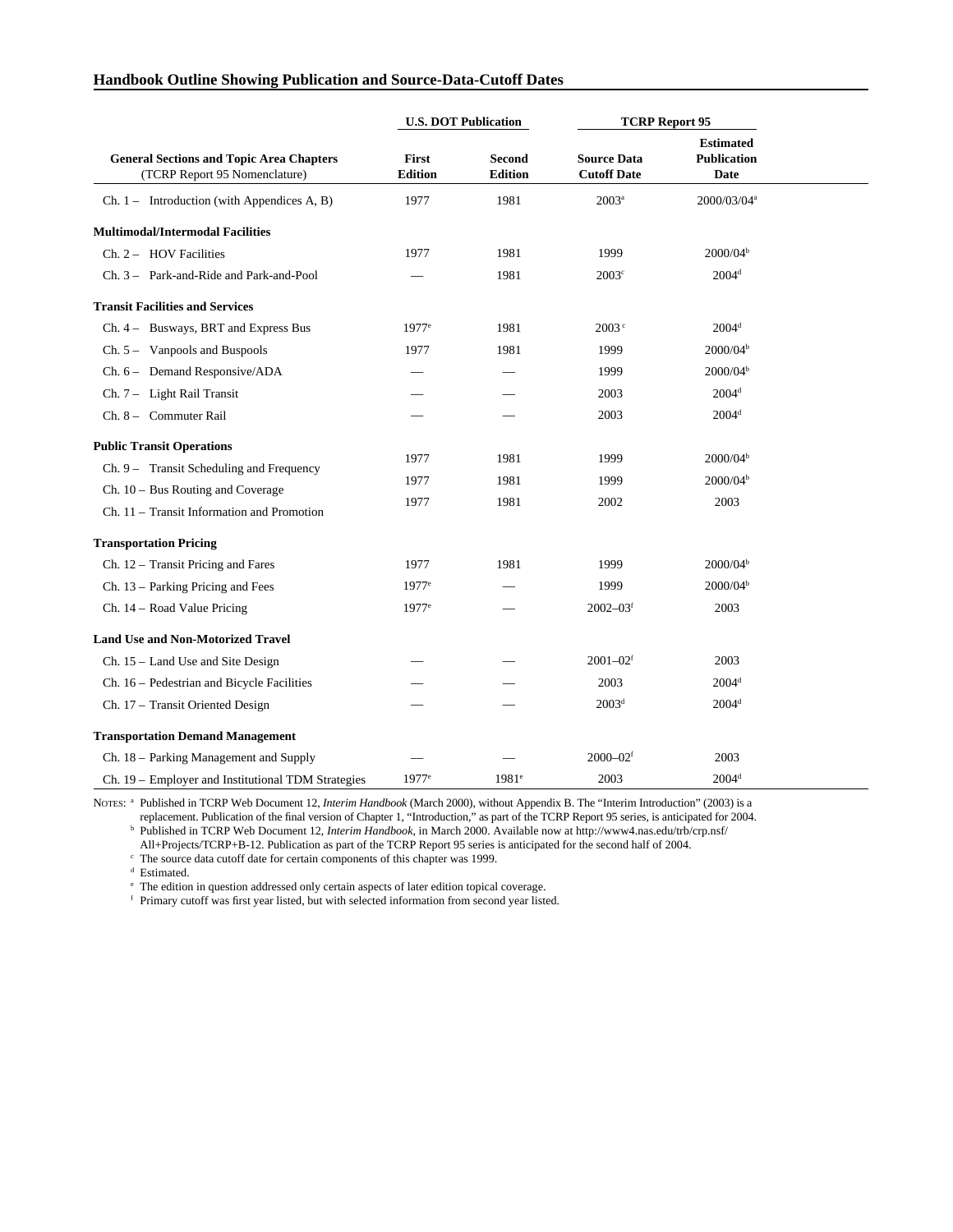### Handbook Outline Showing Publication and Source-Data-Cutoff Dates

| General Sections and Topic Area Chapters (TCRP Report 95 Nomenclature) | U.S. DOT Publication | | TCRP Report 95 | |
|---|---|---|---|---|
| | First Edition | Second Edition | Source Data Cutoff Date | Estimated Publication Date |
| Ch. 1 – Introduction (with Appendices A, B) | 1977 | 1981 | 2003[a] | 2000/03/04[a] |
| **Multimodal/Intermodal Facilities** | | | | |
| Ch. 2 – HOV Facilities | 1977 | 1981 | 1999 | 2000/04[b] |
| Ch. 3 – Park-and-Ride and Park-and-Pool | — | 1981 | 2003[c] | 2004[d] |
| **Transit Facilities and Services** | | | | |
| Ch. 4 – Busways, BRT and Express Bus | 1977[e] | 1981 | 2003[c] | 2004[d] |
| Ch. 5 – Vanpools and Buspools | 1977 | 1981 | 1999 | 2000/04[b] |
| Ch. 6 – Demand Responsive/ADA | — | — | 1999 | 2000/04[b] |
| Ch. 7 – Light Rail Transit | — | — | 2003 | 2004[d] |
| Ch. 8 – Commuter Rail | — | — | 2003 | 2004[d] |
| **Public Transit Operations** | | | | |
| Ch. 9 – Transit Scheduling and Frequency | 1977 | 1981 | 1999 | 2000/04[b] |
| Ch. 10 – Bus Routing and Coverage | 1977 | 1981 | 1999 | 2000/04[b] |
| Ch. 11 – Transit Information and Promotion | 1977 | 1981 | 2002 | 2003 |
| **Transportation Pricing** | | | | |
| Ch. 12 – Transit Pricing and Fares | 1977 | 1981 | 1999 | 2000/04[b] |
| Ch. 13 – Parking Pricing and Fees | 1977[e] | — | 1999 | 2000/04[b] |
| Ch. 14 – Road Value Pricing | 1977[e] | — | 2002–03[f] | 2003 |
| **Land Use and Non-Motorized Travel** | | | | |
| Ch. 15 – Land Use and Site Design | — | — | 2001–02[f] | 2003 |
| Ch. 16 – Pedestrian and Bicycle Facilities | — | — | 2003 | 2004[d] |
| Ch. 17 – Transit Oriented Design | — | — | 2003[d] | 2004[d] |
| **Transportation Demand Management** | | | | |
| Ch. 18 – Parking Management and Supply | — | — | 2000–02[f] | 2003 |
| Ch. 19 – Employer and Institutional TDM Strategies | 1977[e] | 1981[e] | 2003 | 2004[d] |

NOTES:
[a] Published in TCRP Web Document 12, *Interim Handbook* (March 2000), without Appendix B. The "Interim Introduction" (2003) is a replacement. Publication of the final version of Chapter 1, "Introduction," as part of the TCRP Report 95 series, is anticipated for 2004.
[b] Published in TCRP Web Document 12, *Interim Handbook*, in March 2000. Available now at http://www4.nas.edu/trb/crp.nsf/All+Projects/TCRP+B-12. Publication as part of the TCRP Report 95 series is anticipated for the second half of 2004.
[c] The source data cutoff date for certain components of this chapter was 1999.
[d] Estimated.
[e] The edition in question addressed only certain aspects of later edition topical coverage.
[f] Primary cutoff was first year listed, but with selected information from second year listed.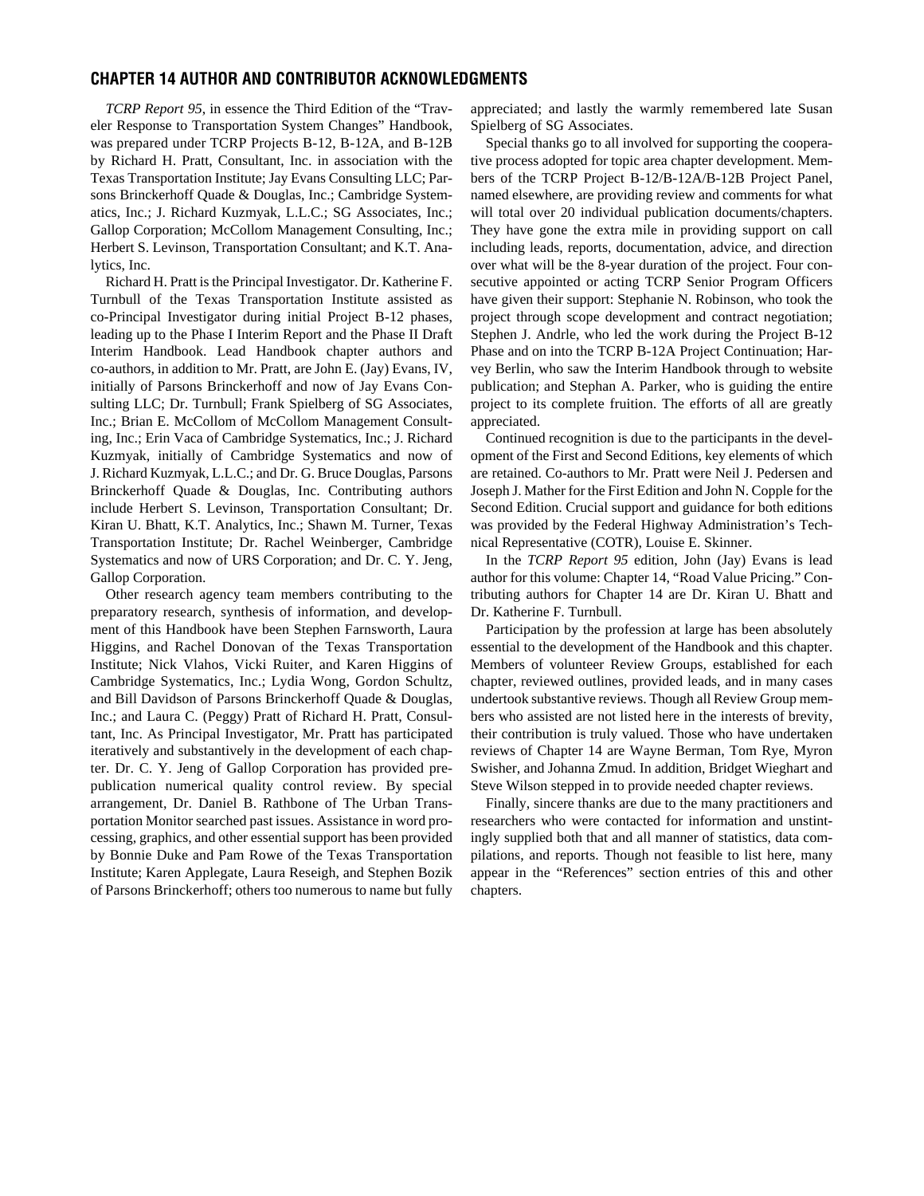## CHAPTER 14 AUTHOR AND CONTRIBUTOR ACKNOWLEDGMENTS

*TCRP Report 95*, in essence the Third Edition of the "Traveler Response to Transportation System Changes" Handbook, was prepared under TCRP Projects B-12, B-12A, and B-12B by Richard H. Pratt, Consultant, Inc. in association with the Texas Transportation Institute; Jay Evans Consulting LLC; Parsons Brinckerhoff Quade & Douglas, Inc.; Cambridge Systematics, Inc.; J. Richard Kuzmyak, L.L.C.; SG Associates, Inc.; Gallop Corporation; McCollom Management Consulting, Inc.; Herbert S. Levinson, Transportation Consultant; and K.T. Analytics, Inc.

Richard H. Pratt is the Principal Investigator. Dr. Katherine F. Turnbull of the Texas Transportation Institute assisted as co-Principal Investigator during initial Project B-12 phases, leading up to the Phase I Interim Report and the Phase II Draft Interim Handbook. Lead Handbook chapter authors and co-authors, in addition to Mr. Pratt, are John E. (Jay) Evans, IV, initially of Parsons Brinckerhoff and now of Jay Evans Consulting LLC; Dr. Turnbull; Frank Spielberg of SG Associates, Inc.; Brian E. McCollom of McCollom Management Consulting, Inc.; Erin Vaca of Cambridge Systematics, Inc.; J. Richard Kuzmyak, initially of Cambridge Systematics and now of J. Richard Kuzmyak, L.L.C.; and Dr. G. Bruce Douglas, Parsons Brinckerhoff Quade & Douglas, Inc. Contributing authors include Herbert S. Levinson, Transportation Consultant; Dr. Kiran U. Bhatt, K.T. Analytics, Inc.; Shawn M. Turner, Texas Transportation Institute; Dr. Rachel Weinberger, Cambridge Systematics and now of URS Corporation; and Dr. C. Y. Jeng, Gallop Corporation.

Other research agency team members contributing to the preparatory research, synthesis of information, and development of this Handbook have been Stephen Farnsworth, Laura Higgins, and Rachel Donovan of the Texas Transportation Institute; Nick Vlahos, Vicki Ruiter, and Karen Higgins of Cambridge Systematics, Inc.; Lydia Wong, Gordon Schultz, and Bill Davidson of Parsons Brinckerhoff Quade & Douglas, Inc.; and Laura C. (Peggy) Pratt of Richard H. Pratt, Consultant, Inc. As Principal Investigator, Mr. Pratt has participated iteratively and substantively in the development of each chapter. Dr. C. Y. Jeng of Gallop Corporation has provided prepublication numerical quality control review. By special arrangement, Dr. Daniel B. Rathbone of The Urban Transportation Monitor searched past issues. Assistance in word processing, graphics, and other essential support has been provided by Bonnie Duke and Pam Rowe of the Texas Transportation Institute; Karen Applegate, Laura Reseigh, and Stephen Bozik of Parsons Brinckerhoff; others too numerous to name but fully appreciated; and lastly the warmly remembered late Susan Spielberg of SG Associates.

Special thanks go to all involved for supporting the cooperative process adopted for topic area chapter development. Members of the TCRP Project B-12/B-12A/B-12B Project Panel, named elsewhere, are providing review and comments for what will total over 20 individual publication documents/chapters. They have gone the extra mile in providing support on call including leads, reports, documentation, advice, and direction over what will be the 8-year duration of the project. Four consecutive appointed or acting TCRP Senior Program Officers have given their support: Stephanie N. Robinson, who took the project through scope development and contract negotiation; Stephen J. Andrle, who led the work during the Project B-12 Phase and on into the TCRP B-12A Project Continuation; Harvey Berlin, who saw the Interim Handbook through to website publication; and Stephan A. Parker, who is guiding the entire project to its complete fruition. The efforts of all are greatly appreciated.

Continued recognition is due to the participants in the development of the First and Second Editions, key elements of which are retained. Co-authors to Mr. Pratt were Neil J. Pedersen and Joseph J. Mather for the First Edition and John N. Copple for the Second Edition. Crucial support and guidance for both editions was provided by the Federal Highway Administration's Technical Representative (COTR), Louise E. Skinner.

In the *TCRP Report 95* edition, John (Jay) Evans is lead author for this volume: Chapter 14, "Road Value Pricing." Contributing authors for Chapter 14 are Dr. Kiran U. Bhatt and Dr. Katherine F. Turnbull.

Participation by the profession at large has been absolutely essential to the development of the Handbook and this chapter. Members of volunteer Review Groups, established for each chapter, reviewed outlines, provided leads, and in many cases undertook substantive reviews. Though all Review Group members who assisted are not listed here in the interests of brevity, their contribution is truly valued. Those who have undertaken reviews of Chapter 14 are Wayne Berman, Tom Rye, Myron Swisher, and Johanna Zmud. In addition, Bridget Wieghart and Steve Wilson stepped in to provide needed chapter reviews.

Finally, sincere thanks are due to the many practitioners and researchers who were contacted for information and unstintingly supplied both that and all manner of statistics, data compilations, and reports. Though not feasible to list here, many appear in the "References" section entries of this and other chapters.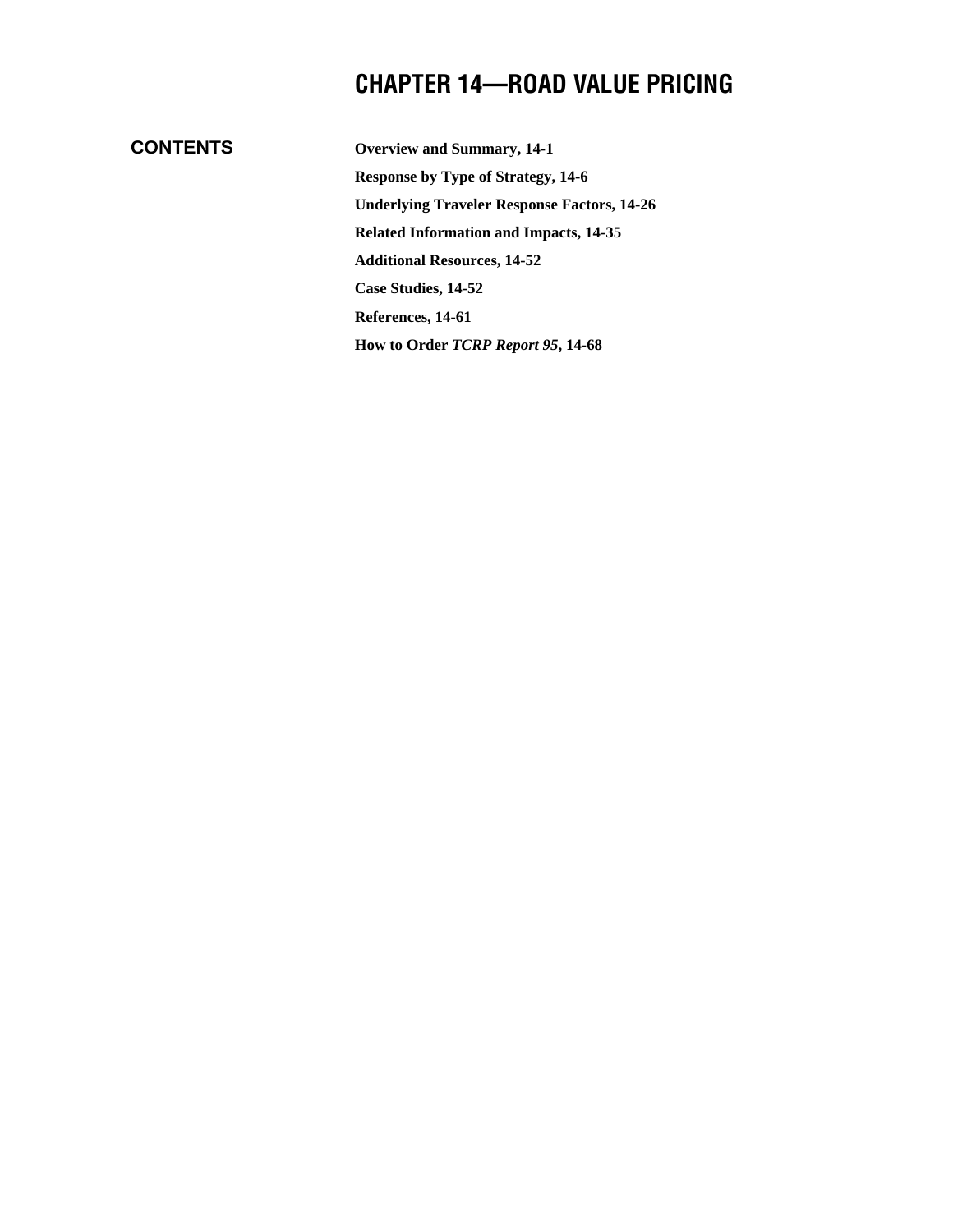# CHAPTER 14—ROAD VALUE PRICING

**CONTENTS**

**Overview and Summary, 14-1**

**Response by Type of Strategy, 14-6**

**Underlying Traveler Response Factors, 14-26**

**Related Information and Impacts, 14-35**

**Additional Resources, 14-52**

**Case Studies, 14-52**

**References, 14-61**

**How to Order *TCRP Report 95*, 14-68**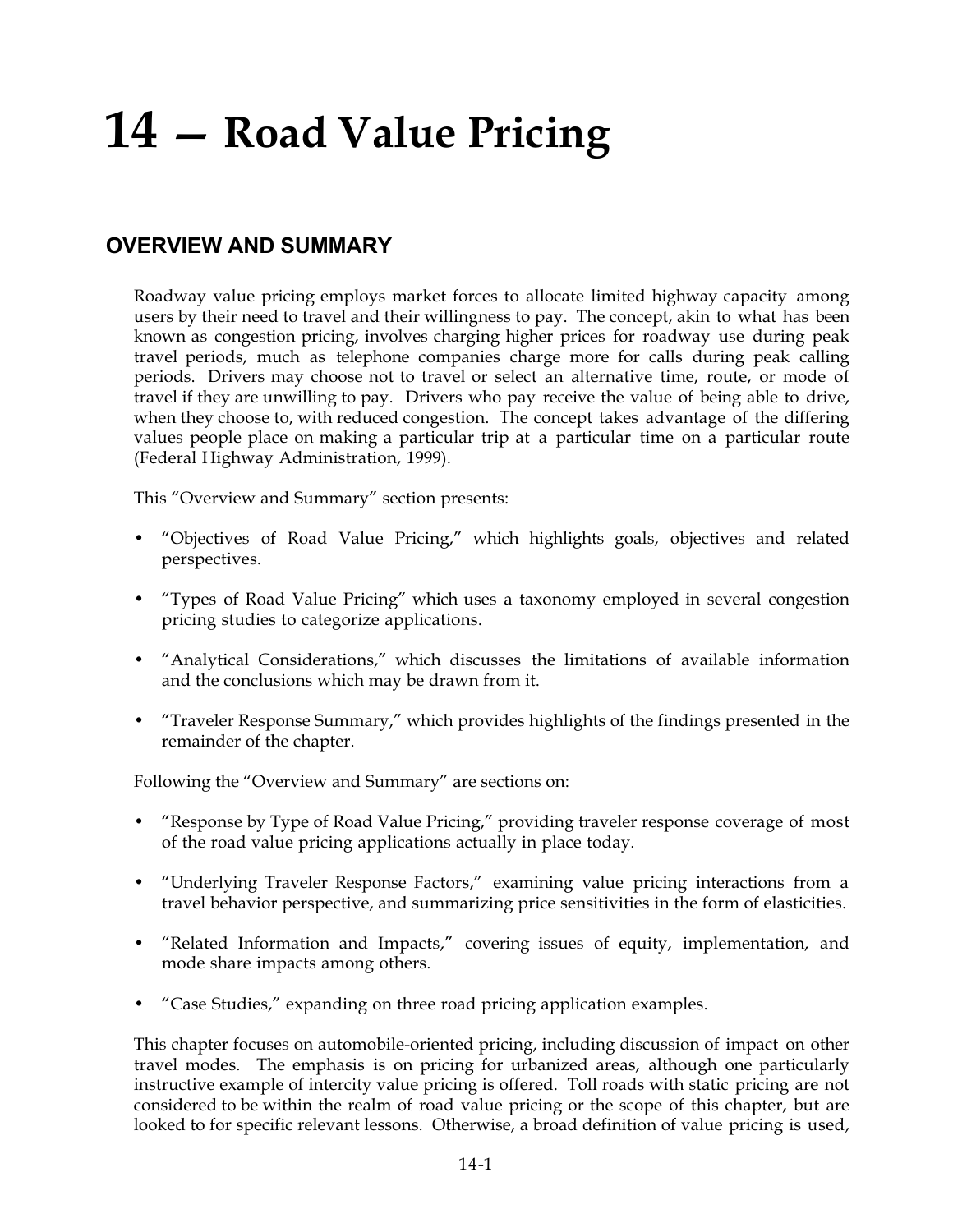# 14 — Road Value Pricing

## OVERVIEW AND SUMMARY

Roadway value pricing employs market forces to allocate limited highway capacity among users by their need to travel and their willingness to pay. The concept, akin to what has been known as congestion pricing, involves charging higher prices for roadway use during peak travel periods, much as telephone companies charge more for calls during peak calling periods. Drivers may choose not to travel or select an alternative time, route, or mode of travel if they are unwilling to pay. Drivers who pay receive the value of being able to drive, when they choose to, with reduced congestion. The concept takes advantage of the differing values people place on making a particular trip at a particular time on a particular route (Federal Highway Administration, 1999).

This "Overview and Summary" section presents:

- "Objectives of Road Value Pricing," which highlights goals, objectives and related perspectives.
- "Types of Road Value Pricing" which uses a taxonomy employed in several congestion pricing studies to categorize applications.
- "Analytical Considerations," which discusses the limitations of available information and the conclusions which may be drawn from it.
- "Traveler Response Summary," which provides highlights of the findings presented in the remainder of the chapter.

Following the "Overview and Summary" are sections on:

- "Response by Type of Road Value Pricing," providing traveler response coverage of most of the road value pricing applications actually in place today.
- "Underlying Traveler Response Factors," examining value pricing interactions from a travel behavior perspective, and summarizing price sensitivities in the form of elasticities.
- "Related Information and Impacts," covering issues of equity, implementation, and mode share impacts among others.
- "Case Studies," expanding on three road pricing application examples.

This chapter focuses on automobile-oriented pricing, including discussion of impact on other travel modes. The emphasis is on pricing for urbanized areas, although one particularly instructive example of intercity value pricing is offered. Toll roads with static pricing are not considered to be within the realm of road value pricing or the scope of this chapter, but are looked to for specific relevant lessons. Otherwise, a broad definition of value pricing is used,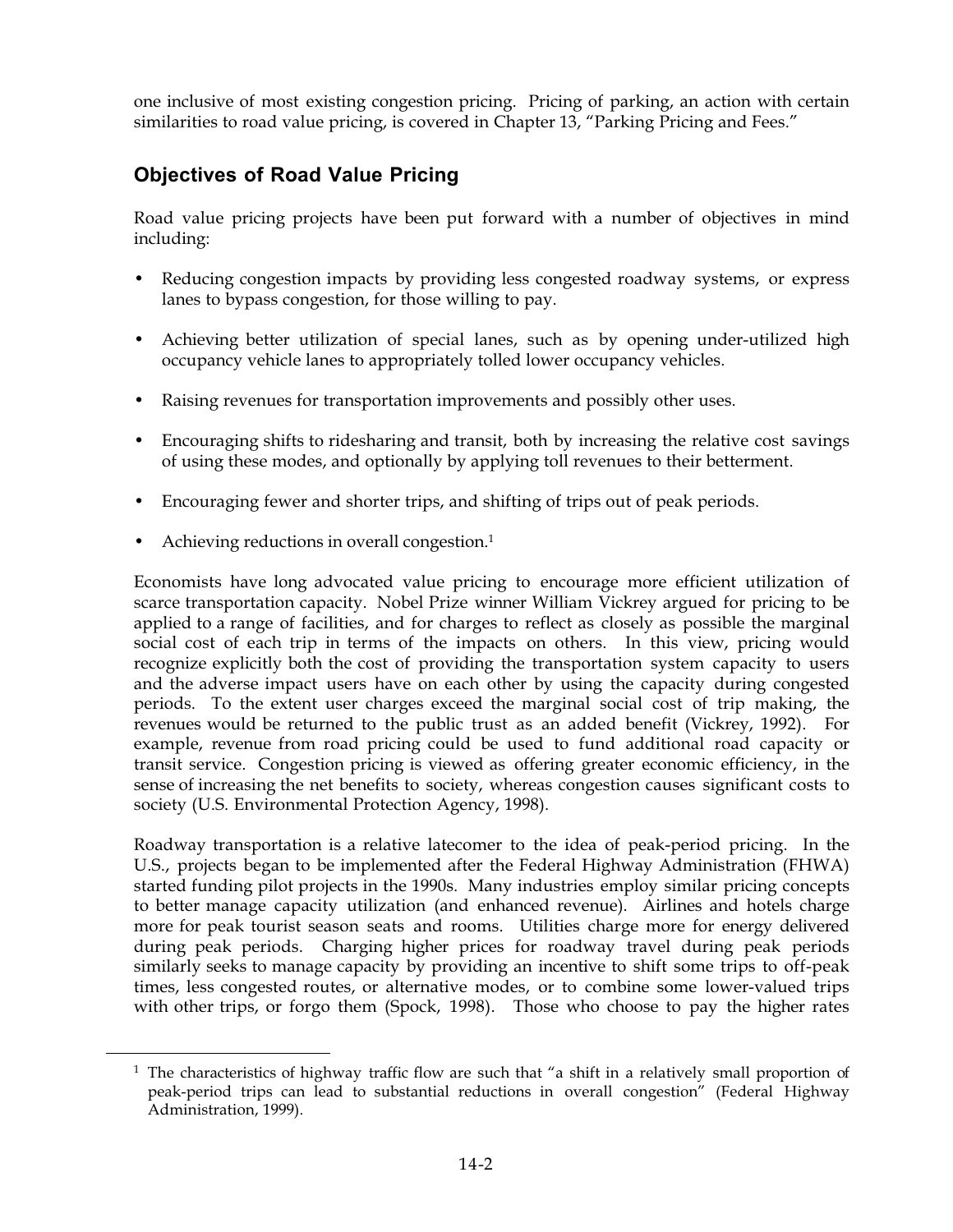one inclusive of most existing congestion pricing. Pricing of parking, an action with certain similarities to road value pricing, is covered in Chapter 13, "Parking Pricing and Fees."

## Objectives of Road Value Pricing

Road value pricing projects have been put forward with a number of objectives in mind including:

- Reducing congestion impacts by providing less congested roadway systems, or express lanes to bypass congestion, for those willing to pay.
- Achieving better utilization of special lanes, such as by opening under-utilized high occupancy vehicle lanes to appropriately tolled lower occupancy vehicles.
- Raising revenues for transportation improvements and possibly other uses.
- Encouraging shifts to ridesharing and transit, both by increasing the relative cost savings of using these modes, and optionally by applying toll revenues to their betterment.
- Encouraging fewer and shorter trips, and shifting of trips out of peak periods.
- Achieving reductions in overall congestion.[1]

Economists have long advocated value pricing to encourage more efficient utilization of scarce transportation capacity. Nobel Prize winner William Vickrey argued for pricing to be applied to a range of facilities, and for charges to reflect as closely as possible the marginal social cost of each trip in terms of the impacts on others. In this view, pricing would recognize explicitly both the cost of providing the transportation system capacity to users and the adverse impact users have on each other by using the capacity during congested periods. To the extent user charges exceed the marginal social cost of trip making, the revenues would be returned to the public trust as an added benefit (Vickrey, 1992). For example, revenue from road pricing could be used to fund additional road capacity or transit service. Congestion pricing is viewed as offering greater economic efficiency, in the sense of increasing the net benefits to society, whereas congestion causes significant costs to society (U.S. Environmental Protection Agency, 1998).

Roadway transportation is a relative latecomer to the idea of peak-period pricing. In the U.S., projects began to be implemented after the Federal Highway Administration (FHWA) started funding pilot projects in the 1990s. Many industries employ similar pricing concepts to better manage capacity utilization (and enhanced revenue). Airlines and hotels charge more for peak tourist season seats and rooms. Utilities charge more for energy delivered during peak periods. Charging higher prices for roadway travel during peak periods similarly seeks to manage capacity by providing an incentive to shift some trips to off-peak times, less congested routes, or alternative modes, or to combine some lower-valued trips with other trips, or forgo them (Spock, 1998). Those who choose to pay the higher rates

[1] The characteristics of highway traffic flow are such that "a shift in a relatively small proportion of peak-period trips can lead to substantial reductions in overall congestion" (Federal Highway Administration, 1999).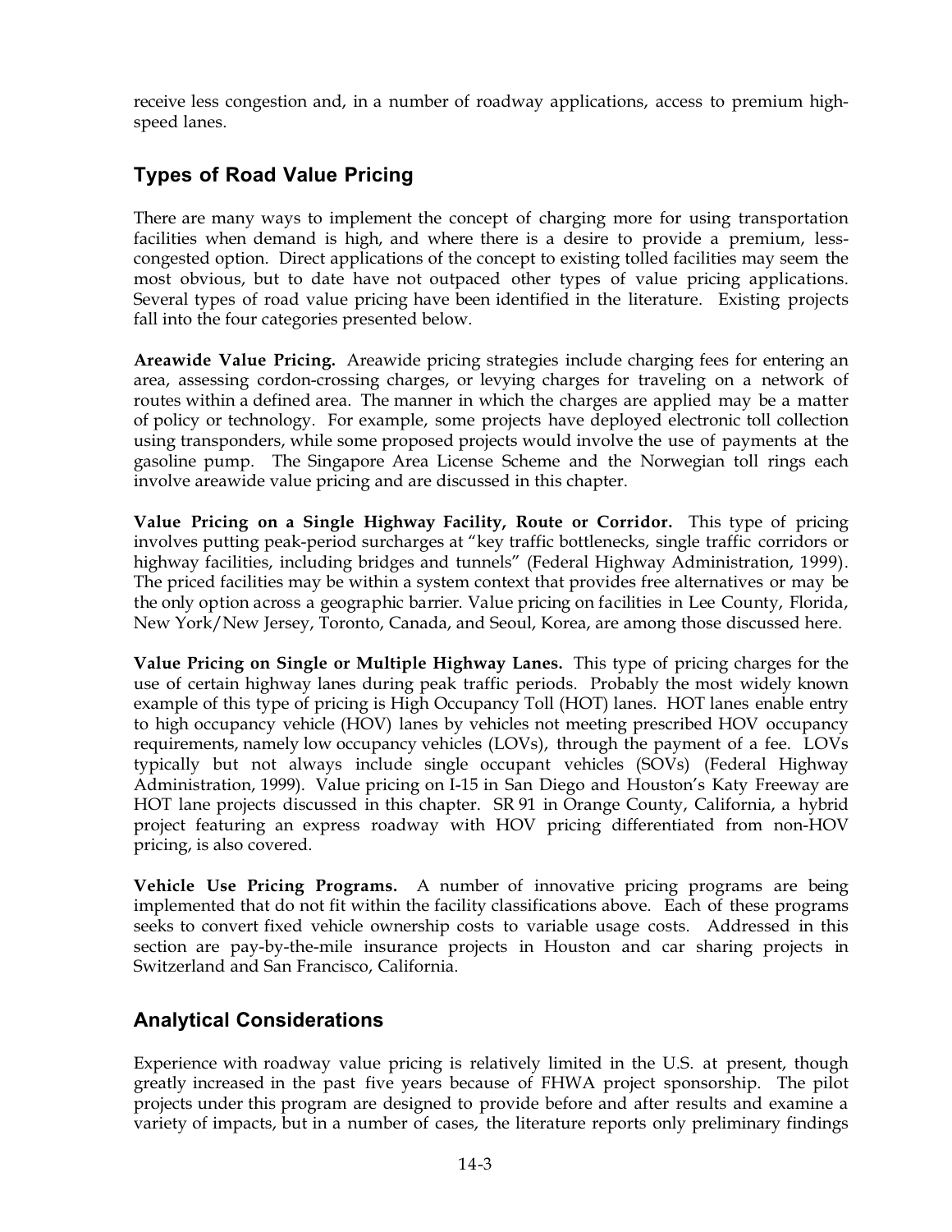receive less congestion and, in a number of roadway applications, access to premium high-speed lanes.

## Types of Road Value Pricing

There are many ways to implement the concept of charging more for using transportation facilities when demand is high, and where there is a desire to provide a premium, less-congested option. Direct applications of the concept to existing tolled facilities may seem the most obvious, but to date have not outpaced other types of value pricing applications. Several types of road value pricing have been identified in the literature. Existing projects fall into the four categories presented below.

**Areawide Value Pricing.** Areawide pricing strategies include charging fees for entering an area, assessing cordon-crossing charges, or levying charges for traveling on a network of routes within a defined area. The manner in which the charges are applied may be a matter of policy or technology. For example, some projects have deployed electronic toll collection using transponders, while some proposed projects would involve the use of payments at the gasoline pump. The Singapore Area License Scheme and the Norwegian toll rings each involve areawide value pricing and are discussed in this chapter.

**Value Pricing on a Single Highway Facility, Route or Corridor.** This type of pricing involves putting peak-period surcharges at "key traffic bottlenecks, single traffic corridors or highway facilities, including bridges and tunnels" (Federal Highway Administration, 1999). The priced facilities may be within a system context that provides free alternatives or may be the only option across a geographic barrier. Value pricing on facilities in Lee County, Florida, New York/New Jersey, Toronto, Canada, and Seoul, Korea, are among those discussed here.

**Value Pricing on Single or Multiple Highway Lanes.** This type of pricing charges for the use of certain highway lanes during peak traffic periods. Probably the most widely known example of this type of pricing is High Occupancy Toll (HOT) lanes. HOT lanes enable entry to high occupancy vehicle (HOV) lanes by vehicles not meeting prescribed HOV occupancy requirements, namely low occupancy vehicles (LOVs), through the payment of a fee. LOVs typically but not always include single occupant vehicles (SOVs) (Federal Highway Administration, 1999). Value pricing on I-15 in San Diego and Houston's Katy Freeway are HOT lane projects discussed in this chapter. SR 91 in Orange County, California, a hybrid project featuring an express roadway with HOV pricing differentiated from non-HOV pricing, is also covered.

**Vehicle Use Pricing Programs.** A number of innovative pricing programs are being implemented that do not fit within the facility classifications above. Each of these programs seeks to convert fixed vehicle ownership costs to variable usage costs. Addressed in this section are pay-by-the-mile insurance projects in Houston and car sharing projects in Switzerland and San Francisco, California.

## Analytical Considerations

Experience with roadway value pricing is relatively limited in the U.S. at present, though greatly increased in the past five years because of FHWA project sponsorship. The pilot projects under this program are designed to provide before and after results and examine a variety of impacts, but in a number of cases, the literature reports only preliminary findings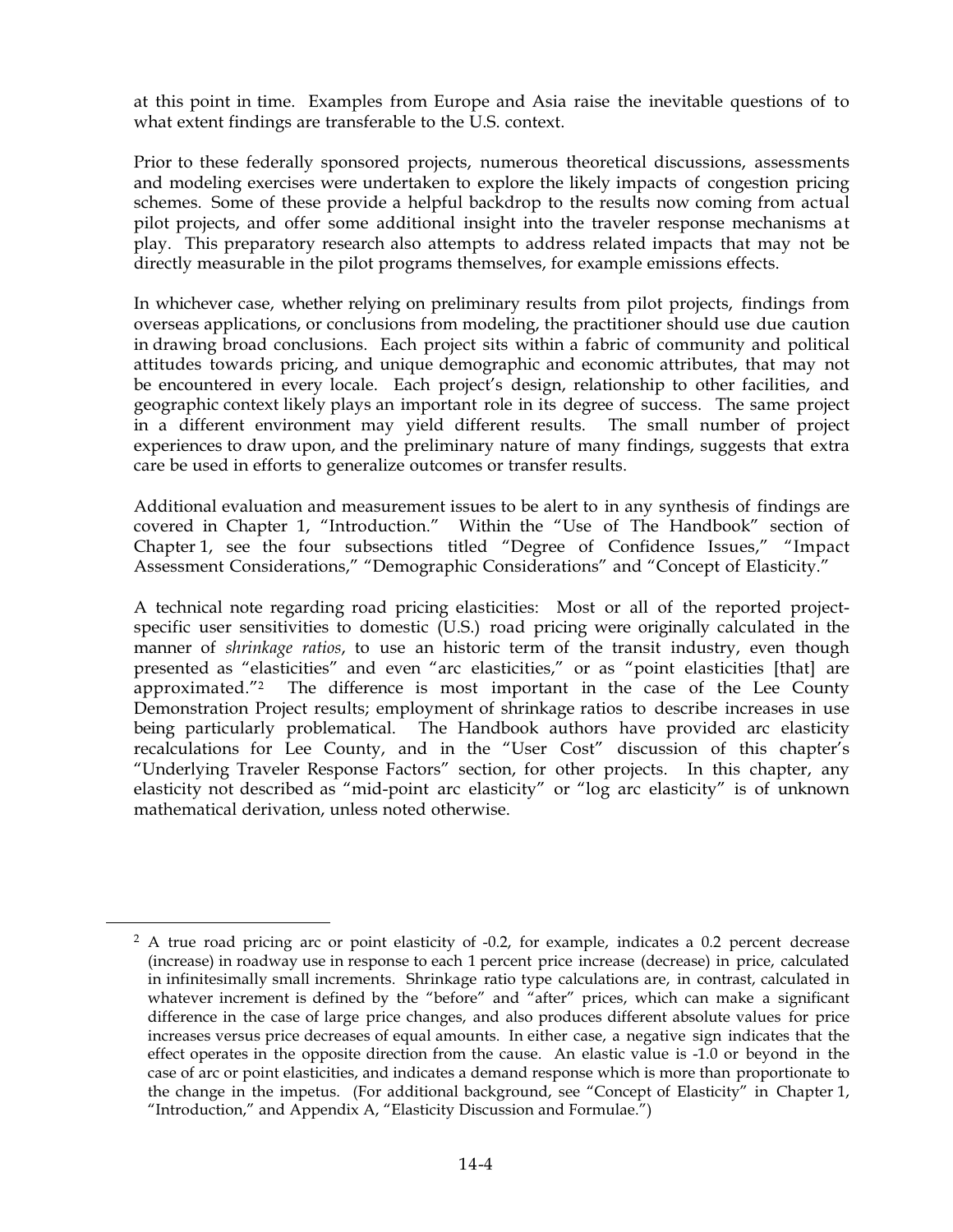at this point in time. Examples from Europe and Asia raise the inevitable questions of to what extent findings are transferable to the U.S. context.

Prior to these federally sponsored projects, numerous theoretical discussions, assessments and modeling exercises were undertaken to explore the likely impacts of congestion pricing schemes. Some of these provide a helpful backdrop to the results now coming from actual pilot projects, and offer some additional insight into the traveler response mechanisms at play. This preparatory research also attempts to address related impacts that may not be directly measurable in the pilot programs themselves, for example emissions effects.

In whichever case, whether relying on preliminary results from pilot projects, findings from overseas applications, or conclusions from modeling, the practitioner should use due caution in drawing broad conclusions. Each project sits within a fabric of community and political attitudes towards pricing, and unique demographic and economic attributes, that may not be encountered in every locale. Each project's design, relationship to other facilities, and geographic context likely plays an important role in its degree of success. The same project in a different environment may yield different results. The small number of project experiences to draw upon, and the preliminary nature of many findings, suggests that extra care be used in efforts to generalize outcomes or transfer results.

Additional evaluation and measurement issues to be alert to in any synthesis of findings are covered in Chapter 1, "Introduction." Within the "Use of The Handbook" section of Chapter 1, see the four subsections titled "Degree of Confidence Issues," "Impact Assessment Considerations," "Demographic Considerations" and "Concept of Elasticity."

A technical note regarding road pricing elasticities: Most or all of the reported project-specific user sensitivities to domestic (U.S.) road pricing were originally calculated in the manner of *shrinkage ratios*, to use an historic term of the transit industry, even though presented as "elasticities" and even "arc elasticities," or as "point elasticities [that] are approximated."[2] The difference is most important in the case of the Lee County Demonstration Project results; employment of shrinkage ratios to describe increases in use being particularly problematical. The Handbook authors have provided arc elasticity recalculations for Lee County, and in the "User Cost" discussion of this chapter's "Underlying Traveler Response Factors" section, for other projects. In this chapter, any elasticity not described as "mid-point arc elasticity" or "log arc elasticity" is of unknown mathematical derivation, unless noted otherwise.

---

[2] A true road pricing arc or point elasticity of -0.2, for example, indicates a 0.2 percent decrease (increase) in roadway use in response to each 1 percent price increase (decrease) in price, calculated in infinitesimally small increments. Shrinkage ratio type calculations are, in contrast, calculated in whatever increment is defined by the "before" and "after" prices, which can make a significant difference in the case of large price changes, and also produces different absolute values for price increases versus price decreases of equal amounts. In either case, a negative sign indicates that the effect operates in the opposite direction from the cause. An elastic value is -1.0 or beyond in the case of arc or point elasticities, and indicates a demand response which is more than proportionate to the change in the impetus. (For additional background, see "Concept of Elasticity" in Chapter 1, "Introduction," and Appendix A, "Elasticity Discussion and Formulae.")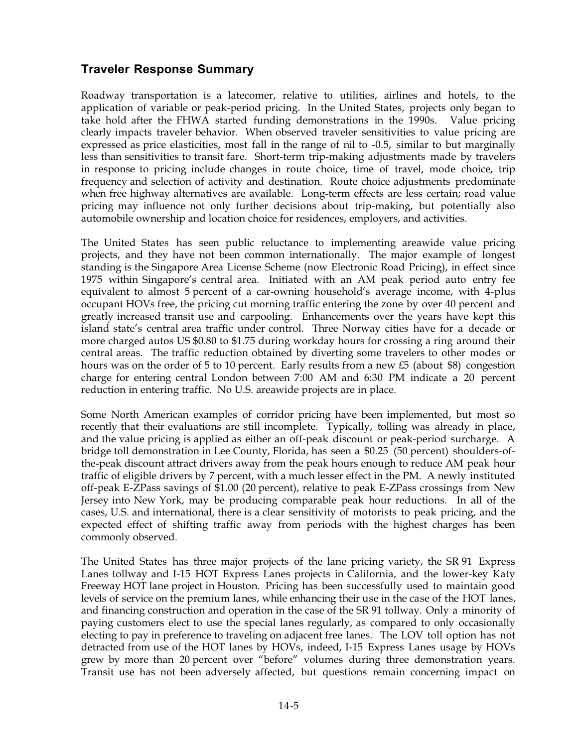## Traveler Response Summary

Roadway transportation is a latecomer, relative to utilities, airlines and hotels, to the application of variable or peak-period pricing. In the United States, projects only began to take hold after the FHWA started funding demonstrations in the 1990s. Value pricing clearly impacts traveler behavior. When observed traveler sensitivities to value pricing are expressed as price elasticities, most fall in the range of nil to -0.5, similar to but marginally less than sensitivities to transit fare. Short-term trip-making adjustments made by travelers in response to pricing include changes in route choice, time of travel, mode choice, trip frequency and selection of activity and destination. Route choice adjustments predominate when free highway alternatives are available. Long-term effects are less certain; road value pricing may influence not only further decisions about trip-making, but potentially also automobile ownership and location choice for residences, employers, and activities.

The United States has seen public reluctance to implementing areawide value pricing projects, and they have not been common internationally. The major example of longest standing is the Singapore Area License Scheme (now Electronic Road Pricing), in effect since 1975 within Singapore's central area. Initiated with an AM peak period auto entry fee equivalent to almost 5 percent of a car-owning household's average income, with 4-plus occupant HOVs free, the pricing cut morning traffic entering the zone by over 40 percent and greatly increased transit use and carpooling. Enhancements over the years have kept this island state's central area traffic under control. Three Norway cities have for a decade or more charged autos US $0.80 to $1.75 during workday hours for crossing a ring around their central areas. The traffic reduction obtained by diverting some travelers to other modes or hours was on the order of 5 to 10 percent. Early results from a new £5 (about $8) congestion charge for entering central London between 7:00 AM and 6:30 PM indicate a 20 percent reduction in entering traffic. No U.S. areawide projects are in place.

Some North American examples of corridor pricing have been implemented, but most so recently that their evaluations are still incomplete. Typically, tolling was already in place, and the value pricing is applied as either an off-peak discount or peak-period surcharge. A bridge toll demonstration in Lee County, Florida, has seen a $0.25 (50 percent) shoulders-of-the-peak discount attract drivers away from the peak hours enough to reduce AM peak hour traffic of eligible drivers by 7 percent, with a much lesser effect in the PM. A newly instituted off-peak E-ZPass savings of $1.00 (20 percent), relative to peak E-ZPass crossings from New Jersey into New York, may be producing comparable peak hour reductions. In all of the cases, U.S. and international, there is a clear sensitivity of motorists to peak pricing, and the expected effect of shifting traffic away from periods with the highest charges has been commonly observed.

The United States has three major projects of the lane pricing variety, the SR 91 Express Lanes tollway and I-15 HOT Express Lanes projects in California, and the lower-key Katy Freeway HOT lane project in Houston. Pricing has been successfully used to maintain good levels of service on the premium lanes, while enhancing their use in the case of the HOT lanes, and financing construction and operation in the case of the SR 91 tollway. Only a minority of paying customers elect to use the special lanes regularly, as compared to only occasionally electing to pay in preference to traveling on adjacent free lanes. The LOV toll option has not detracted from use of the HOT lanes by HOVs, indeed, I-15 Express Lanes usage by HOVs grew by more than 20 percent over "before" volumes during three demonstration years. Transit use has not been adversely affected, but questions remain concerning impact on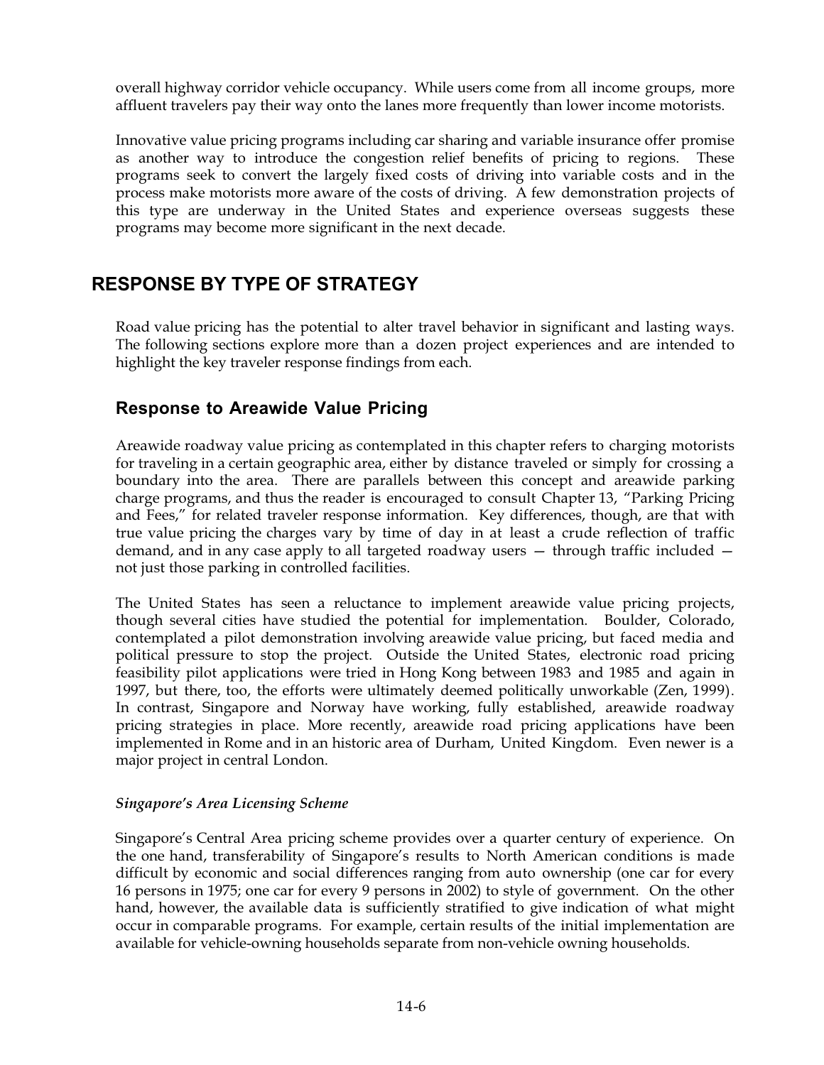overall highway corridor vehicle occupancy. While users come from all income groups, more affluent travelers pay their way onto the lanes more frequently than lower income motorists.

Innovative value pricing programs including car sharing and variable insurance offer promise as another way to introduce the congestion relief benefits of pricing to regions. These programs seek to convert the largely fixed costs of driving into variable costs and in the process make motorists more aware of the costs of driving. A few demonstration projects of this type are underway in the United States and experience overseas suggests these programs may become more significant in the next decade.

## RESPONSE BY TYPE OF STRATEGY

Road value pricing has the potential to alter travel behavior in significant and lasting ways. The following sections explore more than a dozen project experiences and are intended to highlight the key traveler response findings from each.

### Response to Areawide Value Pricing

Areawide roadway value pricing as contemplated in this chapter refers to charging motorists for traveling in a certain geographic area, either by distance traveled or simply for crossing a boundary into the area. There are parallels between this concept and areawide parking charge programs, and thus the reader is encouraged to consult Chapter 13, "Parking Pricing and Fees," for related traveler response information. Key differences, though, are that with true value pricing the charges vary by time of day in at least a crude reflection of traffic demand, and in any case apply to all targeted roadway users — through traffic included — not just those parking in controlled facilities.

The United States has seen a reluctance to implement areawide value pricing projects, though several cities have studied the potential for implementation. Boulder, Colorado, contemplated a pilot demonstration involving areawide value pricing, but faced media and political pressure to stop the project. Outside the United States, electronic road pricing feasibility pilot applications were tried in Hong Kong between 1983 and 1985 and again in 1997, but there, too, the efforts were ultimately deemed politically unworkable (Zen, 1999). In contrast, Singapore and Norway have working, fully established, areawide roadway pricing strategies in place. More recently, areawide road pricing applications have been implemented in Rome and in an historic area of Durham, United Kingdom. Even newer is a major project in central London.

#### *Singapore's Area Licensing Scheme*

Singapore's Central Area pricing scheme provides over a quarter century of experience. On the one hand, transferability of Singapore's results to North American conditions is made difficult by economic and social differences ranging from auto ownership (one car for every 16 persons in 1975; one car for every 9 persons in 2002) to style of government. On the other hand, however, the available data is sufficiently stratified to give indication of what might occur in comparable programs. For example, certain results of the initial implementation are available for vehicle-owning households separate from non-vehicle owning households.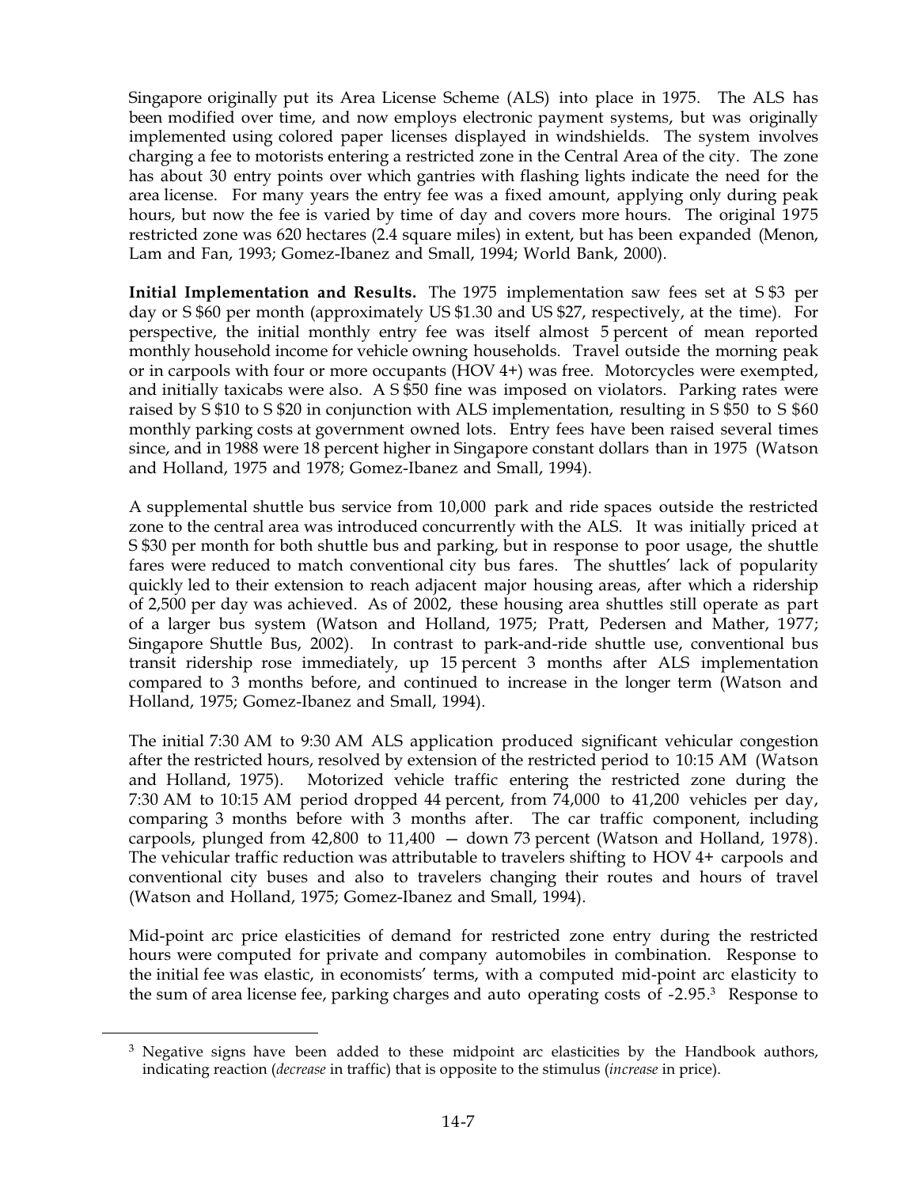Singapore originally put its Area License Scheme (ALS) into place in 1975. The ALS has been modified over time, and now employs electronic payment systems, but was originally implemented using colored paper licenses displayed in windshields. The system involves charging a fee to motorists entering a restricted zone in the Central Area of the city. The zone has about 30 entry points over which gantries with flashing lights indicate the need for the area license. For many years the entry fee was a fixed amount, applying only during peak hours, but now the fee is varied by time of day and covers more hours. The original 1975 restricted zone was 620 hectares (2.4 square miles) in extent, but has been expanded (Menon, Lam and Fan, 1993; Gomez-Ibanez and Small, 1994; World Bank, 2000).

**Initial Implementation and Results.** The 1975 implementation saw fees set at S $3 per day or S $60 per month (approximately US $1.30 and US $27, respectively, at the time). For perspective, the initial monthly entry fee was itself almost 5 percent of mean reported monthly household income for vehicle owning households. Travel outside the morning peak or in carpools with four or more occupants (HOV 4+) was free. Motorcycles were exempted, and initially taxicabs were also. A S $50 fine was imposed on violators. Parking rates were raised by S $10 to S $20 in conjunction with ALS implementation, resulting in S $50 to S $60 monthly parking costs at government owned lots. Entry fees have been raised several times since, and in 1988 were 18 percent higher in Singapore constant dollars than in 1975 (Watson and Holland, 1975 and 1978; Gomez-Ibanez and Small, 1994).

A supplemental shuttle bus service from 10,000 park and ride spaces outside the restricted zone to the central area was introduced concurrently with the ALS. It was initially priced at S $30 per month for both shuttle bus and parking, but in response to poor usage, the shuttle fares were reduced to match conventional city bus fares. The shuttles' lack of popularity quickly led to their extension to reach adjacent major housing areas, after which a ridership of 2,500 per day was achieved. As of 2002, these housing area shuttles still operate as part of a larger bus system (Watson and Holland, 1975; Pratt, Pedersen and Mather, 1977; Singapore Shuttle Bus, 2002). In contrast to park-and-ride shuttle use, conventional bus transit ridership rose immediately, up 15 percent 3 months after ALS implementation compared to 3 months before, and continued to increase in the longer term (Watson and Holland, 1975; Gomez-Ibanez and Small, 1994).

The initial 7:30 AM to 9:30 AM ALS application produced significant vehicular congestion after the restricted hours, resolved by extension of the restricted period to 10:15 AM (Watson and Holland, 1975). Motorized vehicle traffic entering the restricted zone during the 7:30 AM to 10:15 AM period dropped 44 percent, from 74,000 to 41,200 vehicles per day, comparing 3 months before with 3 months after. The car traffic component, including carpools, plunged from 42,800 to 11,400 — down 73 percent (Watson and Holland, 1978). The vehicular traffic reduction was attributable to travelers shifting to HOV 4+ carpools and conventional city buses and also to travelers changing their routes and hours of travel (Watson and Holland, 1975; Gomez-Ibanez and Small, 1994).

Mid-point arc price elasticities of demand for restricted zone entry during the restricted hours were computed for private and company automobiles in combination. Response to the initial fee was elastic, in economists' terms, with a computed mid-point arc elasticity to the sum of area license fee, parking charges and auto operating costs of -2.95.[3] Response to

[3] Negative signs have been added to these midpoint arc elasticities by the Handbook authors, indicating reaction (*decrease* in traffic) that is opposite to the stimulus (*increase* in price).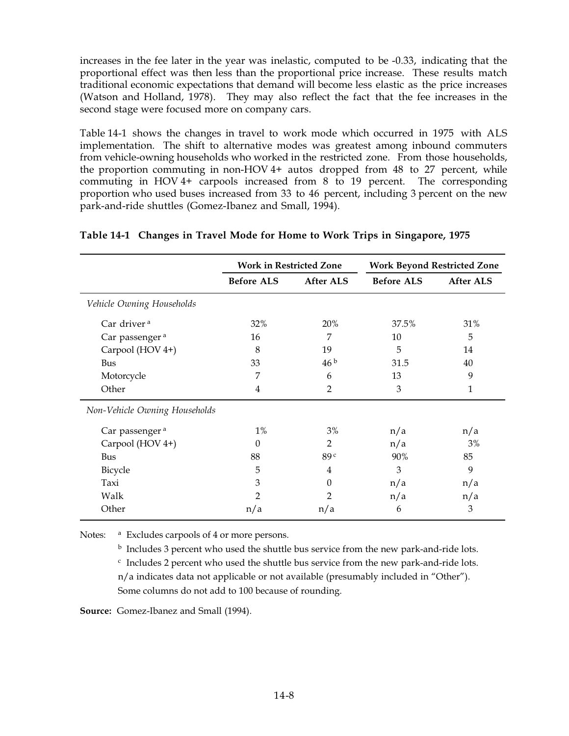increases in the fee later in the year was inelastic, computed to be -0.33, indicating that the proportional effect was then less than the proportional price increase. These results match traditional economic expectations that demand will become less elastic as the price increases (Watson and Holland, 1978). They may also reflect the fact that the fee increases in the second stage were focused more on company cars.

Table 14-1 shows the changes in travel to work mode which occurred in 1975 with ALS implementation. The shift to alternative modes was greatest among inbound commuters from vehicle-owning households who worked in the restricted zone. From those households, the proportion commuting in non-HOV 4+ autos dropped from 48 to 27 percent, while commuting in HOV 4+ carpools increased from 8 to 19 percent. The corresponding proportion who used buses increased from 33 to 46 percent, including 3 percent on the new park-and-ride shuttles (Gomez-Ibanez and Small, 1994).

**Table 14-1 Changes in Travel Mode for Home to Work Trips in Singapore, 1975**

| | **Work in Restricted Zone** | | **Work Beyond Restricted Zone** | |
|---|---|---|---|---|
| | **Before ALS** | **After ALS** | **Before ALS** | **After ALS** |
| *Vehicle Owning Households* | | | | |
| Car driver [a] | 32% | 20% | 37.5% | 31% |
| Car passenger [a] | 16 | 7 | 10 | 5 |
| Carpool (HOV 4+) | 8 | 19 | 5 | 14 |
| Bus | 33 | 46 [b] | 31.5 | 40 |
| Motorcycle | 7 | 6 | 13 | 9 |
| Other | 4 | 2 | 3 | 1 |
| *Non-Vehicle Owning Households* | | | | |
| Car passenger [a] | 1% | 3% | n/a | n/a |
| Carpool (HOV 4+) | 0 | 2 | n/a | 3% |
| Bus | 88 | 89 [c] | 90% | 85 |
| Bicycle | 5 | 4 | 3 | 9 |
| Taxi | 3 | 0 | n/a | n/a |
| Walk | 2 | 2 | n/a | n/a |
| Other | n/a | n/a | 6 | 3 |

Notes: [a] Excludes carpools of 4 or more persons.

[b] Includes 3 percent who used the shuttle bus service from the new park-and-ride lots.

[c] Includes 2 percent who used the shuttle bus service from the new park-and-ride lots.

n/a indicates data not applicable or not available (presumably included in "Other").

Some columns do not add to 100 because of rounding.

**Source:** Gomez-Ibanez and Small (1994).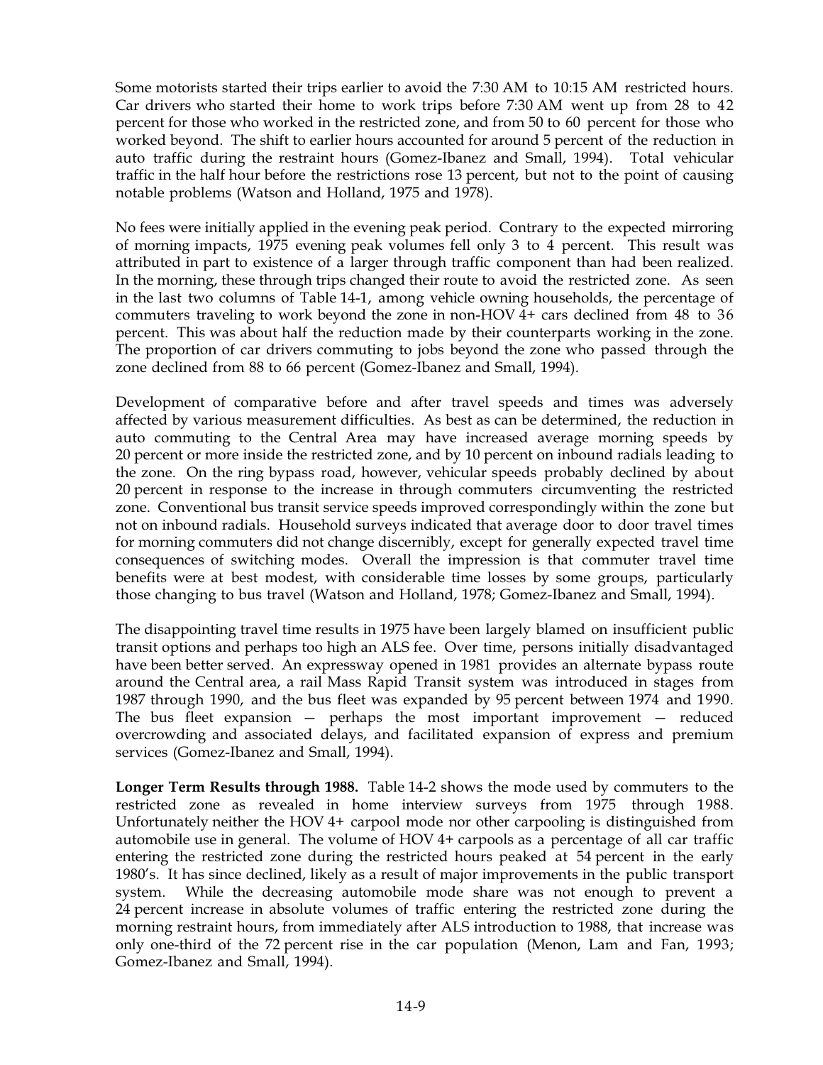Some motorists started their trips earlier to avoid the 7:30 AM to 10:15 AM restricted hours. Car drivers who started their home to work trips before 7:30 AM went up from 28 to 42 percent for those who worked in the restricted zone, and from 50 to 60 percent for those who worked beyond. The shift to earlier hours accounted for around 5 percent of the reduction in auto traffic during the restraint hours (Gomez-Ibanez and Small, 1994). Total vehicular traffic in the half hour before the restrictions rose 13 percent, but not to the point of causing notable problems (Watson and Holland, 1975 and 1978).

No fees were initially applied in the evening peak period. Contrary to the expected mirroring of morning impacts, 1975 evening peak volumes fell only 3 to 4 percent. This result was attributed in part to existence of a larger through traffic component than had been realized. In the morning, these through trips changed their route to avoid the restricted zone. As seen in the last two columns of Table 14-1, among vehicle owning households, the percentage of commuters traveling to work beyond the zone in non-HOV 4+ cars declined from 48 to 36 percent. This was about half the reduction made by their counterparts working in the zone. The proportion of car drivers commuting to jobs beyond the zone who passed through the zone declined from 88 to 66 percent (Gomez-Ibanez and Small, 1994).

Development of comparative before and after travel speeds and times was adversely affected by various measurement difficulties. As best as can be determined, the reduction in auto commuting to the Central Area may have increased average morning speeds by 20 percent or more inside the restricted zone, and by 10 percent on inbound radials leading to the zone. On the ring bypass road, however, vehicular speeds probably declined by about 20 percent in response to the increase in through commuters circumventing the restricted zone. Conventional bus transit service speeds improved correspondingly within the zone but not on inbound radials. Household surveys indicated that average door to door travel times for morning commuters did not change discernibly, except for generally expected travel time consequences of switching modes. Overall the impression is that commuter travel time benefits were at best modest, with considerable time losses by some groups, particularly those changing to bus travel (Watson and Holland, 1978; Gomez-Ibanez and Small, 1994).

The disappointing travel time results in 1975 have been largely blamed on insufficient public transit options and perhaps too high an ALS fee. Over time, persons initially disadvantaged have been better served. An expressway opened in 1981 provides an alternate bypass route around the Central area, a rail Mass Rapid Transit system was introduced in stages from 1987 through 1990, and the bus fleet was expanded by 95 percent between 1974 and 1990. The bus fleet expansion — perhaps the most important improvement — reduced overcrowding and associated delays, and facilitated expansion of express and premium services (Gomez-Ibanez and Small, 1994).

**Longer Term Results through 1988.** Table 14-2 shows the mode used by commuters to the restricted zone as revealed in home interview surveys from 1975 through 1988. Unfortunately neither the HOV 4+ carpool mode nor other carpooling is distinguished from automobile use in general. The volume of HOV 4+ carpools as a percentage of all car traffic entering the restricted zone during the restricted hours peaked at 54 percent in the early 1980's. It has since declined, likely as a result of major improvements in the public transport system. While the decreasing automobile mode share was not enough to prevent a 24 percent increase in absolute volumes of traffic entering the restricted zone during the morning restraint hours, from immediately after ALS introduction to 1988, that increase was only one-third of the 72 percent rise in the car population (Menon, Lam and Fan, 1993; Gomez-Ibanez and Small, 1994).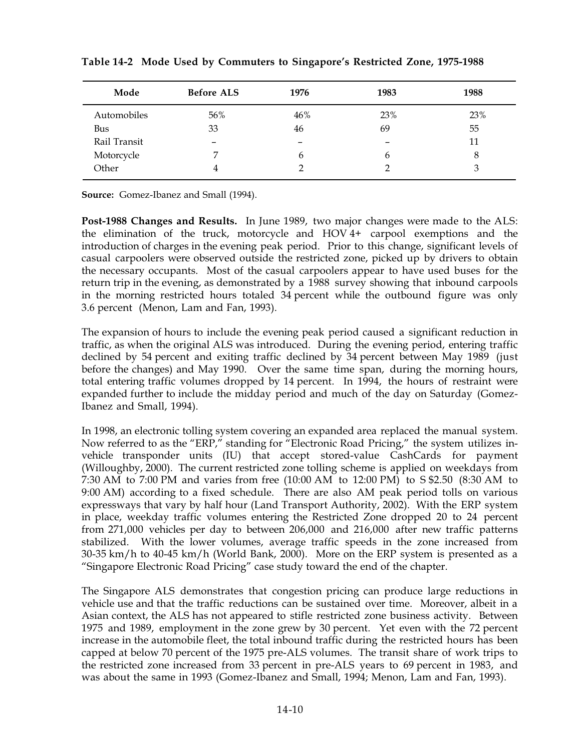**Table 14-2 Mode Used by Commuters to Singapore's Restricted Zone, 1975-1988**

| Mode | Before ALS | 1976 | 1983 | 1988 |
|---|---|---|---|---|
| Automobiles | 56% | 46% | 23% | 23% |
| Bus | 33 | 46 | 69 | 55 |
| Rail Transit | – | – | – | 11 |
| Motorcycle | 7 | 6 | 6 | 8 |
| Other | 4 | 2 | 2 | 3 |

**Source:** Gomez-Ibanez and Small (1994).

**Post-1988 Changes and Results.** In June 1989, two major changes were made to the ALS: the elimination of the truck, motorcycle and HOV 4+ carpool exemptions and the introduction of charges in the evening peak period. Prior to this change, significant levels of casual carpoolers were observed outside the restricted zone, picked up by drivers to obtain the necessary occupants. Most of the casual carpoolers appear to have used buses for the return trip in the evening, as demonstrated by a 1988 survey showing that inbound carpools in the morning restricted hours totaled 34 percent while the outbound figure was only 3.6 percent (Menon, Lam and Fan, 1993).

The expansion of hours to include the evening peak period caused a significant reduction in traffic, as when the original ALS was introduced. During the evening period, entering traffic declined by 54 percent and exiting traffic declined by 34 percent between May 1989 (just before the changes) and May 1990. Over the same time span, during the morning hours, total entering traffic volumes dropped by 14 percent. In 1994, the hours of restraint were expanded further to include the midday period and much of the day on Saturday (Gomez-Ibanez and Small, 1994).

In 1998, an electronic tolling system covering an expanded area replaced the manual system. Now referred to as the "ERP," standing for "Electronic Road Pricing," the system utilizes in-vehicle transponder units (IU) that accept stored-value CashCards for payment (Willoughby, 2000). The current restricted zone tolling scheme is applied on weekdays from 7:30 AM to 7:00 PM and varies from free (10:00 AM to 12:00 PM) to S $2.50 (8:30 AM to 9:00 AM) according to a fixed schedule. There are also AM peak period tolls on various expressways that vary by half hour (Land Transport Authority, 2002). With the ERP system in place, weekday traffic volumes entering the Restricted Zone dropped 20 to 24 percent from 271,000 vehicles per day to between 206,000 and 216,000 after new traffic patterns stabilized. With the lower volumes, average traffic speeds in the zone increased from 30-35 km/h to 40-45 km/h (World Bank, 2000). More on the ERP system is presented as a "Singapore Electronic Road Pricing" case study toward the end of the chapter.

The Singapore ALS demonstrates that congestion pricing can produce large reductions in vehicle use and that the traffic reductions can be sustained over time. Moreover, albeit in a Asian context, the ALS has not appeared to stifle restricted zone business activity. Between 1975 and 1989, employment in the zone grew by 30 percent. Yet even with the 72 percent increase in the automobile fleet, the total inbound traffic during the restricted hours has been capped at below 70 percent of the 1975 pre-ALS volumes. The transit share of work trips to the restricted zone increased from 33 percent in pre-ALS years to 69 percent in 1983, and was about the same in 1993 (Gomez-Ibanez and Small, 1994; Menon, Lam and Fan, 1993).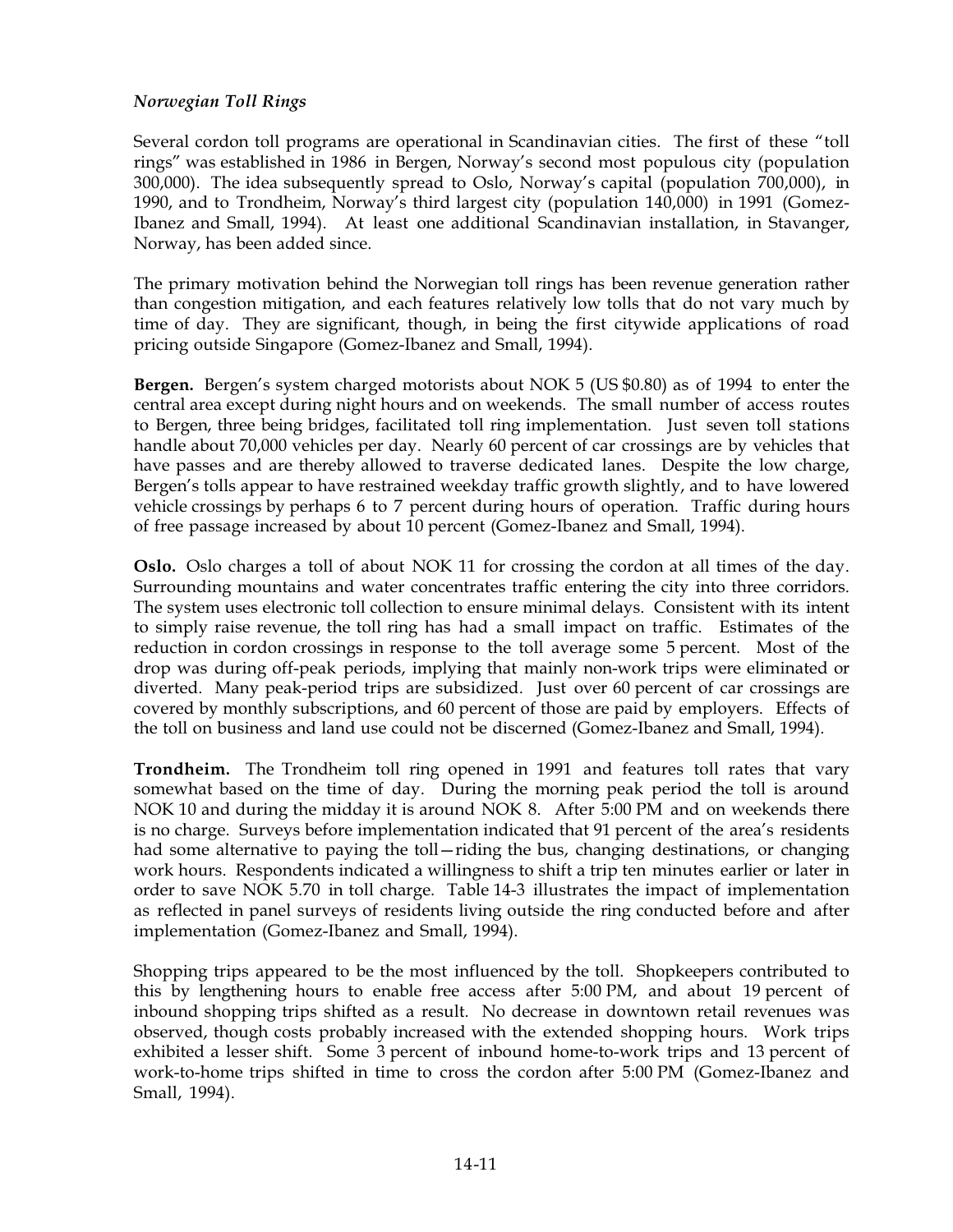### *Norwegian Toll Rings*

Several cordon toll programs are operational in Scandinavian cities. The first of these "toll rings" was established in 1986 in Bergen, Norway's second most populous city (population 300,000). The idea subsequently spread to Oslo, Norway's capital (population 700,000), in 1990, and to Trondheim, Norway's third largest city (population 140,000) in 1991 (Gomez-Ibanez and Small, 1994). At least one additional Scandinavian installation, in Stavanger, Norway, has been added since.

The primary motivation behind the Norwegian toll rings has been revenue generation rather than congestion mitigation, and each features relatively low tolls that do not vary much by time of day. They are significant, though, in being the first citywide applications of road pricing outside Singapore (Gomez-Ibanez and Small, 1994).

**Bergen.** Bergen's system charged motorists about NOK 5 (US $0.80) as of 1994 to enter the central area except during night hours and on weekends. The small number of access routes to Bergen, three being bridges, facilitated toll ring implementation. Just seven toll stations handle about 70,000 vehicles per day. Nearly 60 percent of car crossings are by vehicles that have passes and are thereby allowed to traverse dedicated lanes. Despite the low charge, Bergen's tolls appear to have restrained weekday traffic growth slightly, and to have lowered vehicle crossings by perhaps 6 to 7 percent during hours of operation. Traffic during hours of free passage increased by about 10 percent (Gomez-Ibanez and Small, 1994).

**Oslo.** Oslo charges a toll of about NOK 11 for crossing the cordon at all times of the day. Surrounding mountains and water concentrates traffic entering the city into three corridors. The system uses electronic toll collection to ensure minimal delays. Consistent with its intent to simply raise revenue, the toll ring has had a small impact on traffic. Estimates of the reduction in cordon crossings in response to the toll average some 5 percent. Most of the drop was during off-peak periods, implying that mainly non-work trips were eliminated or diverted. Many peak-period trips are subsidized. Just over 60 percent of car crossings are covered by monthly subscriptions, and 60 percent of those are paid by employers. Effects of the toll on business and land use could not be discerned (Gomez-Ibanez and Small, 1994).

**Trondheim.** The Trondheim toll ring opened in 1991 and features toll rates that vary somewhat based on the time of day. During the morning peak period the toll is around NOK 10 and during the midday it is around NOK 8. After 5:00 PM and on weekends there is no charge. Surveys before implementation indicated that 91 percent of the area's residents had some alternative to paying the toll—riding the bus, changing destinations, or changing work hours. Respondents indicated a willingness to shift a trip ten minutes earlier or later in order to save NOK 5.70 in toll charge. Table 14-3 illustrates the impact of implementation as reflected in panel surveys of residents living outside the ring conducted before and after implementation (Gomez-Ibanez and Small, 1994).

Shopping trips appeared to be the most influenced by the toll. Shopkeepers contributed to this by lengthening hours to enable free access after 5:00 PM, and about 19 percent of inbound shopping trips shifted as a result. No decrease in downtown retail revenues was observed, though costs probably increased with the extended shopping hours. Work trips exhibited a lesser shift. Some 3 percent of inbound home-to-work trips and 13 percent of work-to-home trips shifted in time to cross the cordon after 5:00 PM (Gomez-Ibanez and Small, 1994).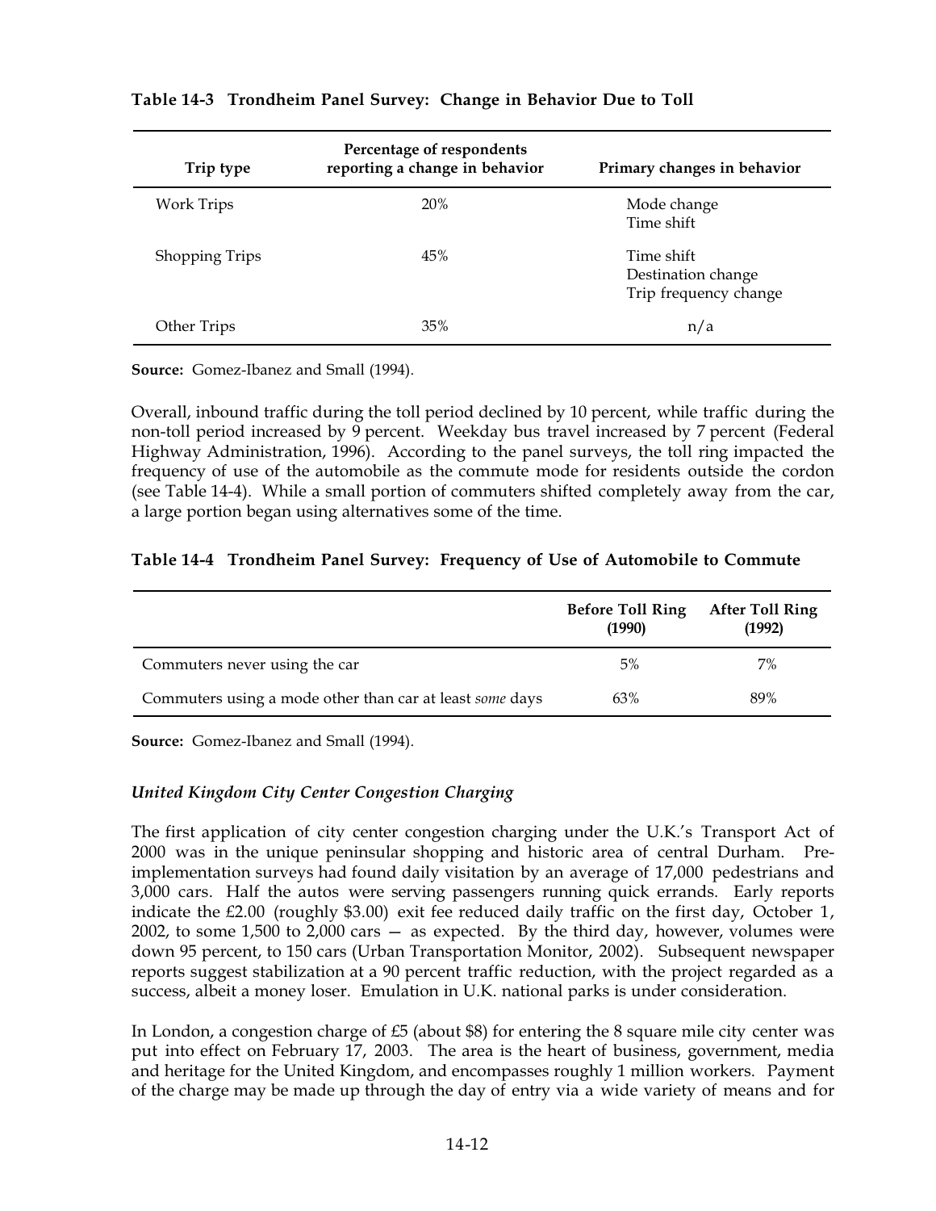**Table 14-3 Trondheim Panel Survey: Change in Behavior Due to Toll**

| Trip type | Percentage of respondents reporting a change in behavior | Primary changes in behavior |
|---|---|---|
| Work Trips | 20% | Mode change<br>Time shift |
| Shopping Trips | 45% | Time shift<br>Destination change<br>Trip frequency change |
| Other Trips | 35% | n/a |

**Source:** Gomez-Ibanez and Small (1994).

Overall, inbound traffic during the toll period declined by 10 percent, while traffic during the non-toll period increased by 9 percent. Weekday bus travel increased by 7 percent (Federal Highway Administration, 1996). According to the panel surveys, the toll ring impacted the frequency of use of the automobile as the commute mode for residents outside the cordon (see Table 14-4). While a small portion of commuters shifted completely away from the car, a large portion began using alternatives some of the time.

**Table 14-4 Trondheim Panel Survey: Frequency of Use of Automobile to Commute**

| | Before Toll Ring (1990) | After Toll Ring (1992) |
|---|---|---|
| Commuters never using the car | 5% | 7% |
| Commuters using a mode other than car at least *some* days | 63% | 89% |

**Source:** Gomez-Ibanez and Small (1994).

### *United Kingdom City Center Congestion Charging*

The first application of city center congestion charging under the U.K.'s Transport Act of 2000 was in the unique peninsular shopping and historic area of central Durham. Pre-implementation surveys had found daily visitation by an average of 17,000 pedestrians and 3,000 cars. Half the autos were serving passengers running quick errands. Early reports indicate the £2.00 (roughly $3.00) exit fee reduced daily traffic on the first day, October 1, 2002, to some 1,500 to 2,000 cars — as expected. By the third day, however, volumes were down 95 percent, to 150 cars (Urban Transportation Monitor, 2002). Subsequent newspaper reports suggest stabilization at a 90 percent traffic reduction, with the project regarded as a success, albeit a money loser. Emulation in U.K. national parks is under consideration.

In London, a congestion charge of £5 (about $8) for entering the 8 square mile city center was put into effect on February 17, 2003. The area is the heart of business, government, media and heritage for the United Kingdom, and encompasses roughly 1 million workers. Payment of the charge may be made up through the day of entry via a wide variety of means and for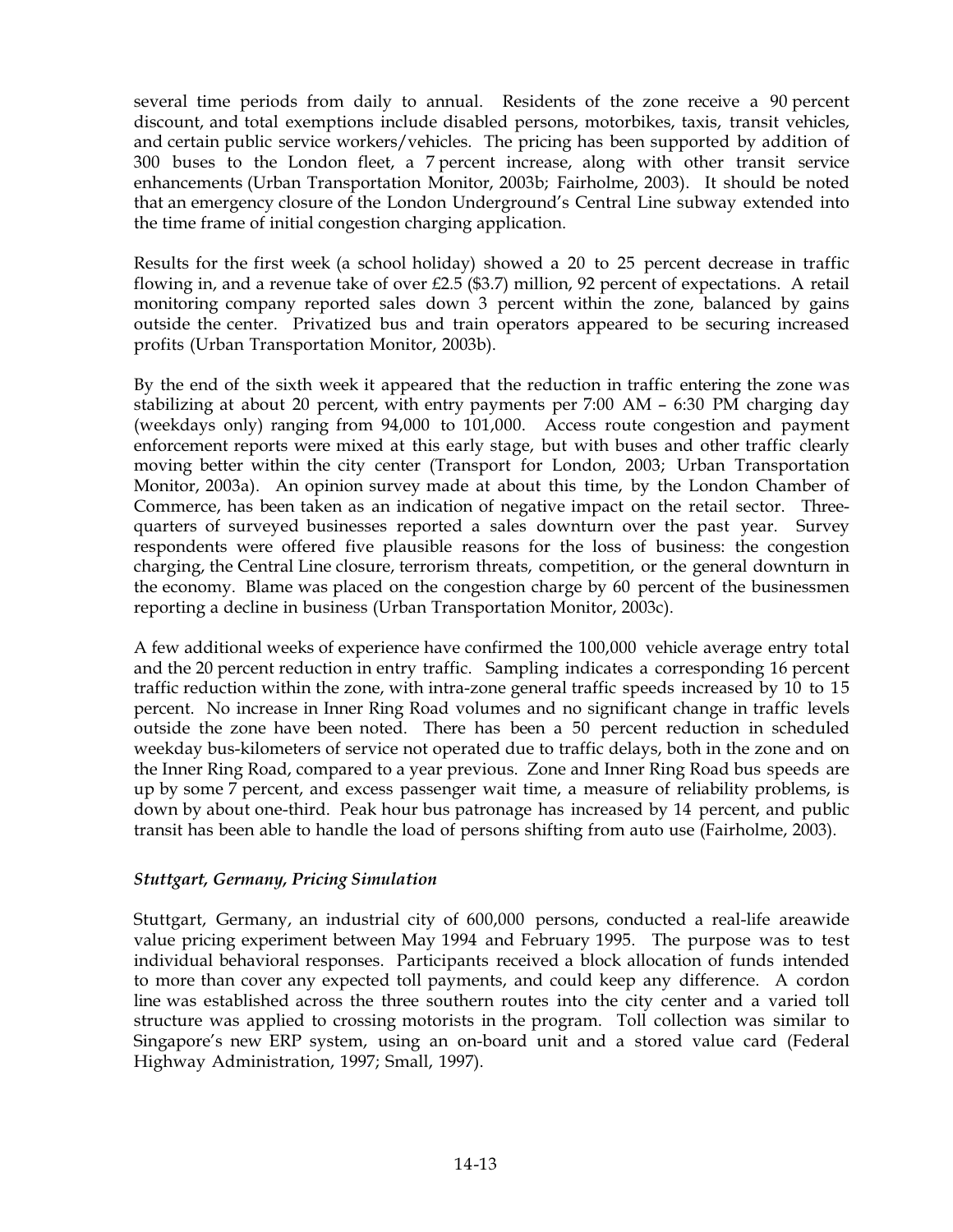several time periods from daily to annual. Residents of the zone receive a 90 percent discount, and total exemptions include disabled persons, motorbikes, taxis, transit vehicles, and certain public service workers/vehicles. The pricing has been supported by addition of 300 buses to the London fleet, a 7 percent increase, along with other transit service enhancements (Urban Transportation Monitor, 2003b; Fairholme, 2003). It should be noted that an emergency closure of the London Underground's Central Line subway extended into the time frame of initial congestion charging application.

Results for the first week (a school holiday) showed a 20 to 25 percent decrease in traffic flowing in, and a revenue take of over £2.5 ($3.7) million, 92 percent of expectations. A retail monitoring company reported sales down 3 percent within the zone, balanced by gains outside the center. Privatized bus and train operators appeared to be securing increased profits (Urban Transportation Monitor, 2003b).

By the end of the sixth week it appeared that the reduction in traffic entering the zone was stabilizing at about 20 percent, with entry payments per 7:00 AM – 6:30 PM charging day (weekdays only) ranging from 94,000 to 101,000. Access route congestion and payment enforcement reports were mixed at this early stage, but with buses and other traffic clearly moving better within the city center (Transport for London, 2003; Urban Transportation Monitor, 2003a). An opinion survey made at about this time, by the London Chamber of Commerce, has been taken as an indication of negative impact on the retail sector. Three-quarters of surveyed businesses reported a sales downturn over the past year. Survey respondents were offered five plausible reasons for the loss of business: the congestion charging, the Central Line closure, terrorism threats, competition, or the general downturn in the economy. Blame was placed on the congestion charge by 60 percent of the businessmen reporting a decline in business (Urban Transportation Monitor, 2003c).

A few additional weeks of experience have confirmed the 100,000 vehicle average entry total and the 20 percent reduction in entry traffic. Sampling indicates a corresponding 16 percent traffic reduction within the zone, with intra-zone general traffic speeds increased by 10 to 15 percent. No increase in Inner Ring Road volumes and no significant change in traffic levels outside the zone have been noted. There has been a 50 percent reduction in scheduled weekday bus-kilometers of service not operated due to traffic delays, both in the zone and on the Inner Ring Road, compared to a year previous. Zone and Inner Ring Road bus speeds are up by some 7 percent, and excess passenger wait time, a measure of reliability problems, is down by about one-third. Peak hour bus patronage has increased by 14 percent, and public transit has been able to handle the load of persons shifting from auto use (Fairholme, 2003).

### *Stuttgart, Germany, Pricing Simulation*

Stuttgart, Germany, an industrial city of 600,000 persons, conducted a real-life areawide value pricing experiment between May 1994 and February 1995. The purpose was to test individual behavioral responses. Participants received a block allocation of funds intended to more than cover any expected toll payments, and could keep any difference. A cordon line was established across the three southern routes into the city center and a varied toll structure was applied to crossing motorists in the program. Toll collection was similar to Singapore's new ERP system, using an on-board unit and a stored value card (Federal Highway Administration, 1997; Small, 1997).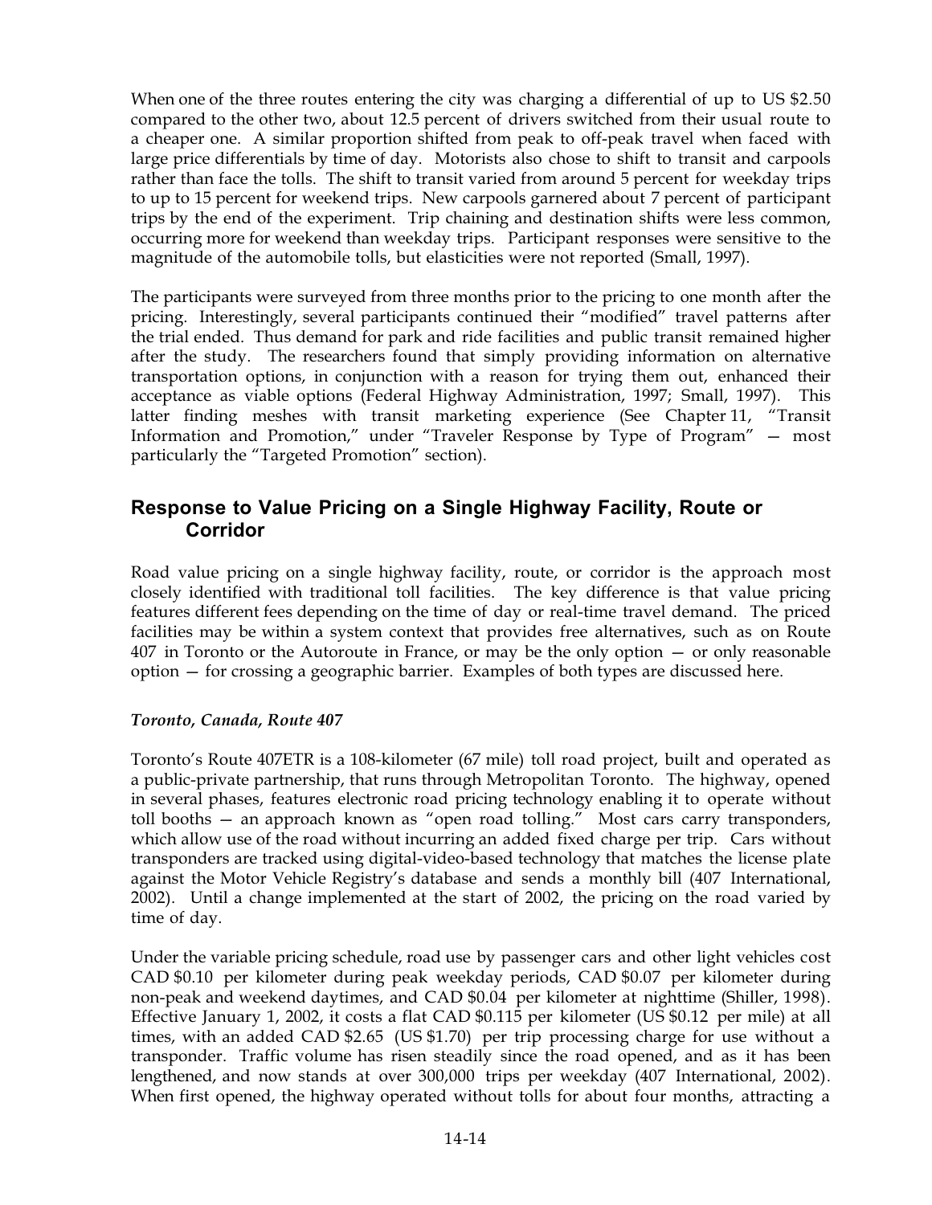When one of the three routes entering the city was charging a differential of up to US $2.50 compared to the other two, about 12.5 percent of drivers switched from their usual route to a cheaper one. A similar proportion shifted from peak to off-peak travel when faced with large price differentials by time of day. Motorists also chose to shift to transit and carpools rather than face the tolls. The shift to transit varied from around 5 percent for weekday trips to up to 15 percent for weekend trips. New carpools garnered about 7 percent of participant trips by the end of the experiment. Trip chaining and destination shifts were less common, occurring more for weekend than weekday trips. Participant responses were sensitive to the magnitude of the automobile tolls, but elasticities were not reported (Small, 1997).

The participants were surveyed from three months prior to the pricing to one month after the pricing. Interestingly, several participants continued their "modified" travel patterns after the trial ended. Thus demand for park and ride facilities and public transit remained higher after the study. The researchers found that simply providing information on alternative transportation options, in conjunction with a reason for trying them out, enhanced their acceptance as viable options (Federal Highway Administration, 1997; Small, 1997). This latter finding meshes with transit marketing experience (See Chapter 11, "Transit Information and Promotion," under "Traveler Response by Type of Program" — most particularly the "Targeted Promotion" section).

## Response to Value Pricing on a Single Highway Facility, Route or Corridor

Road value pricing on a single highway facility, route, or corridor is the approach most closely identified with traditional toll facilities. The key difference is that value pricing features different fees depending on the time of day or real-time travel demand. The priced facilities may be within a system context that provides free alternatives, such as on Route 407 in Toronto or the Autoroute in France, or may be the only option — or only reasonable option — for crossing a geographic barrier. Examples of both types are discussed here.

*Toronto, Canada, Route 407*

Toronto's Route 407ETR is a 108-kilometer (67 mile) toll road project, built and operated as a public-private partnership, that runs through Metropolitan Toronto. The highway, opened in several phases, features electronic road pricing technology enabling it to operate without toll booths — an approach known as "open road tolling." Most cars carry transponders, which allow use of the road without incurring an added fixed charge per trip. Cars without transponders are tracked using digital-video-based technology that matches the license plate against the Motor Vehicle Registry's database and sends a monthly bill (407 International, 2002). Until a change implemented at the start of 2002, the pricing on the road varied by time of day.

Under the variable pricing schedule, road use by passenger cars and other light vehicles cost CAD $0.10 per kilometer during peak weekday periods, CAD $0.07 per kilometer during non-peak and weekend daytimes, and CAD $0.04 per kilometer at nighttime (Shiller, 1998). Effective January 1, 2002, it costs a flat CAD $0.115 per kilometer (US $0.12 per mile) at all times, with an added CAD $2.65 (US $1.70) per trip processing charge for use without a transponder. Traffic volume has risen steadily since the road opened, and as it has been lengthened, and now stands at over 300,000 trips per weekday (407 International, 2002). When first opened, the highway operated without tolls for about four months, attracting a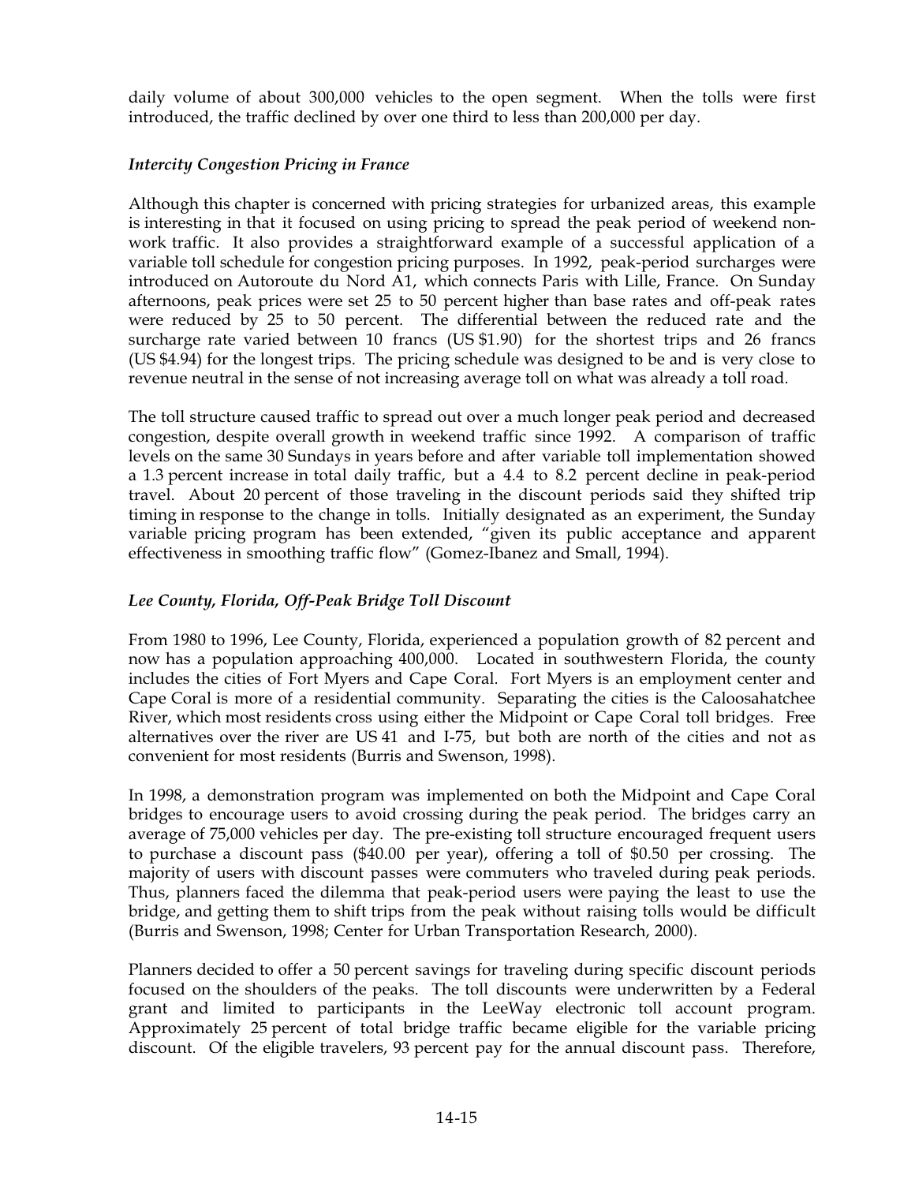daily volume of about 300,000 vehicles to the open segment. When the tolls were first introduced, the traffic declined by over one third to less than 200,000 per day.

### *Intercity Congestion Pricing in France*

Although this chapter is concerned with pricing strategies for urbanized areas, this example is interesting in that it focused on using pricing to spread the peak period of weekend non-work traffic. It also provides a straightforward example of a successful application of a variable toll schedule for congestion pricing purposes. In 1992, peak-period surcharges were introduced on Autoroute du Nord A1, which connects Paris with Lille, France. On Sunday afternoons, peak prices were set 25 to 50 percent higher than base rates and off-peak rates were reduced by 25 to 50 percent. The differential between the reduced rate and the surcharge rate varied between 10 francs (US $1.90) for the shortest trips and 26 francs (US $4.94) for the longest trips. The pricing schedule was designed to be and is very close to revenue neutral in the sense of not increasing average toll on what was already a toll road.

The toll structure caused traffic to spread out over a much longer peak period and decreased congestion, despite overall growth in weekend traffic since 1992. A comparison of traffic levels on the same 30 Sundays in years before and after variable toll implementation showed a 1.3 percent increase in total daily traffic, but a 4.4 to 8.2 percent decline in peak-period travel. About 20 percent of those traveling in the discount periods said they shifted trip timing in response to the change in tolls. Initially designated as an experiment, the Sunday variable pricing program has been extended, "given its public acceptance and apparent effectiveness in smoothing traffic flow" (Gomez-Ibanez and Small, 1994).

### *Lee County, Florida, Off-Peak Bridge Toll Discount*

From 1980 to 1996, Lee County, Florida, experienced a population growth of 82 percent and now has a population approaching 400,000. Located in southwestern Florida, the county includes the cities of Fort Myers and Cape Coral. Fort Myers is an employment center and Cape Coral is more of a residential community. Separating the cities is the Caloosahatchee River, which most residents cross using either the Midpoint or Cape Coral toll bridges. Free alternatives over the river are US 41 and I-75, but both are north of the cities and not as convenient for most residents (Burris and Swenson, 1998).

In 1998, a demonstration program was implemented on both the Midpoint and Cape Coral bridges to encourage users to avoid crossing during the peak period. The bridges carry an average of 75,000 vehicles per day. The pre-existing toll structure encouraged frequent users to purchase a discount pass ($40.00 per year), offering a toll of $0.50 per crossing. The majority of users with discount passes were commuters who traveled during peak periods. Thus, planners faced the dilemma that peak-period users were paying the least to use the bridge, and getting them to shift trips from the peak without raising tolls would be difficult (Burris and Swenson, 1998; Center for Urban Transportation Research, 2000).

Planners decided to offer a 50 percent savings for traveling during specific discount periods focused on the shoulders of the peaks. The toll discounts were underwritten by a Federal grant and limited to participants in the LeeWay electronic toll account program. Approximately 25 percent of total bridge traffic became eligible for the variable pricing discount. Of the eligible travelers, 93 percent pay for the annual discount pass. Therefore,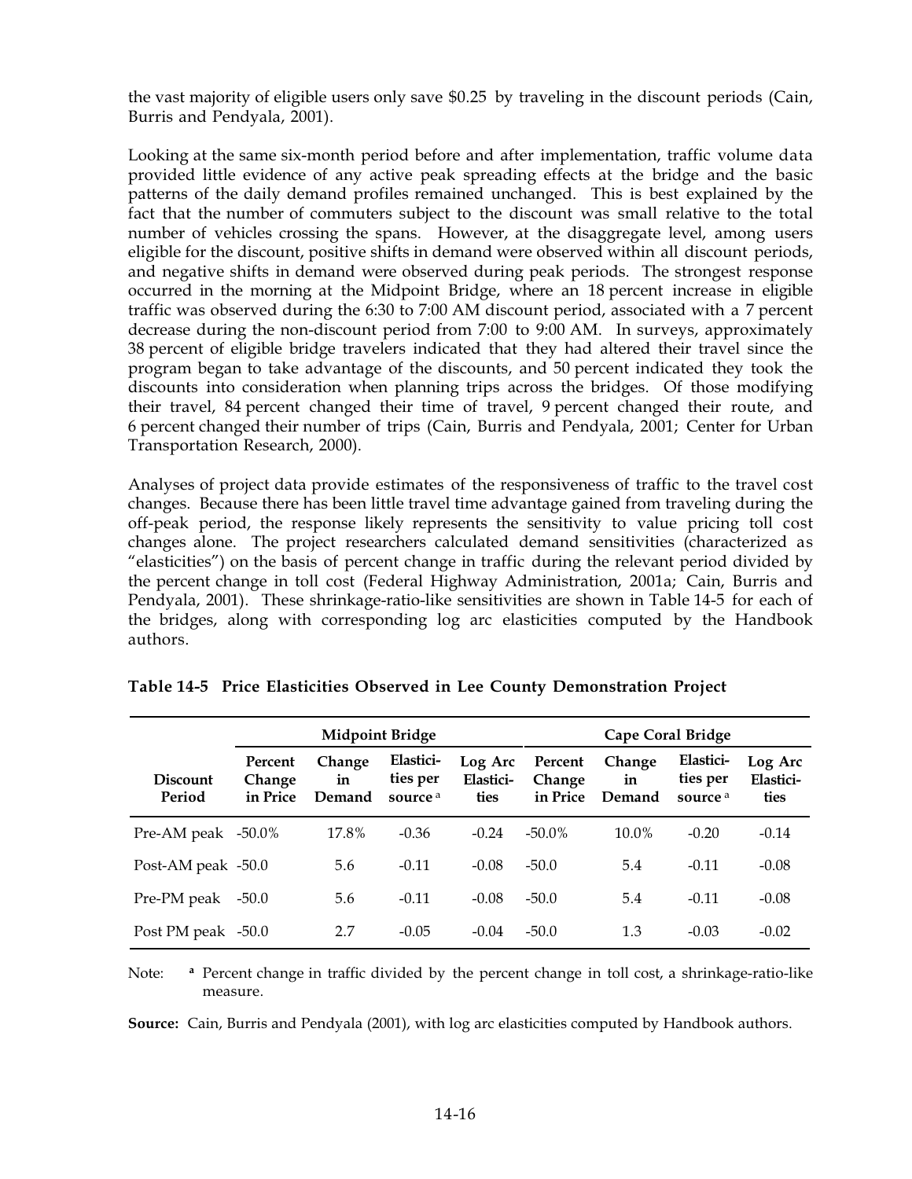the vast majority of eligible users only save $0.25 by traveling in the discount periods (Cain, Burris and Pendyala, 2001).

Looking at the same six-month period before and after implementation, traffic volume data provided little evidence of any active peak spreading effects at the bridge and the basic patterns of the daily demand profiles remained unchanged. This is best explained by the fact that the number of commuters subject to the discount was small relative to the total number of vehicles crossing the spans. However, at the disaggregate level, among users eligible for the discount, positive shifts in demand were observed within all discount periods, and negative shifts in demand were observed during peak periods. The strongest response occurred in the morning at the Midpoint Bridge, where an 18 percent increase in eligible traffic was observed during the 6:30 to 7:00 AM discount period, associated with a 7 percent decrease during the non-discount period from 7:00 to 9:00 AM. In surveys, approximately 38 percent of eligible bridge travelers indicated that they had altered their travel since the program began to take advantage of the discounts, and 50 percent indicated they took the discounts into consideration when planning trips across the bridges. Of those modifying their travel, 84 percent changed their time of travel, 9 percent changed their route, and 6 percent changed their number of trips (Cain, Burris and Pendyala, 2001; Center for Urban Transportation Research, 2000).

Analyses of project data provide estimates of the responsiveness of traffic to the travel cost changes. Because there has been little travel time advantage gained from traveling during the off-peak period, the response likely represents the sensitivity to value pricing toll cost changes alone. The project researchers calculated demand sensitivities (characterized as "elasticities") on the basis of percent change in traffic during the relevant period divided by the percent change in toll cost (Federal Highway Administration, 2001a; Cain, Burris and Pendyala, 2001). These shrinkage-ratio-like sensitivities are shown in Table 14-5 for each of the bridges, along with corresponding log arc elasticities computed by the Handbook authors.

**Table 14-5 Price Elasticities Observed in Lee County Demonstration Project**

| | Midpoint Bridge | | | | Cape Coral Bridge | | | |
|---|---|---|---|---|---|---|---|---|
| **Discount Period** | **Percent Change in Price** | **Change in Demand** | **Elasticities per source** [a] | **Log Arc Elasticities** | **Percent Change in Price** | **Change in Demand** | **Elasticities per source** [a] | **Log Arc Elasticities** |
| Pre-AM peak | -50.0% | 17.8% | -0.36 | -0.24 | -50.0% | 10.0% | -0.20 | -0.14 |
| Post-AM peak | -50.0 | 5.6 | -0.11 | -0.08 | -50.0 | 5.4 | -0.11 | -0.08 |
| Pre-PM peak | -50.0 | 5.6 | -0.11 | -0.08 | -50.0 | 5.4 | -0.11 | -0.08 |
| Post PM peak | -50.0 | 2.7 | -0.05 | -0.04 | -50.0 | 1.3 | -0.03 | -0.02 |

Note: [a] Percent change in traffic divided by the percent change in toll cost, a shrinkage-ratio-like measure.

**Source:** Cain, Burris and Pendyala (2001), with log arc elasticities computed by Handbook authors.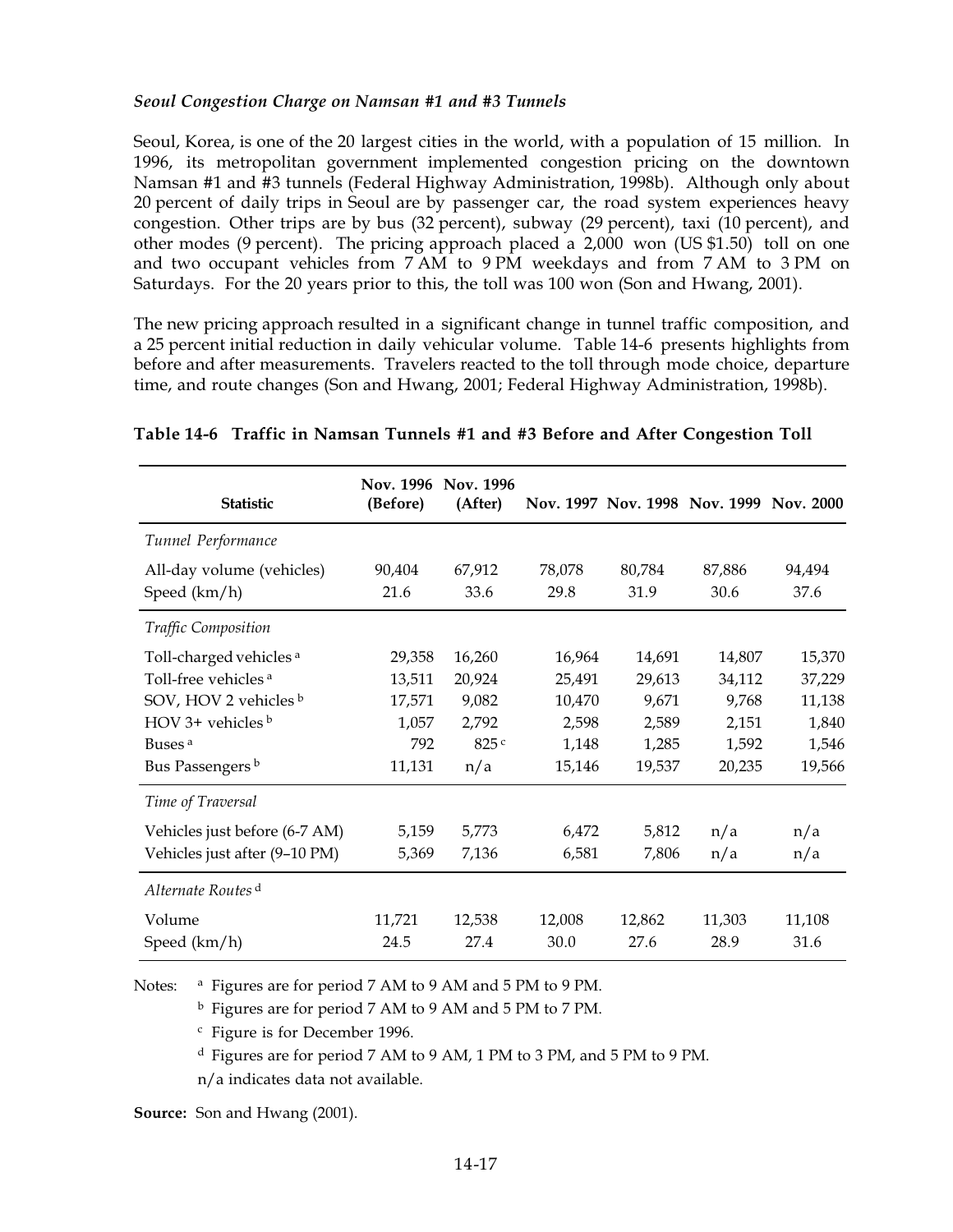*Seoul Congestion Charge on Namsan #1 and #3 Tunnels*

Seoul, Korea, is one of the 20 largest cities in the world, with a population of 15 million. In 1996, its metropolitan government implemented congestion pricing on the downtown Namsan #1 and #3 tunnels (Federal Highway Administration, 1998b). Although only about 20 percent of daily trips in Seoul are by passenger car, the road system experiences heavy congestion. Other trips are by bus (32 percent), subway (29 percent), taxi (10 percent), and other modes (9 percent). The pricing approach placed a 2,000 won (US $1.50) toll on one and two occupant vehicles from 7 AM to 9 PM weekdays and from 7 AM to 3 PM on Saturdays. For the 20 years prior to this, the toll was 100 won (Son and Hwang, 2001).

The new pricing approach resulted in a significant change in tunnel traffic composition, and a 25 percent initial reduction in daily vehicular volume. Table 14-6 presents highlights from before and after measurements. Travelers reacted to the toll through mode choice, departure time, and route changes (Son and Hwang, 2001; Federal Highway Administration, 1998b).

**Table 14-6 Traffic in Namsan Tunnels #1 and #3 Before and After Congestion Toll**

| Statistic | Nov. 1996 (Before) | Nov. 1996 (After) | Nov. 1997 | Nov. 1998 | Nov. 1999 | Nov. 2000 |
|---|---|---|---|---|---|---|
| *Tunnel Performance* | | | | | | |
| All-day volume (vehicles) | 90,404 | 67,912 | 78,078 | 80,784 | 87,886 | 94,494 |
| Speed (km/h) | 21.6 | 33.6 | 29.8 | 31.9 | 30.6 | 37.6 |
| *Traffic Composition* | | | | | | |
| Toll-charged vehicles [a] | 29,358 | 16,260 | 16,964 | 14,691 | 14,807 | 15,370 |
| Toll-free vehicles [a] | 13,511 | 20,924 | 25,491 | 29,613 | 34,112 | 37,229 |
| SOV, HOV 2 vehicles [b] | 17,571 | 9,082 | 10,470 | 9,671 | 9,768 | 11,138 |
| HOV 3+ vehicles [b] | 1,057 | 2,792 | 2,598 | 2,589 | 2,151 | 1,840 |
| Buses [a] | 792 | 825 [c] | 1,148 | 1,285 | 1,592 | 1,546 |
| Bus Passengers [b] | 11,131 | n/a | 15,146 | 19,537 | 20,235 | 19,566 |
| *Time of Traversal* | | | | | | |
| Vehicles just before (6-7 AM) | 5,159 | 5,773 | 6,472 | 5,812 | n/a | n/a |
| Vehicles just after (9–10 PM) | 5,369 | 7,136 | 6,581 | 7,806 | n/a | n/a |
| *Alternate Routes* [d] | | | | | | |
| Volume | 11,721 | 12,538 | 12,008 | 12,862 | 11,303 | 11,108 |
| Speed (km/h) | 24.5 | 27.4 | 30.0 | 27.6 | 28.9 | 31.6 |

Notes: [a] Figures are for period 7 AM to 9 AM and 5 PM to 9 PM.
[b] Figures are for period 7 AM to 9 AM and 5 PM to 7 PM.
[c] Figure is for December 1996.
[d] Figures are for period 7 AM to 9 AM, 1 PM to 3 PM, and 5 PM to 9 PM.
n/a indicates data not available.

**Source:** Son and Hwang (2001).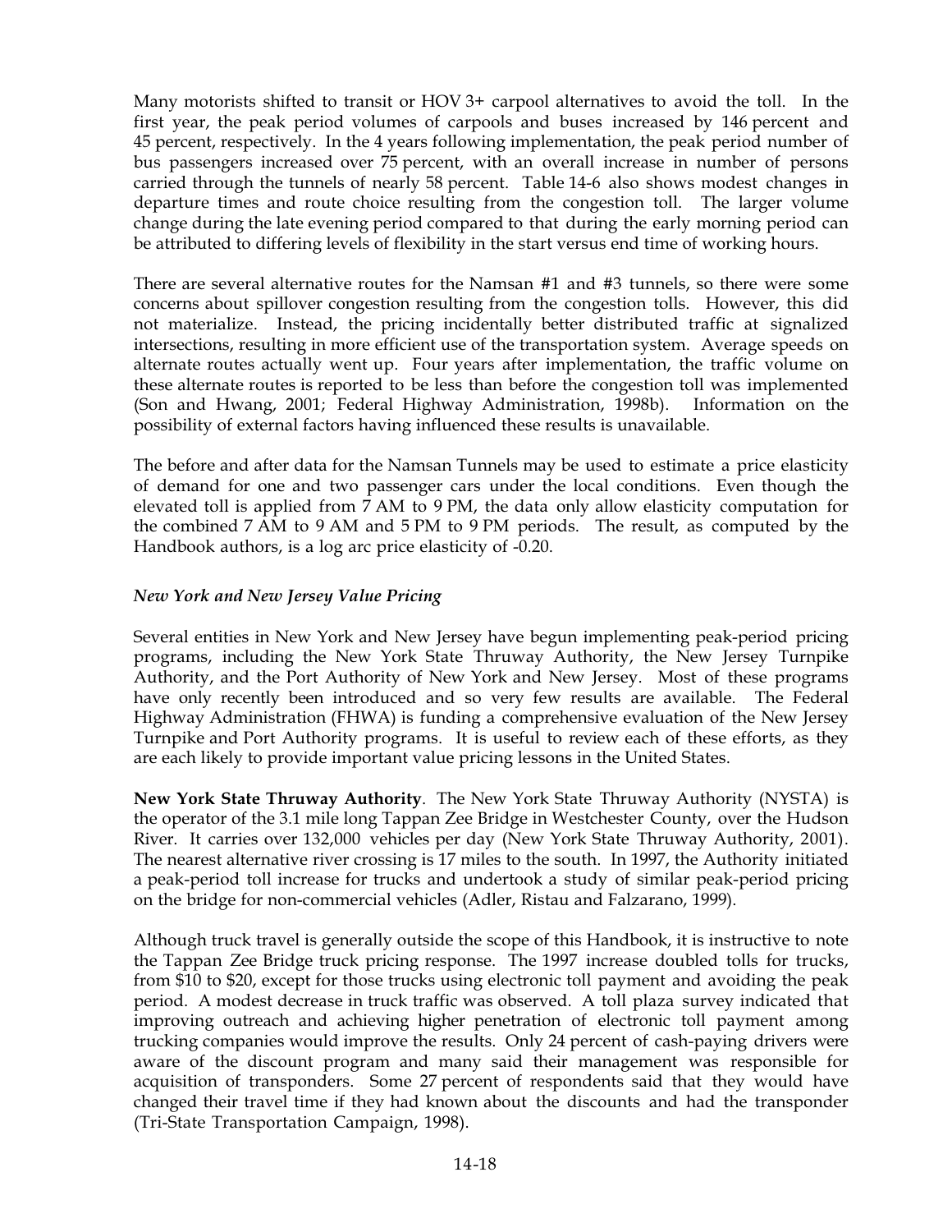Many motorists shifted to transit or HOV 3+ carpool alternatives to avoid the toll. In the first year, the peak period volumes of carpools and buses increased by 146 percent and 45 percent, respectively. In the 4 years following implementation, the peak period number of bus passengers increased over 75 percent, with an overall increase in number of persons carried through the tunnels of nearly 58 percent. Table 14-6 also shows modest changes in departure times and route choice resulting from the congestion toll. The larger volume change during the late evening period compared to that during the early morning period can be attributed to differing levels of flexibility in the start versus end time of working hours.

There are several alternative routes for the Namsan #1 and #3 tunnels, so there were some concerns about spillover congestion resulting from the congestion tolls. However, this did not materialize. Instead, the pricing incidentally better distributed traffic at signalized intersections, resulting in more efficient use of the transportation system. Average speeds on alternate routes actually went up. Four years after implementation, the traffic volume on these alternate routes is reported to be less than before the congestion toll was implemented (Son and Hwang, 2001; Federal Highway Administration, 1998b). Information on the possibility of external factors having influenced these results is unavailable.

The before and after data for the Namsan Tunnels may be used to estimate a price elasticity of demand for one and two passenger cars under the local conditions. Even though the elevated toll is applied from 7 AM to 9 PM, the data only allow elasticity computation for the combined 7 AM to 9 AM and 5 PM to 9 PM periods. The result, as computed by the Handbook authors, is a log arc price elasticity of -0.20.

### *New York and New Jersey Value Pricing*

Several entities in New York and New Jersey have begun implementing peak-period pricing programs, including the New York State Thruway Authority, the New Jersey Turnpike Authority, and the Port Authority of New York and New Jersey. Most of these programs have only recently been introduced and so very few results are available. The Federal Highway Administration (FHWA) is funding a comprehensive evaluation of the New Jersey Turnpike and Port Authority programs. It is useful to review each of these efforts, as they are each likely to provide important value pricing lessons in the United States.

**New York State Thruway Authority**. The New York State Thruway Authority (NYSTA) is the operator of the 3.1 mile long Tappan Zee Bridge in Westchester County, over the Hudson River. It carries over 132,000 vehicles per day (New York State Thruway Authority, 2001). The nearest alternative river crossing is 17 miles to the south. In 1997, the Authority initiated a peak-period toll increase for trucks and undertook a study of similar peak-period pricing on the bridge for non-commercial vehicles (Adler, Ristau and Falzarano, 1999).

Although truck travel is generally outside the scope of this Handbook, it is instructive to note the Tappan Zee Bridge truck pricing response. The 1997 increase doubled tolls for trucks, from $10 to $20, except for those trucks using electronic toll payment and avoiding the peak period. A modest decrease in truck traffic was observed. A toll plaza survey indicated that improving outreach and achieving higher penetration of electronic toll payment among trucking companies would improve the results. Only 24 percent of cash-paying drivers were aware of the discount program and many said their management was responsible for acquisition of transponders. Some 27 percent of respondents said that they would have changed their travel time if they had known about the discounts and had the transponder (Tri-State Transportation Campaign, 1998).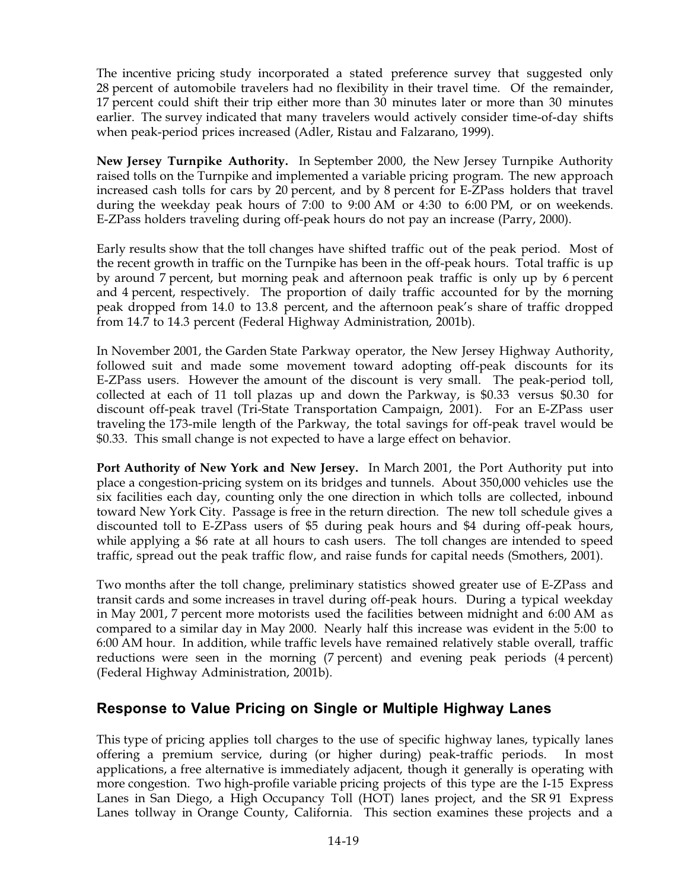The incentive pricing study incorporated a stated preference survey that suggested only 28 percent of automobile travelers had no flexibility in their travel time. Of the remainder, 17 percent could shift their trip either more than 30 minutes later or more than 30 minutes earlier. The survey indicated that many travelers would actively consider time-of-day shifts when peak-period prices increased (Adler, Ristau and Falzarano, 1999).

**New Jersey Turnpike Authority.** In September 2000, the New Jersey Turnpike Authority raised tolls on the Turnpike and implemented a variable pricing program. The new approach increased cash tolls for cars by 20 percent, and by 8 percent for E-ZPass holders that travel during the weekday peak hours of 7:00 to 9:00 AM or 4:30 to 6:00 PM, or on weekends. E-ZPass holders traveling during off-peak hours do not pay an increase (Parry, 2000).

Early results show that the toll changes have shifted traffic out of the peak period. Most of the recent growth in traffic on the Turnpike has been in the off-peak hours. Total traffic is up by around 7 percent, but morning peak and afternoon peak traffic is only up by 6 percent and 4 percent, respectively. The proportion of daily traffic accounted for by the morning peak dropped from 14.0 to 13.8 percent, and the afternoon peak's share of traffic dropped from 14.7 to 14.3 percent (Federal Highway Administration, 2001b).

In November 2001, the Garden State Parkway operator, the New Jersey Highway Authority, followed suit and made some movement toward adopting off-peak discounts for its E-ZPass users. However the amount of the discount is very small. The peak-period toll, collected at each of 11 toll plazas up and down the Parkway, is $0.33 versus $0.30 for discount off-peak travel (Tri-State Transportation Campaign, 2001). For an E-ZPass user traveling the 173-mile length of the Parkway, the total savings for off-peak travel would be $0.33. This small change is not expected to have a large effect on behavior.

**Port Authority of New York and New Jersey.** In March 2001, the Port Authority put into place a congestion-pricing system on its bridges and tunnels. About 350,000 vehicles use the six facilities each day, counting only the one direction in which tolls are collected, inbound toward New York City. Passage is free in the return direction. The new toll schedule gives a discounted toll to E-ZPass users of $5 during peak hours and $4 during off-peak hours, while applying a $6 rate at all hours to cash users. The toll changes are intended to speed traffic, spread out the peak traffic flow, and raise funds for capital needs (Smothers, 2001).

Two months after the toll change, preliminary statistics showed greater use of E-ZPass and transit cards and some increases in travel during off-peak hours. During a typical weekday in May 2001, 7 percent more motorists used the facilities between midnight and 6:00 AM as compared to a similar day in May 2000. Nearly half this increase was evident in the 5:00 to 6:00 AM hour. In addition, while traffic levels have remained relatively stable overall, traffic reductions were seen in the morning (7 percent) and evening peak periods (4 percent) (Federal Highway Administration, 2001b).

## Response to Value Pricing on Single or Multiple Highway Lanes

This type of pricing applies toll charges to the use of specific highway lanes, typically lanes offering a premium service, during (or higher during) peak-traffic periods. In most applications, a free alternative is immediately adjacent, though it generally is operating with more congestion. Two high-profile variable pricing projects of this type are the I-15 Express Lanes in San Diego, a High Occupancy Toll (HOT) lanes project, and the SR 91 Express Lanes tollway in Orange County, California. This section examines these projects and a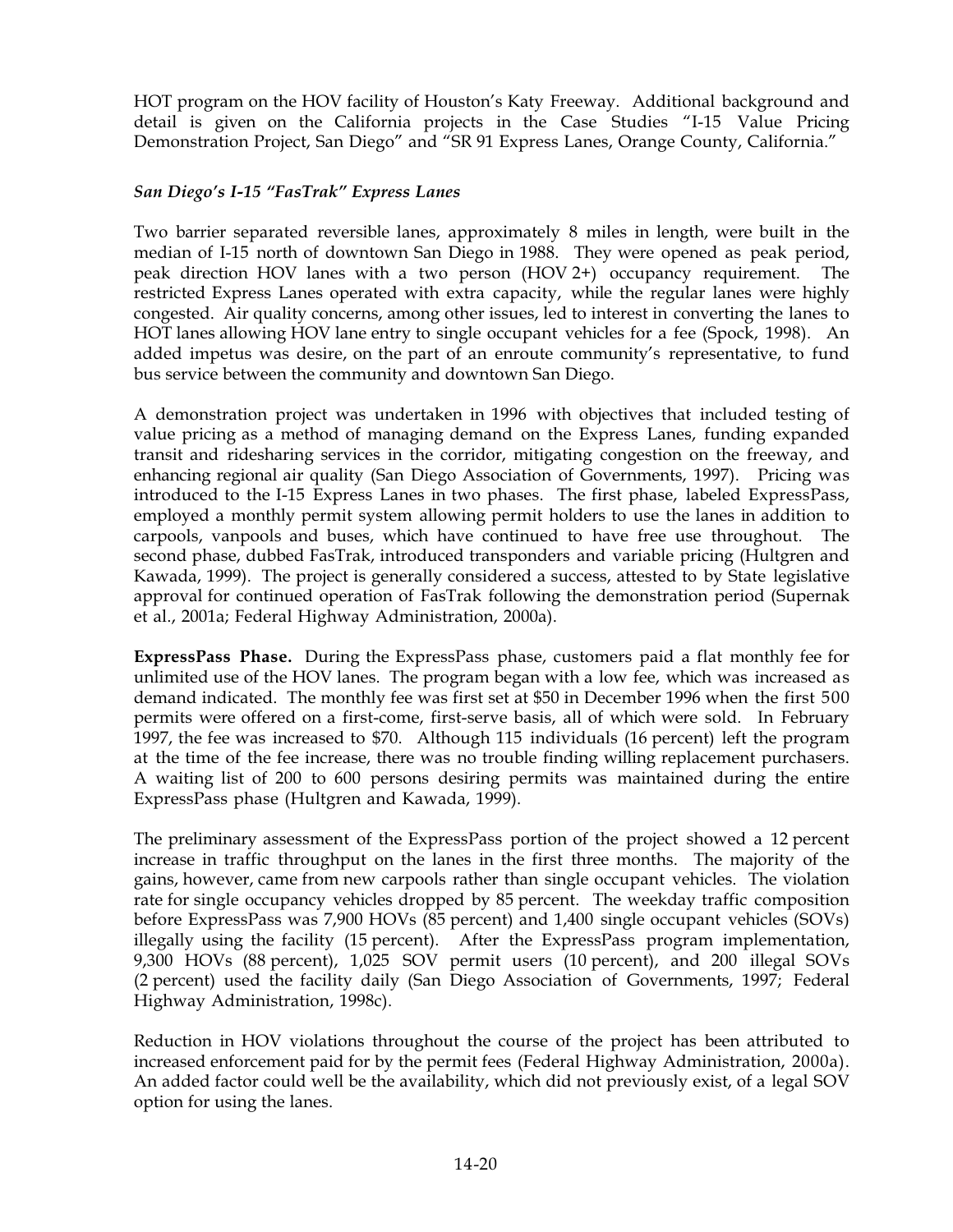HOT program on the HOV facility of Houston's Katy Freeway. Additional background and detail is given on the California projects in the Case Studies "I-15 Value Pricing Demonstration Project, San Diego" and "SR 91 Express Lanes, Orange County, California."

### *San Diego's I-15 "FasTrak" Express Lanes*

Two barrier separated reversible lanes, approximately 8 miles in length, were built in the median of I-15 north of downtown San Diego in 1988. They were opened as peak period, peak direction HOV lanes with a two person (HOV 2+) occupancy requirement. The restricted Express Lanes operated with extra capacity, while the regular lanes were highly congested. Air quality concerns, among other issues, led to interest in converting the lanes to HOT lanes allowing HOV lane entry to single occupant vehicles for a fee (Spock, 1998). An added impetus was desire, on the part of an enroute community's representative, to fund bus service between the community and downtown San Diego.

A demonstration project was undertaken in 1996 with objectives that included testing of value pricing as a method of managing demand on the Express Lanes, funding expanded transit and ridesharing services in the corridor, mitigating congestion on the freeway, and enhancing regional air quality (San Diego Association of Governments, 1997). Pricing was introduced to the I-15 Express Lanes in two phases. The first phase, labeled ExpressPass, employed a monthly permit system allowing permit holders to use the lanes in addition to carpools, vanpools and buses, which have continued to have free use throughout. The second phase, dubbed FasTrak, introduced transponders and variable pricing (Hultgren and Kawada, 1999). The project is generally considered a success, attested to by State legislative approval for continued operation of FasTrak following the demonstration period (Supernak et al., 2001a; Federal Highway Administration, 2000a).

**ExpressPass Phase.** During the ExpressPass phase, customers paid a flat monthly fee for unlimited use of the HOV lanes. The program began with a low fee, which was increased as demand indicated. The monthly fee was first set at $50 in December 1996 when the first 500 permits were offered on a first-come, first-serve basis, all of which were sold. In February 1997, the fee was increased to $70. Although 115 individuals (16 percent) left the program at the time of the fee increase, there was no trouble finding willing replacement purchasers. A waiting list of 200 to 600 persons desiring permits was maintained during the entire ExpressPass phase (Hultgren and Kawada, 1999).

The preliminary assessment of the ExpressPass portion of the project showed a 12 percent increase in traffic throughput on the lanes in the first three months. The majority of the gains, however, came from new carpools rather than single occupant vehicles. The violation rate for single occupancy vehicles dropped by 85 percent. The weekday traffic composition before ExpressPass was 7,900 HOVs (85 percent) and 1,400 single occupant vehicles (SOVs) illegally using the facility (15 percent). After the ExpressPass program implementation, 9,300 HOVs (88 percent), 1,025 SOV permit users (10 percent), and 200 illegal SOVs (2 percent) used the facility daily (San Diego Association of Governments, 1997; Federal Highway Administration, 1998c).

Reduction in HOV violations throughout the course of the project has been attributed to increased enforcement paid for by the permit fees (Federal Highway Administration, 2000a). An added factor could well be the availability, which did not previously exist, of a legal SOV option for using the lanes.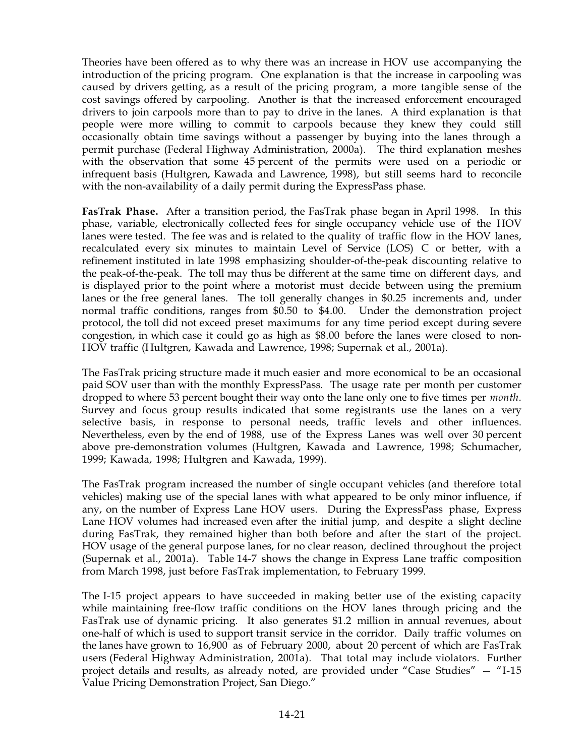Theories have been offered as to why there was an increase in HOV use accompanying the introduction of the pricing program. One explanation is that the increase in carpooling was caused by drivers getting, as a result of the pricing program, a more tangible sense of the cost savings offered by carpooling. Another is that the increased enforcement encouraged drivers to join carpools more than to pay to drive in the lanes. A third explanation is that people were more willing to commit to carpools because they knew they could still occasionally obtain time savings without a passenger by buying into the lanes through a permit purchase (Federal Highway Administration, 2000a). The third explanation meshes with the observation that some 45 percent of the permits were used on a periodic or infrequent basis (Hultgren, Kawada and Lawrence, 1998), but still seems hard to reconcile with the non-availability of a daily permit during the ExpressPass phase.

**FasTrak Phase.** After a transition period, the FasTrak phase began in April 1998. In this phase, variable, electronically collected fees for single occupancy vehicle use of the HOV lanes were tested. The fee was and is related to the quality of traffic flow in the HOV lanes, recalculated every six minutes to maintain Level of Service (LOS) C or better, with a refinement instituted in late 1998 emphasizing shoulder-of-the-peak discounting relative to the peak-of-the-peak. The toll may thus be different at the same time on different days, and is displayed prior to the point where a motorist must decide between using the premium lanes or the free general lanes. The toll generally changes in $0.25 increments and, under normal traffic conditions, ranges from $0.50 to $4.00. Under the demonstration project protocol, the toll did not exceed preset maximums for any time period except during severe congestion, in which case it could go as high as $8.00 before the lanes were closed to non-HOV traffic (Hultgren, Kawada and Lawrence, 1998; Supernak et al., 2001a).

The FasTrak pricing structure made it much easier and more economical to be an occasional paid SOV user than with the monthly ExpressPass. The usage rate per month per customer dropped to where 53 percent bought their way onto the lane only one to five times per *month*. Survey and focus group results indicated that some registrants use the lanes on a very selective basis, in response to personal needs, traffic levels and other influences. Nevertheless, even by the end of 1988, use of the Express Lanes was well over 30 percent above pre-demonstration volumes (Hultgren, Kawada and Lawrence, 1998; Schumacher, 1999; Kawada, 1998; Hultgren and Kawada, 1999).

The FasTrak program increased the number of single occupant vehicles (and therefore total vehicles) making use of the special lanes with what appeared to be only minor influence, if any, on the number of Express Lane HOV users. During the ExpressPass phase, Express Lane HOV volumes had increased even after the initial jump, and despite a slight decline during FasTrak, they remained higher than both before and after the start of the project. HOV usage of the general purpose lanes, for no clear reason, declined throughout the project (Supernak et al., 2001a). Table 14-7 shows the change in Express Lane traffic composition from March 1998, just before FasTrak implementation, to February 1999.

The I-15 project appears to have succeeded in making better use of the existing capacity while maintaining free-flow traffic conditions on the HOV lanes through pricing and the FasTrak use of dynamic pricing. It also generates $1.2 million in annual revenues, about one-half of which is used to support transit service in the corridor. Daily traffic volumes on the lanes have grown to 16,900 as of February 2000, about 20 percent of which are FasTrak users (Federal Highway Administration, 2001a). That total may include violators. Further project details and results, as already noted, are provided under "Case Studies" — "I-15 Value Pricing Demonstration Project, San Diego."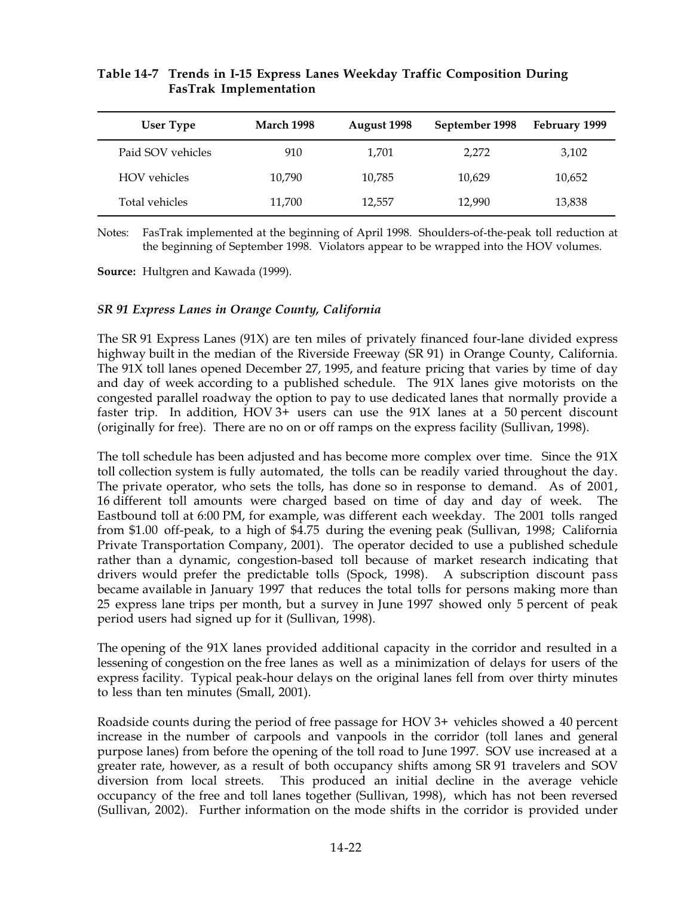**Table 14-7 Trends in I-15 Express Lanes Weekday Traffic Composition During FasTrak Implementation**

| User Type | March 1998 | August 1998 | September 1998 | February 1999 |
|---|---|---|---|---|
| Paid SOV vehicles | 910 | 1,701 | 2,272 | 3,102 |
| HOV vehicles | 10,790 | 10,785 | 10,629 | 10,652 |
| Total vehicles | 11,700 | 12,557 | 12,990 | 13,838 |

Notes: FasTrak implemented at the beginning of April 1998. Shoulders-of-the-peak toll reduction at the beginning of September 1998. Violators appear to be wrapped into the HOV volumes.

**Source:** Hultgren and Kawada (1999).

### *SR 91 Express Lanes in Orange County, California*

The SR 91 Express Lanes (91X) are ten miles of privately financed four-lane divided express highway built in the median of the Riverside Freeway (SR 91) in Orange County, California. The 91X toll lanes opened December 27, 1995, and feature pricing that varies by time of day and day of week according to a published schedule. The 91X lanes give motorists on the congested parallel roadway the option to pay to use dedicated lanes that normally provide a faster trip. In addition, HOV 3+ users can use the 91X lanes at a 50 percent discount (originally for free). There are no on or off ramps on the express facility (Sullivan, 1998).

The toll schedule has been adjusted and has become more complex over time. Since the 91X toll collection system is fully automated, the tolls can be readily varied throughout the day. The private operator, who sets the tolls, has done so in response to demand. As of 2001, 16 different toll amounts were charged based on time of day and day of week. The Eastbound toll at 6:00 PM, for example, was different each weekday. The 2001 tolls ranged from $1.00 off-peak, to a high of $4.75 during the evening peak (Sullivan, 1998; California Private Transportation Company, 2001). The operator decided to use a published schedule rather than a dynamic, congestion-based toll because of market research indicating that drivers would prefer the predictable tolls (Spock, 1998). A subscription discount pass became available in January 1997 that reduces the total tolls for persons making more than 25 express lane trips per month, but a survey in June 1997 showed only 5 percent of peak period users had signed up for it (Sullivan, 1998).

The opening of the 91X lanes provided additional capacity in the corridor and resulted in a lessening of congestion on the free lanes as well as a minimization of delays for users of the express facility. Typical peak-hour delays on the original lanes fell from over thirty minutes to less than ten minutes (Small, 2001).

Roadside counts during the period of free passage for HOV 3+ vehicles showed a 40 percent increase in the number of carpools and vanpools in the corridor (toll lanes and general purpose lanes) from before the opening of the toll road to June 1997. SOV use increased at a greater rate, however, as a result of both occupancy shifts among SR 91 travelers and SOV diversion from local streets. This produced an initial decline in the average vehicle occupancy of the free and toll lanes together (Sullivan, 1998), which has not been reversed (Sullivan, 2002). Further information on the mode shifts in the corridor is provided under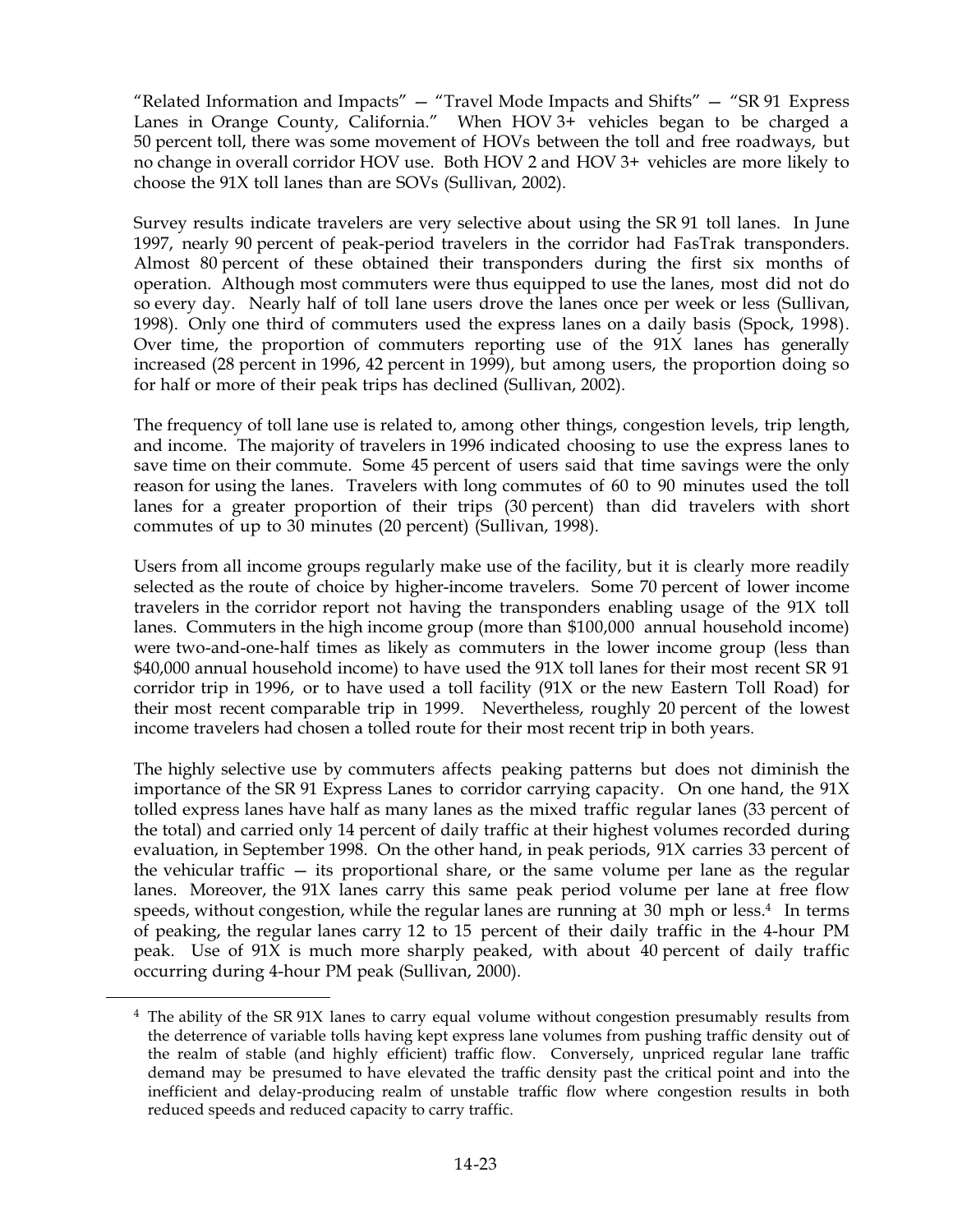"Related Information and Impacts" — "Travel Mode Impacts and Shifts" — "SR 91 Express Lanes in Orange County, California." When HOV 3+ vehicles began to be charged a 50 percent toll, there was some movement of HOVs between the toll and free roadways, but no change in overall corridor HOV use. Both HOV 2 and HOV 3+ vehicles are more likely to choose the 91X toll lanes than are SOVs (Sullivan, 2002).

Survey results indicate travelers are very selective about using the SR 91 toll lanes. In June 1997, nearly 90 percent of peak-period travelers in the corridor had FasTrak transponders. Almost 80 percent of these obtained their transponders during the first six months of operation. Although most commuters were thus equipped to use the lanes, most did not do so every day. Nearly half of toll lane users drove the lanes once per week or less (Sullivan, 1998). Only one third of commuters used the express lanes on a daily basis (Spock, 1998). Over time, the proportion of commuters reporting use of the 91X lanes has generally increased (28 percent in 1996, 42 percent in 1999), but among users, the proportion doing so for half or more of their peak trips has declined (Sullivan, 2002).

The frequency of toll lane use is related to, among other things, congestion levels, trip length, and income. The majority of travelers in 1996 indicated choosing to use the express lanes to save time on their commute. Some 45 percent of users said that time savings were the only reason for using the lanes. Travelers with long commutes of 60 to 90 minutes used the toll lanes for a greater proportion of their trips (30 percent) than did travelers with short commutes of up to 30 minutes (20 percent) (Sullivan, 1998).

Users from all income groups regularly make use of the facility, but it is clearly more readily selected as the route of choice by higher-income travelers. Some 70 percent of lower income travelers in the corridor report not having the transponders enabling usage of the 91X toll lanes. Commuters in the high income group (more than $100,000 annual household income) were two-and-one-half times as likely as commuters in the lower income group (less than $40,000 annual household income) to have used the 91X toll lanes for their most recent SR 91 corridor trip in 1996, or to have used a toll facility (91X or the new Eastern Toll Road) for their most recent comparable trip in 1999. Nevertheless, roughly 20 percent of the lowest income travelers had chosen a tolled route for their most recent trip in both years.

The highly selective use by commuters affects peaking patterns but does not diminish the importance of the SR 91 Express Lanes to corridor carrying capacity. On one hand, the 91X tolled express lanes have half as many lanes as the mixed traffic regular lanes (33 percent of the total) and carried only 14 percent of daily traffic at their highest volumes recorded during evaluation, in September 1998. On the other hand, in peak periods, 91X carries 33 percent of the vehicular traffic — its proportional share, or the same volume per lane as the regular lanes. Moreover, the 91X lanes carry this same peak period volume per lane at free flow speeds, without congestion, while the regular lanes are running at 30 mph or less.[4] In terms of peaking, the regular lanes carry 12 to 15 percent of their daily traffic in the 4-hour PM peak. Use of 91X is much more sharply peaked, with about 40 percent of daily traffic occurring during 4-hour PM peak (Sullivan, 2000).

[4] The ability of the SR 91X lanes to carry equal volume without congestion presumably results from the deterrence of variable tolls having kept express lane volumes from pushing traffic density out of the realm of stable (and highly efficient) traffic flow. Conversely, unpriced regular lane traffic demand may be presumed to have elevated the traffic density past the critical point and into the inefficient and delay-producing realm of unstable traffic flow where congestion results in both reduced speeds and reduced capacity to carry traffic.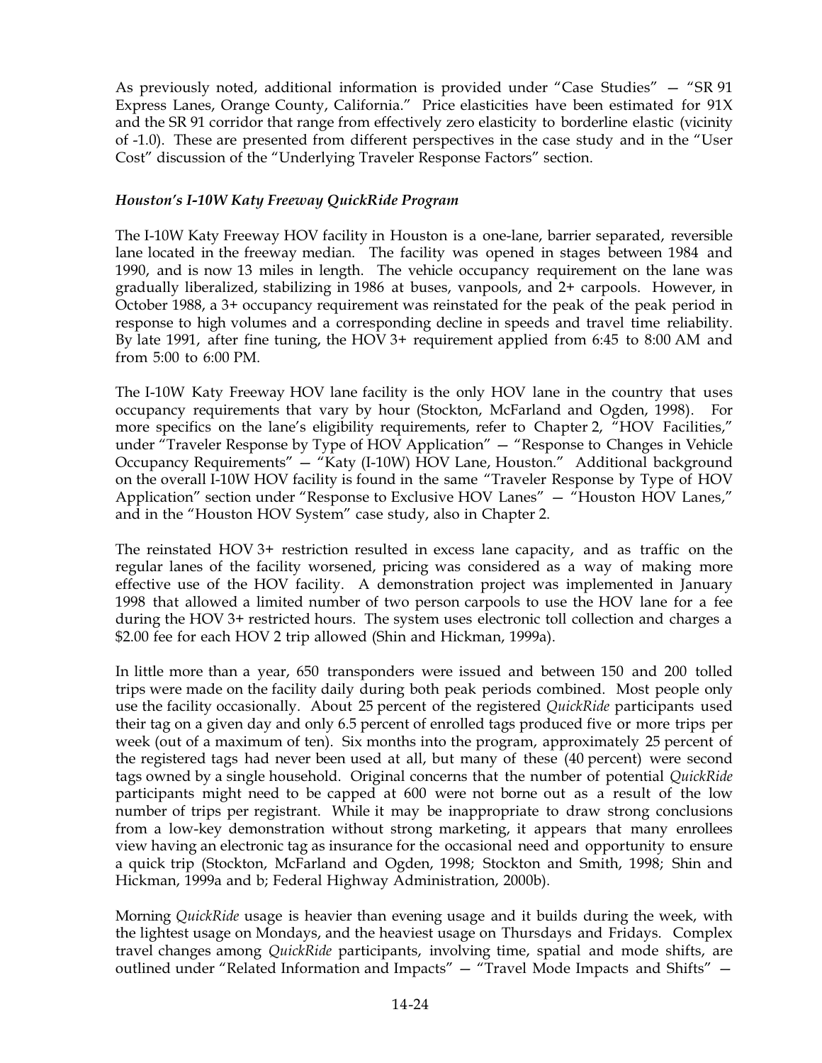As previously noted, additional information is provided under "Case Studies" — "SR 91 Express Lanes, Orange County, California." Price elasticities have been estimated for 91X and the SR 91 corridor that range from effectively zero elasticity to borderline elastic (vicinity of -1.0). These are presented from different perspectives in the case study and in the "User Cost" discussion of the "Underlying Traveler Response Factors" section.

### *Houston's I-10W Katy Freeway QuickRide Program*

The I-10W Katy Freeway HOV facility in Houston is a one-lane, barrier separated, reversible lane located in the freeway median. The facility was opened in stages between 1984 and 1990, and is now 13 miles in length. The vehicle occupancy requirement on the lane was gradually liberalized, stabilizing in 1986 at buses, vanpools, and 2+ carpools. However, in October 1988, a 3+ occupancy requirement was reinstated for the peak of the peak period in response to high volumes and a corresponding decline in speeds and travel time reliability. By late 1991, after fine tuning, the HOV 3+ requirement applied from 6:45 to 8:00 AM and from 5:00 to 6:00 PM.

The I-10W Katy Freeway HOV lane facility is the only HOV lane in the country that uses occupancy requirements that vary by hour (Stockton, McFarland and Ogden, 1998). For more specifics on the lane's eligibility requirements, refer to Chapter 2, "HOV Facilities," under "Traveler Response by Type of HOV Application" — "Response to Changes in Vehicle Occupancy Requirements" — "Katy (I-10W) HOV Lane, Houston." Additional background on the overall I-10W HOV facility is found in the same "Traveler Response by Type of HOV Application" section under "Response to Exclusive HOV Lanes" — "Houston HOV Lanes," and in the "Houston HOV System" case study, also in Chapter 2.

The reinstated HOV 3+ restriction resulted in excess lane capacity, and as traffic on the regular lanes of the facility worsened, pricing was considered as a way of making more effective use of the HOV facility. A demonstration project was implemented in January 1998 that allowed a limited number of two person carpools to use the HOV lane for a fee during the HOV 3+ restricted hours. The system uses electronic toll collection and charges a \$2.00 fee for each HOV 2 trip allowed (Shin and Hickman, 1999a).

In little more than a year, 650 transponders were issued and between 150 and 200 tolled trips were made on the facility daily during both peak periods combined. Most people only use the facility occasionally. About 25 percent of the registered *QuickRide* participants used their tag on a given day and only 6.5 percent of enrolled tags produced five or more trips per week (out of a maximum of ten). Six months into the program, approximately 25 percent of the registered tags had never been used at all, but many of these (40 percent) were second tags owned by a single household. Original concerns that the number of potential *QuickRide* participants might need to be capped at 600 were not borne out as a result of the low number of trips per registrant. While it may be inappropriate to draw strong conclusions from a low-key demonstration without strong marketing, it appears that many enrollees view having an electronic tag as insurance for the occasional need and opportunity to ensure a quick trip (Stockton, McFarland and Ogden, 1998; Stockton and Smith, 1998; Shin and Hickman, 1999a and b; Federal Highway Administration, 2000b).

Morning *QuickRide* usage is heavier than evening usage and it builds during the week, with the lightest usage on Mondays, and the heaviest usage on Thursdays and Fridays. Complex travel changes among *QuickRide* participants, involving time, spatial and mode shifts, are outlined under "Related Information and Impacts" — "Travel Mode Impacts and Shifts" —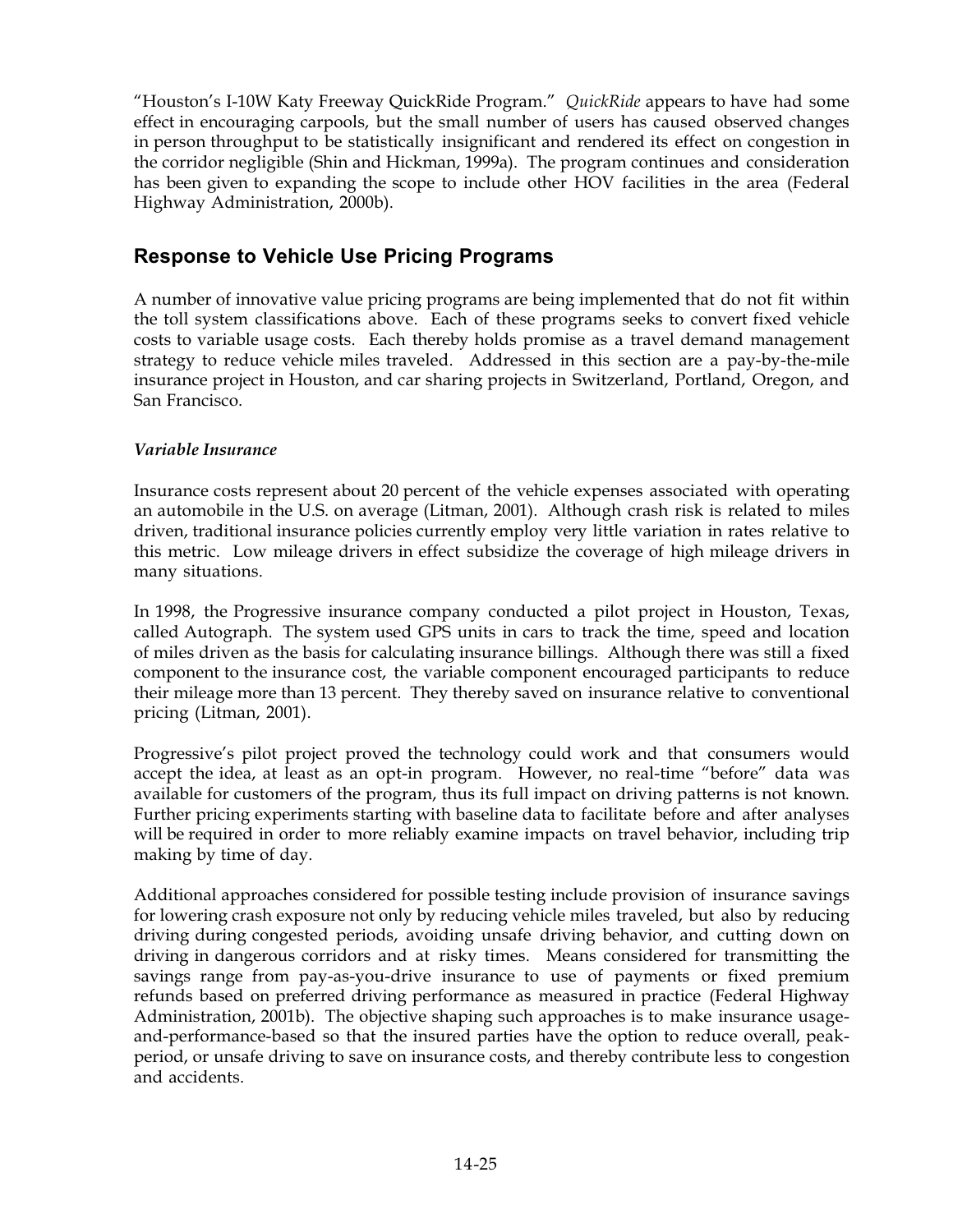"Houston's I-10W Katy Freeway QuickRide Program." *QuickRide* appears to have had some effect in encouraging carpools, but the small number of users has caused observed changes in person throughput to be statistically insignificant and rendered its effect on congestion in the corridor negligible (Shin and Hickman, 1999a). The program continues and consideration has been given to expanding the scope to include other HOV facilities in the area (Federal Highway Administration, 2000b).

## Response to Vehicle Use Pricing Programs

A number of innovative value pricing programs are being implemented that do not fit within the toll system classifications above. Each of these programs seeks to convert fixed vehicle costs to variable usage costs. Each thereby holds promise as a travel demand management strategy to reduce vehicle miles traveled. Addressed in this section are a pay-by-the-mile insurance project in Houston, and car sharing projects in Switzerland, Portland, Oregon, and San Francisco.

### *Variable Insurance*

Insurance costs represent about 20 percent of the vehicle expenses associated with operating an automobile in the U.S. on average (Litman, 2001). Although crash risk is related to miles driven, traditional insurance policies currently employ very little variation in rates relative to this metric. Low mileage drivers in effect subsidize the coverage of high mileage drivers in many situations.

In 1998, the Progressive insurance company conducted a pilot project in Houston, Texas, called Autograph. The system used GPS units in cars to track the time, speed and location of miles driven as the basis for calculating insurance billings. Although there was still a fixed component to the insurance cost, the variable component encouraged participants to reduce their mileage more than 13 percent. They thereby saved on insurance relative to conventional pricing (Litman, 2001).

Progressive's pilot project proved the technology could work and that consumers would accept the idea, at least as an opt-in program. However, no real-time "before" data was available for customers of the program, thus its full impact on driving patterns is not known. Further pricing experiments starting with baseline data to facilitate before and after analyses will be required in order to more reliably examine impacts on travel behavior, including trip making by time of day.

Additional approaches considered for possible testing include provision of insurance savings for lowering crash exposure not only by reducing vehicle miles traveled, but also by reducing driving during congested periods, avoiding unsafe driving behavior, and cutting down on driving in dangerous corridors and at risky times. Means considered for transmitting the savings range from pay-as-you-drive insurance to use of payments or fixed premium refunds based on preferred driving performance as measured in practice (Federal Highway Administration, 2001b). The objective shaping such approaches is to make insurance usage-and-performance-based so that the insured parties have the option to reduce overall, peak-period, or unsafe driving to save on insurance costs, and thereby contribute less to congestion and accidents.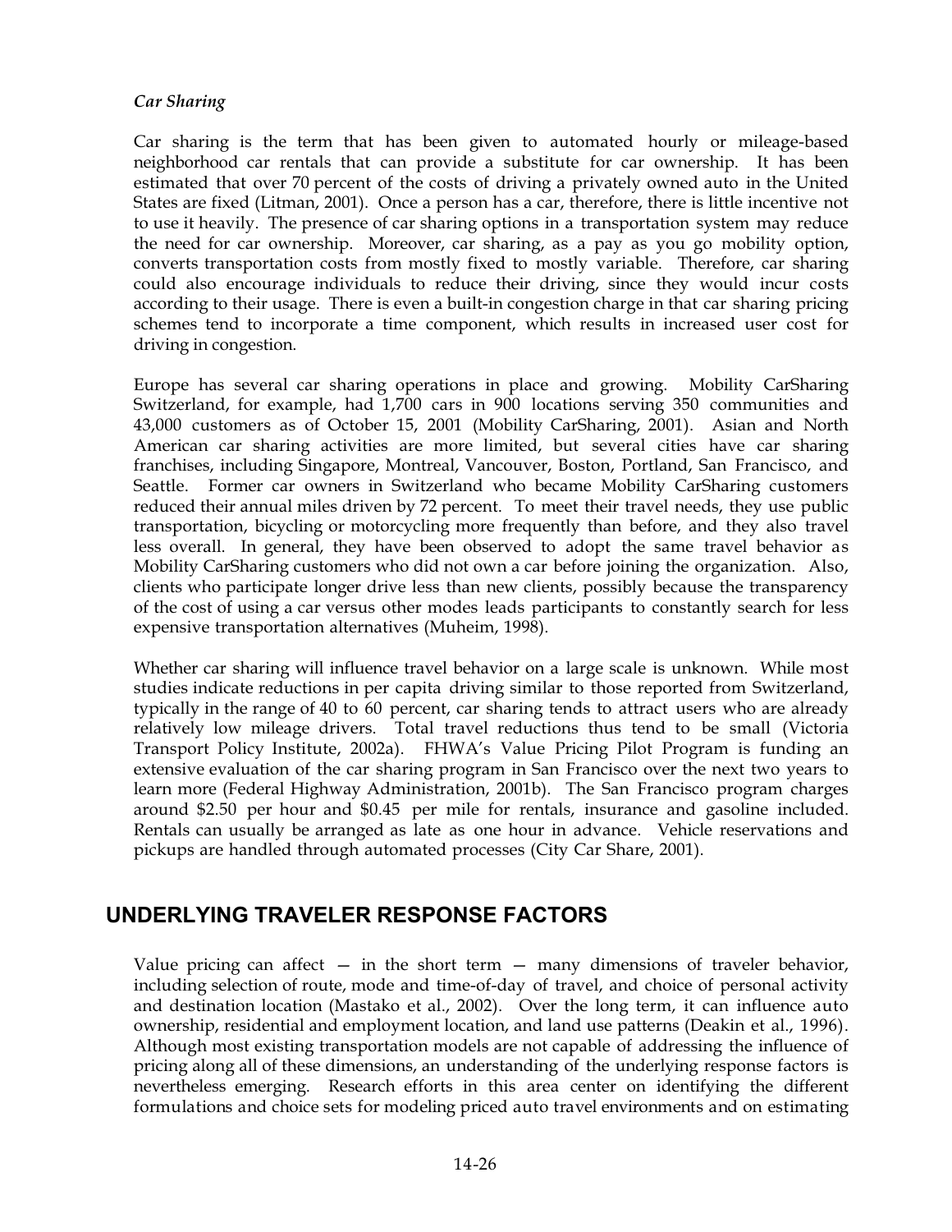*Car Sharing*

Car sharing is the term that has been given to automated hourly or mileage-based neighborhood car rentals that can provide a substitute for car ownership. It has been estimated that over 70 percent of the costs of driving a privately owned auto in the United States are fixed (Litman, 2001). Once a person has a car, therefore, there is little incentive not to use it heavily. The presence of car sharing options in a transportation system may reduce the need for car ownership. Moreover, car sharing, as a pay as you go mobility option, converts transportation costs from mostly fixed to mostly variable. Therefore, car sharing could also encourage individuals to reduce their driving, since they would incur costs according to their usage. There is even a built-in congestion charge in that car sharing pricing schemes tend to incorporate a time component, which results in increased user cost for driving in congestion.

Europe has several car sharing operations in place and growing. Mobility CarSharing Switzerland, for example, had 1,700 cars in 900 locations serving 350 communities and 43,000 customers as of October 15, 2001 (Mobility CarSharing, 2001). Asian and North American car sharing activities are more limited, but several cities have car sharing franchises, including Singapore, Montreal, Vancouver, Boston, Portland, San Francisco, and Seattle. Former car owners in Switzerland who became Mobility CarSharing customers reduced their annual miles driven by 72 percent. To meet their travel needs, they use public transportation, bicycling or motorcycling more frequently than before, and they also travel less overall. In general, they have been observed to adopt the same travel behavior as Mobility CarSharing customers who did not own a car before joining the organization. Also, clients who participate longer drive less than new clients, possibly because the transparency of the cost of using a car versus other modes leads participants to constantly search for less expensive transportation alternatives (Muheim, 1998).

Whether car sharing will influence travel behavior on a large scale is unknown. While most studies indicate reductions in per capita driving similar to those reported from Switzerland, typically in the range of 40 to 60 percent, car sharing tends to attract users who are already relatively low mileage drivers. Total travel reductions thus tend to be small (Victoria Transport Policy Institute, 2002a). FHWA's Value Pricing Pilot Program is funding an extensive evaluation of the car sharing program in San Francisco over the next two years to learn more (Federal Highway Administration, 2001b). The San Francisco program charges around $2.50 per hour and $0.45 per mile for rentals, insurance and gasoline included. Rentals can usually be arranged as late as one hour in advance. Vehicle reservations and pickups are handled through automated processes (City Car Share, 2001).

## UNDERLYING TRAVELER RESPONSE FACTORS

Value pricing can affect — in the short term — many dimensions of traveler behavior, including selection of route, mode and time-of-day of travel, and choice of personal activity and destination location (Mastako et al., 2002). Over the long term, it can influence auto ownership, residential and employment location, and land use patterns (Deakin et al., 1996). Although most existing transportation models are not capable of addressing the influence of pricing along all of these dimensions, an understanding of the underlying response factors is nevertheless emerging. Research efforts in this area center on identifying the different formulations and choice sets for modeling priced auto travel environments and on estimating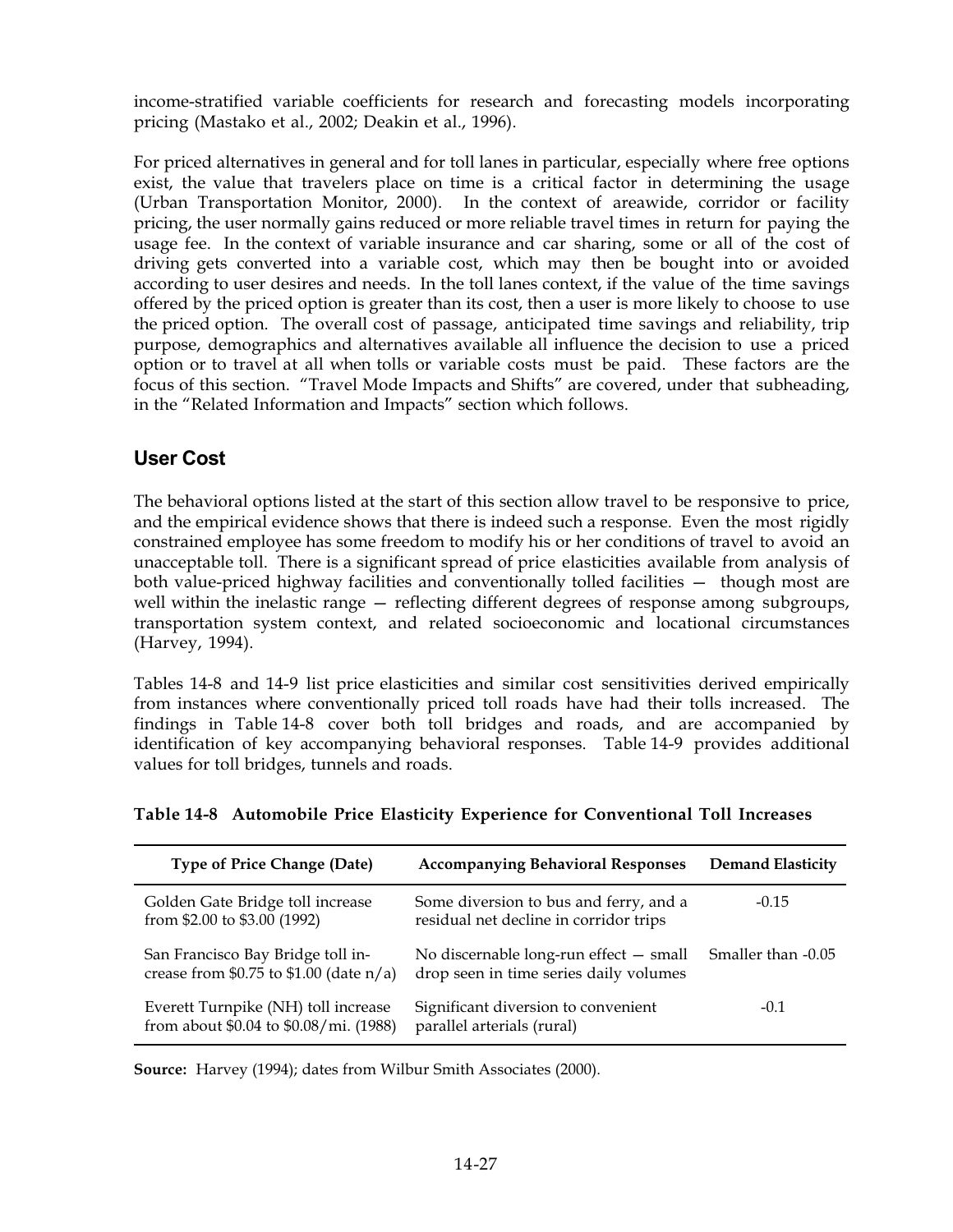income-stratified variable coefficients for research and forecasting models incorporating pricing (Mastako et al., 2002; Deakin et al., 1996).

For priced alternatives in general and for toll lanes in particular, especially where free options exist, the value that travelers place on time is a critical factor in determining the usage (Urban Transportation Monitor, 2000). In the context of areawide, corridor or facility pricing, the user normally gains reduced or more reliable travel times in return for paying the usage fee. In the context of variable insurance and car sharing, some or all of the cost of driving gets converted into a variable cost, which may then be bought into or avoided according to user desires and needs. In the toll lanes context, if the value of the time savings offered by the priced option is greater than its cost, then a user is more likely to choose to use the priced option. The overall cost of passage, anticipated time savings and reliability, trip purpose, demographics and alternatives available all influence the decision to use a priced option or to travel at all when tolls or variable costs must be paid. These factors are the focus of this section. "Travel Mode Impacts and Shifts" are covered, under that subheading, in the "Related Information and Impacts" section which follows.

## User Cost

The behavioral options listed at the start of this section allow travel to be responsive to price, and the empirical evidence shows that there is indeed such a response. Even the most rigidly constrained employee has some freedom to modify his or her conditions of travel to avoid an unacceptable toll. There is a significant spread of price elasticities available from analysis of both value-priced highway facilities and conventionally tolled facilities — though most are well within the inelastic range — reflecting different degrees of response among subgroups, transportation system context, and related socioeconomic and locational circumstances (Harvey, 1994).

Tables 14-8 and 14-9 list price elasticities and similar cost sensitivities derived empirically from instances where conventionally priced toll roads have had their tolls increased. The findings in Table 14-8 cover both toll bridges and roads, and are accompanied by identification of key accompanying behavioral responses. Table 14-9 provides additional values for toll bridges, tunnels and roads.

**Table 14-8 Automobile Price Elasticity Experience for Conventional Toll Increases**

| Type of Price Change (Date) | Accompanying Behavioral Responses | Demand Elasticity |
|---|---|---|
| Golden Gate Bridge toll increase from $2.00 to $3.00 (1992) | Some diversion to bus and ferry, and a residual net decline in corridor trips | -0.15 |
| San Francisco Bay Bridge toll increase from $0.75 to $1.00 (date n/a) | No discernable long-run effect — small drop seen in time series daily volumes | Smaller than -0.05 |
| Everett Turnpike (NH) toll increase from about $0.04 to $0.08/mi. (1988) | Significant diversion to convenient parallel arterials (rural) | -0.1 |

**Source:** Harvey (1994); dates from Wilbur Smith Associates (2000).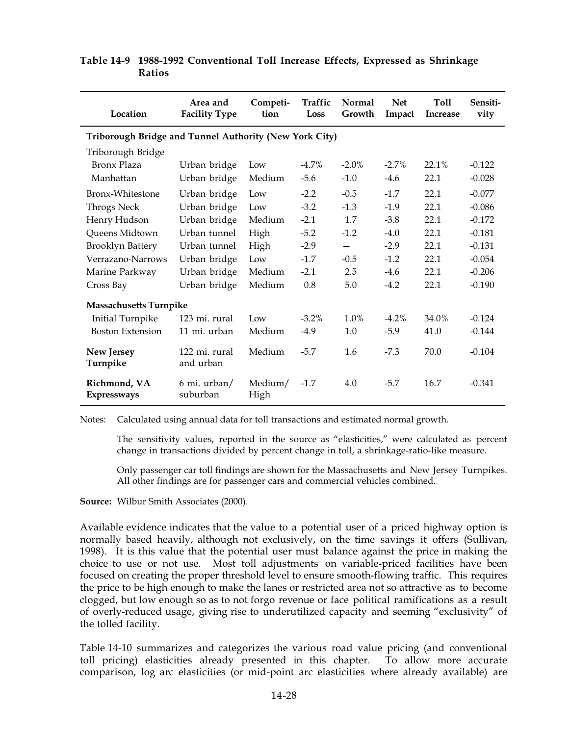**Table 14-9 1988-1992 Conventional Toll Increase Effects, Expressed as Shrinkage Ratios**

| Location | Area and Facility Type | Competi-tion | Traffic Loss | Normal Growth | Net Impact | Toll Increase | Sensiti-vity |
|---|---|---|---|---|---|---|---|
| **Triborough Bridge and Tunnel Authority (New York City)** | | | | | | | |
| Triborough Bridge | | | | | | | |
| Bronx Plaza | Urban bridge | Low | -4.7% | -2.0% | -2.7% | 22.1% | -0.122 |
| Manhattan | Urban bridge | Medium | -5.6 | -1.0 | -4.6 | 22.1 | -0.028 |
| Bronx-Whitestone | Urban bridge | Low | -2.2 | -0.5 | -1.7 | 22.1 | -0.077 |
| Throgs Neck | Urban bridge | Low | -3.2 | -1.3 | -1.9 | 22.1 | -0.086 |
| Henry Hudson | Urban bridge | Medium | -2.1 | 1.7 | -3.8 | 22.1 | -0.172 |
| Queens Midtown | Urban tunnel | High | -5.2 | -1.2 | -4.0 | 22.1 | -0.181 |
| Brooklyn Battery | Urban tunnel | High | -2.9 | — | -2.9 | 22.1 | -0.131 |
| Verrazano-Narrows | Urban bridge | Low | -1.7 | -0.5 | -1.2 | 22.1 | -0.054 |
| Marine Parkway | Urban bridge | Medium | -2.1 | 2.5 | -4.6 | 22.1 | -0.206 |
| Cross Bay | Urban bridge | Medium | 0.8 | 5.0 | -4.2 | 22.1 | -0.190 |
| **Massachusetts Turnpike** | | | | | | | |
| Initial Turnpike | 123 mi. rural | Low | -3.2% | 1.0% | -4.2% | 34.0% | -0.124 |
| Boston Extension | 11 mi. urban | Medium | -4.9 | 1.0 | -5.9 | 41.0 | -0.144 |
| **New Jersey Turnpike** | 122 mi. rural and urban | Medium | -5.7 | 1.6 | -7.3 | 70.0 | -0.104 |
| **Richmond, VA Expressways** | 6 mi. urban/ suburban | Medium/ High | -1.7 | 4.0 | -5.7 | 16.7 | -0.341 |

Notes: Calculated using annual data for toll transactions and estimated normal growth.

The sensitivity values, reported in the source as "elasticities," were calculated as percent change in transactions divided by percent change in toll, a shrinkage-ratio-like measure.

Only passenger car toll findings are shown for the Massachusetts and New Jersey Turnpikes. All other findings are for passenger cars and commercial vehicles combined.

**Source:** Wilbur Smith Associates (2000).

Available evidence indicates that the value to a potential user of a priced highway option is normally based heavily, although not exclusively, on the time savings it offers (Sullivan, 1998). It is this value that the potential user must balance against the price in making the choice to use or not use. Most toll adjustments on variable-priced facilities have been focused on creating the proper threshold level to ensure smooth-flowing traffic. This requires the price to be high enough to make the lanes or restricted area not so attractive as to become clogged, but low enough so as to not forgo revenue or face political ramifications as a result of overly-reduced usage, giving rise to underutilized capacity and seeming "exclusivity" of the tolled facility.

Table 14-10 summarizes and categorizes the various road value pricing (and conventional toll pricing) elasticities already presented in this chapter. To allow more accurate comparison, log arc elasticities (or mid-point arc elasticities where already available) are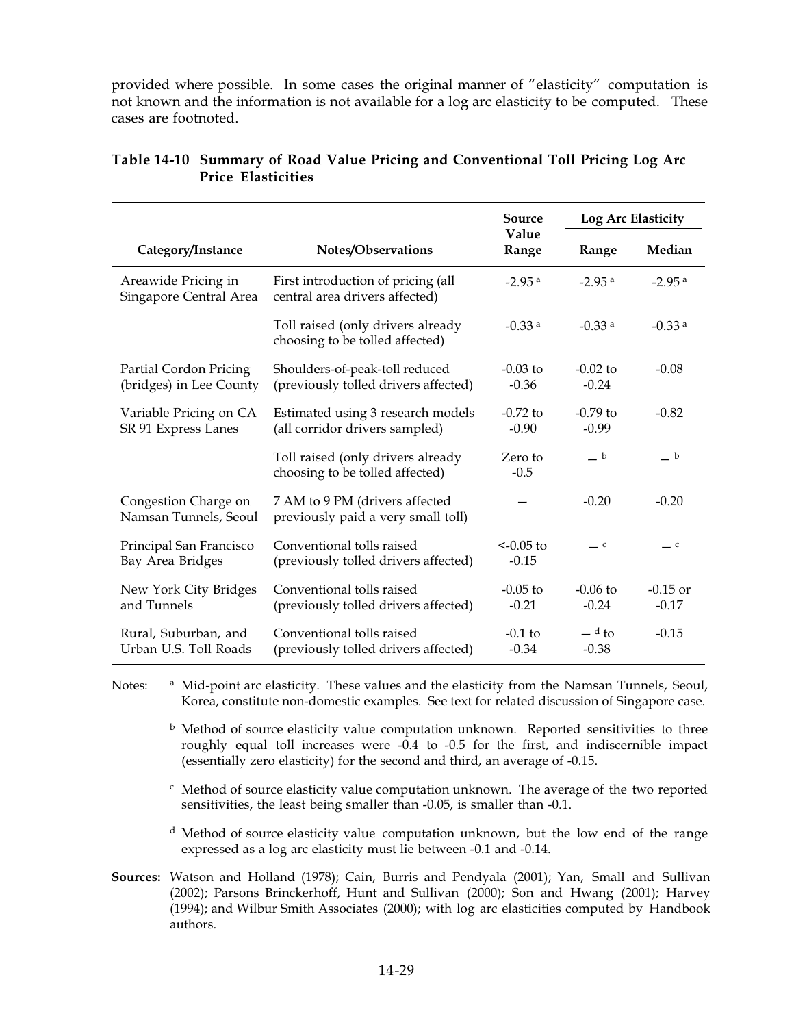provided where possible. In some cases the original manner of "elasticity" computation is not known and the information is not available for a log arc elasticity to be computed. These cases are footnoted.

**Table 14-10 Summary of Road Value Pricing and Conventional Toll Pricing Log Arc Price Elasticities**

| Category/Instance | Notes/Observations | Source Value Range | Log Arc Elasticity | |
|---|---|---|---|---|
| | | | Range | Median |
| Areawide Pricing in Singapore Central Area | First introduction of pricing (all central area drivers affected) | -2.95 [a] | -2.95 [a] | -2.95 [a] |
| | Toll raised (only drivers already choosing to be tolled affected) | -0.33 [a] | -0.33 [a] | -0.33 [a] |
| Partial Cordon Pricing (bridges) in Lee County | Shoulders-of-peak-toll reduced (previously tolled drivers affected) | -0.03 to -0.36 | -0.02 to -0.24 | -0.08 |
| Variable Pricing on CA SR 91 Express Lanes | Estimated using 3 research models (all corridor drivers sampled) | -0.72 to -0.90 | -0.79 to -0.99 | -0.82 |
| | Toll raised (only drivers already choosing to be tolled affected) | Zero to -0.5 | — [b] | — [b] |
| Congestion Charge on Namsan Tunnels, Seoul | 7 AM to 9 PM (drivers affected previously paid a very small toll) | — | -0.20 | -0.20 |
| Principal San Francisco Bay Area Bridges | Conventional tolls raised (previously tolled drivers affected) | <-0.05 to -0.15 | — [c] | — [c] |
| New York City Bridges and Tunnels | Conventional tolls raised (previously tolled drivers affected) | -0.05 to -0.21 | -0.06 to -0.24 | -0.15 or -0.17 |
| Rural, Suburban, and Urban U.S. Toll Roads | Conventional tolls raised (previously tolled drivers affected) | -0.1 to -0.34 | — [d] to -0.38 | -0.15 |

Notes: [a] Mid-point arc elasticity. These values and the elasticity from the Namsan Tunnels, Seoul, Korea, constitute non-domestic examples. See text for related discussion of Singapore case.

[b] Method of source elasticity value computation unknown. Reported sensitivities to three roughly equal toll increases were -0.4 to -0.5 for the first, and indiscernible impact (essentially zero elasticity) for the second and third, an average of -0.15.

[c] Method of source elasticity value computation unknown. The average of the two reported sensitivities, the least being smaller than -0.05, is smaller than -0.1.

[d] Method of source elasticity value computation unknown, but the low end of the range expressed as a log arc elasticity must lie between -0.1 and -0.14.

**Sources:** Watson and Holland (1978); Cain, Burris and Pendyala (2001); Yan, Small and Sullivan (2002); Parsons Brinckerhoff, Hunt and Sullivan (2000); Son and Hwang (2001); Harvey (1994); and Wilbur Smith Associates (2000); with log arc elasticities computed by Handbook authors.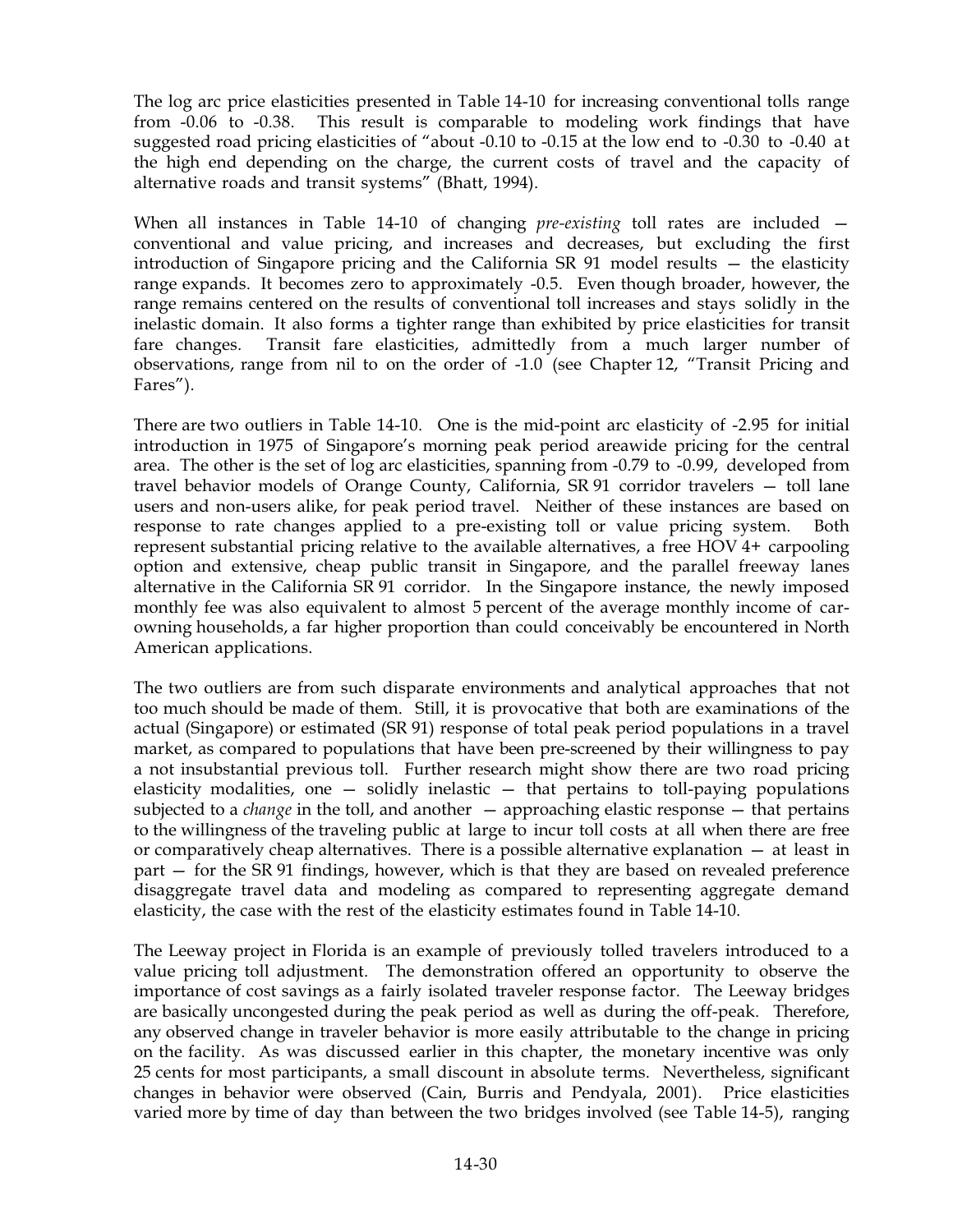The log arc price elasticities presented in Table 14-10 for increasing conventional tolls range from -0.06 to -0.38. This result is comparable to modeling work findings that have suggested road pricing elasticities of "about -0.10 to -0.15 at the low end to -0.30 to -0.40 at the high end depending on the charge, the current costs of travel and the capacity of alternative roads and transit systems" (Bhatt, 1994).

When all instances in Table 14-10 of changing *pre-existing* toll rates are included — conventional and value pricing, and increases and decreases, but excluding the first introduction of Singapore pricing and the California SR 91 model results — the elasticity range expands. It becomes zero to approximately -0.5. Even though broader, however, the range remains centered on the results of conventional toll increases and stays solidly in the inelastic domain. It also forms a tighter range than exhibited by price elasticities for transit fare changes. Transit fare elasticities, admittedly from a much larger number of observations, range from nil to on the order of -1.0 (see Chapter 12, "Transit Pricing and Fares").

There are two outliers in Table 14-10. One is the mid-point arc elasticity of -2.95 for initial introduction in 1975 of Singapore's morning peak period areawide pricing for the central area. The other is the set of log arc elasticities, spanning from -0.79 to -0.99, developed from travel behavior models of Orange County, California, SR 91 corridor travelers — toll lane users and non-users alike, for peak period travel. Neither of these instances are based on response to rate changes applied to a pre-existing toll or value pricing system. Both represent substantial pricing relative to the available alternatives, a free HOV 4+ carpooling option and extensive, cheap public transit in Singapore, and the parallel freeway lanes alternative in the California SR 91 corridor. In the Singapore instance, the newly imposed monthly fee was also equivalent to almost 5 percent of the average monthly income of car-owning households, a far higher proportion than could conceivably be encountered in North American applications.

The two outliers are from such disparate environments and analytical approaches that not too much should be made of them. Still, it is provocative that both are examinations of the actual (Singapore) or estimated (SR 91) response of total peak period populations in a travel market, as compared to populations that have been pre-screened by their willingness to pay a not insubstantial previous toll. Further research might show there are two road pricing elasticity modalities, one — solidly inelastic — that pertains to toll-paying populations subjected to a *change* in the toll, and another — approaching elastic response — that pertains to the willingness of the traveling public at large to incur toll costs at all when there are free or comparatively cheap alternatives. There is a possible alternative explanation — at least in part — for the SR 91 findings, however, which is that they are based on revealed preference disaggregate travel data and modeling as compared to representing aggregate demand elasticity, the case with the rest of the elasticity estimates found in Table 14-10.

The Leeway project in Florida is an example of previously tolled travelers introduced to a value pricing toll adjustment. The demonstration offered an opportunity to observe the importance of cost savings as a fairly isolated traveler response factor. The Leeway bridges are basically uncongested during the peak period as well as during the off-peak. Therefore, any observed change in traveler behavior is more easily attributable to the change in pricing on the facility. As was discussed earlier in this chapter, the monetary incentive was only 25 cents for most participants, a small discount in absolute terms. Nevertheless, significant changes in behavior were observed (Cain, Burris and Pendyala, 2001). Price elasticities varied more by time of day than between the two bridges involved (see Table 14-5), ranging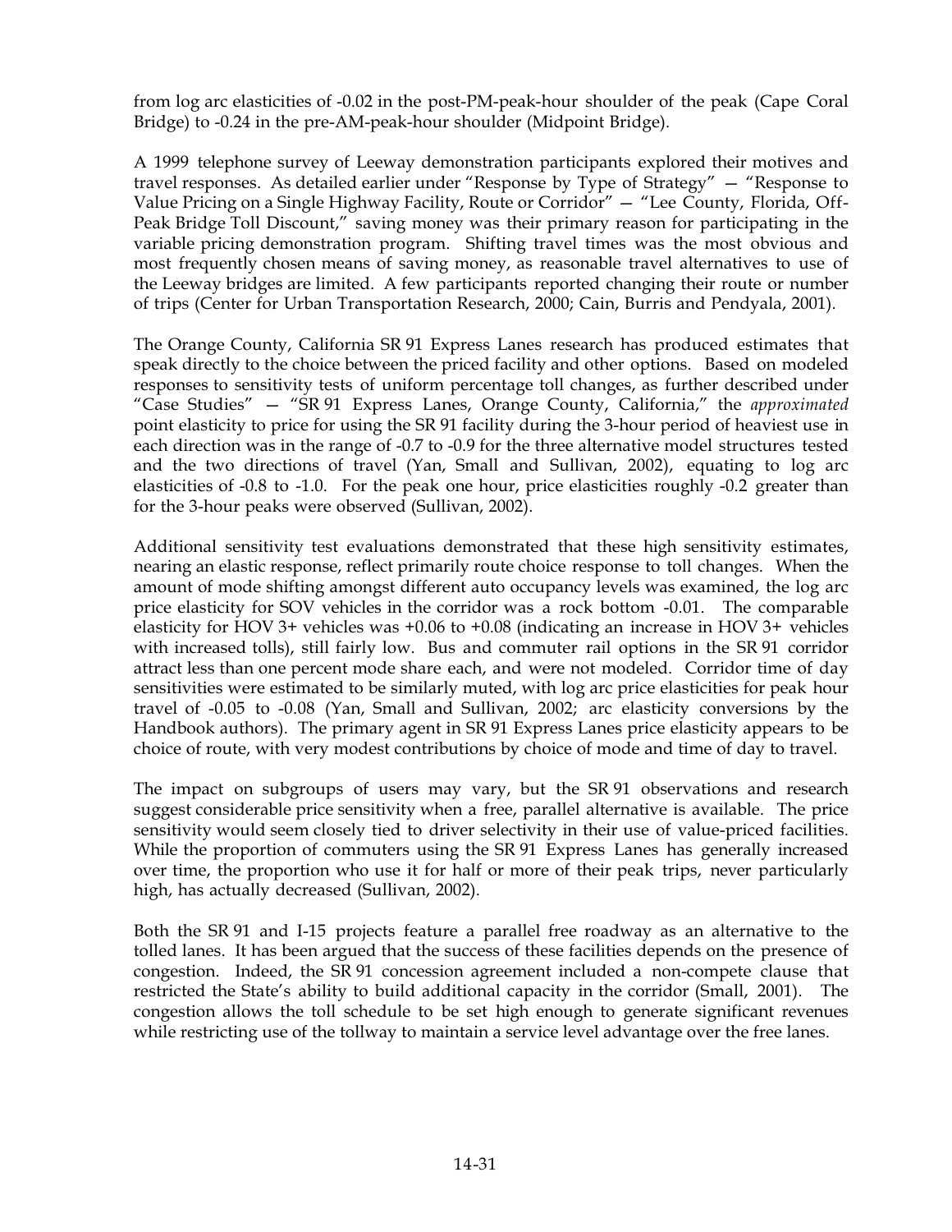from log arc elasticities of -0.02 in the post-PM-peak-hour shoulder of the peak (Cape Coral Bridge) to -0.24 in the pre-AM-peak-hour shoulder (Midpoint Bridge).

A 1999 telephone survey of Leeway demonstration participants explored their motives and travel responses. As detailed earlier under "Response by Type of Strategy" — "Response to Value Pricing on a Single Highway Facility, Route or Corridor" — "Lee County, Florida, Off-Peak Bridge Toll Discount," saving money was their primary reason for participating in the variable pricing demonstration program. Shifting travel times was the most obvious and most frequently chosen means of saving money, as reasonable travel alternatives to use of the Leeway bridges are limited. A few participants reported changing their route or number of trips (Center for Urban Transportation Research, 2000; Cain, Burris and Pendyala, 2001).

The Orange County, California SR 91 Express Lanes research has produced estimates that speak directly to the choice between the priced facility and other options. Based on modeled responses to sensitivity tests of uniform percentage toll changes, as further described under "Case Studies" — "SR 91 Express Lanes, Orange County, California," the *approximated* point elasticity to price for using the SR 91 facility during the 3-hour period of heaviest use in each direction was in the range of -0.7 to -0.9 for the three alternative model structures tested and the two directions of travel (Yan, Small and Sullivan, 2002), equating to log arc elasticities of -0.8 to -1.0. For the peak one hour, price elasticities roughly -0.2 greater than for the 3-hour peaks were observed (Sullivan, 2002).

Additional sensitivity test evaluations demonstrated that these high sensitivity estimates, nearing an elastic response, reflect primarily route choice response to toll changes. When the amount of mode shifting amongst different auto occupancy levels was examined, the log arc price elasticity for SOV vehicles in the corridor was a rock bottom -0.01. The comparable elasticity for HOV 3+ vehicles was +0.06 to +0.08 (indicating an increase in HOV 3+ vehicles with increased tolls), still fairly low. Bus and commuter rail options in the SR 91 corridor attract less than one percent mode share each, and were not modeled. Corridor time of day sensitivities were estimated to be similarly muted, with log arc price elasticities for peak hour travel of -0.05 to -0.08 (Yan, Small and Sullivan, 2002; arc elasticity conversions by the Handbook authors). The primary agent in SR 91 Express Lanes price elasticity appears to be choice of route, with very modest contributions by choice of mode and time of day to travel.

The impact on subgroups of users may vary, but the SR 91 observations and research suggest considerable price sensitivity when a free, parallel alternative is available. The price sensitivity would seem closely tied to driver selectivity in their use of value-priced facilities. While the proportion of commuters using the SR 91 Express Lanes has generally increased over time, the proportion who use it for half or more of their peak trips, never particularly high, has actually decreased (Sullivan, 2002).

Both the SR 91 and I-15 projects feature a parallel free roadway as an alternative to the tolled lanes. It has been argued that the success of these facilities depends on the presence of congestion. Indeed, the SR 91 concession agreement included a non-compete clause that restricted the State's ability to build additional capacity in the corridor (Small, 2001). The congestion allows the toll schedule to be set high enough to generate significant revenues while restricting use of the tollway to maintain a service level advantage over the free lanes.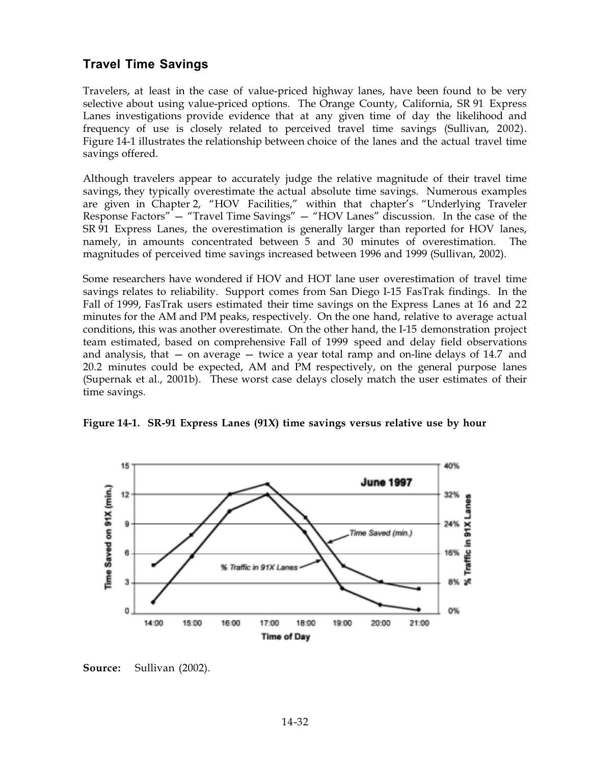## Travel Time Savings

Travelers, at least in the case of value-priced highway lanes, have been found to be very selective about using value-priced options. The Orange County, California, SR 91 Express Lanes investigations provide evidence that at any given time of day the likelihood and frequency of use is closely related to perceived travel time savings (Sullivan, 2002). Figure 14-1 illustrates the relationship between choice of the lanes and the actual travel time savings offered.

Although travelers appear to accurately judge the relative magnitude of their travel time savings, they typically overestimate the actual absolute time savings. Numerous examples are given in Chapter 2, "HOV Facilities," within that chapter's "Underlying Traveler Response Factors" — "Travel Time Savings" — "HOV Lanes" discussion. In the case of the SR 91 Express Lanes, the overestimation is generally larger than reported for HOV lanes, namely, in amounts concentrated between 5 and 30 minutes of overestimation. The magnitudes of perceived time savings increased between 1996 and 1999 (Sullivan, 2002).

Some researchers have wondered if HOV and HOT lane user overestimation of travel time savings relates to reliability. Support comes from San Diego I-15 FasTrak findings. In the Fall of 1999, FasTrak users estimated their time savings on the Express Lanes at 16 and 22 minutes for the AM and PM peaks, respectively. On the one hand, relative to average actual conditions, this was another overestimate. On the other hand, the I-15 demonstration project team estimated, based on comprehensive Fall of 1999 speed and delay field observations and analysis, that — on average — twice a year total ramp and on-line delays of 14.7 and 20.2 minutes could be expected, AM and PM respectively, on the general purpose lanes (Supernak et al., 2001b). These worst case delays closely match the user estimates of their time savings.

**Figure 14-1. SR-91 Express Lanes (91X) time savings versus relative use by hour**

**Source:** Sullivan (2002).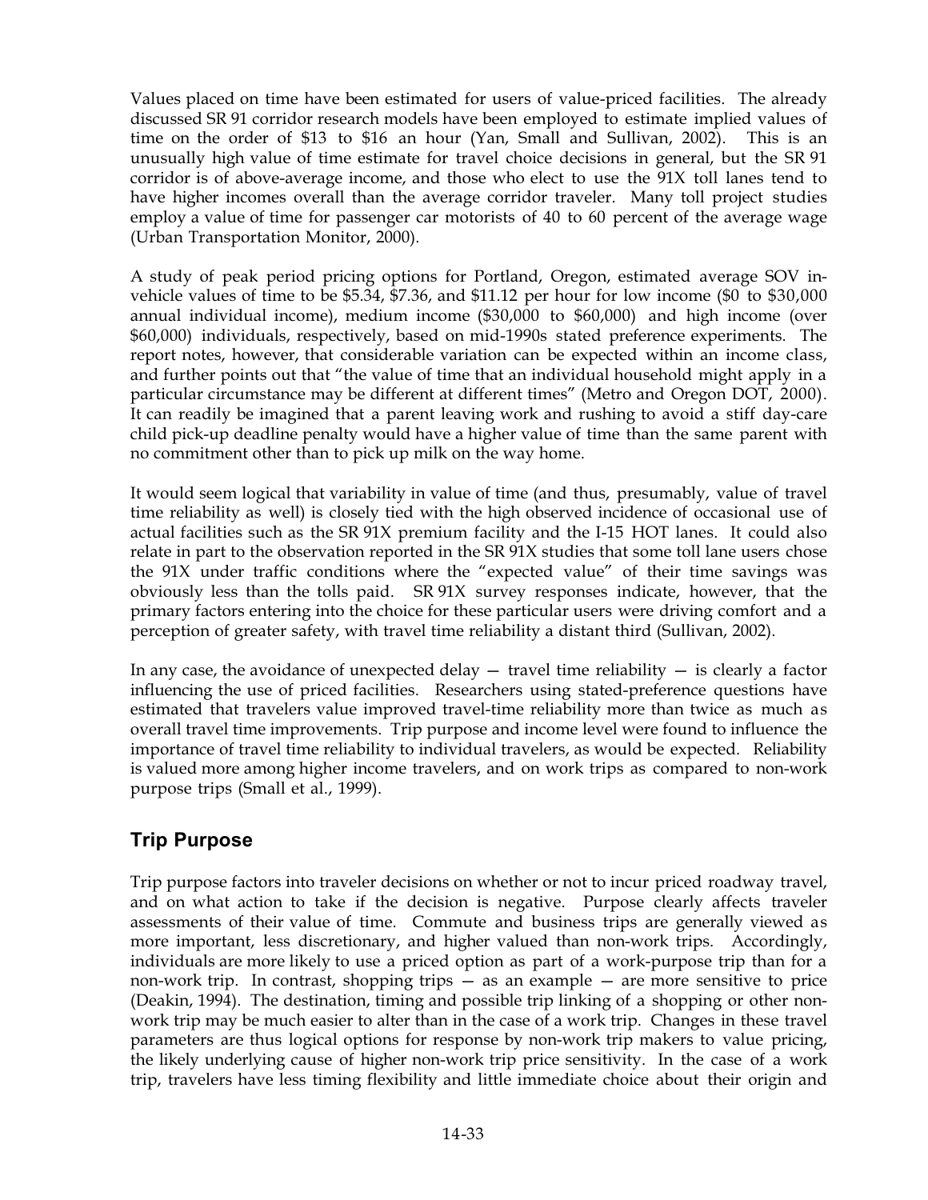Values placed on time have been estimated for users of value-priced facilities. The already discussed SR 91 corridor research models have been employed to estimate implied values of time on the order of $13 to $16 an hour (Yan, Small and Sullivan, 2002). This is an unusually high value of time estimate for travel choice decisions in general, but the SR 91 corridor is of above-average income, and those who elect to use the 91X toll lanes tend to have higher incomes overall than the average corridor traveler. Many toll project studies employ a value of time for passenger car motorists of 40 to 60 percent of the average wage (Urban Transportation Monitor, 2000).

A study of peak period pricing options for Portland, Oregon, estimated average SOV in-vehicle values of time to be $5.34, $7.36, and $11.12 per hour for low income ($0 to $30,000 annual individual income), medium income ($30,000 to $60,000) and high income (over $60,000) individuals, respectively, based on mid-1990s stated preference experiments. The report notes, however, that considerable variation can be expected within an income class, and further points out that "the value of time that an individual household might apply in a particular circumstance may be different at different times" (Metro and Oregon DOT, 2000). It can readily be imagined that a parent leaving work and rushing to avoid a stiff day-care child pick-up deadline penalty would have a higher value of time than the same parent with no commitment other than to pick up milk on the way home.

It would seem logical that variability in value of time (and thus, presumably, value of travel time reliability as well) is closely tied with the high observed incidence of occasional use of actual facilities such as the SR 91X premium facility and the I-15 HOT lanes. It could also relate in part to the observation reported in the SR 91X studies that some toll lane users chose the 91X under traffic conditions where the "expected value" of their time savings was obviously less than the tolls paid. SR 91X survey responses indicate, however, that the primary factors entering into the choice for these particular users were driving comfort and a perception of greater safety, with travel time reliability a distant third (Sullivan, 2002).

In any case, the avoidance of unexpected delay — travel time reliability — is clearly a factor influencing the use of priced facilities. Researchers using stated-preference questions have estimated that travelers value improved travel-time reliability more than twice as much as overall travel time improvements. Trip purpose and income level were found to influence the importance of travel time reliability to individual travelers, as would be expected. Reliability is valued more among higher income travelers, and on work trips as compared to non-work purpose trips (Small et al., 1999).

## Trip Purpose

Trip purpose factors into traveler decisions on whether or not to incur priced roadway travel, and on what action to take if the decision is negative. Purpose clearly affects traveler assessments of their value of time. Commute and business trips are generally viewed as more important, less discretionary, and higher valued than non-work trips. Accordingly, individuals are more likely to use a priced option as part of a work-purpose trip than for a non-work trip. In contrast, shopping trips — as an example — are more sensitive to price (Deakin, 1994). The destination, timing and possible trip linking of a shopping or other non-work trip may be much easier to alter than in the case of a work trip. Changes in these travel parameters are thus logical options for response by non-work trip makers to value pricing, the likely underlying cause of higher non-work trip price sensitivity. In the case of a work trip, travelers have less timing flexibility and little immediate choice about their origin and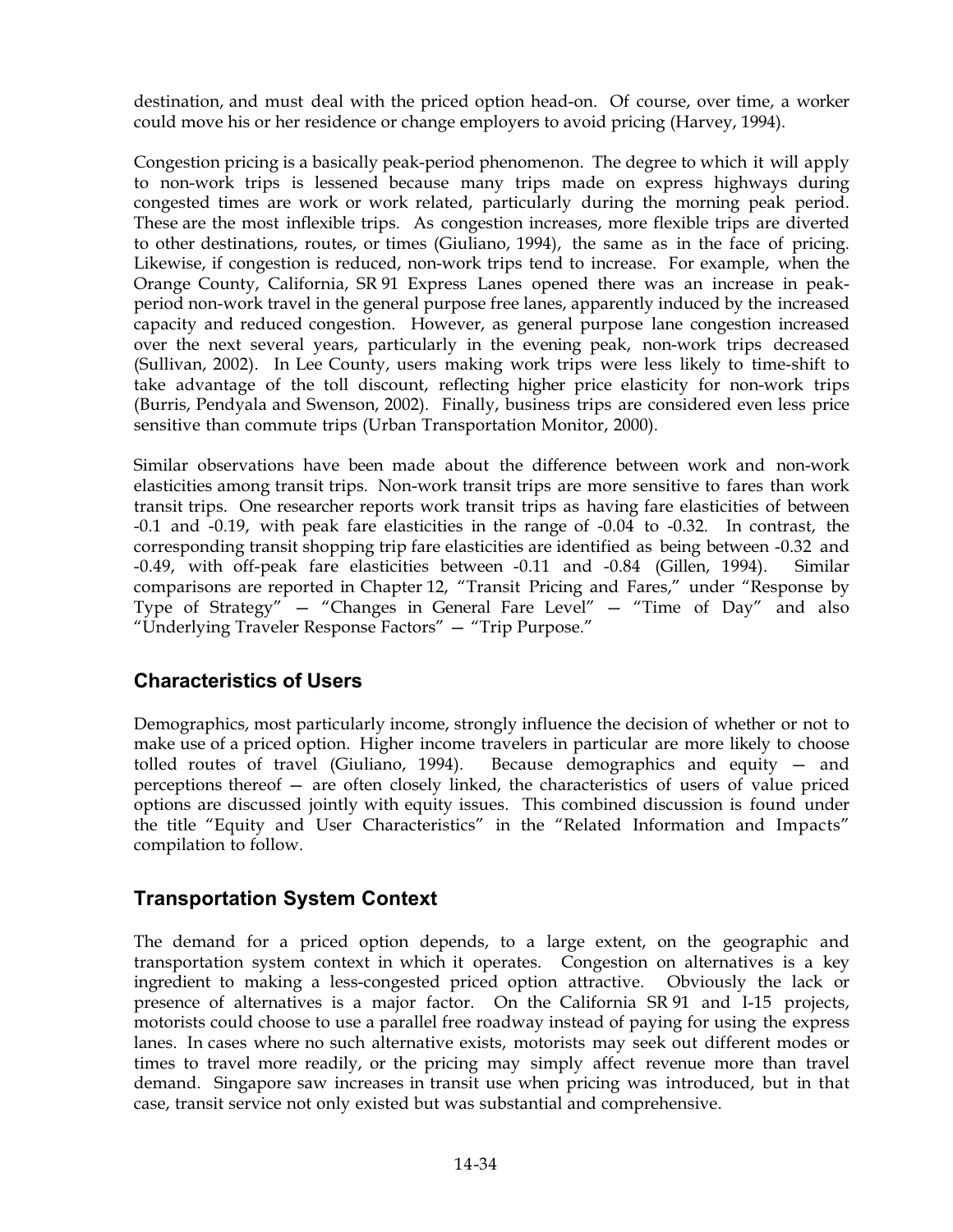destination, and must deal with the priced option head-on. Of course, over time, a worker could move his or her residence or change employers to avoid pricing (Harvey, 1994).

Congestion pricing is a basically peak-period phenomenon. The degree to which it will apply to non-work trips is lessened because many trips made on express highways during congested times are work or work related, particularly during the morning peak period. These are the most inflexible trips. As congestion increases, more flexible trips are diverted to other destinations, routes, or times (Giuliano, 1994), the same as in the face of pricing. Likewise, if congestion is reduced, non-work trips tend to increase. For example, when the Orange County, California, SR 91 Express Lanes opened there was an increase in peak-period non-work travel in the general purpose free lanes, apparently induced by the increased capacity and reduced congestion. However, as general purpose lane congestion increased over the next several years, particularly in the evening peak, non-work trips decreased (Sullivan, 2002). In Lee County, users making work trips were less likely to time-shift to take advantage of the toll discount, reflecting higher price elasticity for non-work trips (Burris, Pendyala and Swenson, 2002). Finally, business trips are considered even less price sensitive than commute trips (Urban Transportation Monitor, 2000).

Similar observations have been made about the difference between work and non-work elasticities among transit trips. Non-work transit trips are more sensitive to fares than work transit trips. One researcher reports work transit trips as having fare elasticities of between -0.1 and -0.19, with peak fare elasticities in the range of -0.04 to -0.32. In contrast, the corresponding transit shopping trip fare elasticities are identified as being between -0.32 and -0.49, with off-peak fare elasticities between -0.11 and -0.84 (Gillen, 1994). Similar comparisons are reported in Chapter 12, "Transit Pricing and Fares," under "Response by Type of Strategy" — "Changes in General Fare Level" — "Time of Day" and also "Underlying Traveler Response Factors" — "Trip Purpose."

## Characteristics of Users

Demographics, most particularly income, strongly influence the decision of whether or not to make use of a priced option. Higher income travelers in particular are more likely to choose tolled routes of travel (Giuliano, 1994). Because demographics and equity — and perceptions thereof — are often closely linked, the characteristics of users of value priced options are discussed jointly with equity issues. This combined discussion is found under the title "Equity and User Characteristics" in the "Related Information and Impacts" compilation to follow.

## Transportation System Context

The demand for a priced option depends, to a large extent, on the geographic and transportation system context in which it operates. Congestion on alternatives is a key ingredient to making a less-congested priced option attractive. Obviously the lack or presence of alternatives is a major factor. On the California SR 91 and I-15 projects, motorists could choose to use a parallel free roadway instead of paying for using the express lanes. In cases where no such alternative exists, motorists may seek out different modes or times to travel more readily, or the pricing may simply affect revenue more than travel demand. Singapore saw increases in transit use when pricing was introduced, but in that case, transit service not only existed but was substantial and comprehensive.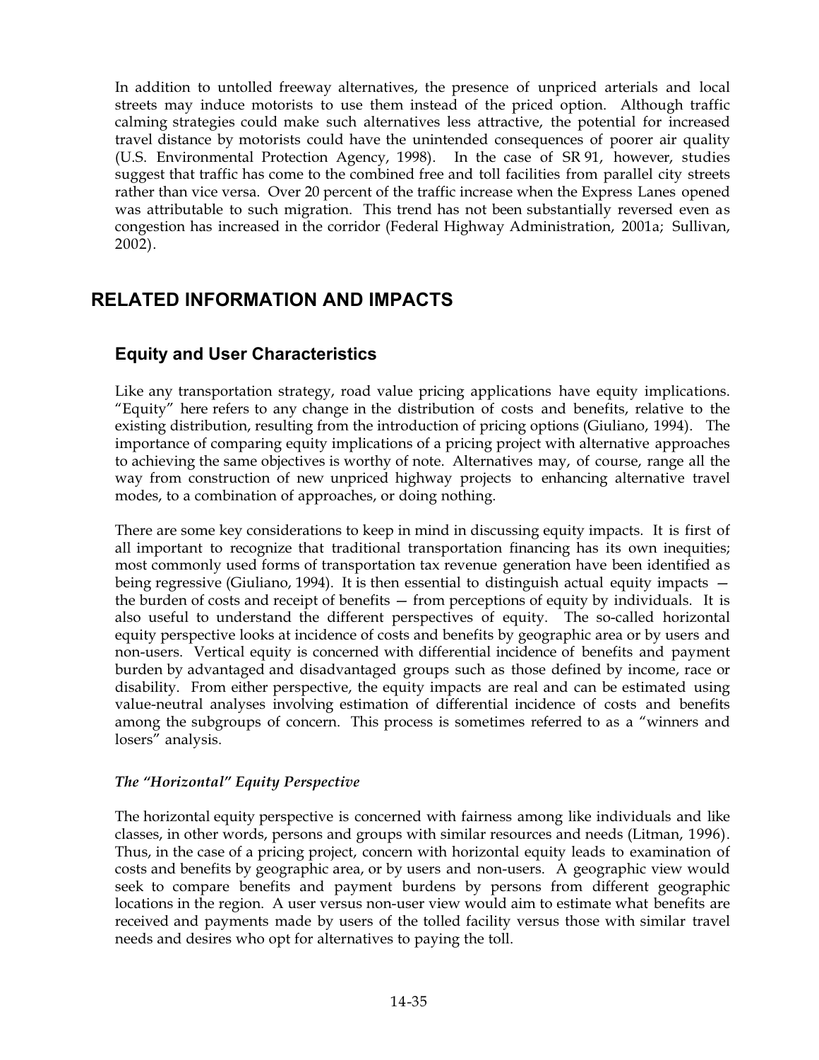In addition to untolled freeway alternatives, the presence of unpriced arterials and local streets may induce motorists to use them instead of the priced option. Although traffic calming strategies could make such alternatives less attractive, the potential for increased travel distance by motorists could have the unintended consequences of poorer air quality (U.S. Environmental Protection Agency, 1998). In the case of SR 91, however, studies suggest that traffic has come to the combined free and toll facilities from parallel city streets rather than vice versa. Over 20 percent of the traffic increase when the Express Lanes opened was attributable to such migration. This trend has not been substantially reversed even as congestion has increased in the corridor (Federal Highway Administration, 2001a; Sullivan, 2002).

# RELATED INFORMATION AND IMPACTS

## Equity and User Characteristics

Like any transportation strategy, road value pricing applications have equity implications. "Equity" here refers to any change in the distribution of costs and benefits, relative to the existing distribution, resulting from the introduction of pricing options (Giuliano, 1994). The importance of comparing equity implications of a pricing project with alternative approaches to achieving the same objectives is worthy of note. Alternatives may, of course, range all the way from construction of new unpriced highway projects to enhancing alternative travel modes, to a combination of approaches, or doing nothing.

There are some key considerations to keep in mind in discussing equity impacts. It is first of all important to recognize that traditional transportation financing has its own inequities; most commonly used forms of transportation tax revenue generation have been identified as being regressive (Giuliano, 1994). It is then essential to distinguish actual equity impacts — the burden of costs and receipt of benefits — from perceptions of equity by individuals. It is also useful to understand the different perspectives of equity. The so-called horizontal equity perspective looks at incidence of costs and benefits by geographic area or by users and non-users. Vertical equity is concerned with differential incidence of benefits and payment burden by advantaged and disadvantaged groups such as those defined by income, race or disability. From either perspective, the equity impacts are real and can be estimated using value-neutral analyses involving estimation of differential incidence of costs and benefits among the subgroups of concern. This process is sometimes referred to as a "winners and losers" analysis.

### *The "Horizontal" Equity Perspective*

The horizontal equity perspective is concerned with fairness among like individuals and like classes, in other words, persons and groups with similar resources and needs (Litman, 1996). Thus, in the case of a pricing project, concern with horizontal equity leads to examination of costs and benefits by geographic area, or by users and non-users. A geographic view would seek to compare benefits and payment burdens by persons from different geographic locations in the region. A user versus non-user view would aim to estimate what benefits are received and payments made by users of the tolled facility versus those with similar travel needs and desires who opt for alternatives to paying the toll.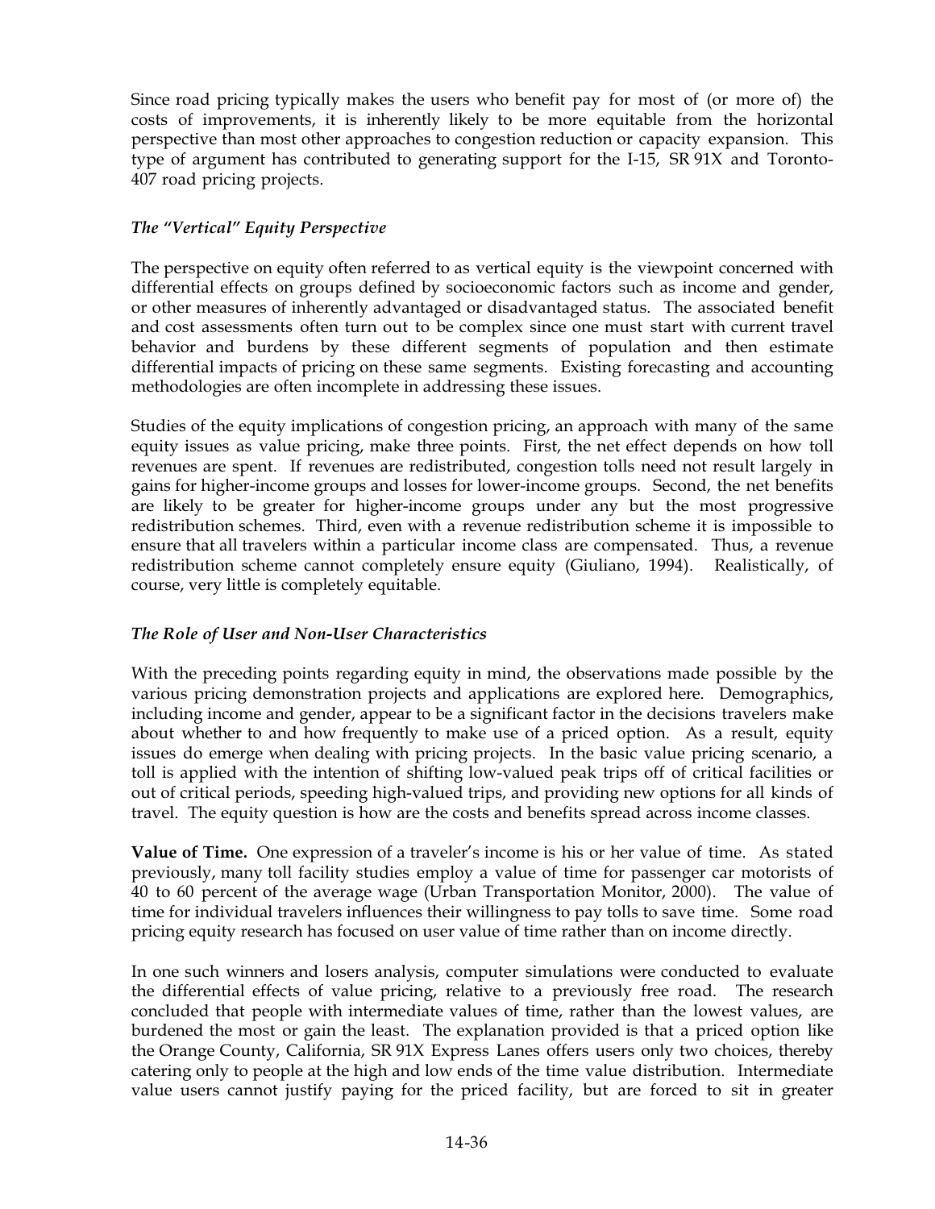Since road pricing typically makes the users who benefit pay for most of (or more of) the costs of improvements, it is inherently likely to be more equitable from the horizontal perspective than most other approaches to congestion reduction or capacity expansion. This type of argument has contributed to generating support for the I-15, SR 91X and Toronto-407 road pricing projects.

### *The "Vertical" Equity Perspective*

The perspective on equity often referred to as vertical equity is the viewpoint concerned with differential effects on groups defined by socioeconomic factors such as income and gender, or other measures of inherently advantaged or disadvantaged status. The associated benefit and cost assessments often turn out to be complex since one must start with current travel behavior and burdens by these different segments of population and then estimate differential impacts of pricing on these same segments. Existing forecasting and accounting methodologies are often incomplete in addressing these issues.

Studies of the equity implications of congestion pricing, an approach with many of the same equity issues as value pricing, make three points. First, the net effect depends on how toll revenues are spent. If revenues are redistributed, congestion tolls need not result largely in gains for higher-income groups and losses for lower-income groups. Second, the net benefits are likely to be greater for higher-income groups under any but the most progressive redistribution schemes. Third, even with a revenue redistribution scheme it is impossible to ensure that all travelers within a particular income class are compensated. Thus, a revenue redistribution scheme cannot completely ensure equity (Giuliano, 1994). Realistically, of course, very little is completely equitable.

### *The Role of User and Non-User Characteristics*

With the preceding points regarding equity in mind, the observations made possible by the various pricing demonstration projects and applications are explored here. Demographics, including income and gender, appear to be a significant factor in the decisions travelers make about whether to and how frequently to make use of a priced option. As a result, equity issues do emerge when dealing with pricing projects. In the basic value pricing scenario, a toll is applied with the intention of shifting low-valued peak trips off of critical facilities or out of critical periods, speeding high-valued trips, and providing new options for all kinds of travel. The equity question is how are the costs and benefits spread across income classes.

**Value of Time.** One expression of a traveler's income is his or her value of time. As stated previously, many toll facility studies employ a value of time for passenger car motorists of 40 to 60 percent of the average wage (Urban Transportation Monitor, 2000). The value of time for individual travelers influences their willingness to pay tolls to save time. Some road pricing equity research has focused on user value of time rather than on income directly.

In one such winners and losers analysis, computer simulations were conducted to evaluate the differential effects of value pricing, relative to a previously free road. The research concluded that people with intermediate values of time, rather than the lowest values, are burdened the most or gain the least. The explanation provided is that a priced option like the Orange County, California, SR 91X Express Lanes offers users only two choices, thereby catering only to people at the high and low ends of the time value distribution. Intermediate value users cannot justify paying for the priced facility, but are forced to sit in greater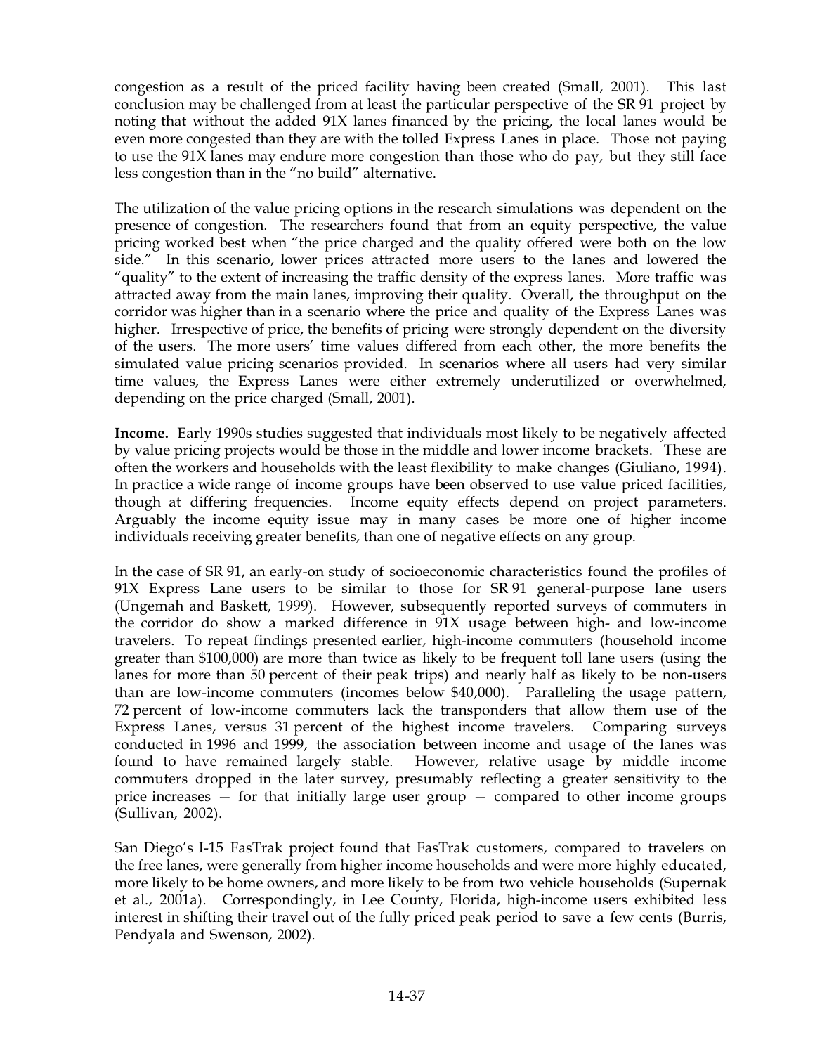congestion as a result of the priced facility having been created (Small, 2001). This last conclusion may be challenged from at least the particular perspective of the SR 91 project by noting that without the added 91X lanes financed by the pricing, the local lanes would be even more congested than they are with the tolled Express Lanes in place. Those not paying to use the 91X lanes may endure more congestion than those who do pay, but they still face less congestion than in the "no build" alternative.

The utilization of the value pricing options in the research simulations was dependent on the presence of congestion. The researchers found that from an equity perspective, the value pricing worked best when "the price charged and the quality offered were both on the low side." In this scenario, lower prices attracted more users to the lanes and lowered the "quality" to the extent of increasing the traffic density of the express lanes. More traffic was attracted away from the main lanes, improving their quality. Overall, the throughput on the corridor was higher than in a scenario where the price and quality of the Express Lanes was higher. Irrespective of price, the benefits of pricing were strongly dependent on the diversity of the users. The more users' time values differed from each other, the more benefits the simulated value pricing scenarios provided. In scenarios where all users had very similar time values, the Express Lanes were either extremely underutilized or overwhelmed, depending on the price charged (Small, 2001).

**Income.** Early 1990s studies suggested that individuals most likely to be negatively affected by value pricing projects would be those in the middle and lower income brackets. These are often the workers and households with the least flexibility to make changes (Giuliano, 1994). In practice a wide range of income groups have been observed to use value priced facilities, though at differing frequencies. Income equity effects depend on project parameters. Arguably the income equity issue may in many cases be more one of higher income individuals receiving greater benefits, than one of negative effects on any group.

In the case of SR 91, an early-on study of socioeconomic characteristics found the profiles of 91X Express Lane users to be similar to those for SR 91 general-purpose lane users (Ungemah and Baskett, 1999). However, subsequently reported surveys of commuters in the corridor do show a marked difference in 91X usage between high- and low-income travelers. To repeat findings presented earlier, high-income commuters (household income greater than $100,000) are more than twice as likely to be frequent toll lane users (using the lanes for more than 50 percent of their peak trips) and nearly half as likely to be non-users than are low-income commuters (incomes below $40,000). Paralleling the usage pattern, 72 percent of low-income commuters lack the transponders that allow them use of the Express Lanes, versus 31 percent of the highest income travelers. Comparing surveys conducted in 1996 and 1999, the association between income and usage of the lanes was found to have remained largely stable. However, relative usage by middle income commuters dropped in the later survey, presumably reflecting a greater sensitivity to the price increases — for that initially large user group — compared to other income groups (Sullivan, 2002).

San Diego's I-15 FasTrak project found that FasTrak customers, compared to travelers on the free lanes, were generally from higher income households and were more highly educated, more likely to be home owners, and more likely to be from two vehicle households (Supernak et al., 2001a). Correspondingly, in Lee County, Florida, high-income users exhibited less interest in shifting their travel out of the fully priced peak period to save a few cents (Burris, Pendyala and Swenson, 2002).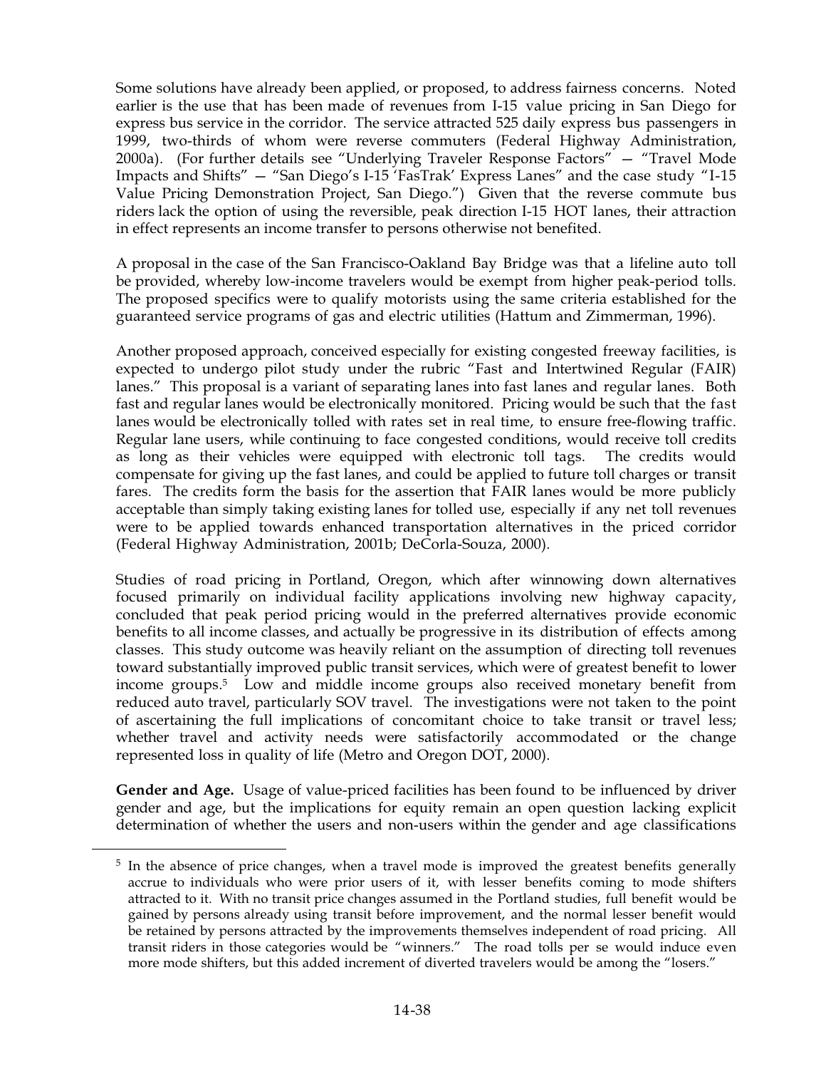Some solutions have already been applied, or proposed, to address fairness concerns. Noted earlier is the use that has been made of revenues from I-15 value pricing in San Diego for express bus service in the corridor. The service attracted 525 daily express bus passengers in 1999, two-thirds of whom were reverse commuters (Federal Highway Administration, 2000a). (For further details see "Underlying Traveler Response Factors" — "Travel Mode Impacts and Shifts" — "San Diego's I-15 'FasTrak' Express Lanes" and the case study "I-15 Value Pricing Demonstration Project, San Diego.") Given that the reverse commute bus riders lack the option of using the reversible, peak direction I-15 HOT lanes, their attraction in effect represents an income transfer to persons otherwise not benefited.

A proposal in the case of the San Francisco-Oakland Bay Bridge was that a lifeline auto toll be provided, whereby low-income travelers would be exempt from higher peak-period tolls. The proposed specifics were to qualify motorists using the same criteria established for the guaranteed service programs of gas and electric utilities (Hattum and Zimmerman, 1996).

Another proposed approach, conceived especially for existing congested freeway facilities, is expected to undergo pilot study under the rubric "Fast and Intertwined Regular (FAIR) lanes." This proposal is a variant of separating lanes into fast lanes and regular lanes. Both fast and regular lanes would be electronically monitored. Pricing would be such that the fast lanes would be electronically tolled with rates set in real time, to ensure free-flowing traffic. Regular lane users, while continuing to face congested conditions, would receive toll credits as long as their vehicles were equipped with electronic toll tags. The credits would compensate for giving up the fast lanes, and could be applied to future toll charges or transit fares. The credits form the basis for the assertion that FAIR lanes would be more publicly acceptable than simply taking existing lanes for tolled use, especially if any net toll revenues were to be applied towards enhanced transportation alternatives in the priced corridor (Federal Highway Administration, 2001b; DeCorla-Souza, 2000).

Studies of road pricing in Portland, Oregon, which after winnowing down alternatives focused primarily on individual facility applications involving new highway capacity, concluded that peak period pricing would in the preferred alternatives provide economic benefits to all income classes, and actually be progressive in its distribution of effects among classes. This study outcome was heavily reliant on the assumption of directing toll revenues toward substantially improved public transit services, which were of greatest benefit to lower income groups.[5] Low and middle income groups also received monetary benefit from reduced auto travel, particularly SOV travel. The investigations were not taken to the point of ascertaining the full implications of concomitant choice to take transit or travel less; whether travel and activity needs were satisfactorily accommodated or the change represented loss in quality of life (Metro and Oregon DOT, 2000).

**Gender and Age.** Usage of value-priced facilities has been found to be influenced by driver gender and age, but the implications for equity remain an open question lacking explicit determination of whether the users and non-users within the gender and age classifications

[5] In the absence of price changes, when a travel mode is improved the greatest benefits generally accrue to individuals who were prior users of it, with lesser benefits coming to mode shifters attracted to it. With no transit price changes assumed in the Portland studies, full benefit would be gained by persons already using transit before improvement, and the normal lesser benefit would be retained by persons attracted by the improvements themselves independent of road pricing. All transit riders in those categories would be "winners." The road tolls per se would induce even more mode shifters, but this added increment of diverted travelers would be among the "losers."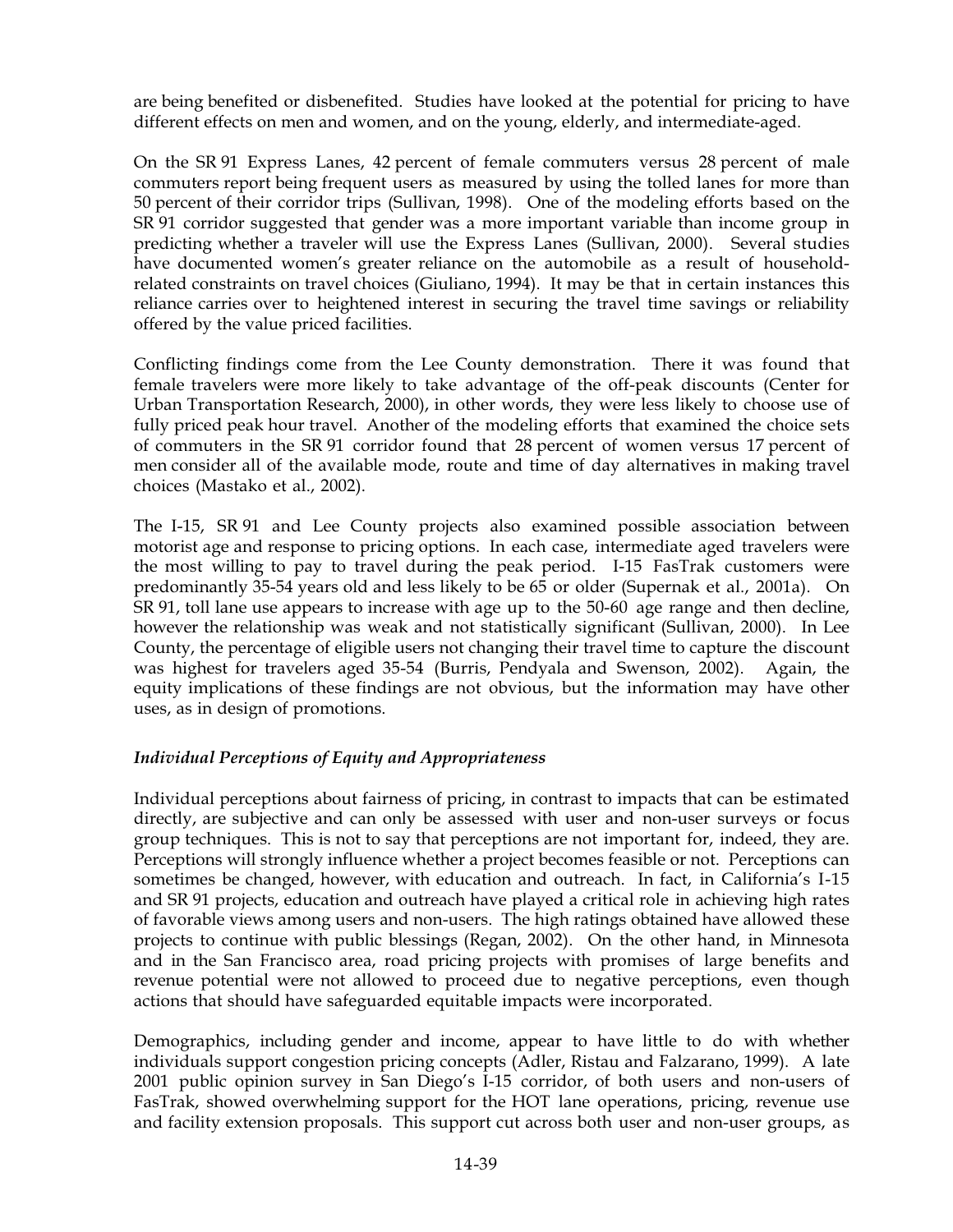are being benefited or disbenefited. Studies have looked at the potential for pricing to have different effects on men and women, and on the young, elderly, and intermediate-aged.

On the SR 91 Express Lanes, 42 percent of female commuters versus 28 percent of male commuters report being frequent users as measured by using the tolled lanes for more than 50 percent of their corridor trips (Sullivan, 1998). One of the modeling efforts based on the SR 91 corridor suggested that gender was a more important variable than income group in predicting whether a traveler will use the Express Lanes (Sullivan, 2000). Several studies have documented women's greater reliance on the automobile as a result of household-related constraints on travel choices (Giuliano, 1994). It may be that in certain instances this reliance carries over to heightened interest in securing the travel time savings or reliability offered by the value priced facilities.

Conflicting findings come from the Lee County demonstration. There it was found that female travelers were more likely to take advantage of the off-peak discounts (Center for Urban Transportation Research, 2000), in other words, they were less likely to choose use of fully priced peak hour travel. Another of the modeling efforts that examined the choice sets of commuters in the SR 91 corridor found that 28 percent of women versus 17 percent of men consider all of the available mode, route and time of day alternatives in making travel choices (Mastako et al., 2002).

The I-15, SR 91 and Lee County projects also examined possible association between motorist age and response to pricing options. In each case, intermediate aged travelers were the most willing to pay to travel during the peak period. I-15 FasTrak customers were predominantly 35-54 years old and less likely to be 65 or older (Supernak et al., 2001a). On SR 91, toll lane use appears to increase with age up to the 50-60 age range and then decline, however the relationship was weak and not statistically significant (Sullivan, 2000). In Lee County, the percentage of eligible users not changing their travel time to capture the discount was highest for travelers aged 35-54 (Burris, Pendyala and Swenson, 2002). Again, the equity implications of these findings are not obvious, but the information may have other uses, as in design of promotions.

### *Individual Perceptions of Equity and Appropriateness*

Individual perceptions about fairness of pricing, in contrast to impacts that can be estimated directly, are subjective and can only be assessed with user and non-user surveys or focus group techniques. This is not to say that perceptions are not important for, indeed, they are. Perceptions will strongly influence whether a project becomes feasible or not. Perceptions can sometimes be changed, however, with education and outreach. In fact, in California's I-15 and SR 91 projects, education and outreach have played a critical role in achieving high rates of favorable views among users and non-users. The high ratings obtained have allowed these projects to continue with public blessings (Regan, 2002). On the other hand, in Minnesota and in the San Francisco area, road pricing projects with promises of large benefits and revenue potential were not allowed to proceed due to negative perceptions, even though actions that should have safeguarded equitable impacts were incorporated.

Demographics, including gender and income, appear to have little to do with whether individuals support congestion pricing concepts (Adler, Ristau and Falzarano, 1999). A late 2001 public opinion survey in San Diego's I-15 corridor, of both users and non-users of FasTrak, showed overwhelming support for the HOT lane operations, pricing, revenue use and facility extension proposals. This support cut across both user and non-user groups, as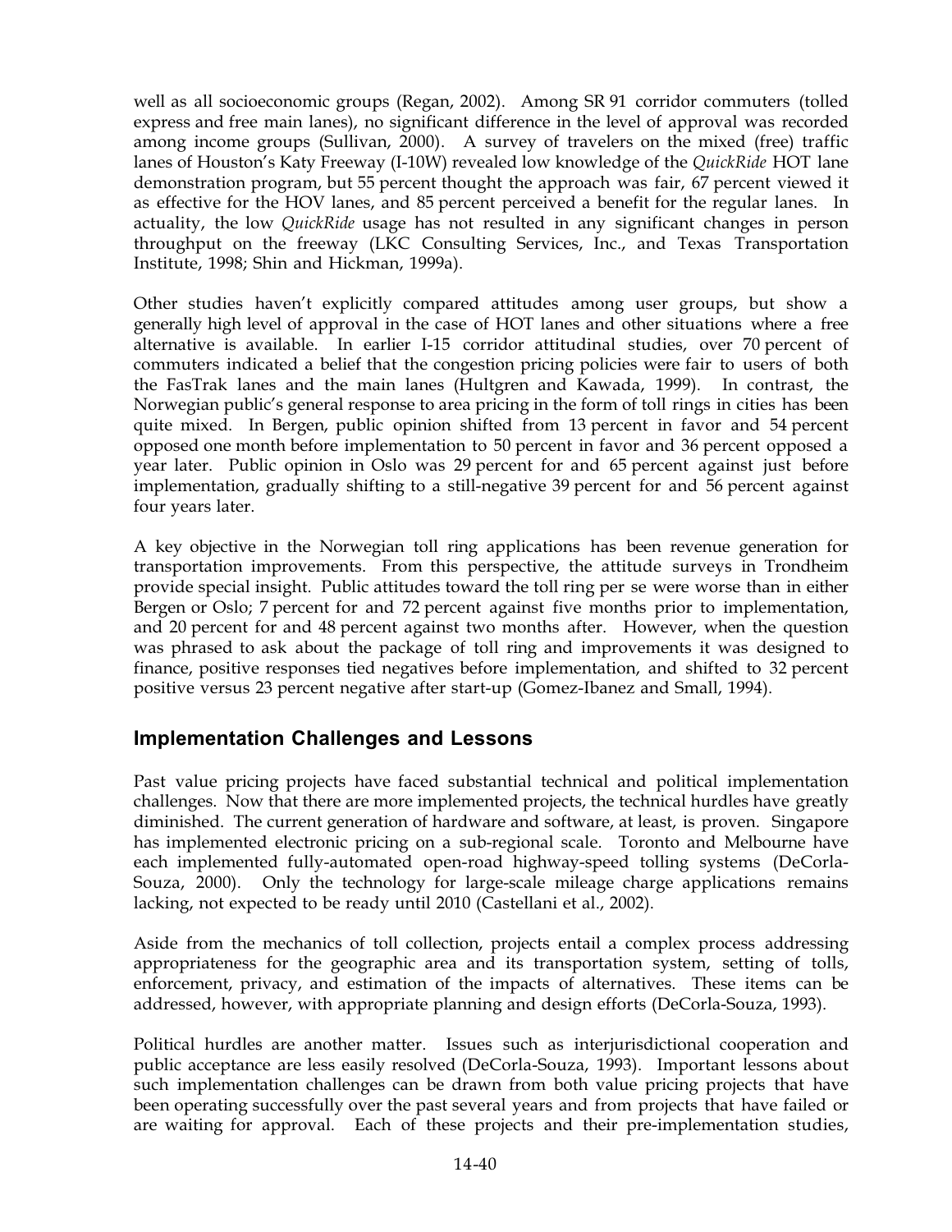well as all socioeconomic groups (Regan, 2002). Among SR 91 corridor commuters (tolled express and free main lanes), no significant difference in the level of approval was recorded among income groups (Sullivan, 2000). A survey of travelers on the mixed (free) traffic lanes of Houston's Katy Freeway (I-10W) revealed low knowledge of the *QuickRide* HOT lane demonstration program, but 55 percent thought the approach was fair, 67 percent viewed it as effective for the HOV lanes, and 85 percent perceived a benefit for the regular lanes. In actuality, the low *QuickRide* usage has not resulted in any significant changes in person throughput on the freeway (LKC Consulting Services, Inc., and Texas Transportation Institute, 1998; Shin and Hickman, 1999a).

Other studies haven't explicitly compared attitudes among user groups, but show a generally high level of approval in the case of HOT lanes and other situations where a free alternative is available. In earlier I-15 corridor attitudinal studies, over 70 percent of commuters indicated a belief that the congestion pricing policies were fair to users of both the FasTrak lanes and the main lanes (Hultgren and Kawada, 1999). In contrast, the Norwegian public's general response to area pricing in the form of toll rings in cities has been quite mixed. In Bergen, public opinion shifted from 13 percent in favor and 54 percent opposed one month before implementation to 50 percent in favor and 36 percent opposed a year later. Public opinion in Oslo was 29 percent for and 65 percent against just before implementation, gradually shifting to a still-negative 39 percent for and 56 percent against four years later.

A key objective in the Norwegian toll ring applications has been revenue generation for transportation improvements. From this perspective, the attitude surveys in Trondheim provide special insight. Public attitudes toward the toll ring per se were worse than in either Bergen or Oslo; 7 percent for and 72 percent against five months prior to implementation, and 20 percent for and 48 percent against two months after. However, when the question was phrased to ask about the package of toll ring and improvements it was designed to finance, positive responses tied negatives before implementation, and shifted to 32 percent positive versus 23 percent negative after start-up (Gomez-Ibanez and Small, 1994).

## Implementation Challenges and Lessons

Past value pricing projects have faced substantial technical and political implementation challenges. Now that there are more implemented projects, the technical hurdles have greatly diminished. The current generation of hardware and software, at least, is proven. Singapore has implemented electronic pricing on a sub-regional scale. Toronto and Melbourne have each implemented fully-automated open-road highway-speed tolling systems (DeCorla-Souza, 2000). Only the technology for large-scale mileage charge applications remains lacking, not expected to be ready until 2010 (Castellani et al., 2002).

Aside from the mechanics of toll collection, projects entail a complex process addressing appropriateness for the geographic area and its transportation system, setting of tolls, enforcement, privacy, and estimation of the impacts of alternatives. These items can be addressed, however, with appropriate planning and design efforts (DeCorla-Souza, 1993).

Political hurdles are another matter. Issues such as interjurisdictional cooperation and public acceptance are less easily resolved (DeCorla-Souza, 1993). Important lessons about such implementation challenges can be drawn from both value pricing projects that have been operating successfully over the past several years and from projects that have failed or are waiting for approval. Each of these projects and their pre-implementation studies,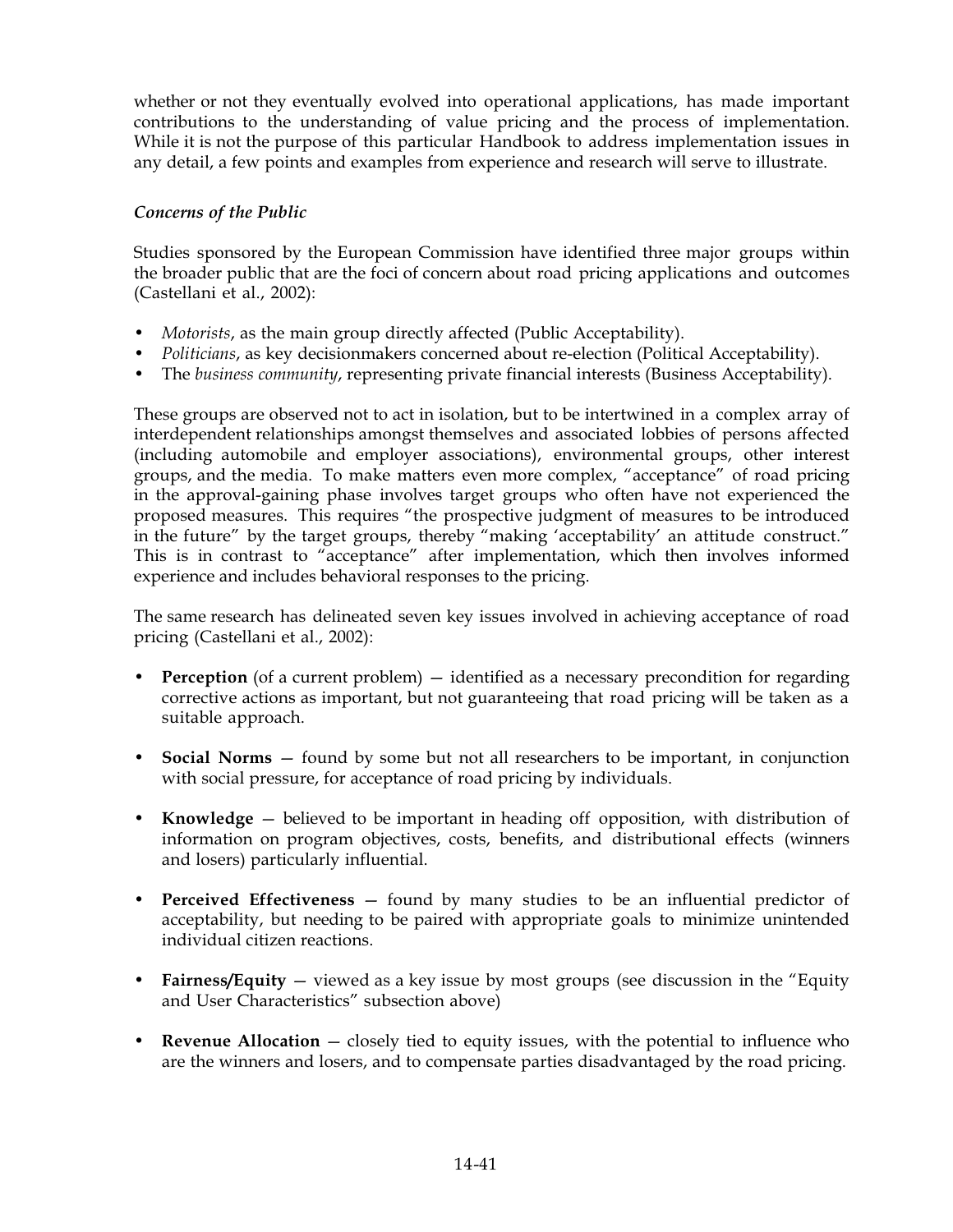whether or not they eventually evolved into operational applications, has made important contributions to the understanding of value pricing and the process of implementation. While it is not the purpose of this particular Handbook to address implementation issues in any detail, a few points and examples from experience and research will serve to illustrate.

### *Concerns of the Public*

Studies sponsored by the European Commission have identified three major groups within the broader public that are the foci of concern about road pricing applications and outcomes (Castellani et al., 2002):

- *Motorists*, as the main group directly affected (Public Acceptability).
- *Politicians*, as key decisionmakers concerned about re-election (Political Acceptability).
- The *business community*, representing private financial interests (Business Acceptability).

These groups are observed not to act in isolation, but to be intertwined in a complex array of interdependent relationships amongst themselves and associated lobbies of persons affected (including automobile and employer associations), environmental groups, other interest groups, and the media. To make matters even more complex, "acceptance" of road pricing in the approval-gaining phase involves target groups who often have not experienced the proposed measures. This requires "the prospective judgment of measures to be introduced in the future" by the target groups, thereby "making 'acceptability' an attitude construct." This is in contrast to "acceptance" after implementation, which then involves informed experience and includes behavioral responses to the pricing.

The same research has delineated seven key issues involved in achieving acceptance of road pricing (Castellani et al., 2002):

- **Perception** (of a current problem) — identified as a necessary precondition for regarding corrective actions as important, but not guaranteeing that road pricing will be taken as a suitable approach.

- **Social Norms** — found by some but not all researchers to be important, in conjunction with social pressure, for acceptance of road pricing by individuals.

- **Knowledge** — believed to be important in heading off opposition, with distribution of information on program objectives, costs, benefits, and distributional effects (winners and losers) particularly influential.

- **Perceived Effectiveness** — found by many studies to be an influential predictor of acceptability, but needing to be paired with appropriate goals to minimize unintended individual citizen reactions.

- **Fairness/Equity** — viewed as a key issue by most groups (see discussion in the "Equity and User Characteristics" subsection above)

- **Revenue Allocation** — closely tied to equity issues, with the potential to influence who are the winners and losers, and to compensate parties disadvantaged by the road pricing.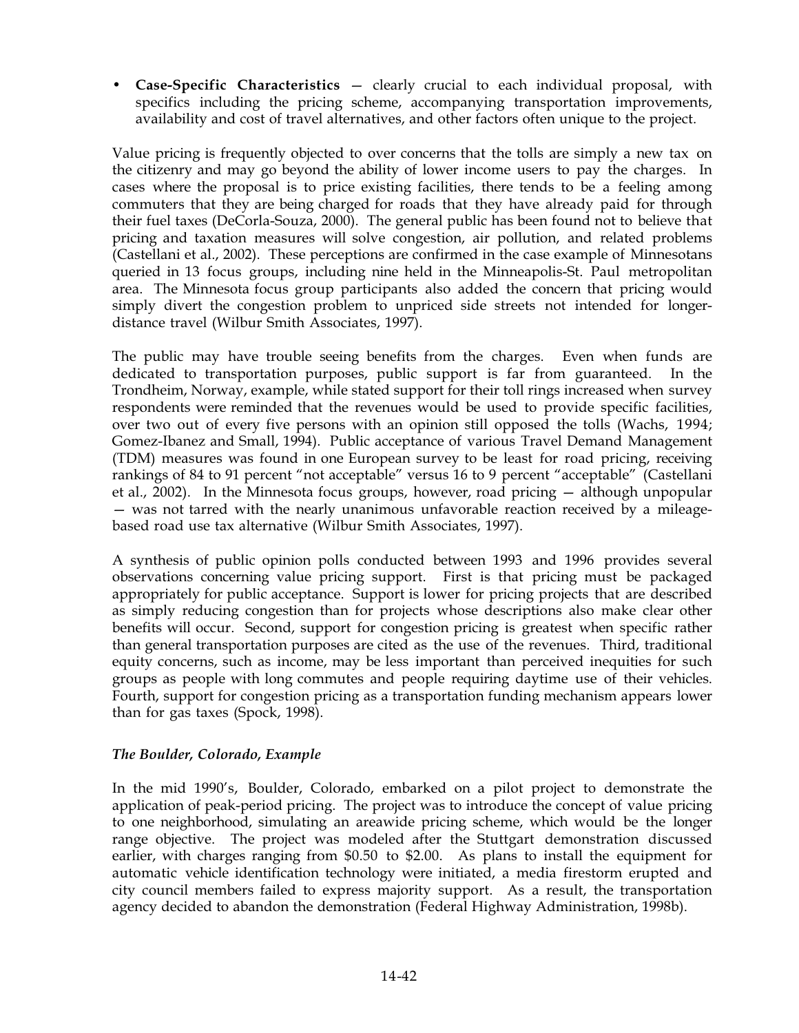- **Case-Specific Characteristics** — clearly crucial to each individual proposal, with specifics including the pricing scheme, accompanying transportation improvements, availability and cost of travel alternatives, and other factors often unique to the project.

Value pricing is frequently objected to over concerns that the tolls are simply a new tax on the citizenry and may go beyond the ability of lower income users to pay the charges. In cases where the proposal is to price existing facilities, there tends to be a feeling among commuters that they are being charged for roads that they have already paid for through their fuel taxes (DeCorla-Souza, 2000). The general public has been found not to believe that pricing and taxation measures will solve congestion, air pollution, and related problems (Castellani et al., 2002). These perceptions are confirmed in the case example of Minnesotans queried in 13 focus groups, including nine held in the Minneapolis-St. Paul metropolitan area. The Minnesota focus group participants also added the concern that pricing would simply divert the congestion problem to unpriced side streets not intended for longer-distance travel (Wilbur Smith Associates, 1997).

The public may have trouble seeing benefits from the charges. Even when funds are dedicated to transportation purposes, public support is far from guaranteed. In the Trondheim, Norway, example, while stated support for their toll rings increased when survey respondents were reminded that the revenues would be used to provide specific facilities, over two out of every five persons with an opinion still opposed the tolls (Wachs, 1994; Gomez-Ibanez and Small, 1994). Public acceptance of various Travel Demand Management (TDM) measures was found in one European survey to be least for road pricing, receiving rankings of 84 to 91 percent "not acceptable" versus 16 to 9 percent "acceptable" (Castellani et al., 2002). In the Minnesota focus groups, however, road pricing — although unpopular — was not tarred with the nearly unanimous unfavorable reaction received by a mileage-based road use tax alternative (Wilbur Smith Associates, 1997).

A synthesis of public opinion polls conducted between 1993 and 1996 provides several observations concerning value pricing support. First is that pricing must be packaged appropriately for public acceptance. Support is lower for pricing projects that are described as simply reducing congestion than for projects whose descriptions also make clear other benefits will occur. Second, support for congestion pricing is greatest when specific rather than general transportation purposes are cited as the use of the revenues. Third, traditional equity concerns, such as income, may be less important than perceived inequities for such groups as people with long commutes and people requiring daytime use of their vehicles. Fourth, support for congestion pricing as a transportation funding mechanism appears lower than for gas taxes (Spock, 1998).

### *The Boulder, Colorado, Example*

In the mid 1990's, Boulder, Colorado, embarked on a pilot project to demonstrate the application of peak-period pricing. The project was to introduce the concept of value pricing to one neighborhood, simulating an areawide pricing scheme, which would be the longer range objective. The project was modeled after the Stuttgart demonstration discussed earlier, with charges ranging from $0.50 to $2.00. As plans to install the equipment for automatic vehicle identification technology were initiated, a media firestorm erupted and city council members failed to express majority support. As a result, the transportation agency decided to abandon the demonstration (Federal Highway Administration, 1998b).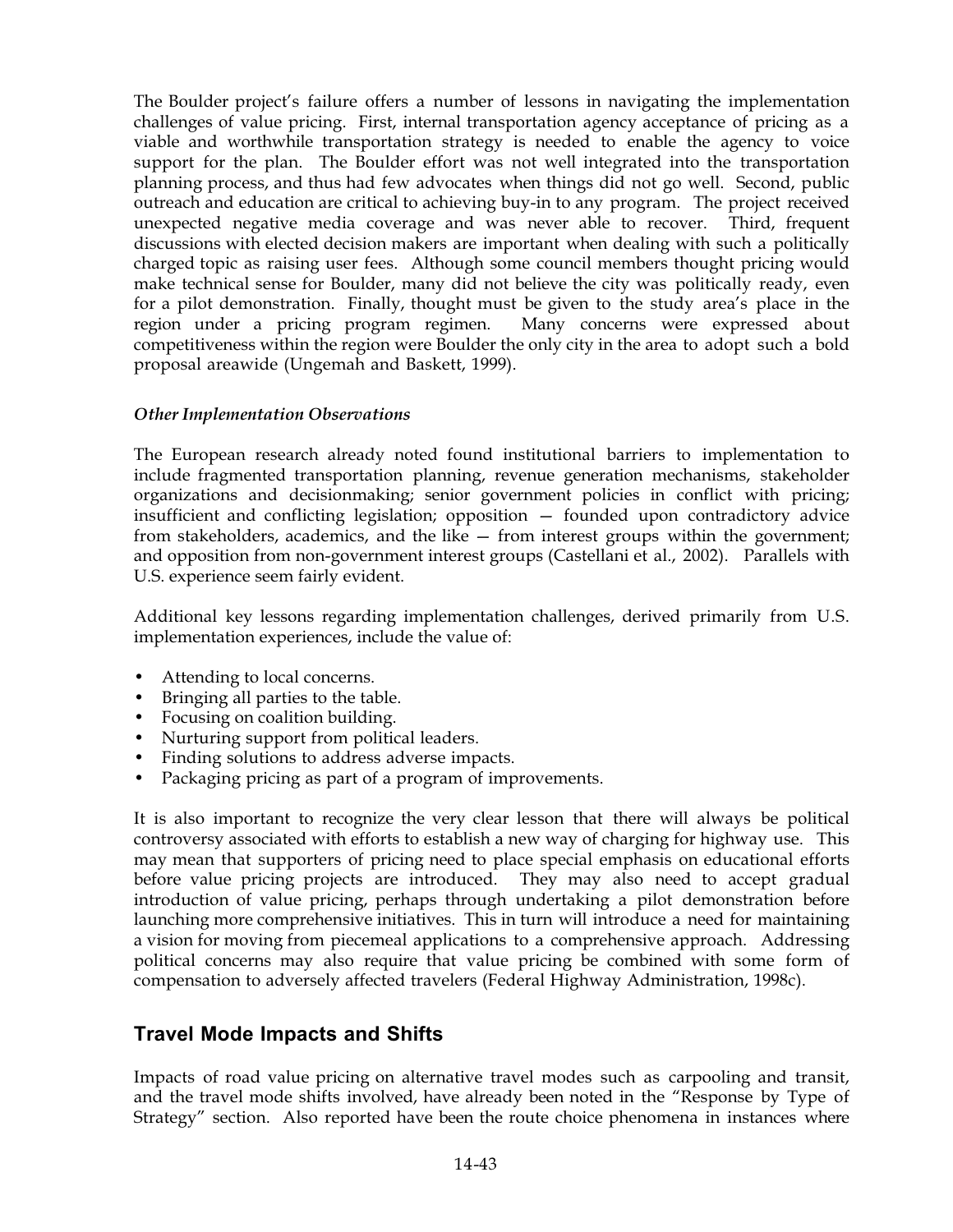The Boulder project's failure offers a number of lessons in navigating the implementation challenges of value pricing. First, internal transportation agency acceptance of pricing as a viable and worthwhile transportation strategy is needed to enable the agency to voice support for the plan. The Boulder effort was not well integrated into the transportation planning process, and thus had few advocates when things did not go well. Second, public outreach and education are critical to achieving buy-in to any program. The project received unexpected negative media coverage and was never able to recover. Third, frequent discussions with elected decision makers are important when dealing with such a politically charged topic as raising user fees. Although some council members thought pricing would make technical sense for Boulder, many did not believe the city was politically ready, even for a pilot demonstration. Finally, thought must be given to the study area's place in the region under a pricing program regimen. Many concerns were expressed about competitiveness within the region were Boulder the only city in the area to adopt such a bold proposal areawide (Ungemah and Baskett, 1999).

### *Other Implementation Observations*

The European research already noted found institutional barriers to implementation to include fragmented transportation planning, revenue generation mechanisms, stakeholder organizations and decisionmaking; senior government policies in conflict with pricing; insufficient and conflicting legislation; opposition — founded upon contradictory advice from stakeholders, academics, and the like — from interest groups within the government; and opposition from non-government interest groups (Castellani et al., 2002). Parallels with U.S. experience seem fairly evident.

Additional key lessons regarding implementation challenges, derived primarily from U.S. implementation experiences, include the value of:

- Attending to local concerns.
- Bringing all parties to the table.
- Focusing on coalition building.
- Nurturing support from political leaders.
- Finding solutions to address adverse impacts.
- Packaging pricing as part of a program of improvements.

It is also important to recognize the very clear lesson that there will always be political controversy associated with efforts to establish a new way of charging for highway use. This may mean that supporters of pricing need to place special emphasis on educational efforts before value pricing projects are introduced. They may also need to accept gradual introduction of value pricing, perhaps through undertaking a pilot demonstration before launching more comprehensive initiatives. This in turn will introduce a need for maintaining a vision for moving from piecemeal applications to a comprehensive approach. Addressing political concerns may also require that value pricing be combined with some form of compensation to adversely affected travelers (Federal Highway Administration, 1998c).

## Travel Mode Impacts and Shifts

Impacts of road value pricing on alternative travel modes such as carpooling and transit, and the travel mode shifts involved, have already been noted in the "Response by Type of Strategy" section. Also reported have been the route choice phenomena in instances where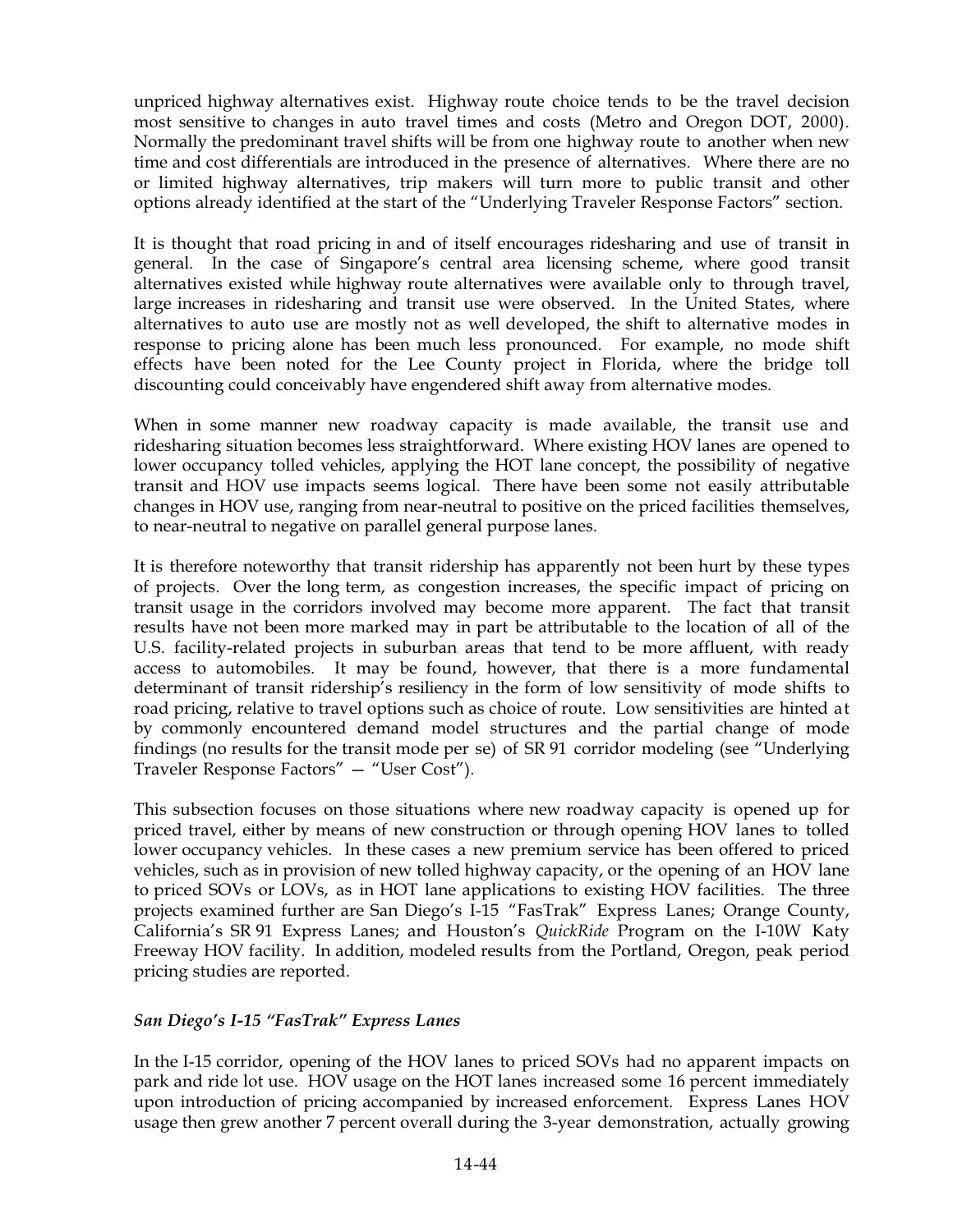unpriced highway alternatives exist. Highway route choice tends to be the travel decision most sensitive to changes in auto travel times and costs (Metro and Oregon DOT, 2000). Normally the predominant travel shifts will be from one highway route to another when new time and cost differentials are introduced in the presence of alternatives. Where there are no or limited highway alternatives, trip makers will turn more to public transit and other options already identified at the start of the "Underlying Traveler Response Factors" section.

It is thought that road pricing in and of itself encourages ridesharing and use of transit in general. In the case of Singapore's central area licensing scheme, where good transit alternatives existed while highway route alternatives were available only to through travel, large increases in ridesharing and transit use were observed. In the United States, where alternatives to auto use are mostly not as well developed, the shift to alternative modes in response to pricing alone has been much less pronounced. For example, no mode shift effects have been noted for the Lee County project in Florida, where the bridge toll discounting could conceivably have engendered shift away from alternative modes.

When in some manner new roadway capacity is made available, the transit use and ridesharing situation becomes less straightforward. Where existing HOV lanes are opened to lower occupancy tolled vehicles, applying the HOT lane concept, the possibility of negative transit and HOV use impacts seems logical. There have been some not easily attributable changes in HOV use, ranging from near-neutral to positive on the priced facilities themselves, to near-neutral to negative on parallel general purpose lanes.

It is therefore noteworthy that transit ridership has apparently not been hurt by these types of projects. Over the long term, as congestion increases, the specific impact of pricing on transit usage in the corridors involved may become more apparent. The fact that transit results have not been more marked may in part be attributable to the location of all of the U.S. facility-related projects in suburban areas that tend to be more affluent, with ready access to automobiles. It may be found, however, that there is a more fundamental determinant of transit ridership's resiliency in the form of low sensitivity of mode shifts to road pricing, relative to travel options such as choice of route. Low sensitivities are hinted at by commonly encountered demand model structures and the partial change of mode findings (no results for the transit mode per se) of SR 91 corridor modeling (see "Underlying Traveler Response Factors" — "User Cost").

This subsection focuses on those situations where new roadway capacity is opened up for priced travel, either by means of new construction or through opening HOV lanes to tolled lower occupancy vehicles. In these cases a new premium service has been offered to priced vehicles, such as in provision of new tolled highway capacity, or the opening of an HOV lane to priced SOVs or LOVs, as in HOT lane applications to existing HOV facilities. The three projects examined further are San Diego's I-15 "FasTrak" Express Lanes; Orange County, California's SR 91 Express Lanes; and Houston's *QuickRide* Program on the I-10W Katy Freeway HOV facility. In addition, modeled results from the Portland, Oregon, peak period pricing studies are reported.

### *San Diego's I-15 "FasTrak" Express Lanes*

In the I-15 corridor, opening of the HOV lanes to priced SOVs had no apparent impacts on park and ride lot use. HOV usage on the HOT lanes increased some 16 percent immediately upon introduction of pricing accompanied by increased enforcement. Express Lanes HOV usage then grew another 7 percent overall during the 3-year demonstration, actually growing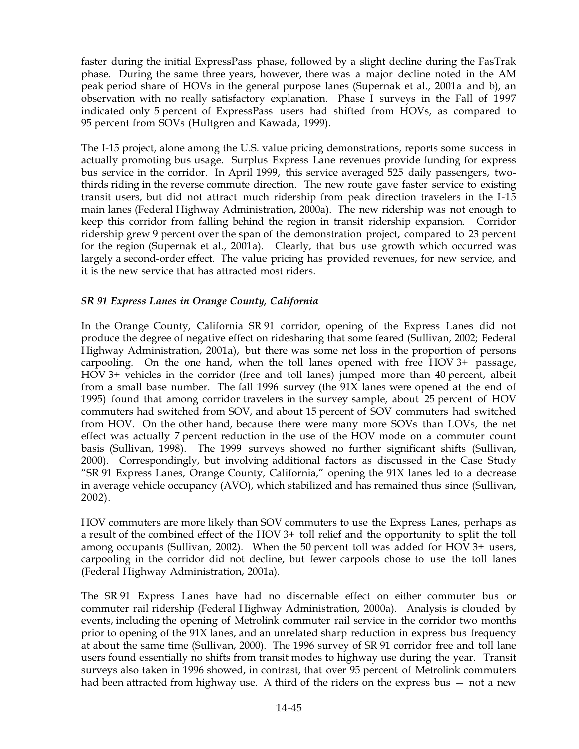faster during the initial ExpressPass phase, followed by a slight decline during the FasTrak phase. During the same three years, however, there was a major decline noted in the AM peak period share of HOVs in the general purpose lanes (Supernak et al., 2001a and b), an observation with no really satisfactory explanation. Phase I surveys in the Fall of 1997 indicated only 5 percent of ExpressPass users had shifted from HOVs, as compared to 95 percent from SOVs (Hultgren and Kawada, 1999).

The I-15 project, alone among the U.S. value pricing demonstrations, reports some success in actually promoting bus usage. Surplus Express Lane revenues provide funding for express bus service in the corridor. In April 1999, this service averaged 525 daily passengers, two-thirds riding in the reverse commute direction. The new route gave faster service to existing transit users, but did not attract much ridership from peak direction travelers in the I-15 main lanes (Federal Highway Administration, 2000a). The new ridership was not enough to keep this corridor from falling behind the region in transit ridership expansion. Corridor ridership grew 9 percent over the span of the demonstration project, compared to 23 percent for the region (Supernak et al., 2001a). Clearly, that bus use growth which occurred was largely a second-order effect. The value pricing has provided revenues, for new service, and it is the new service that has attracted most riders.

### *SR 91 Express Lanes in Orange County, California*

In the Orange County, California SR 91 corridor, opening of the Express Lanes did not produce the degree of negative effect on ridesharing that some feared (Sullivan, 2002; Federal Highway Administration, 2001a), but there was some net loss in the proportion of persons carpooling. On the one hand, when the toll lanes opened with free HOV 3+ passage, HOV 3+ vehicles in the corridor (free and toll lanes) jumped more than 40 percent, albeit from a small base number. The fall 1996 survey (the 91X lanes were opened at the end of 1995) found that among corridor travelers in the survey sample, about 25 percent of HOV commuters had switched from SOV, and about 15 percent of SOV commuters had switched from HOV. On the other hand, because there were many more SOVs than LOVs, the net effect was actually 7 percent reduction in the use of the HOV mode on a commuter count basis (Sullivan, 1998). The 1999 surveys showed no further significant shifts (Sullivan, 2000). Correspondingly, but involving additional factors as discussed in the Case Study "SR 91 Express Lanes, Orange County, California," opening the 91X lanes led to a decrease in average vehicle occupancy (AVO), which stabilized and has remained thus since (Sullivan, 2002).

HOV commuters are more likely than SOV commuters to use the Express Lanes, perhaps as a result of the combined effect of the HOV 3+ toll relief and the opportunity to split the toll among occupants (Sullivan, 2002). When the 50 percent toll was added for HOV 3+ users, carpooling in the corridor did not decline, but fewer carpools chose to use the toll lanes (Federal Highway Administration, 2001a).

The SR 91 Express Lanes have had no discernable effect on either commuter bus or commuter rail ridership (Federal Highway Administration, 2000a). Analysis is clouded by events, including the opening of Metrolink commuter rail service in the corridor two months prior to opening of the 91X lanes, and an unrelated sharp reduction in express bus frequency at about the same time (Sullivan, 2000). The 1996 survey of SR 91 corridor free and toll lane users found essentially no shifts from transit modes to highway use during the year. Transit surveys also taken in 1996 showed, in contrast, that over 95 percent of Metrolink commuters had been attracted from highway use. A third of the riders on the express bus — not a new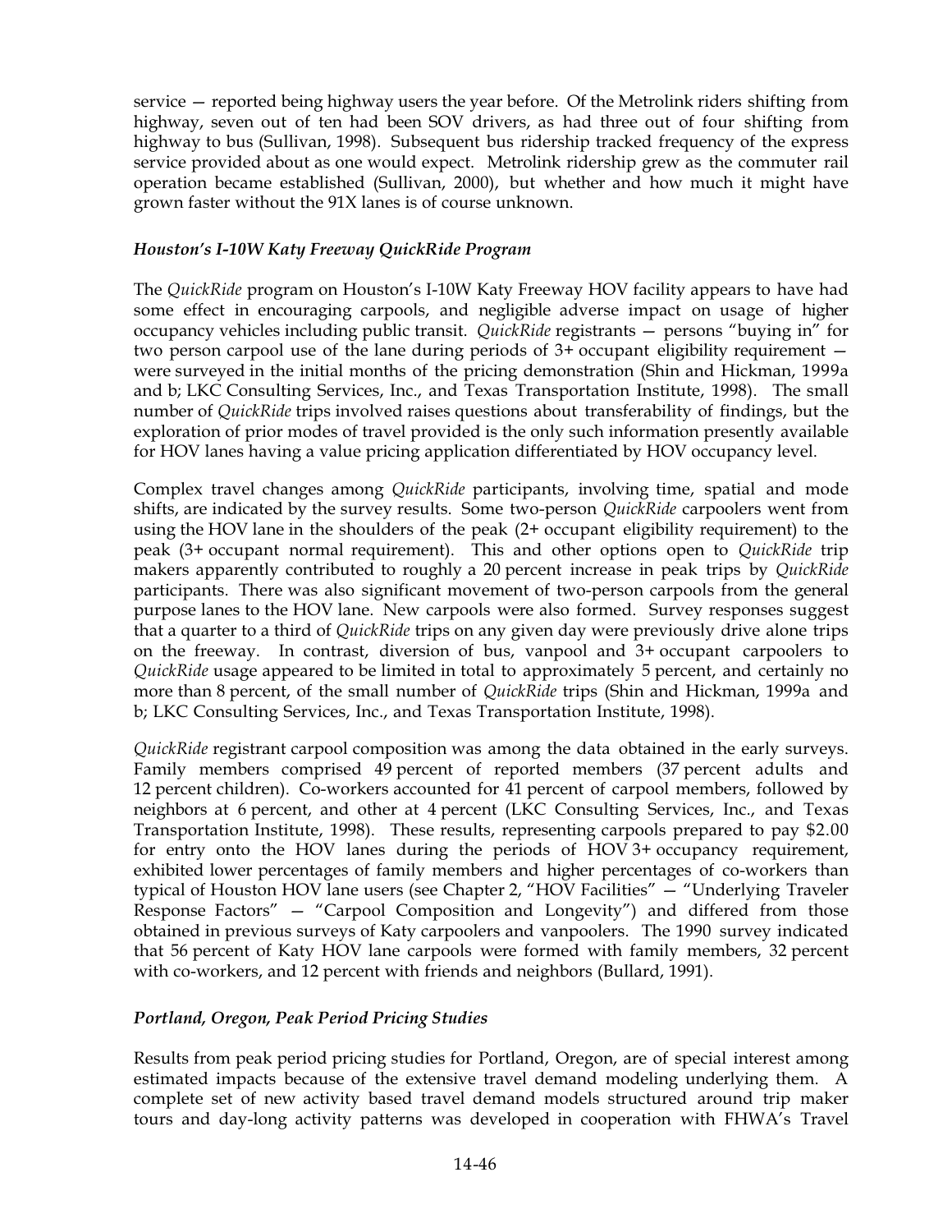service — reported being highway users the year before. Of the Metrolink riders shifting from highway, seven out of ten had been SOV drivers, as had three out of four shifting from highway to bus (Sullivan, 1998). Subsequent bus ridership tracked frequency of the express service provided about as one would expect. Metrolink ridership grew as the commuter rail operation became established (Sullivan, 2000), but whether and how much it might have grown faster without the 91X lanes is of course unknown.

### *Houston's I-10W Katy Freeway QuickRide Program*

The *QuickRide* program on Houston's I-10W Katy Freeway HOV facility appears to have had some effect in encouraging carpools, and negligible adverse impact on usage of higher occupancy vehicles including public transit. *QuickRide* registrants — persons "buying in" for two person carpool use of the lane during periods of 3+ occupant eligibility requirement — were surveyed in the initial months of the pricing demonstration (Shin and Hickman, 1999a and b; LKC Consulting Services, Inc., and Texas Transportation Institute, 1998). The small number of *QuickRide* trips involved raises questions about transferability of findings, but the exploration of prior modes of travel provided is the only such information presently available for HOV lanes having a value pricing application differentiated by HOV occupancy level.

Complex travel changes among *QuickRide* participants, involving time, spatial and mode shifts, are indicated by the survey results. Some two-person *QuickRide* carpoolers went from using the HOV lane in the shoulders of the peak (2+ occupant eligibility requirement) to the peak (3+ occupant normal requirement). This and other options open to *QuickRide* trip makers apparently contributed to roughly a 20 percent increase in peak trips by *QuickRide* participants. There was also significant movement of two-person carpools from the general purpose lanes to the HOV lane. New carpools were also formed. Survey responses suggest that a quarter to a third of *QuickRide* trips on any given day were previously drive alone trips on the freeway. In contrast, diversion of bus, vanpool and 3+ occupant carpoolers to *QuickRide* usage appeared to be limited in total to approximately 5 percent, and certainly no more than 8 percent, of the small number of *QuickRide* trips (Shin and Hickman, 1999a and b; LKC Consulting Services, Inc., and Texas Transportation Institute, 1998).

*QuickRide* registrant carpool composition was among the data obtained in the early surveys. Family members comprised 49 percent of reported members (37 percent adults and 12 percent children). Co-workers accounted for 41 percent of carpool members, followed by neighbors at 6 percent, and other at 4 percent (LKC Consulting Services, Inc., and Texas Transportation Institute, 1998). These results, representing carpools prepared to pay $2.00 for entry onto the HOV lanes during the periods of HOV 3+ occupancy requirement, exhibited lower percentages of family members and higher percentages of co-workers than typical of Houston HOV lane users (see Chapter 2, "HOV Facilities" — "Underlying Traveler Response Factors" — "Carpool Composition and Longevity") and differed from those obtained in previous surveys of Katy carpoolers and vanpoolers. The 1990 survey indicated that 56 percent of Katy HOV lane carpools were formed with family members, 32 percent with co-workers, and 12 percent with friends and neighbors (Bullard, 1991).

### *Portland, Oregon, Peak Period Pricing Studies*

Results from peak period pricing studies for Portland, Oregon, are of special interest among estimated impacts because of the extensive travel demand modeling underlying them. A complete set of new activity based travel demand models structured around trip maker tours and day-long activity patterns was developed in cooperation with FHWA's Travel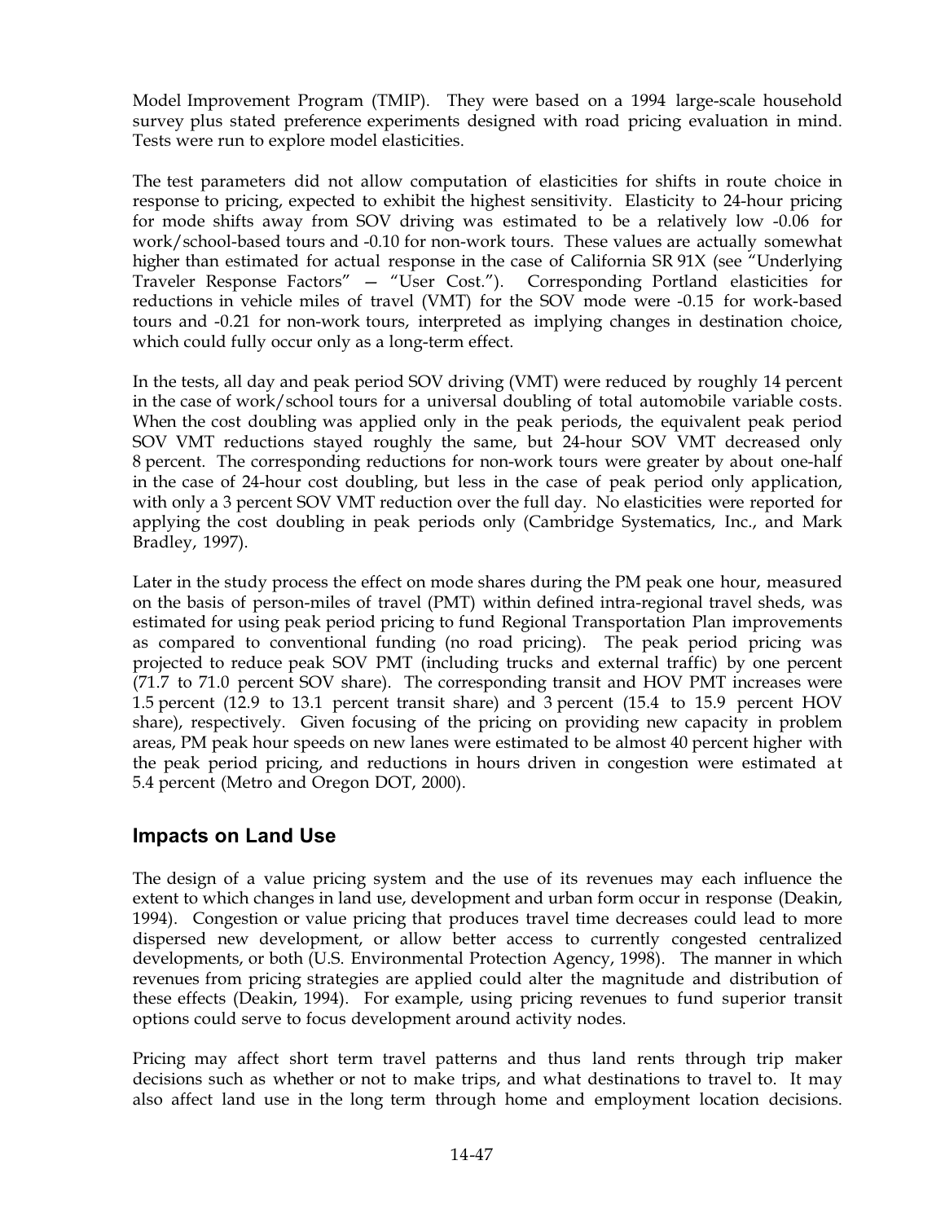Model Improvement Program (TMIP). They were based on a 1994 large-scale household survey plus stated preference experiments designed with road pricing evaluation in mind. Tests were run to explore model elasticities.

The test parameters did not allow computation of elasticities for shifts in route choice in response to pricing, expected to exhibit the highest sensitivity. Elasticity to 24-hour pricing for mode shifts away from SOV driving was estimated to be a relatively low -0.06 for work/school-based tours and -0.10 for non-work tours. These values are actually somewhat higher than estimated for actual response in the case of California SR 91X (see "Underlying Traveler Response Factors" — "User Cost."). Corresponding Portland elasticities for reductions in vehicle miles of travel (VMT) for the SOV mode were -0.15 for work-based tours and -0.21 for non-work tours, interpreted as implying changes in destination choice, which could fully occur only as a long-term effect.

In the tests, all day and peak period SOV driving (VMT) were reduced by roughly 14 percent in the case of work/school tours for a universal doubling of total automobile variable costs. When the cost doubling was applied only in the peak periods, the equivalent peak period SOV VMT reductions stayed roughly the same, but 24-hour SOV VMT decreased only 8 percent. The corresponding reductions for non-work tours were greater by about one-half in the case of 24-hour cost doubling, but less in the case of peak period only application, with only a 3 percent SOV VMT reduction over the full day. No elasticities were reported for applying the cost doubling in peak periods only (Cambridge Systematics, Inc., and Mark Bradley, 1997).

Later in the study process the effect on mode shares during the PM peak one hour, measured on the basis of person-miles of travel (PMT) within defined intra-regional travel sheds, was estimated for using peak period pricing to fund Regional Transportation Plan improvements as compared to conventional funding (no road pricing). The peak period pricing was projected to reduce peak SOV PMT (including trucks and external traffic) by one percent (71.7 to 71.0 percent SOV share). The corresponding transit and HOV PMT increases were 1.5 percent (12.9 to 13.1 percent transit share) and 3 percent (15.4 to 15.9 percent HOV share), respectively. Given focusing of the pricing on providing new capacity in problem areas, PM peak hour speeds on new lanes were estimated to be almost 40 percent higher with the peak period pricing, and reductions in hours driven in congestion were estimated at 5.4 percent (Metro and Oregon DOT, 2000).

## Impacts on Land Use

The design of a value pricing system and the use of its revenues may each influence the extent to which changes in land use, development and urban form occur in response (Deakin, 1994). Congestion or value pricing that produces travel time decreases could lead to more dispersed new development, or allow better access to currently congested centralized developments, or both (U.S. Environmental Protection Agency, 1998). The manner in which revenues from pricing strategies are applied could alter the magnitude and distribution of these effects (Deakin, 1994). For example, using pricing revenues to fund superior transit options could serve to focus development around activity nodes.

Pricing may affect short term travel patterns and thus land rents through trip maker decisions such as whether or not to make trips, and what destinations to travel to. It may also affect land use in the long term through home and employment location decisions.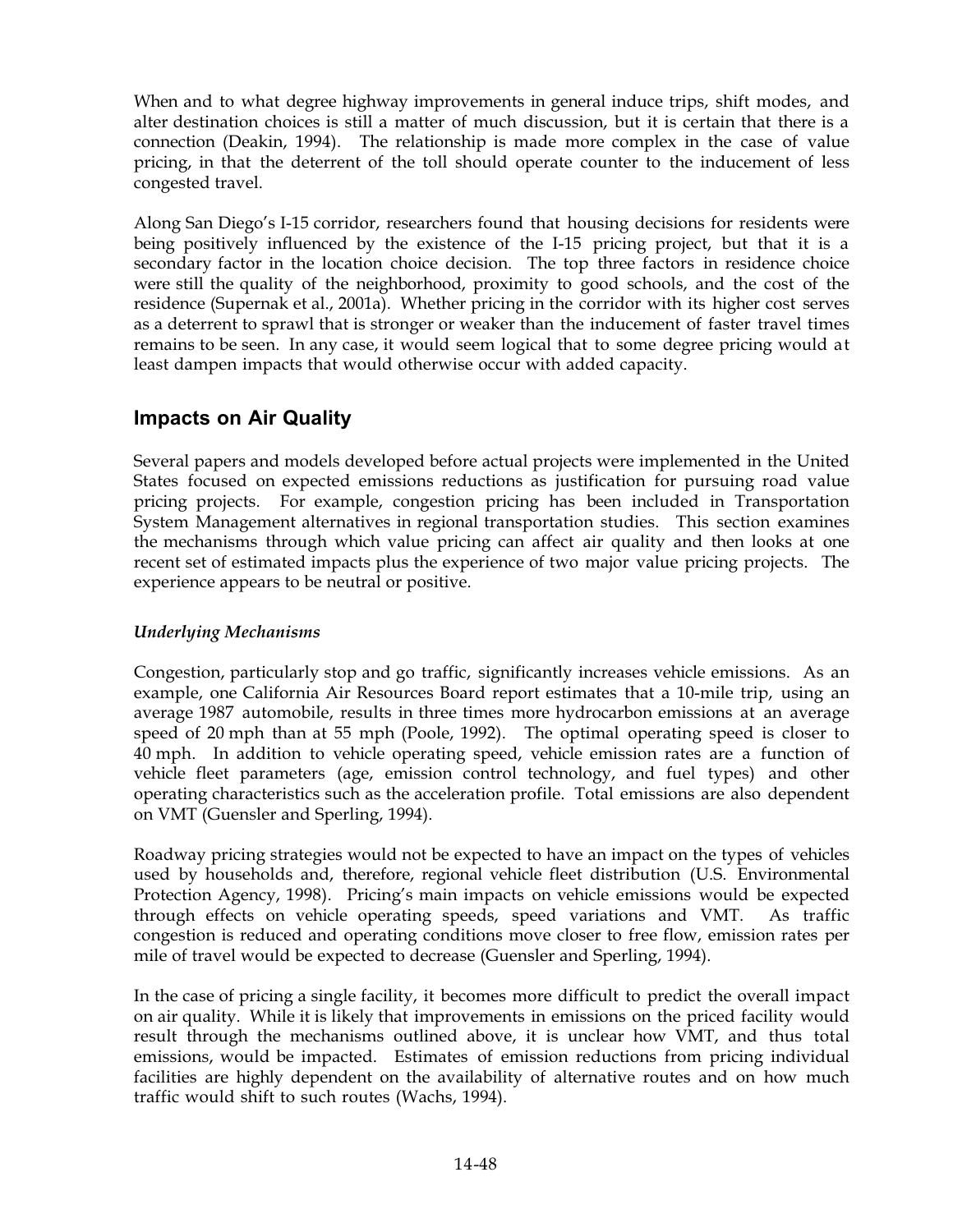When and to what degree highway improvements in general induce trips, shift modes, and alter destination choices is still a matter of much discussion, but it is certain that there is a connection (Deakin, 1994). The relationship is made more complex in the case of value pricing, in that the deterrent of the toll should operate counter to the inducement of less congested travel.

Along San Diego's I-15 corridor, researchers found that housing decisions for residents were being positively influenced by the existence of the I-15 pricing project, but that it is a secondary factor in the location choice decision. The top three factors in residence choice were still the quality of the neighborhood, proximity to good schools, and the cost of the residence (Supernak et al., 2001a). Whether pricing in the corridor with its higher cost serves as a deterrent to sprawl that is stronger or weaker than the inducement of faster travel times remains to be seen. In any case, it would seem logical that to some degree pricing would at least dampen impacts that would otherwise occur with added capacity.

## Impacts on Air Quality

Several papers and models developed before actual projects were implemented in the United States focused on expected emissions reductions as justification for pursuing road value pricing projects. For example, congestion pricing has been included in Transportation System Management alternatives in regional transportation studies. This section examines the mechanisms through which value pricing can affect air quality and then looks at one recent set of estimated impacts plus the experience of two major value pricing projects. The experience appears to be neutral or positive.

### *Underlying Mechanisms*

Congestion, particularly stop and go traffic, significantly increases vehicle emissions. As an example, one California Air Resources Board report estimates that a 10-mile trip, using an average 1987 automobile, results in three times more hydrocarbon emissions at an average speed of 20 mph than at 55 mph (Poole, 1992). The optimal operating speed is closer to 40 mph. In addition to vehicle operating speed, vehicle emission rates are a function of vehicle fleet parameters (age, emission control technology, and fuel types) and other operating characteristics such as the acceleration profile. Total emissions are also dependent on VMT (Guensler and Sperling, 1994).

Roadway pricing strategies would not be expected to have an impact on the types of vehicles used by households and, therefore, regional vehicle fleet distribution (U.S. Environmental Protection Agency, 1998). Pricing's main impacts on vehicle emissions would be expected through effects on vehicle operating speeds, speed variations and VMT. As traffic congestion is reduced and operating conditions move closer to free flow, emission rates per mile of travel would be expected to decrease (Guensler and Sperling, 1994).

In the case of pricing a single facility, it becomes more difficult to predict the overall impact on air quality. While it is likely that improvements in emissions on the priced facility would result through the mechanisms outlined above, it is unclear how VMT, and thus total emissions, would be impacted. Estimates of emission reductions from pricing individual facilities are highly dependent on the availability of alternative routes and on how much traffic would shift to such routes (Wachs, 1994).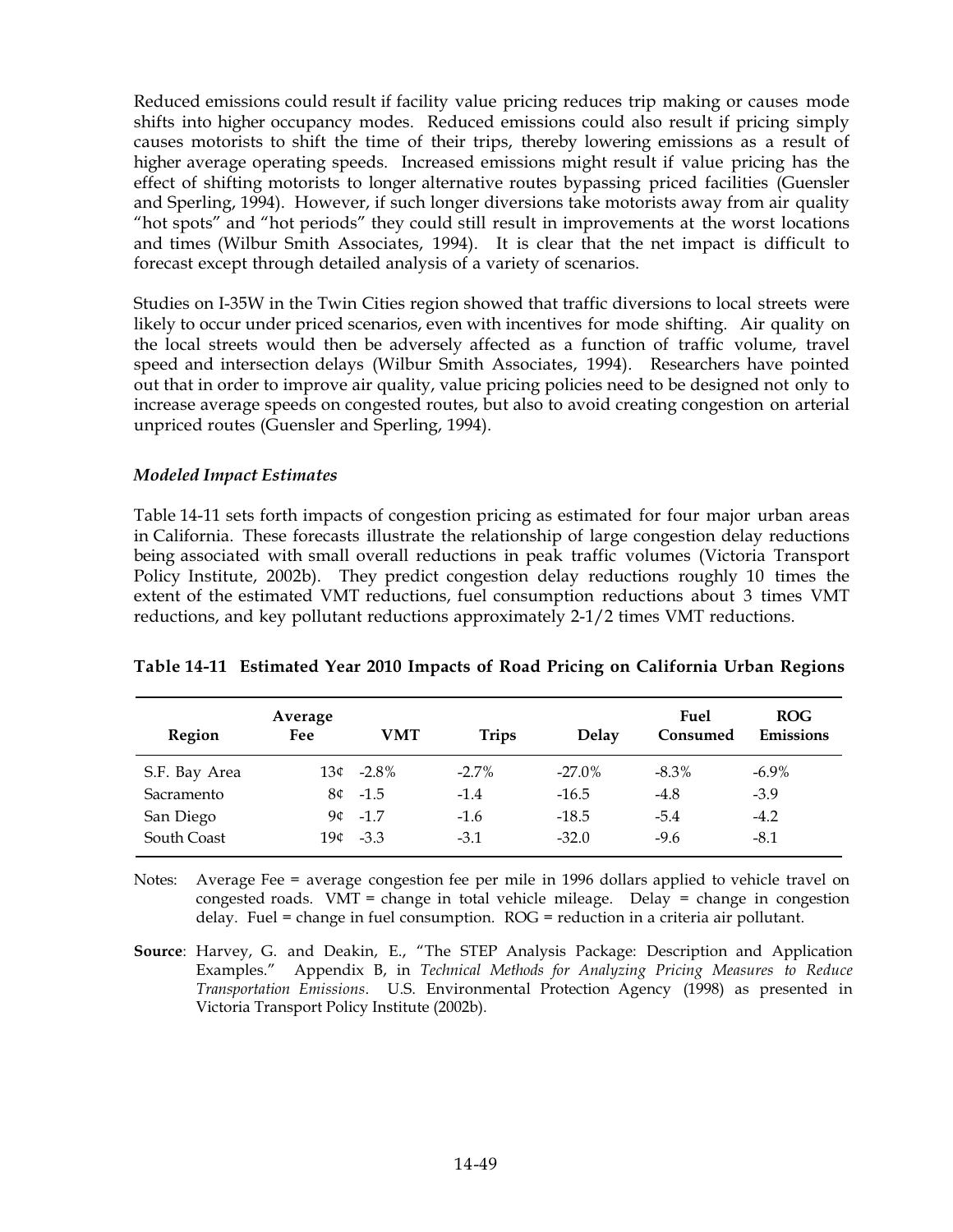Reduced emissions could result if facility value pricing reduces trip making or causes mode shifts into higher occupancy modes. Reduced emissions could also result if pricing simply causes motorists to shift the time of their trips, thereby lowering emissions as a result of higher average operating speeds. Increased emissions might result if value pricing has the effect of shifting motorists to longer alternative routes bypassing priced facilities (Guensler and Sperling, 1994). However, if such longer diversions take motorists away from air quality "hot spots" and "hot periods" they could still result in improvements at the worst locations and times (Wilbur Smith Associates, 1994). It is clear that the net impact is difficult to forecast except through detailed analysis of a variety of scenarios.

Studies on I-35W in the Twin Cities region showed that traffic diversions to local streets were likely to occur under priced scenarios, even with incentives for mode shifting. Air quality on the local streets would then be adversely affected as a function of traffic volume, travel speed and intersection delays (Wilbur Smith Associates, 1994). Researchers have pointed out that in order to improve air quality, value pricing policies need to be designed not only to increase average speeds on congested routes, but also to avoid creating congestion on arterial unpriced routes (Guensler and Sperling, 1994).

### *Modeled Impact Estimates*

Table 14-11 sets forth impacts of congestion pricing as estimated for four major urban areas in California. These forecasts illustrate the relationship of large congestion delay reductions being associated with small overall reductions in peak traffic volumes (Victoria Transport Policy Institute, 2002b). They predict congestion delay reductions roughly 10 times the extent of the estimated VMT reductions, fuel consumption reductions about 3 times VMT reductions, and key pollutant reductions approximately 2-1/2 times VMT reductions.

**Table 14-11 Estimated Year 2010 Impacts of Road Pricing on California Urban Regions**

| Region | Average Fee | VMT | Trips | Delay | Fuel Consumed | ROG Emissions |
|---|---|---|---|---|---|---|
| S.F. Bay Area | 13¢ | -2.8% | -2.7% | -27.0% | -8.3% | -6.9% |
| Sacramento | 8¢ | -1.5 | -1.4 | -16.5 | -4.8 | -3.9 |
| San Diego | 9¢ | -1.7 | -1.6 | -18.5 | -5.4 | -4.2 |
| South Coast | 19¢ | -3.3 | -3.1 | -32.0 | -9.6 | -8.1 |

Notes: Average Fee = average congestion fee per mile in 1996 dollars applied to vehicle travel on congested roads. VMT = change in total vehicle mileage. Delay = change in congestion delay. Fuel = change in fuel consumption. ROG = reduction in a criteria air pollutant.

**Source**: Harvey, G. and Deakin, E., "The STEP Analysis Package: Description and Application Examples." Appendix B, in *Technical Methods for Analyzing Pricing Measures to Reduce Transportation Emissions*. U.S. Environmental Protection Agency (1998) as presented in Victoria Transport Policy Institute (2002b).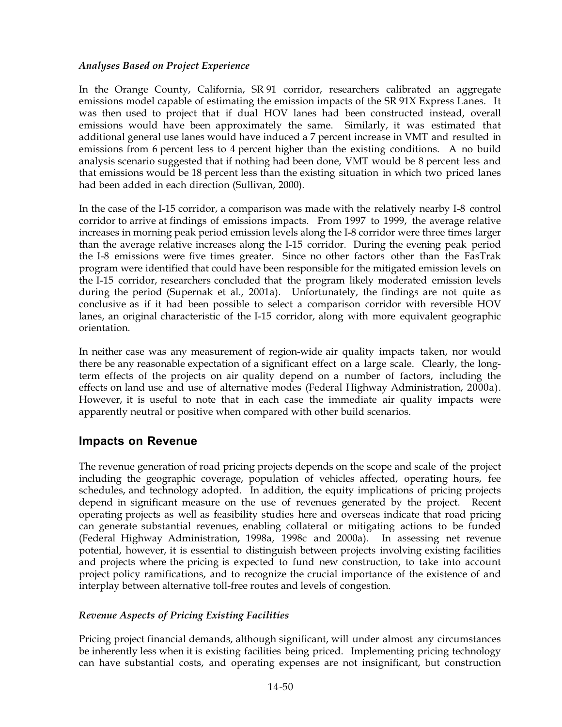*Analyses Based on Project Experience*

In the Orange County, California, SR 91 corridor, researchers calibrated an aggregate emissions model capable of estimating the emission impacts of the SR 91X Express Lanes. It was then used to project that if dual HOV lanes had been constructed instead, overall emissions would have been approximately the same. Similarly, it was estimated that additional general use lanes would have induced a 7 percent increase in VMT and resulted in emissions from 6 percent less to 4 percent higher than the existing conditions. A no build analysis scenario suggested that if nothing had been done, VMT would be 8 percent less and that emissions would be 18 percent less than the existing situation in which two priced lanes had been added in each direction (Sullivan, 2000).

In the case of the I-15 corridor, a comparison was made with the relatively nearby I-8 control corridor to arrive at findings of emissions impacts. From 1997 to 1999, the average relative increases in morning peak period emission levels along the I-8 corridor were three times larger than the average relative increases along the I-15 corridor. During the evening peak period the I-8 emissions were five times greater. Since no other factors other than the FasTrak program were identified that could have been responsible for the mitigated emission levels on the I-15 corridor, researchers concluded that the program likely moderated emission levels during the period (Supernak et al., 2001a). Unfortunately, the findings are not quite as conclusive as if it had been possible to select a comparison corridor with reversible HOV lanes, an original characteristic of the I-15 corridor, along with more equivalent geographic orientation.

In neither case was any measurement of region-wide air quality impacts taken, nor would there be any reasonable expectation of a significant effect on a large scale. Clearly, the long-term effects of the projects on air quality depend on a number of factors, including the effects on land use and use of alternative modes (Federal Highway Administration, 2000a). However, it is useful to note that in each case the immediate air quality impacts were apparently neutral or positive when compared with other build scenarios.

## Impacts on Revenue

The revenue generation of road pricing projects depends on the scope and scale of the project including the geographic coverage, population of vehicles affected, operating hours, fee schedules, and technology adopted. In addition, the equity implications of pricing projects depend in significant measure on the use of revenues generated by the project. Recent operating projects as well as feasibility studies here and overseas indicate that road pricing can generate substantial revenues, enabling collateral or mitigating actions to be funded (Federal Highway Administration, 1998a, 1998c and 2000a). In assessing net revenue potential, however, it is essential to distinguish between projects involving existing facilities and projects where the pricing is expected to fund new construction, to take into account project policy ramifications, and to recognize the crucial importance of the existence of and interplay between alternative toll-free routes and levels of congestion.

*Revenue Aspects of Pricing Existing Facilities*

Pricing project financial demands, although significant, will under almost any circumstances be inherently less when it is existing facilities being priced. Implementing pricing technology can have substantial costs, and operating expenses are not insignificant, but construction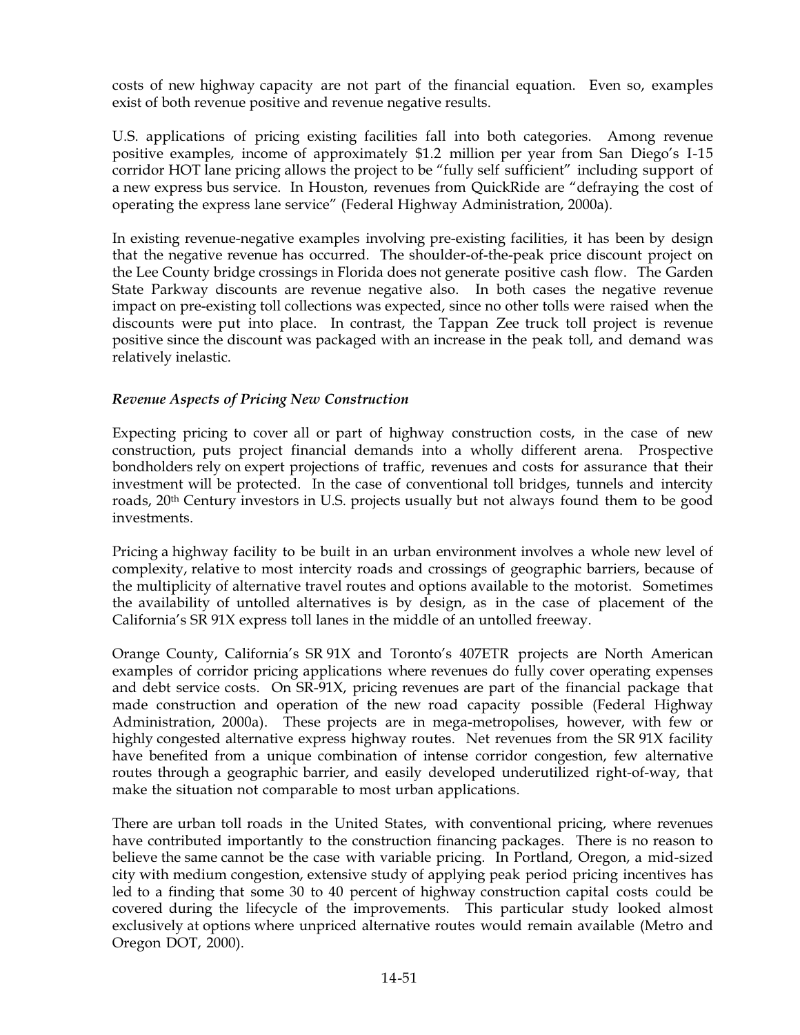costs of new highway capacity are not part of the financial equation. Even so, examples exist of both revenue positive and revenue negative results.

U.S. applications of pricing existing facilities fall into both categories. Among revenue positive examples, income of approximately $1.2 million per year from San Diego's I-15 corridor HOT lane pricing allows the project to be "fully self sufficient" including support of a new express bus service. In Houston, revenues from QuickRide are "defraying the cost of operating the express lane service" (Federal Highway Administration, 2000a).

In existing revenue-negative examples involving pre-existing facilities, it has been by design that the negative revenue has occurred. The shoulder-of-the-peak price discount project on the Lee County bridge crossings in Florida does not generate positive cash flow. The Garden State Parkway discounts are revenue negative also. In both cases the negative revenue impact on pre-existing toll collections was expected, since no other tolls were raised when the discounts were put into place. In contrast, the Tappan Zee truck toll project is revenue positive since the discount was packaged with an increase in the peak toll, and demand was relatively inelastic.

### *Revenue Aspects of Pricing New Construction*

Expecting pricing to cover all or part of highway construction costs, in the case of new construction, puts project financial demands into a wholly different arena. Prospective bondholders rely on expert projections of traffic, revenues and costs for assurance that their investment will be protected. In the case of conventional toll bridges, tunnels and intercity roads, 20th Century investors in U.S. projects usually but not always found them to be good investments.

Pricing a highway facility to be built in an urban environment involves a whole new level of complexity, relative to most intercity roads and crossings of geographic barriers, because of the multiplicity of alternative travel routes and options available to the motorist. Sometimes the availability of untolled alternatives is by design, as in the case of placement of the California's SR 91X express toll lanes in the middle of an untolled freeway.

Orange County, California's SR 91X and Toronto's 407ETR projects are North American examples of corridor pricing applications where revenues do fully cover operating expenses and debt service costs. On SR-91X, pricing revenues are part of the financial package that made construction and operation of the new road capacity possible (Federal Highway Administration, 2000a). These projects are in mega-metropolises, however, with few or highly congested alternative express highway routes. Net revenues from the SR 91X facility have benefited from a unique combination of intense corridor congestion, few alternative routes through a geographic barrier, and easily developed underutilized right-of-way, that make the situation not comparable to most urban applications.

There are urban toll roads in the United States, with conventional pricing, where revenues have contributed importantly to the construction financing packages. There is no reason to believe the same cannot be the case with variable pricing. In Portland, Oregon, a mid-sized city with medium congestion, extensive study of applying peak period pricing incentives has led to a finding that some 30 to 40 percent of highway construction capital costs could be covered during the lifecycle of the improvements. This particular study looked almost exclusively at options where unpriced alternative routes would remain available (Metro and Oregon DOT, 2000).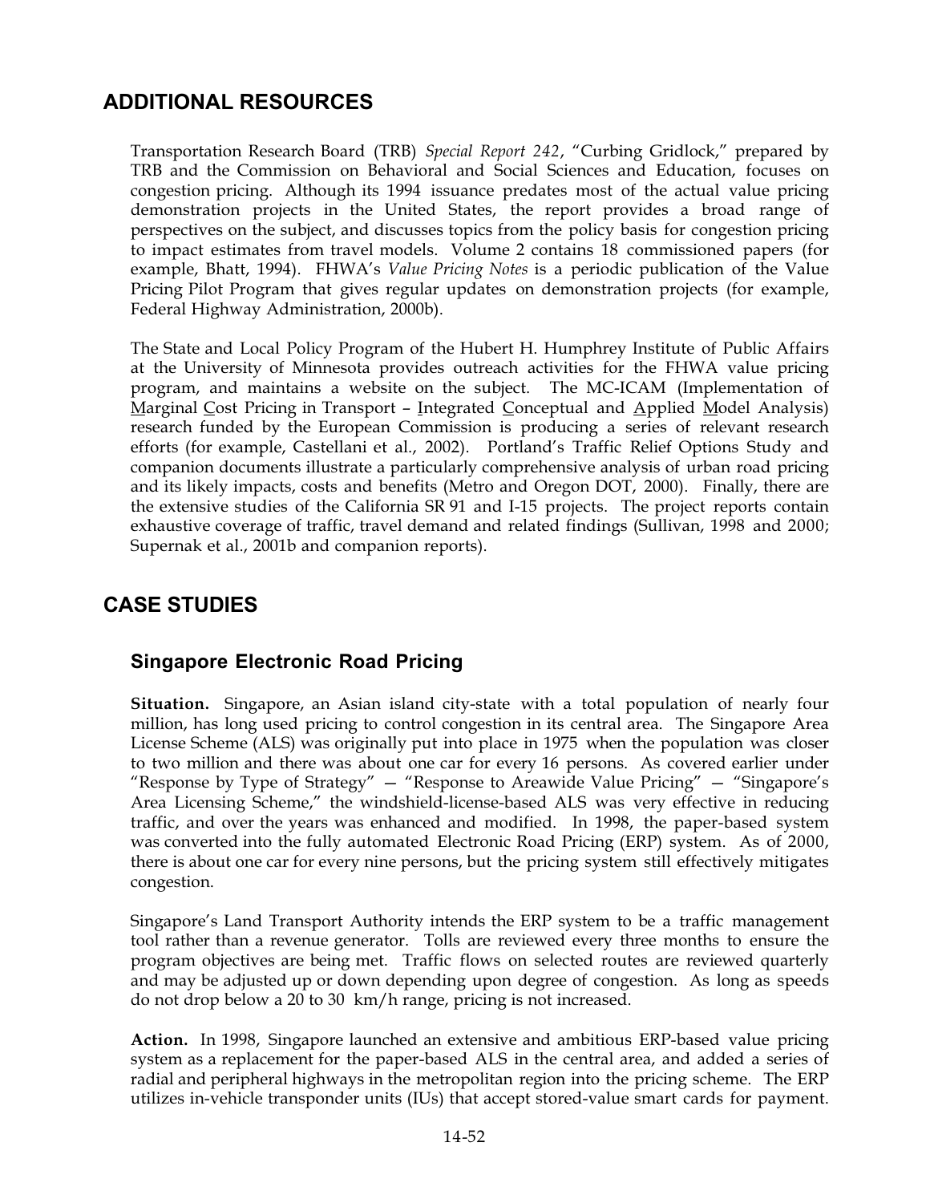## ADDITIONAL RESOURCES

Transportation Research Board (TRB) *Special Report 242*, "Curbing Gridlock," prepared by TRB and the Commission on Behavioral and Social Sciences and Education, focuses on congestion pricing. Although its 1994 issuance predates most of the actual value pricing demonstration projects in the United States, the report provides a broad range of perspectives on the subject, and discusses topics from the policy basis for congestion pricing to impact estimates from travel models. Volume 2 contains 18 commissioned papers (for example, Bhatt, 1994). FHWA's *Value Pricing Notes* is a periodic publication of the Value Pricing Pilot Program that gives regular updates on demonstration projects (for example, Federal Highway Administration, 2000b).

The State and Local Policy Program of the Hubert H. Humphrey Institute of Public Affairs at the University of Minnesota provides outreach activities for the FHWA value pricing program, and maintains a website on the subject. The MC-ICAM (Implementation of Marginal Cost Pricing in Transport – Integrated Conceptual and Applied Model Analysis) research funded by the European Commission is producing a series of relevant research efforts (for example, Castellani et al., 2002). Portland's Traffic Relief Options Study and companion documents illustrate a particularly comprehensive analysis of urban road pricing and its likely impacts, costs and benefits (Metro and Oregon DOT, 2000). Finally, there are the extensive studies of the California SR 91 and I-15 projects. The project reports contain exhaustive coverage of traffic, travel demand and related findings (Sullivan, 1998 and 2000; Supernak et al., 2001b and companion reports).

## CASE STUDIES

### Singapore Electronic Road Pricing

**Situation.** Singapore, an Asian island city-state with a total population of nearly four million, has long used pricing to control congestion in its central area. The Singapore Area License Scheme (ALS) was originally put into place in 1975 when the population was closer to two million and there was about one car for every 16 persons. As covered earlier under "Response by Type of Strategy" — "Response to Areawide Value Pricing" — "Singapore's Area Licensing Scheme," the windshield-license-based ALS was very effective in reducing traffic, and over the years was enhanced and modified. In 1998, the paper-based system was converted into the fully automated Electronic Road Pricing (ERP) system. As of 2000, there is about one car for every nine persons, but the pricing system still effectively mitigates congestion.

Singapore's Land Transport Authority intends the ERP system to be a traffic management tool rather than a revenue generator. Tolls are reviewed every three months to ensure the program objectives are being met. Traffic flows on selected routes are reviewed quarterly and may be adjusted up or down depending upon degree of congestion. As long as speeds do not drop below a 20 to 30 km/h range, pricing is not increased.

**Action.** In 1998, Singapore launched an extensive and ambitious ERP-based value pricing system as a replacement for the paper-based ALS in the central area, and added a series of radial and peripheral highways in the metropolitan region into the pricing scheme. The ERP utilizes in-vehicle transponder units (IUs) that accept stored-value smart cards for payment.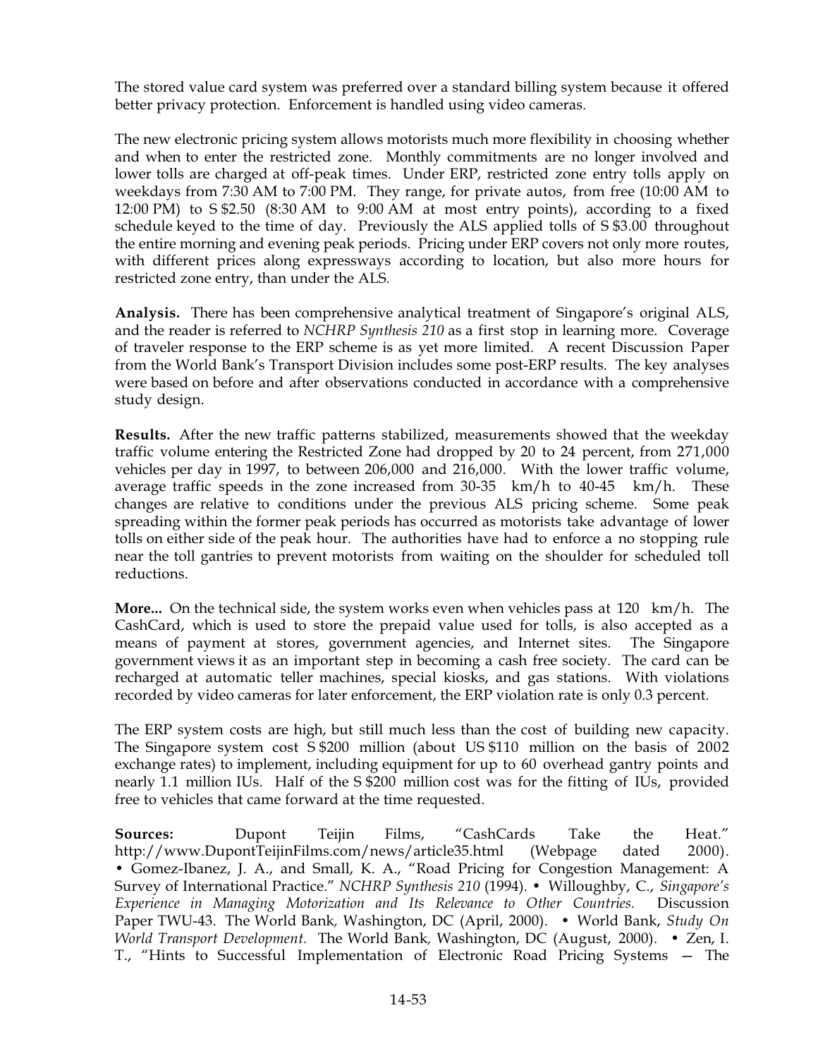The stored value card system was preferred over a standard billing system because it offered better privacy protection. Enforcement is handled using video cameras.

The new electronic pricing system allows motorists much more flexibility in choosing whether and when to enter the restricted zone. Monthly commitments are no longer involved and lower tolls are charged at off-peak times. Under ERP, restricted zone entry tolls apply on weekdays from 7:30 AM to 7:00 PM. They range, for private autos, from free (10:00 AM to 12:00 PM) to S $2.50 (8:30 AM to 9:00 AM at most entry points), according to a fixed schedule keyed to the time of day. Previously the ALS applied tolls of S $3.00 throughout the entire morning and evening peak periods. Pricing under ERP covers not only more routes, with different prices along expressways according to location, but also more hours for restricted zone entry, than under the ALS.

**Analysis.** There has been comprehensive analytical treatment of Singapore's original ALS, and the reader is referred to *NCHRP Synthesis 210* as a first stop in learning more. Coverage of traveler response to the ERP scheme is as yet more limited. A recent Discussion Paper from the World Bank's Transport Division includes some post-ERP results. The key analyses were based on before and after observations conducted in accordance with a comprehensive study design.

**Results.** After the new traffic patterns stabilized, measurements showed that the weekday traffic volume entering the Restricted Zone had dropped by 20 to 24 percent, from 271,000 vehicles per day in 1997, to between 206,000 and 216,000. With the lower traffic volume, average traffic speeds in the zone increased from 30-35 km/h to 40-45 km/h. These changes are relative to conditions under the previous ALS pricing scheme. Some peak spreading within the former peak periods has occurred as motorists take advantage of lower tolls on either side of the peak hour. The authorities have had to enforce a no stopping rule near the toll gantries to prevent motorists from waiting on the shoulder for scheduled toll reductions.

**More...** On the technical side, the system works even when vehicles pass at 120 km/h. The CashCard, which is used to store the prepaid value used for tolls, is also accepted as a means of payment at stores, government agencies, and Internet sites. The Singapore government views it as an important step in becoming a cash free society. The card can be recharged at automatic teller machines, special kiosks, and gas stations. With violations recorded by video cameras for later enforcement, the ERP violation rate is only 0.3 percent.

The ERP system costs are high, but still much less than the cost of building new capacity. The Singapore system cost S $200 million (about US $110 million on the basis of 2002 exchange rates) to implement, including equipment for up to 60 overhead gantry points and nearly 1.1 million IUs. Half of the S $200 million cost was for the fitting of IUs, provided free to vehicles that came forward at the time requested.

**Sources:** Dupont Teijin Films, "CashCards Take the Heat." http://www.DupontTeijinFilms.com/news/article35.html (Webpage dated 2000). • Gomez-Ibanez, J. A., and Small, K. A., "Road Pricing for Congestion Management: A Survey of International Practice." *NCHRP Synthesis 210* (1994). • Willoughby, C., *Singapore's Experience in Managing Motorization and Its Relevance to Other Countries.* Discussion Paper TWU-43. The World Bank, Washington, DC (April, 2000). • World Bank, *Study On World Transport Development.* The World Bank, Washington, DC (August, 2000). • Zen, I. T., "Hints to Successful Implementation of Electronic Road Pricing Systems — The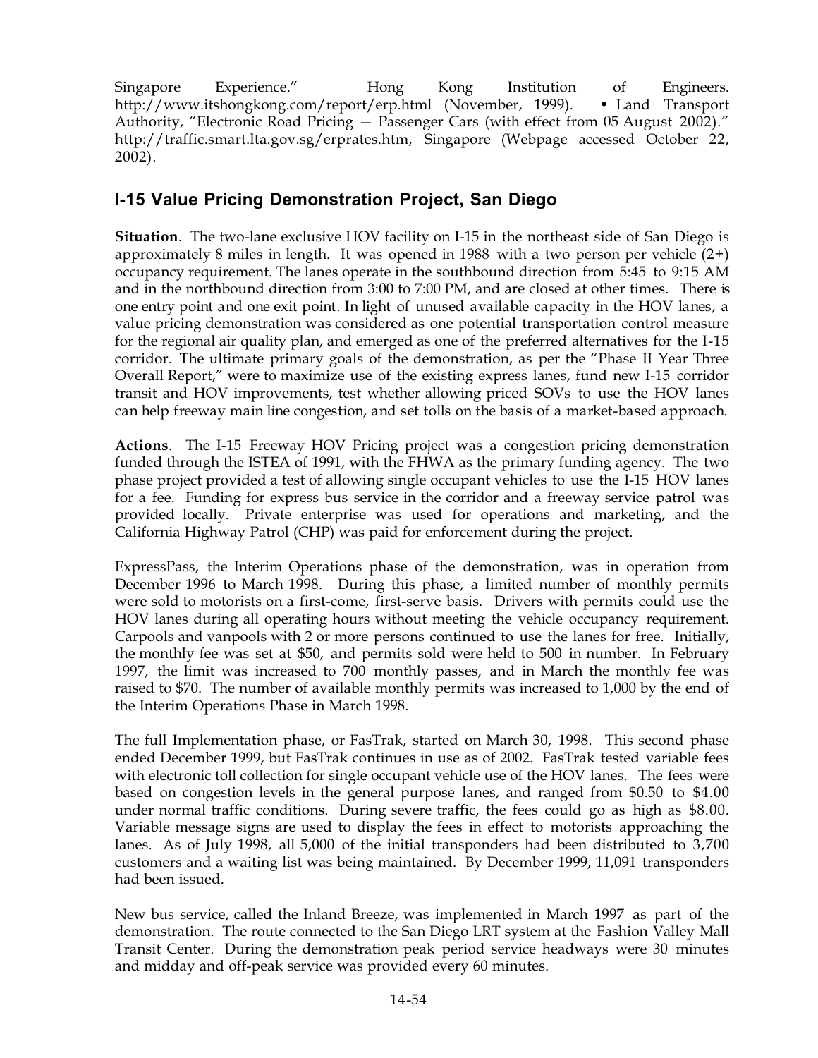Singapore Experience." Hong Kong Institution of Engineers. http://www.itshongkong.com/report/erp.html (November, 1999). • Land Transport Authority, "Electronic Road Pricing — Passenger Cars (with effect from 05 August 2002)." http://traffic.smart.lta.gov.sg/erprates.htm, Singapore (Webpage accessed October 22, 2002).

## I-15 Value Pricing Demonstration Project, San Diego

**Situation**. The two-lane exclusive HOV facility on I-15 in the northeast side of San Diego is approximately 8 miles in length. It was opened in 1988 with a two person per vehicle (2+) occupancy requirement. The lanes operate in the southbound direction from 5:45 to 9:15 AM and in the northbound direction from 3:00 to 7:00 PM, and are closed at other times. There is one entry point and one exit point. In light of unused available capacity in the HOV lanes, a value pricing demonstration was considered as one potential transportation control measure for the regional air quality plan, and emerged as one of the preferred alternatives for the I-15 corridor. The ultimate primary goals of the demonstration, as per the "Phase II Year Three Overall Report," were to maximize use of the existing express lanes, fund new I-15 corridor transit and HOV improvements, test whether allowing priced SOVs to use the HOV lanes can help freeway main line congestion, and set tolls on the basis of a market-based approach.

**Actions**. The I-15 Freeway HOV Pricing project was a congestion pricing demonstration funded through the ISTEA of 1991, with the FHWA as the primary funding agency. The two phase project provided a test of allowing single occupant vehicles to use the I-15 HOV lanes for a fee. Funding for express bus service in the corridor and a freeway service patrol was provided locally. Private enterprise was used for operations and marketing, and the California Highway Patrol (CHP) was paid for enforcement during the project.

ExpressPass, the Interim Operations phase of the demonstration, was in operation from December 1996 to March 1998. During this phase, a limited number of monthly permits were sold to motorists on a first-come, first-serve basis. Drivers with permits could use the HOV lanes during all operating hours without meeting the vehicle occupancy requirement. Carpools and vanpools with 2 or more persons continued to use the lanes for free. Initially, the monthly fee was set at $50, and permits sold were held to 500 in number. In February 1997, the limit was increased to 700 monthly passes, and in March the monthly fee was raised to $70. The number of available monthly permits was increased to 1,000 by the end of the Interim Operations Phase in March 1998.

The full Implementation phase, or FasTrak, started on March 30, 1998. This second phase ended December 1999, but FasTrak continues in use as of 2002. FasTrak tested variable fees with electronic toll collection for single occupant vehicle use of the HOV lanes. The fees were based on congestion levels in the general purpose lanes, and ranged from $0.50 to $4.00 under normal traffic conditions. During severe traffic, the fees could go as high as $8.00. Variable message signs are used to display the fees in effect to motorists approaching the lanes. As of July 1998, all 5,000 of the initial transponders had been distributed to 3,700 customers and a waiting list was being maintained. By December 1999, 11,091 transponders had been issued.

New bus service, called the Inland Breeze, was implemented in March 1997 as part of the demonstration. The route connected to the San Diego LRT system at the Fashion Valley Mall Transit Center. During the demonstration peak period service headways were 30 minutes and midday and off-peak service was provided every 60 minutes.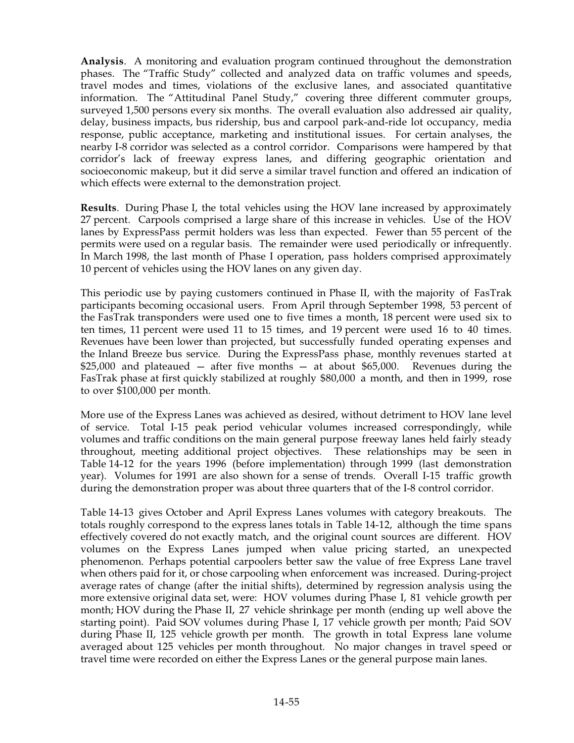**Analysis**. A monitoring and evaluation program continued throughout the demonstration phases. The "Traffic Study" collected and analyzed data on traffic volumes and speeds, travel modes and times, violations of the exclusive lanes, and associated quantitative information. The "Attitudinal Panel Study," covering three different commuter groups, surveyed 1,500 persons every six months. The overall evaluation also addressed air quality, delay, business impacts, bus ridership, bus and carpool park-and-ride lot occupancy, media response, public acceptance, marketing and institutional issues. For certain analyses, the nearby I-8 corridor was selected as a control corridor. Comparisons were hampered by that corridor's lack of freeway express lanes, and differing geographic orientation and socioeconomic makeup, but it did serve a similar travel function and offered an indication of which effects were external to the demonstration project.

**Results**. During Phase I, the total vehicles using the HOV lane increased by approximately 27 percent. Carpools comprised a large share of this increase in vehicles. Use of the HOV lanes by ExpressPass permit holders was less than expected. Fewer than 55 percent of the permits were used on a regular basis. The remainder were used periodically or infrequently. In March 1998, the last month of Phase I operation, pass holders comprised approximately 10 percent of vehicles using the HOV lanes on any given day.

This periodic use by paying customers continued in Phase II, with the majority of FasTrak participants becoming occasional users. From April through September 1998, 53 percent of the FasTrak transponders were used one to five times a month, 18 percent were used six to ten times, 11 percent were used 11 to 15 times, and 19 percent were used 16 to 40 times. Revenues have been lower than projected, but successfully funded operating expenses and the Inland Breeze bus service. During the ExpressPass phase, monthly revenues started at $25,000 and plateaued — after five months — at about $65,000. Revenues during the FasTrak phase at first quickly stabilized at roughly $80,000 a month, and then in 1999, rose to over $100,000 per month.

More use of the Express Lanes was achieved as desired, without detriment to HOV lane level of service. Total I-15 peak period vehicular volumes increased correspondingly, while volumes and traffic conditions on the main general purpose freeway lanes held fairly steady throughout, meeting additional project objectives. These relationships may be seen in Table 14-12 for the years 1996 (before implementation) through 1999 (last demonstration year). Volumes for 1991 are also shown for a sense of trends. Overall I-15 traffic growth during the demonstration proper was about three quarters that of the I-8 control corridor.

Table 14-13 gives October and April Express Lanes volumes with category breakouts. The totals roughly correspond to the express lanes totals in Table 14-12, although the time spans effectively covered do not exactly match, and the original count sources are different. HOV volumes on the Express Lanes jumped when value pricing started, an unexpected phenomenon. Perhaps potential carpoolers better saw the value of free Express Lane travel when others paid for it, or chose carpooling when enforcement was increased. During-project average rates of change (after the initial shifts), determined by regression analysis using the more extensive original data set, were: HOV volumes during Phase I, 81 vehicle growth per month; HOV during the Phase II, 27 vehicle shrinkage per month (ending up well above the starting point). Paid SOV volumes during Phase I, 17 vehicle growth per month; Paid SOV during Phase II, 125 vehicle growth per month. The growth in total Express lane volume averaged about 125 vehicles per month throughout. No major changes in travel speed or travel time were recorded on either the Express Lanes or the general purpose main lanes.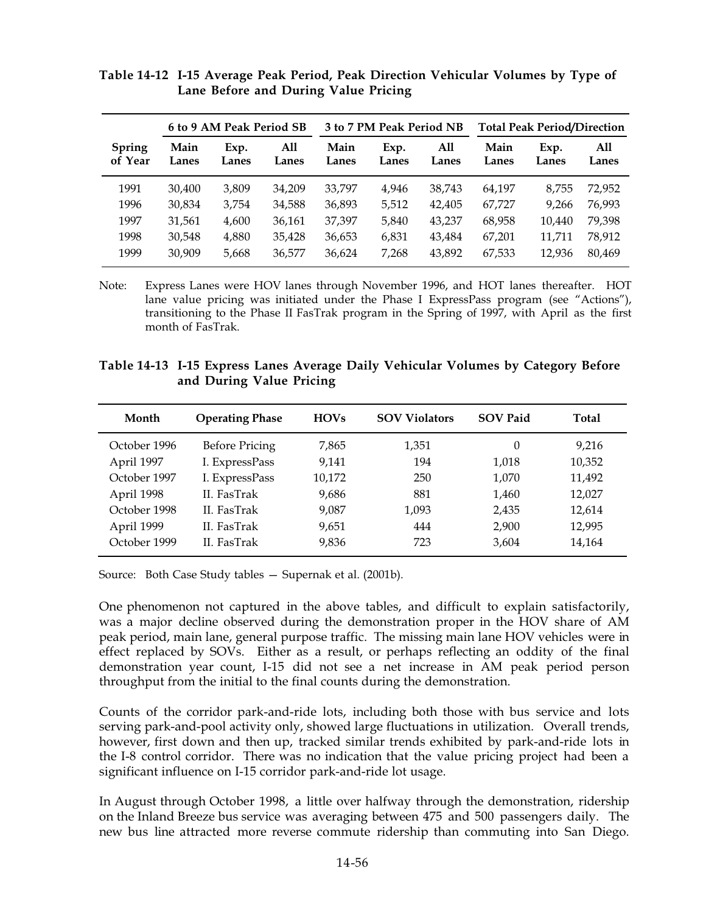**Table 14-12 I-15 Average Peak Period, Peak Direction Vehicular Volumes by Type of Lane Before and During Value Pricing**

| | 6 to 9 AM Peak Period SB | | | 3 to 7 PM Peak Period NB | | | Total Peak Period/Direction | | |
|---|---|---|---|---|---|---|---|---|---|
| Spring of Year | Main Lanes | Exp. Lanes | All Lanes | Main Lanes | Exp. Lanes | All Lanes | Main Lanes | Exp. Lanes | All Lanes |
| 1991 | 30,400 | 3,809 | 34,209 | 33,797 | 4,946 | 38,743 | 64,197 | 8,755 | 72,952 |
| 1996 | 30,834 | 3,754 | 34,588 | 36,893 | 5,512 | 42,405 | 67,727 | 9,266 | 76,993 |
| 1997 | 31,561 | 4,600 | 36,161 | 37,397 | 5,840 | 43,237 | 68,958 | 10,440 | 79,398 |
| 1998 | 30,548 | 4,880 | 35,428 | 36,653 | 6,831 | 43,484 | 67,201 | 11,711 | 78,912 |
| 1999 | 30,909 | 5,668 | 36,577 | 36,624 | 7,268 | 43,892 | 67,533 | 12,936 | 80,469 |

Note: Express Lanes were HOV lanes through November 1996, and HOT lanes thereafter. HOT lane value pricing was initiated under the Phase I ExpressPass program (see "Actions"), transitioning to the Phase II FasTrak program in the Spring of 1997, with April as the first month of FasTrak.

**Table 14-13 I-15 Express Lanes Average Daily Vehicular Volumes by Category Before and During Value Pricing**

| Month | Operating Phase | HOVs | SOV Violators | SOV Paid | Total |
|---|---|---|---|---|---|
| October 1996 | Before Pricing | 7,865 | 1,351 | 0 | 9,216 |
| April 1997 | I. ExpressPass | 9,141 | 194 | 1,018 | 10,352 |
| October 1997 | I. ExpressPass | 10,172 | 250 | 1,070 | 11,492 |
| April 1998 | II. FasTrak | 9,686 | 881 | 1,460 | 12,027 |
| October 1998 | II. FasTrak | 9,087 | 1,093 | 2,435 | 12,614 |
| April 1999 | II. FasTrak | 9,651 | 444 | 2,900 | 12,995 |
| October 1999 | II. FasTrak | 9,836 | 723 | 3,604 | 14,164 |

Source: Both Case Study tables — Supernak et al. (2001b).

One phenomenon not captured in the above tables, and difficult to explain satisfactorily, was a major decline observed during the demonstration proper in the HOV share of AM peak period, main lane, general purpose traffic. The missing main lane HOV vehicles were in effect replaced by SOVs. Either as a result, or perhaps reflecting an oddity of the final demonstration year count, I-15 did not see a net increase in AM peak period person throughput from the initial to the final counts during the demonstration.

Counts of the corridor park-and-ride lots, including both those with bus service and lots serving park-and-pool activity only, showed large fluctuations in utilization. Overall trends, however, first down and then up, tracked similar trends exhibited by park-and-ride lots in the I-8 control corridor. There was no indication that the value pricing project had been a significant influence on I-15 corridor park-and-ride lot usage.

In August through October 1998, a little over halfway through the demonstration, ridership on the Inland Breeze bus service was averaging between 475 and 500 passengers daily. The new bus line attracted more reverse commute ridership than commuting into San Diego.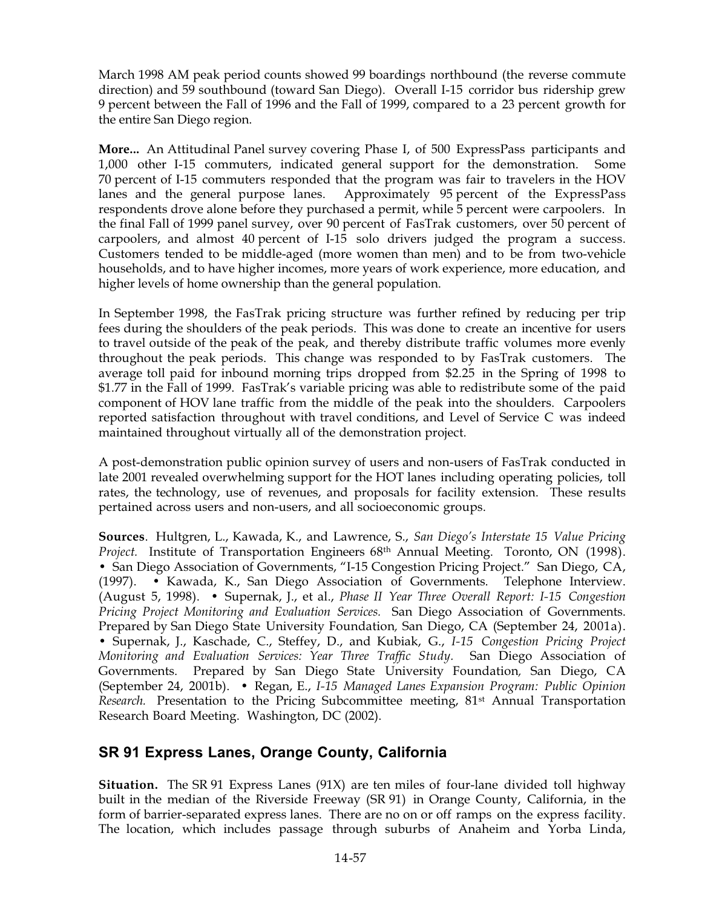March 1998 AM peak period counts showed 99 boardings northbound (the reverse commute direction) and 59 southbound (toward San Diego). Overall I-15 corridor bus ridership grew 9 percent between the Fall of 1996 and the Fall of 1999, compared to a 23 percent growth for the entire San Diego region.

**More...** An Attitudinal Panel survey covering Phase I, of 500 ExpressPass participants and 1,000 other I-15 commuters, indicated general support for the demonstration. Some 70 percent of I-15 commuters responded that the program was fair to travelers in the HOV lanes and the general purpose lanes. Approximately 95 percent of the ExpressPass respondents drove alone before they purchased a permit, while 5 percent were carpoolers. In the final Fall of 1999 panel survey, over 90 percent of FasTrak customers, over 50 percent of carpoolers, and almost 40 percent of I-15 solo drivers judged the program a success. Customers tended to be middle-aged (more women than men) and to be from two-vehicle households, and to have higher incomes, more years of work experience, more education, and higher levels of home ownership than the general population.

In September 1998, the FasTrak pricing structure was further refined by reducing per trip fees during the shoulders of the peak periods. This was done to create an incentive for users to travel outside of the peak of the peak, and thereby distribute traffic volumes more evenly throughout the peak periods. This change was responded to by FasTrak customers. The average toll paid for inbound morning trips dropped from \$2.25 in the Spring of 1998 to \$1.77 in the Fall of 1999. FasTrak's variable pricing was able to redistribute some of the paid component of HOV lane traffic from the middle of the peak into the shoulders. Carpoolers reported satisfaction throughout with travel conditions, and Level of Service C was indeed maintained throughout virtually all of the demonstration project.

A post-demonstration public opinion survey of users and non-users of FasTrak conducted in late 2001 revealed overwhelming support for the HOT lanes including operating policies, toll rates, the technology, use of revenues, and proposals for facility extension. These results pertained across users and non-users, and all socioeconomic groups.

**Sources**. Hultgren, L., Kawada, K., and Lawrence, S., *San Diego's Interstate 15 Value Pricing Project.* Institute of Transportation Engineers 68th Annual Meeting. Toronto, ON (1998). • San Diego Association of Governments, "I-15 Congestion Pricing Project." San Diego, CA, (1997). • Kawada, K., San Diego Association of Governments. Telephone Interview. (August 5, 1998). • Supernak, J., et al., *Phase II Year Three Overall Report: I-15 Congestion Pricing Project Monitoring and Evaluation Services.* San Diego Association of Governments. Prepared by San Diego State University Foundation, San Diego, CA (September 24, 2001a). • Supernak, J., Kaschade, C., Steffey, D., and Kubiak, G., *I-15 Congestion Pricing Project Monitoring and Evaluation Services: Year Three Traffic Study.* San Diego Association of Governments. Prepared by San Diego State University Foundation, San Diego, CA (September 24, 2001b). • Regan, E., *I-15 Managed Lanes Expansion Program: Public Opinion Research.* Presentation to the Pricing Subcommittee meeting, 81st Annual Transportation Research Board Meeting. Washington, DC (2002).

## SR 91 Express Lanes, Orange County, California

**Situation.** The SR 91 Express Lanes (91X) are ten miles of four-lane divided toll highway built in the median of the Riverside Freeway (SR 91) in Orange County, California, in the form of barrier-separated express lanes. There are no on or off ramps on the express facility. The location, which includes passage through suburbs of Anaheim and Yorba Linda,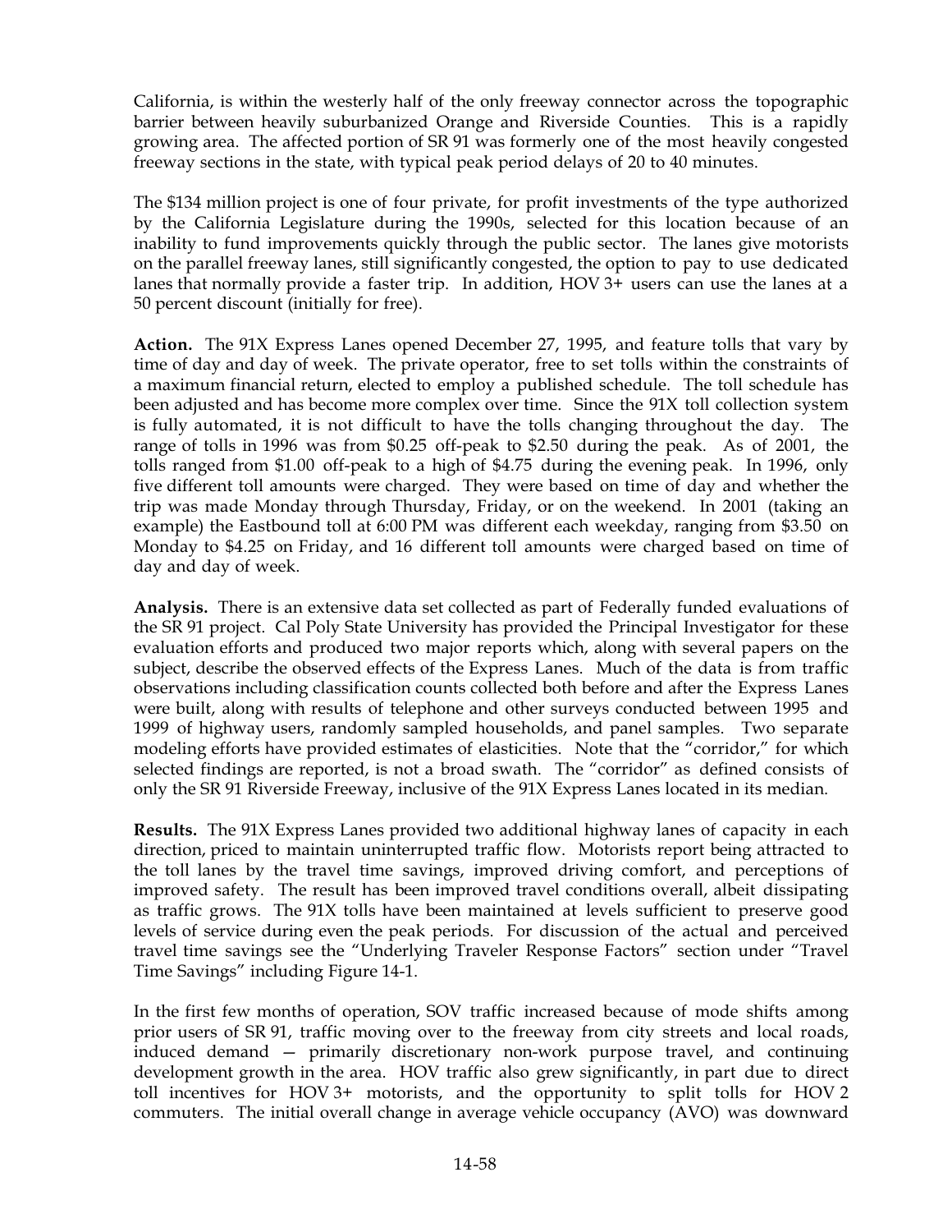California, is within the westerly half of the only freeway connector across the topographic barrier between heavily suburbanized Orange and Riverside Counties. This is a rapidly growing area. The affected portion of SR 91 was formerly one of the most heavily congested freeway sections in the state, with typical peak period delays of 20 to 40 minutes.

The $134 million project is one of four private, for profit investments of the type authorized by the California Legislature during the 1990s, selected for this location because of an inability to fund improvements quickly through the public sector. The lanes give motorists on the parallel freeway lanes, still significantly congested, the option to pay to use dedicated lanes that normally provide a faster trip. In addition, HOV 3+ users can use the lanes at a 50 percent discount (initially for free).

**Action.** The 91X Express Lanes opened December 27, 1995, and feature tolls that vary by time of day and day of week. The private operator, free to set tolls within the constraints of a maximum financial return, elected to employ a published schedule. The toll schedule has been adjusted and has become more complex over time. Since the 91X toll collection system is fully automated, it is not difficult to have the tolls changing throughout the day. The range of tolls in 1996 was from $0.25 off-peak to $2.50 during the peak. As of 2001, the tolls ranged from $1.00 off-peak to a high of $4.75 during the evening peak. In 1996, only five different toll amounts were charged. They were based on time of day and whether the trip was made Monday through Thursday, Friday, or on the weekend. In 2001 (taking an example) the Eastbound toll at 6:00 PM was different each weekday, ranging from $3.50 on Monday to $4.25 on Friday, and 16 different toll amounts were charged based on time of day and day of week.

**Analysis.** There is an extensive data set collected as part of Federally funded evaluations of the SR 91 project. Cal Poly State University has provided the Principal Investigator for these evaluation efforts and produced two major reports which, along with several papers on the subject, describe the observed effects of the Express Lanes. Much of the data is from traffic observations including classification counts collected both before and after the Express Lanes were built, along with results of telephone and other surveys conducted between 1995 and 1999 of highway users, randomly sampled households, and panel samples. Two separate modeling efforts have provided estimates of elasticities. Note that the "corridor," for which selected findings are reported, is not a broad swath. The "corridor" as defined consists of only the SR 91 Riverside Freeway, inclusive of the 91X Express Lanes located in its median.

**Results.** The 91X Express Lanes provided two additional highway lanes of capacity in each direction, priced to maintain uninterrupted traffic flow. Motorists report being attracted to the toll lanes by the travel time savings, improved driving comfort, and perceptions of improved safety. The result has been improved travel conditions overall, albeit dissipating as traffic grows. The 91X tolls have been maintained at levels sufficient to preserve good levels of service during even the peak periods. For discussion of the actual and perceived travel time savings see the "Underlying Traveler Response Factors" section under "Travel Time Savings" including Figure 14-1.

In the first few months of operation, SOV traffic increased because of mode shifts among prior users of SR 91, traffic moving over to the freeway from city streets and local roads, induced demand — primarily discretionary non-work purpose travel, and continuing development growth in the area. HOV traffic also grew significantly, in part due to direct toll incentives for HOV 3+ motorists, and the opportunity to split tolls for HOV 2 commuters. The initial overall change in average vehicle occupancy (AVO) was downward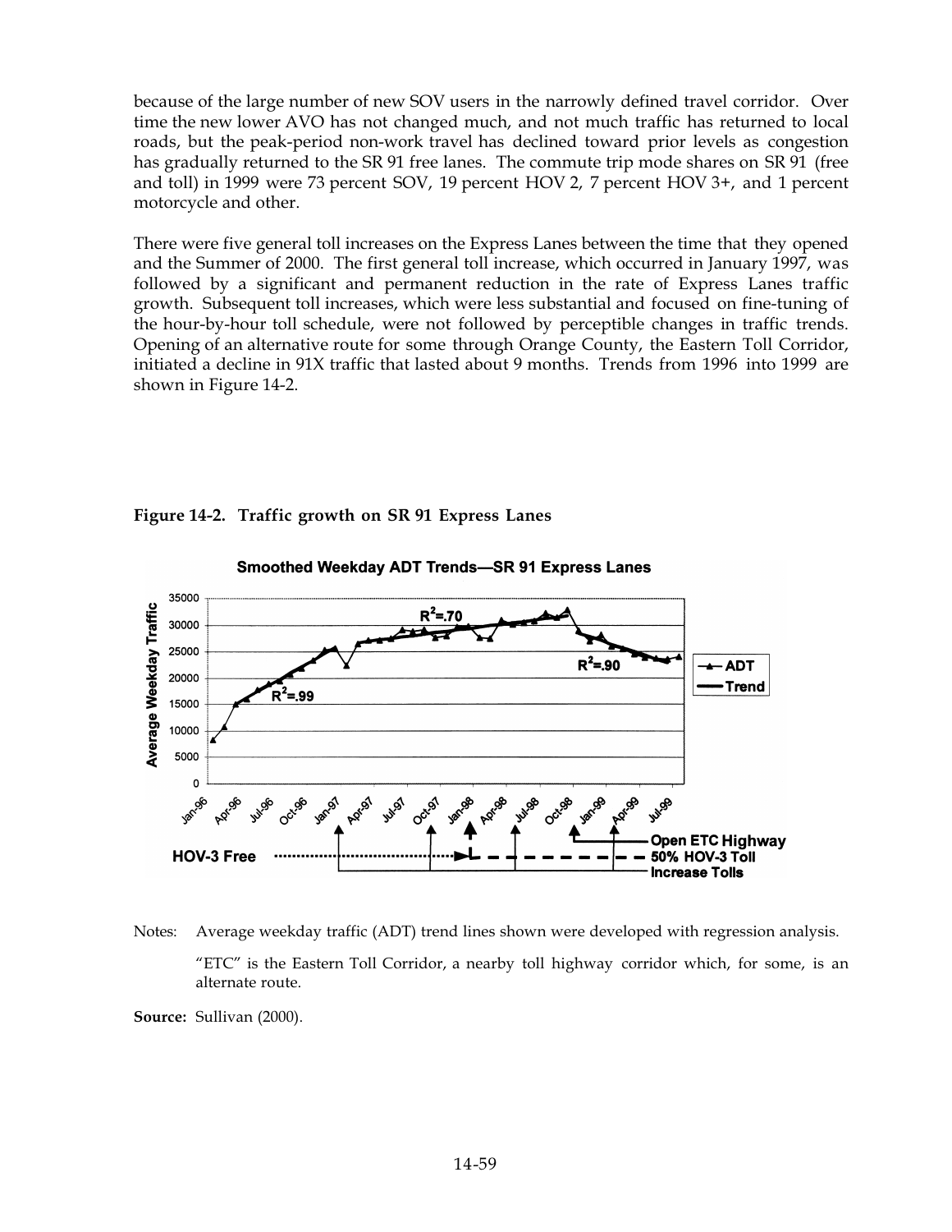because of the large number of new SOV users in the narrowly defined travel corridor. Over time the new lower AVO has not changed much, and not much traffic has returned to local roads, but the peak-period non-work travel has declined toward prior levels as congestion has gradually returned to the SR 91 free lanes. The commute trip mode shares on SR 91 (free and toll) in 1999 were 73 percent SOV, 19 percent HOV 2, 7 percent HOV 3+, and 1 percent motorcycle and other.

There were five general toll increases on the Express Lanes between the time that they opened and the Summer of 2000. The first general toll increase, which occurred in January 1997, was followed by a significant and permanent reduction in the rate of Express Lanes traffic growth. Subsequent toll increases, which were less substantial and focused on fine-tuning of the hour-by-hour toll schedule, were not followed by perceptible changes in traffic trends. Opening of an alternative route for some through Orange County, the Eastern Toll Corridor, initiated a decline in 91X traffic that lasted about 9 months. Trends from 1996 into 1999 are shown in Figure 14-2.

**Figure 14-2. Traffic growth on SR 91 Express Lanes**

Notes: Average weekday traffic (ADT) trend lines shown were developed with regression analysis.

"ETC" is the Eastern Toll Corridor, a nearby toll highway corridor which, for some, is an alternate route.

**Source:** Sullivan (2000).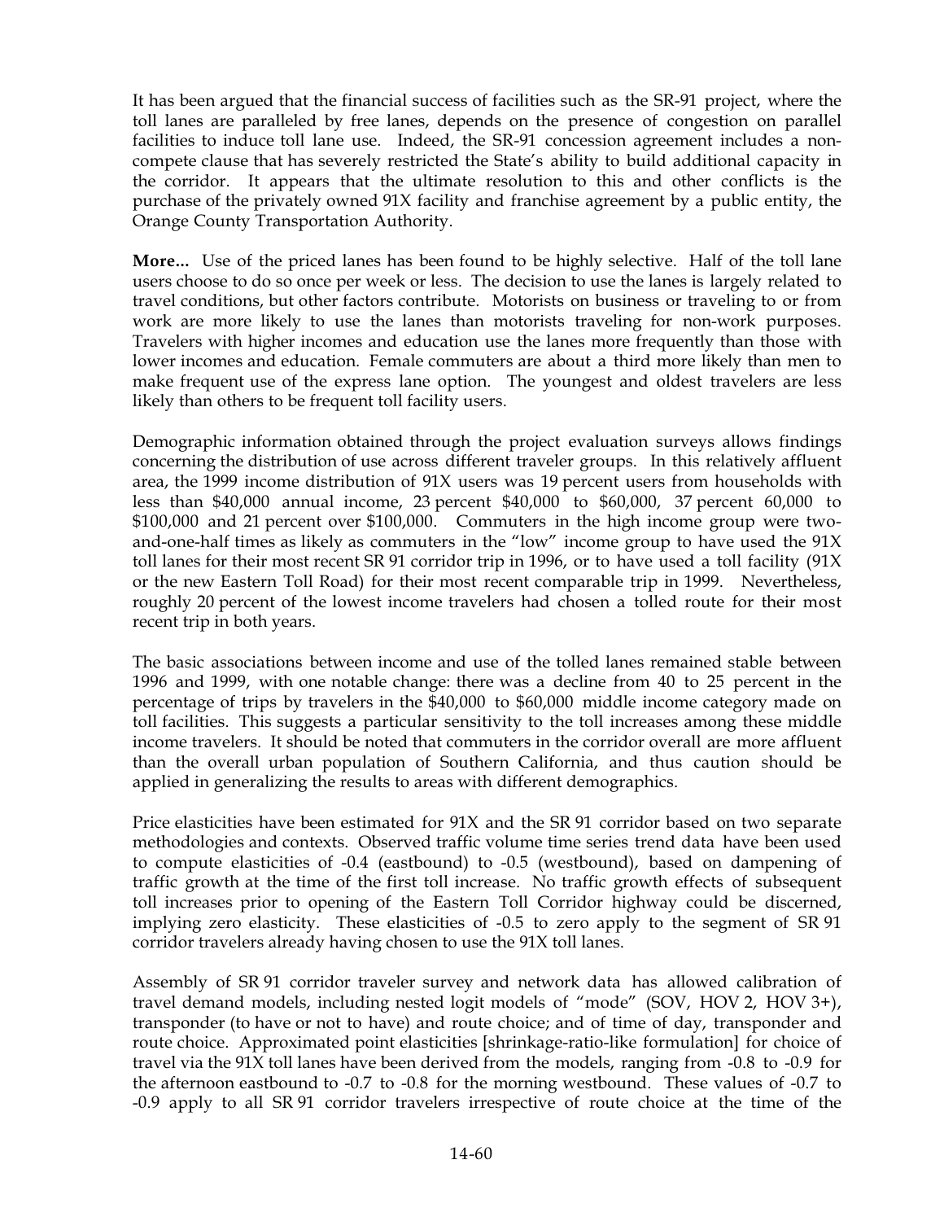It has been argued that the financial success of facilities such as the SR-91 project, where the toll lanes are paralleled by free lanes, depends on the presence of congestion on parallel facilities to induce toll lane use. Indeed, the SR-91 concession agreement includes a non-compete clause that has severely restricted the State's ability to build additional capacity in the corridor. It appears that the ultimate resolution to this and other conflicts is the purchase of the privately owned 91X facility and franchise agreement by a public entity, the Orange County Transportation Authority.

**More...** Use of the priced lanes has been found to be highly selective. Half of the toll lane users choose to do so once per week or less. The decision to use the lanes is largely related to travel conditions, but other factors contribute. Motorists on business or traveling to or from work are more likely to use the lanes than motorists traveling for non-work purposes. Travelers with higher incomes and education use the lanes more frequently than those with lower incomes and education. Female commuters are about a third more likely than men to make frequent use of the express lane option. The youngest and oldest travelers are less likely than others to be frequent toll facility users.

Demographic information obtained through the project evaluation surveys allows findings concerning the distribution of use across different traveler groups. In this relatively affluent area, the 1999 income distribution of 91X users was 19 percent users from households with less than $40,000 annual income, 23 percent $40,000 to $60,000, 37 percent 60,000 to $100,000 and 21 percent over $100,000. Commuters in the high income group were two-and-one-half times as likely as commuters in the "low" income group to have used the 91X toll lanes for their most recent SR 91 corridor trip in 1996, or to have used a toll facility (91X or the new Eastern Toll Road) for their most recent comparable trip in 1999. Nevertheless, roughly 20 percent of the lowest income travelers had chosen a tolled route for their most recent trip in both years.

The basic associations between income and use of the tolled lanes remained stable between 1996 and 1999, with one notable change: there was a decline from 40 to 25 percent in the percentage of trips by travelers in the $40,000 to $60,000 middle income category made on toll facilities. This suggests a particular sensitivity to the toll increases among these middle income travelers. It should be noted that commuters in the corridor overall are more affluent than the overall urban population of Southern California, and thus caution should be applied in generalizing the results to areas with different demographics.

Price elasticities have been estimated for 91X and the SR 91 corridor based on two separate methodologies and contexts. Observed traffic volume time series trend data have been used to compute elasticities of -0.4 (eastbound) to -0.5 (westbound), based on dampening of traffic growth at the time of the first toll increase. No traffic growth effects of subsequent toll increases prior to opening of the Eastern Toll Corridor highway could be discerned, implying zero elasticity. These elasticities of -0.5 to zero apply to the segment of SR 91 corridor travelers already having chosen to use the 91X toll lanes.

Assembly of SR 91 corridor traveler survey and network data has allowed calibration of travel demand models, including nested logit models of "mode" (SOV, HOV 2, HOV 3+), transponder (to have or not to have) and route choice; and of time of day, transponder and route choice. Approximated point elasticities [shrinkage-ratio-like formulation] for choice of travel via the 91X toll lanes have been derived from the models, ranging from -0.8 to -0.9 for the afternoon eastbound to -0.7 to -0.8 for the morning westbound. These values of -0.7 to -0.9 apply to all SR 91 corridor travelers irrespective of route choice at the time of the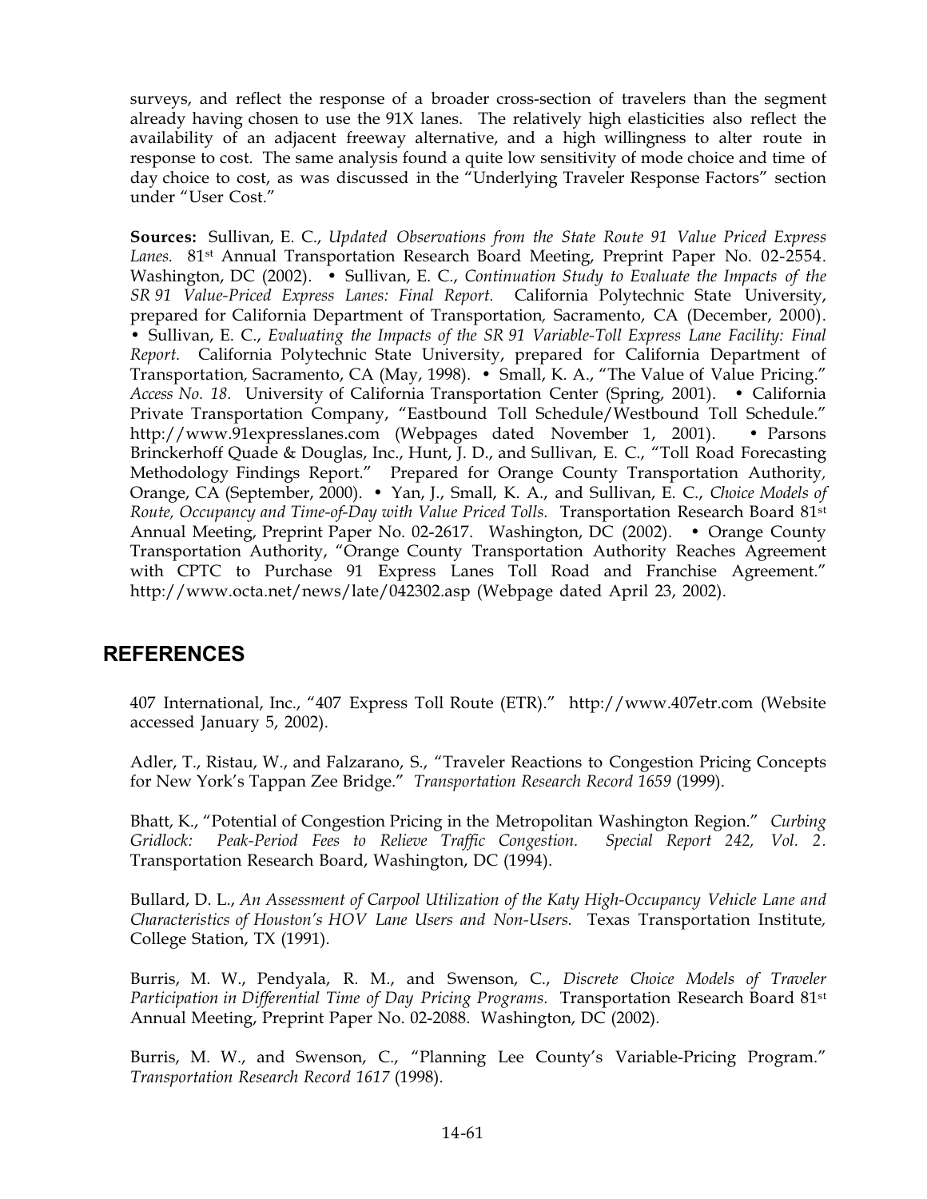surveys, and reflect the response of a broader cross-section of travelers than the segment already having chosen to use the 91X lanes. The relatively high elasticities also reflect the availability of an adjacent freeway alternative, and a high willingness to alter route in response to cost. The same analysis found a quite low sensitivity of mode choice and time of day choice to cost, as was discussed in the "Underlying Traveler Response Factors" section under "User Cost."

**Sources:** Sullivan, E. C., *Updated Observations from the State Route 91 Value Priced Express Lanes.* 81st Annual Transportation Research Board Meeting, Preprint Paper No. 02-2554. Washington, DC (2002). • Sullivan, E. C., *Continuation Study to Evaluate the Impacts of the SR 91 Value-Priced Express Lanes: Final Report.* California Polytechnic State University, prepared for California Department of Transportation, Sacramento, CA (December, 2000). • Sullivan, E. C., *Evaluating the Impacts of the SR 91 Variable-Toll Express Lane Facility: Final Report.* California Polytechnic State University, prepared for California Department of Transportation, Sacramento, CA (May, 1998). • Small, K. A., "The Value of Value Pricing." *Access No. 18.* University of California Transportation Center (Spring, 2001). • California Private Transportation Company, "Eastbound Toll Schedule/Westbound Toll Schedule." http://www.91expresslanes.com (Webpages dated November 1, 2001). • Parsons Brinckerhoff Quade & Douglas, Inc., Hunt, J. D., and Sullivan, E. C., "Toll Road Forecasting Methodology Findings Report." Prepared for Orange County Transportation Authority, Orange, CA (September, 2000). • Yan, J., Small, K. A., and Sullivan, E. C., *Choice Models of Route, Occupancy and Time-of-Day with Value Priced Tolls.* Transportation Research Board 81st Annual Meeting, Preprint Paper No. 02-2617. Washington, DC (2002). • Orange County Transportation Authority, "Orange County Transportation Authority Reaches Agreement with CPTC to Purchase 91 Express Lanes Toll Road and Franchise Agreement." http://www.octa.net/news/late/042302.asp (Webpage dated April 23, 2002).

## REFERENCES

407 International, Inc., "407 Express Toll Route (ETR)." http://www.407etr.com (Website accessed January 5, 2002).

Adler, T., Ristau, W., and Falzarano, S., "Traveler Reactions to Congestion Pricing Concepts for New York's Tappan Zee Bridge." *Transportation Research Record 1659* (1999).

Bhatt, K., "Potential of Congestion Pricing in the Metropolitan Washington Region." *Curbing Gridlock: Peak-Period Fees to Relieve Traffic Congestion. Special Report 242, Vol. 2.* Transportation Research Board, Washington, DC (1994).

Bullard, D. L., *An Assessment of Carpool Utilization of the Katy High-Occupancy Vehicle Lane and Characteristics of Houston's HOV Lane Users and Non-Users.* Texas Transportation Institute, College Station, TX (1991).

Burris, M. W., Pendyala, R. M., and Swenson, C., *Discrete Choice Models of Traveler Participation in Differential Time of Day Pricing Programs.* Transportation Research Board 81st Annual Meeting, Preprint Paper No. 02-2088. Washington, DC (2002).

Burris, M. W., and Swenson, C., "Planning Lee County's Variable-Pricing Program." *Transportation Research Record 1617* (1998).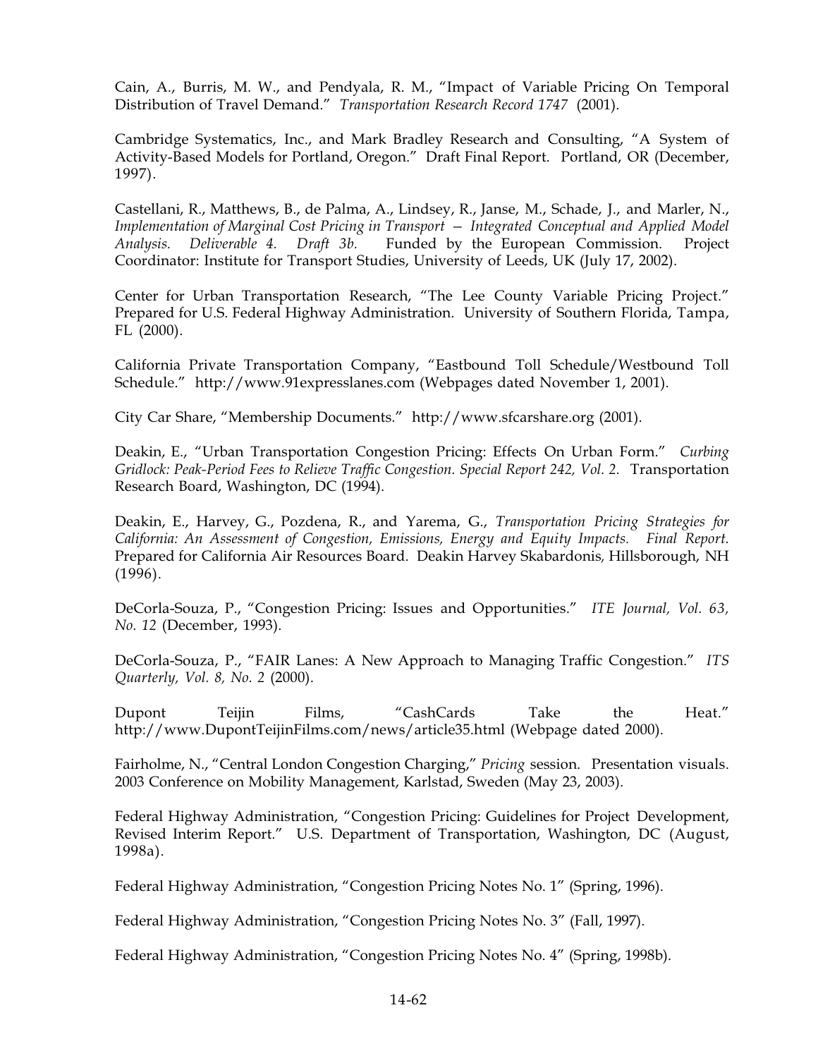Cain, A., Burris, M. W., and Pendyala, R. M., "Impact of Variable Pricing On Temporal Distribution of Travel Demand." *Transportation Research Record 1747* (2001).

Cambridge Systematics, Inc., and Mark Bradley Research and Consulting, "A System of Activity-Based Models for Portland, Oregon." Draft Final Report. Portland, OR (December, 1997).

Castellani, R., Matthews, B., de Palma, A., Lindsey, R., Janse, M., Schade, J., and Marler, N., *Implementation of Marginal Cost Pricing in Transport — Integrated Conceptual and Applied Model Analysis. Deliverable 4. Draft 3b.* Funded by the European Commission. Project Coordinator: Institute for Transport Studies, University of Leeds, UK (July 17, 2002).

Center for Urban Transportation Research, "The Lee County Variable Pricing Project." Prepared for U.S. Federal Highway Administration. University of Southern Florida, Tampa, FL (2000).

California Private Transportation Company, "Eastbound Toll Schedule/Westbound Toll Schedule." http://www.91expresslanes.com (Webpages dated November 1, 2001).

City Car Share, "Membership Documents." http://www.sfcarshare.org (2001).

Deakin, E., "Urban Transportation Congestion Pricing: Effects On Urban Form." *Curbing Gridlock: Peak-Period Fees to Relieve Traffic Congestion. Special Report 242, Vol. 2.* Transportation Research Board, Washington, DC (1994).

Deakin, E., Harvey, G., Pozdena, R., and Yarema, G., *Transportation Pricing Strategies for California: An Assessment of Congestion, Emissions, Energy and Equity Impacts. Final Report.* Prepared for California Air Resources Board. Deakin Harvey Skabardonis, Hillsborough, NH (1996).

DeCorla-Souza, P., "Congestion Pricing: Issues and Opportunities." *ITE Journal, Vol. 63, No. 12* (December, 1993).

DeCorla-Souza, P., "FAIR Lanes: A New Approach to Managing Traffic Congestion." *ITS Quarterly, Vol. 8, No. 2* (2000).

Dupont Teijin Films, "CashCards Take the Heat." http://www.DupontTeijinFilms.com/news/article35.html (Webpage dated 2000).

Fairholme, N., "Central London Congestion Charging," *Pricing* session. Presentation visuals. 2003 Conference on Mobility Management, Karlstad, Sweden (May 23, 2003).

Federal Highway Administration, "Congestion Pricing: Guidelines for Project Development, Revised Interim Report." U.S. Department of Transportation, Washington, DC (August, 1998a).

Federal Highway Administration, "Congestion Pricing Notes No. 1" (Spring, 1996).

Federal Highway Administration, "Congestion Pricing Notes No. 3" (Fall, 1997).

Federal Highway Administration, "Congestion Pricing Notes No. 4" (Spring, 1998b).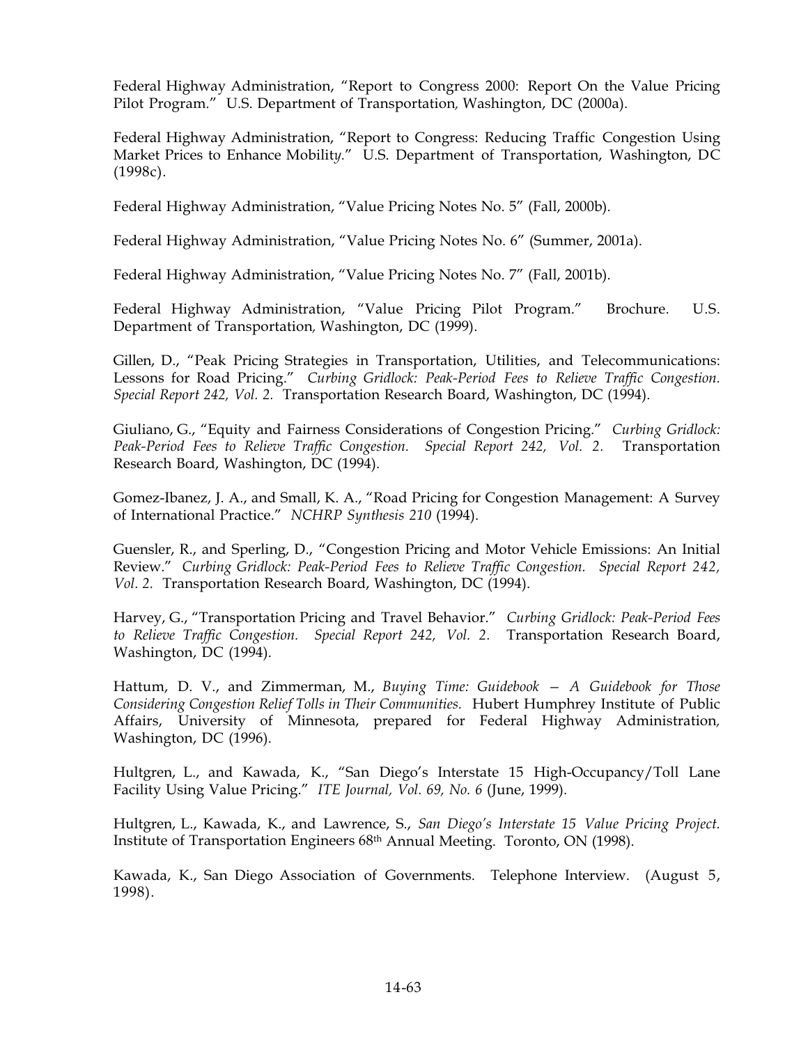Federal Highway Administration, "Report to Congress 2000: Report On the Value Pricing Pilot Program." U.S. Department of Transportation, Washington, DC (2000a).

Federal Highway Administration, "Report to Congress: Reducing Traffic Congestion Using Market Prices to Enhance Mobility." U.S. Department of Transportation, Washington, DC (1998c).

Federal Highway Administration, "Value Pricing Notes No. 5" (Fall, 2000b).

Federal Highway Administration, "Value Pricing Notes No. 6" (Summer, 2001a).

Federal Highway Administration, "Value Pricing Notes No. 7" (Fall, 2001b).

Federal Highway Administration, "Value Pricing Pilot Program." Brochure. U.S. Department of Transportation, Washington, DC (1999).

Gillen, D., "Peak Pricing Strategies in Transportation, Utilities, and Telecommunications: Lessons for Road Pricing." *Curbing Gridlock: Peak-Period Fees to Relieve Traffic Congestion. Special Report 242, Vol. 2.* Transportation Research Board, Washington, DC (1994).

Giuliano, G., "Equity and Fairness Considerations of Congestion Pricing." *Curbing Gridlock: Peak-Period Fees to Relieve Traffic Congestion. Special Report 242, Vol. 2.* Transportation Research Board, Washington, DC (1994).

Gomez-Ibanez, J. A., and Small, K. A., "Road Pricing for Congestion Management: A Survey of International Practice." *NCHRP Synthesis 210* (1994).

Guensler, R., and Sperling, D., "Congestion Pricing and Motor Vehicle Emissions: An Initial Review." *Curbing Gridlock: Peak-Period Fees to Relieve Traffic Congestion. Special Report 242, Vol. 2.* Transportation Research Board, Washington, DC (1994).

Harvey, G., "Transportation Pricing and Travel Behavior." *Curbing Gridlock: Peak-Period Fees to Relieve Traffic Congestion. Special Report 242, Vol. 2.* Transportation Research Board, Washington, DC (1994).

Hattum, D. V., and Zimmerman, M., *Buying Time: Guidebook – A Guidebook for Those Considering Congestion Relief Tolls in Their Communities.* Hubert Humphrey Institute of Public Affairs, University of Minnesota, prepared for Federal Highway Administration, Washington, DC (1996).

Hultgren, L., and Kawada, K., "San Diego's Interstate 15 High-Occupancy/Toll Lane Facility Using Value Pricing." *ITE Journal, Vol. 69, No. 6* (June, 1999).

Hultgren, L., Kawada, K., and Lawrence, S., *San Diego's Interstate 15 Value Pricing Project.* Institute of Transportation Engineers 68th Annual Meeting. Toronto, ON (1998).

Kawada, K., San Diego Association of Governments. Telephone Interview. (August 5, 1998).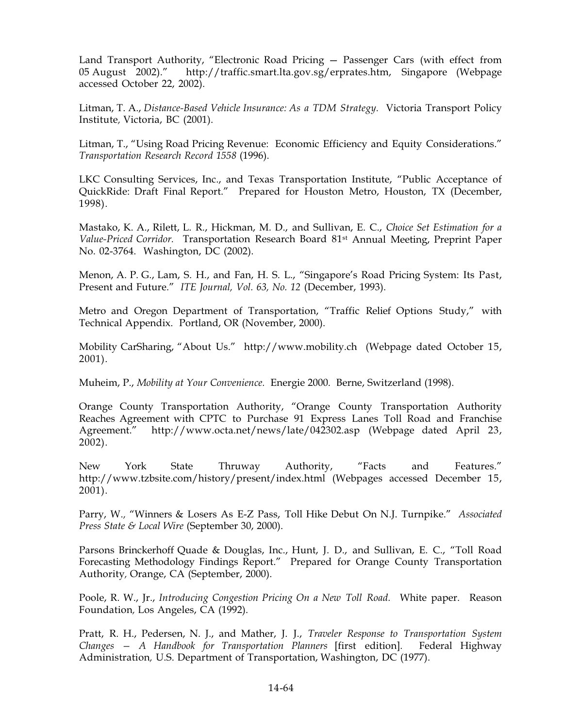Land Transport Authority, "Electronic Road Pricing — Passenger Cars (with effect from 05 August 2002)." http://traffic.smart.lta.gov.sg/erprates.htm, Singapore (Webpage accessed October 22, 2002).

Litman, T. A., *Distance-Based Vehicle Insurance: As a TDM Strategy.* Victoria Transport Policy Institute, Victoria, BC (2001).

Litman, T., "Using Road Pricing Revenue: Economic Efficiency and Equity Considerations." *Transportation Research Record 1558* (1996).

LKC Consulting Services, Inc., and Texas Transportation Institute, "Public Acceptance of QuickRide: Draft Final Report." Prepared for Houston Metro, Houston, TX (December, 1998).

Mastako, K. A., Rilett, L. R., Hickman, M. D., and Sullivan, E. C., *Choice Set Estimation for a Value-Priced Corridor.* Transportation Research Board 81st Annual Meeting, Preprint Paper No. 02-3764. Washington, DC (2002).

Menon, A. P. G., Lam, S. H., and Fan, H. S. L., "Singapore's Road Pricing System: Its Past, Present and Future." *ITE Journal, Vol. 63, No. 12* (December, 1993).

Metro and Oregon Department of Transportation, "Traffic Relief Options Study," with Technical Appendix. Portland, OR (November, 2000).

Mobility CarSharing, "About Us." http://www.mobility.ch (Webpage dated October 15, 2001).

Muheim, P., *Mobility at Your Convenience.* Energie 2000. Berne, Switzerland (1998).

Orange County Transportation Authority, "Orange County Transportation Authority Reaches Agreement with CPTC to Purchase 91 Express Lanes Toll Road and Franchise Agreement." http://www.octa.net/news/late/042302.asp (Webpage dated April 23, 2002).

New York State Thruway Authority, "Facts and Features." http://www.tzbsite.com/history/present/index.html (Webpages accessed December 15, 2001).

Parry, W., "Winners & Losers As E-Z Pass, Toll Hike Debut On N.J. Turnpike." *Associated Press State & Local Wire* (September 30, 2000).

Parsons Brinckerhoff Quade & Douglas, Inc., Hunt, J. D., and Sullivan, E. C., "Toll Road Forecasting Methodology Findings Report." Prepared for Orange County Transportation Authority, Orange, CA (September, 2000).

Poole, R. W., Jr., *Introducing Congestion Pricing On a New Toll Road.* White paper. Reason Foundation, Los Angeles, CA (1992).

Pratt, R. H., Pedersen, N. J., and Mather, J. J., *Traveler Response to Transportation System Changes – A Handbook for Transportation Planners* [first edition]. Federal Highway Administration, U.S. Department of Transportation, Washington, DC (1977).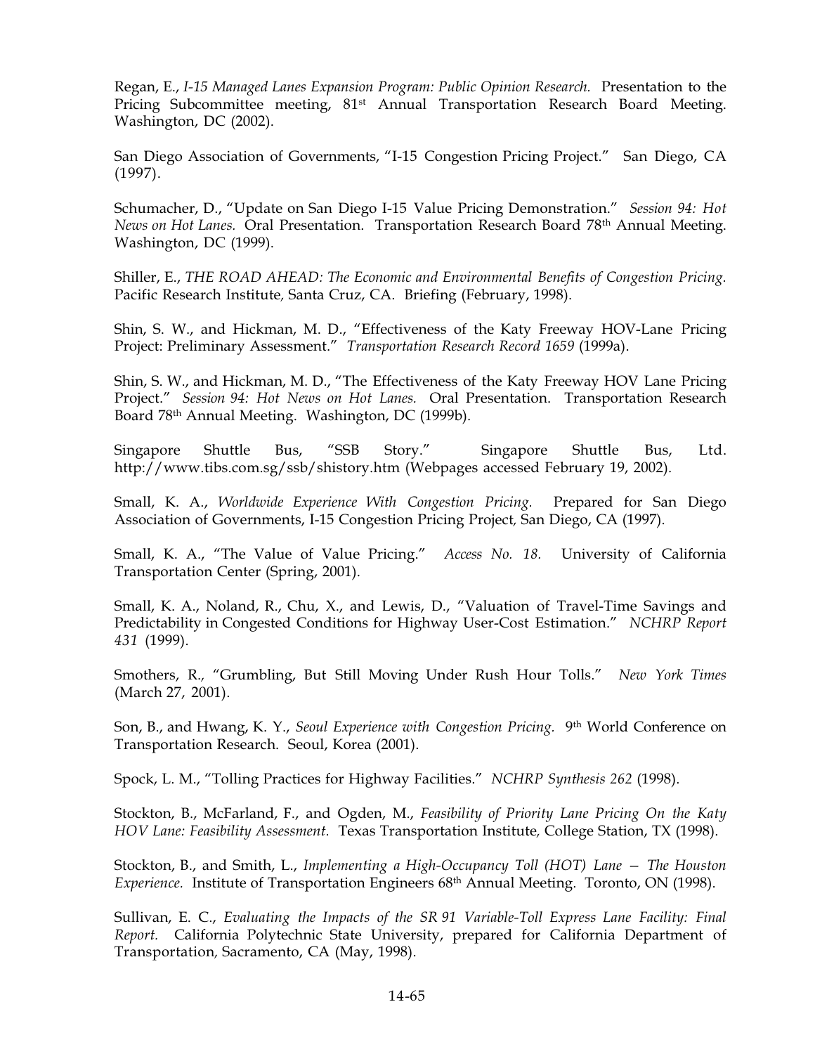Regan, E., *I-15 Managed Lanes Expansion Program: Public Opinion Research.* Presentation to the Pricing Subcommittee meeting, 81st Annual Transportation Research Board Meeting. Washington, DC (2002).

San Diego Association of Governments, "I-15 Congestion Pricing Project." San Diego, CA (1997).

Schumacher, D., "Update on San Diego I-15 Value Pricing Demonstration." *Session 94: Hot News on Hot Lanes.* Oral Presentation. Transportation Research Board 78th Annual Meeting. Washington, DC (1999).

Shiller, E., *THE ROAD AHEAD: The Economic and Environmental Benefits of Congestion Pricing.* Pacific Research Institute, Santa Cruz, CA. Briefing (February, 1998).

Shin, S. W., and Hickman, M. D., "Effectiveness of the Katy Freeway HOV-Lane Pricing Project: Preliminary Assessment." *Transportation Research Record 1659* (1999a).

Shin, S. W., and Hickman, M. D., "The Effectiveness of the Katy Freeway HOV Lane Pricing Project." *Session 94: Hot News on Hot Lanes.* Oral Presentation. Transportation Research Board 78th Annual Meeting. Washington, DC (1999b).

Singapore Shuttle Bus, "SSB Story." Singapore Shuttle Bus, Ltd. http://www.tibs.com.sg/ssb/shistory.htm (Webpages accessed February 19, 2002).

Small, K. A., *Worldwide Experience With Congestion Pricing.* Prepared for San Diego Association of Governments, I-15 Congestion Pricing Project, San Diego, CA (1997).

Small, K. A., "The Value of Value Pricing." *Access No. 18.* University of California Transportation Center (Spring, 2001).

Small, K. A., Noland, R., Chu, X., and Lewis, D., "Valuation of Travel-Time Savings and Predictability in Congested Conditions for Highway User-Cost Estimation." *NCHRP Report 431* (1999).

Smothers, R., "Grumbling, But Still Moving Under Rush Hour Tolls." *New York Times* (March 27, 2001).

Son, B., and Hwang, K. Y., *Seoul Experience with Congestion Pricing.* 9th World Conference on Transportation Research. Seoul, Korea (2001).

Spock, L. M., "Tolling Practices for Highway Facilities." *NCHRP Synthesis 262* (1998).

Stockton, B., McFarland, F., and Ogden, M., *Feasibility of Priority Lane Pricing On the Katy HOV Lane: Feasibility Assessment.* Texas Transportation Institute, College Station, TX (1998).

Stockton, B., and Smith, L., *Implementing a High-Occupancy Toll (HOT) Lane — The Houston Experience.* Institute of Transportation Engineers 68th Annual Meeting. Toronto, ON (1998).

Sullivan, E. C., *Evaluating the Impacts of the SR 91 Variable-Toll Express Lane Facility: Final Report.* California Polytechnic State University, prepared for California Department of Transportation, Sacramento, CA (May, 1998).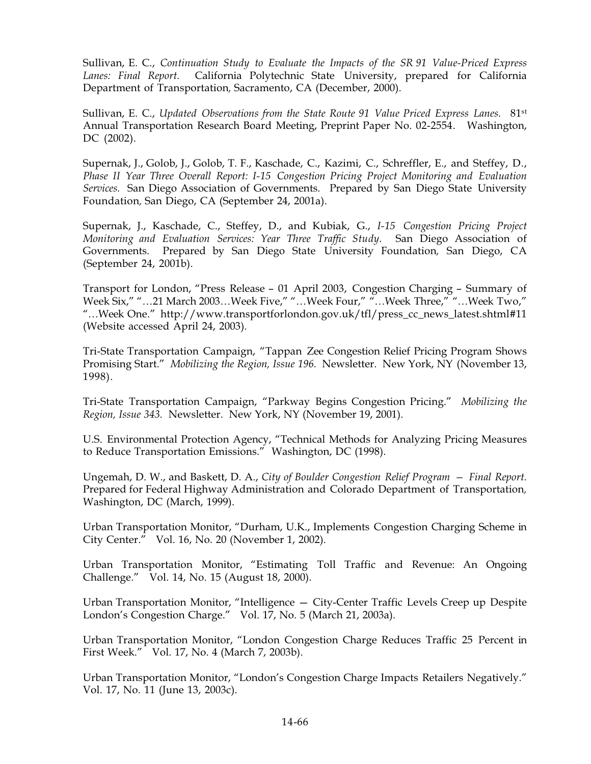Sullivan, E. C., *Continuation Study to Evaluate the Impacts of the SR 91 Value-Priced Express Lanes: Final Report.* California Polytechnic State University, prepared for California Department of Transportation, Sacramento, CA (December, 2000).

Sullivan, E. C., *Updated Observations from the State Route 91 Value Priced Express Lanes.* 81st Annual Transportation Research Board Meeting, Preprint Paper No. 02-2554. Washington, DC (2002).

Supernak, J., Golob, J., Golob, T. F., Kaschade, C., Kazimi, C., Schreffler, E., and Steffey, D., *Phase II Year Three Overall Report: I-15 Congestion Pricing Project Monitoring and Evaluation Services.* San Diego Association of Governments. Prepared by San Diego State University Foundation, San Diego, CA (September 24, 2001a).

Supernak, J., Kaschade, C., Steffey, D., and Kubiak, G., *I-15 Congestion Pricing Project Monitoring and Evaluation Services: Year Three Traffic Study.* San Diego Association of Governments. Prepared by San Diego State University Foundation, San Diego, CA (September 24, 2001b).

Transport for London, "Press Release – 01 April 2003, Congestion Charging – Summary of Week Six," "…21 March 2003…Week Five," "…Week Four," "…Week Three," "…Week Two," "…Week One." http://www.transportforlondon.gov.uk/tfl/press_cc_news_latest.shtml#11 (Website accessed April 24, 2003).

Tri-State Transportation Campaign, "Tappan Zee Congestion Relief Pricing Program Shows Promising Start." *Mobilizing the Region, Issue 196.* Newsletter. New York, NY (November 13, 1998).

Tri-State Transportation Campaign, "Parkway Begins Congestion Pricing." *Mobilizing the Region, Issue 343.* Newsletter. New York, NY (November 19, 2001).

U.S. Environmental Protection Agency, "Technical Methods for Analyzing Pricing Measures to Reduce Transportation Emissions." Washington, DC (1998).

Ungemah, D. W., and Baskett, D. A., *City of Boulder Congestion Relief Program — Final Report.* Prepared for Federal Highway Administration and Colorado Department of Transportation, Washington, DC (March, 1999).

Urban Transportation Monitor, "Durham, U.K., Implements Congestion Charging Scheme in City Center." Vol. 16, No. 20 (November 1, 2002).

Urban Transportation Monitor, "Estimating Toll Traffic and Revenue: An Ongoing Challenge." Vol. 14, No. 15 (August 18, 2000).

Urban Transportation Monitor, "Intelligence — City-Center Traffic Levels Creep up Despite London's Congestion Charge." Vol. 17, No. 5 (March 21, 2003a).

Urban Transportation Monitor, "London Congestion Charge Reduces Traffic 25 Percent in First Week." Vol. 17, No. 4 (March 7, 2003b).

Urban Transportation Monitor, "London's Congestion Charge Impacts Retailers Negatively." Vol. 17, No. 11 (June 13, 2003c).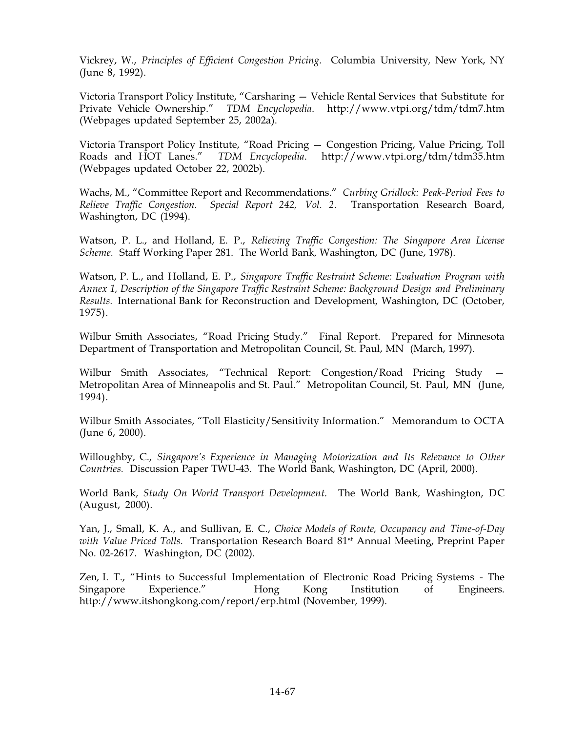Vickrey, W., *Principles of Efficient Congestion Pricing.* Columbia University, New York, NY (June 8, 1992).

Victoria Transport Policy Institute, "Carsharing — Vehicle Rental Services that Substitute for Private Vehicle Ownership." *TDM Encyclopedia*. http://www.vtpi.org/tdm/tdm7.htm (Webpages updated September 25, 2002a).

Victoria Transport Policy Institute, "Road Pricing — Congestion Pricing, Value Pricing, Toll Roads and HOT Lanes." *TDM Encyclopedia*. http://www.vtpi.org/tdm/tdm35.htm (Webpages updated October 22, 2002b).

Wachs, M., "Committee Report and Recommendations." *Curbing Gridlock: Peak-Period Fees to Relieve Traffic Congestion. Special Report 242, Vol. 2.* Transportation Research Board, Washington, DC (1994).

Watson, P. L., and Holland, E. P., *Relieving Traffic Congestion: The Singapore Area License Scheme.* Staff Working Paper 281. The World Bank, Washington, DC (June, 1978).

Watson, P. L., and Holland, E. P., *Singapore Traffic Restraint Scheme: Evaluation Program with Annex 1, Description of the Singapore Traffic Restraint Scheme: Background Design and Preliminary Results.* International Bank for Reconstruction and Development, Washington, DC (October, 1975).

Wilbur Smith Associates, "Road Pricing Study." Final Report. Prepared for Minnesota Department of Transportation and Metropolitan Council, St. Paul, MN (March, 1997).

Wilbur Smith Associates, "Technical Report: Congestion/Road Pricing Study — Metropolitan Area of Minneapolis and St. Paul." Metropolitan Council, St. Paul, MN (June, 1994).

Wilbur Smith Associates, "Toll Elasticity/Sensitivity Information." Memorandum to OCTA (June 6, 2000).

Willoughby, C., *Singapore's Experience in Managing Motorization and Its Relevance to Other Countries.* Discussion Paper TWU-43. The World Bank, Washington, DC (April, 2000).

World Bank, *Study On World Transport Development.* The World Bank, Washington, DC (August, 2000).

Yan, J., Small, K. A., and Sullivan, E. C., *Choice Models of Route, Occupancy and Time-of-Day with Value Priced Tolls.* Transportation Research Board 81st Annual Meeting, Preprint Paper No. 02-2617. Washington, DC (2002).

Zen, I. T., "Hints to Successful Implementation of Electronic Road Pricing Systems - The Singapore Experience." Hong Kong Institution of Engineers. http://www.itshongkong.com/report/erp.html (November, 1999).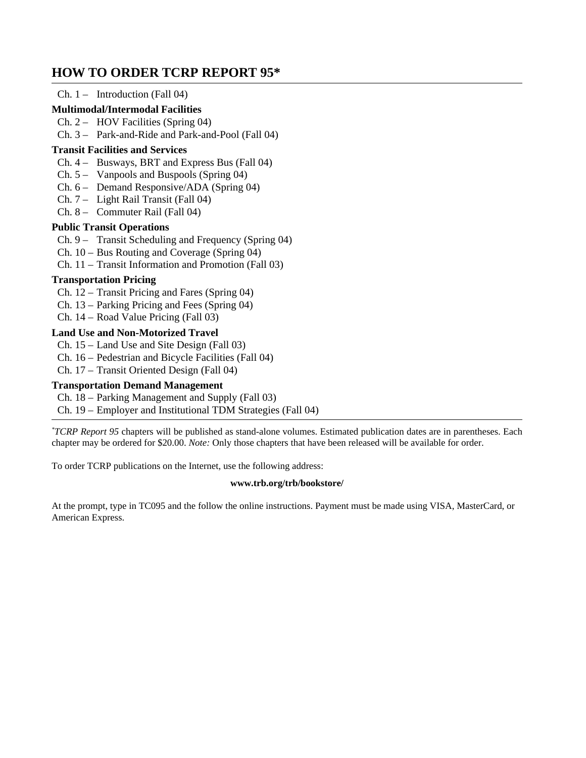## HOW TO ORDER TCRP REPORT 95*

Ch. 1 – Introduction (Fall 04)

**Multimodal/Intermodal Facilities**

Ch. 2 – HOV Facilities (Spring 04)
Ch. 3 – Park-and-Ride and Park-and-Pool (Fall 04)

**Transit Facilities and Services**

Ch. 4 – Busways, BRT and Express Bus (Fall 04)
Ch. 5 – Vanpools and Buspools (Spring 04)
Ch. 6 – Demand Responsive/ADA (Spring 04)
Ch. 7 – Light Rail Transit (Fall 04)
Ch. 8 – Commuter Rail (Fall 04)

**Public Transit Operations**

Ch. 9 – Transit Scheduling and Frequency (Spring 04)
Ch. 10 – Bus Routing and Coverage (Spring 04)
Ch. 11 – Transit Information and Promotion (Fall 03)

**Transportation Pricing**

Ch. 12 – Transit Pricing and Fares (Spring 04)
Ch. 13 – Parking Pricing and Fees (Spring 04)
Ch. 14 – Road Value Pricing (Fall 03)

**Land Use and Non-Motorized Travel**

Ch. 15 – Land Use and Site Design (Fall 03)
Ch. 16 – Pedestrian and Bicycle Facilities (Fall 04)
Ch. 17 – Transit Oriented Design (Fall 04)

**Transportation Demand Management**

Ch. 18 – Parking Management and Supply (Fall 03)
Ch. 19 – Employer and Institutional TDM Strategies (Fall 04)

---

*\**TCRP Report 95* chapters will be published as stand-alone volumes. Estimated publication dates are in parentheses. Each chapter may be ordered for $20.00. *Note:* Only those chapters that have been released will be available for order.

To order TCRP publications on the Internet, use the following address:

**www.trb.org/trb/bookstore/**

At the prompt, type in TC095 and the follow the online instructions. Payment must be made using VISA, MasterCard, or American Express.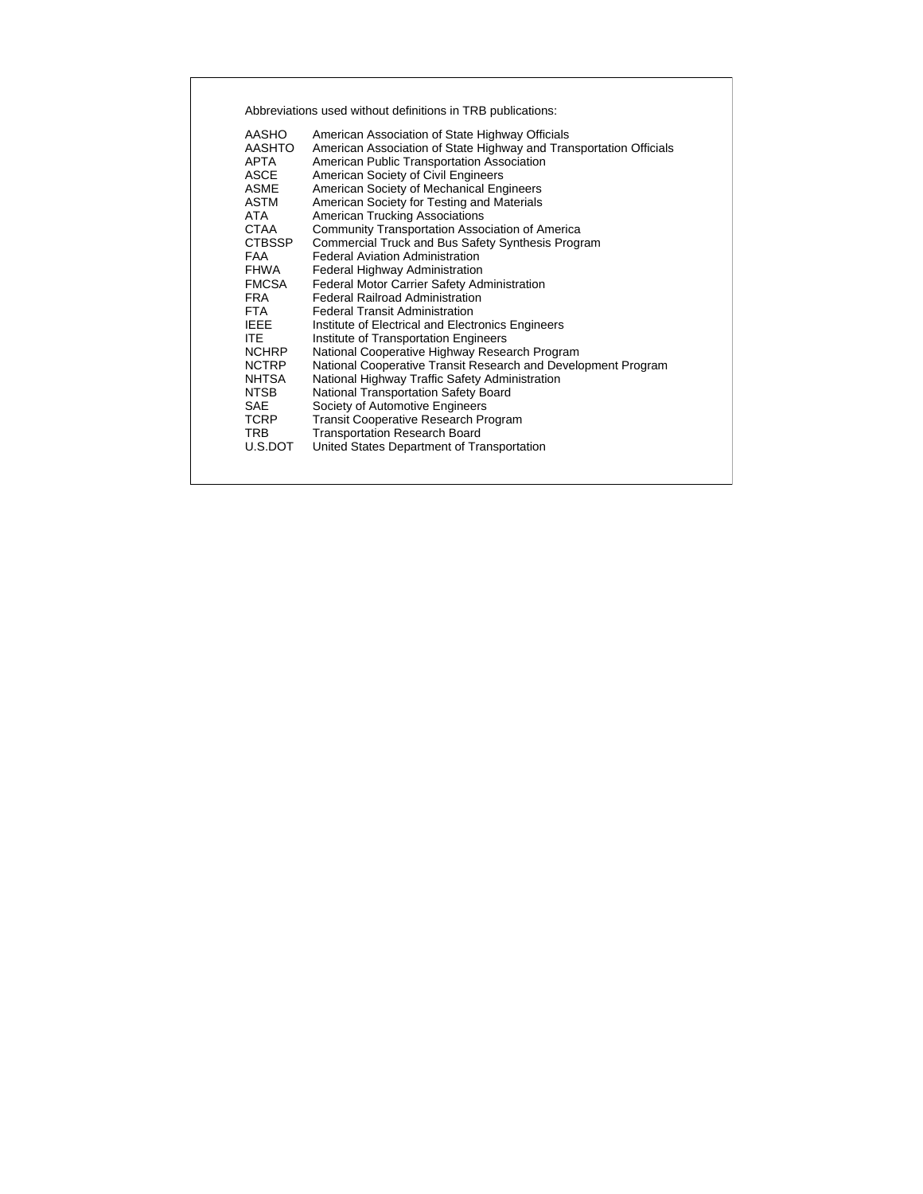Abbreviations used without definitions in TRB publications:

| | |
|---|---|
| AASHO | American Association of State Highway Officials |
| AASHTO | American Association of State Highway and Transportation Officials |
| APTA | American Public Transportation Association |
| ASCE | American Society of Civil Engineers |
| ASME | American Society of Mechanical Engineers |
| ASTM | American Society for Testing and Materials |
| ATA | American Trucking Associations |
| CTAA | Community Transportation Association of America |
| CTBSSP | Commercial Truck and Bus Safety Synthesis Program |
| FAA | Federal Aviation Administration |
| FHWA | Federal Highway Administration |
| FMCSA | Federal Motor Carrier Safety Administration |
| FRA | Federal Railroad Administration |
| FTA | Federal Transit Administration |
| IEEE | Institute of Electrical and Electronics Engineers |
| ITE | Institute of Transportation Engineers |
| NCHRP | National Cooperative Highway Research Program |
| NCTRP | National Cooperative Transit Research and Development Program |
| NHTSA | National Highway Traffic Safety Administration |
| NTSB | National Transportation Safety Board |
| SAE | Society of Automotive Engineers |
| TCRP | Transit Cooperative Research Program |
| TRB | Transportation Research Board |
| U.S.DOT | United States Department of Transportation |